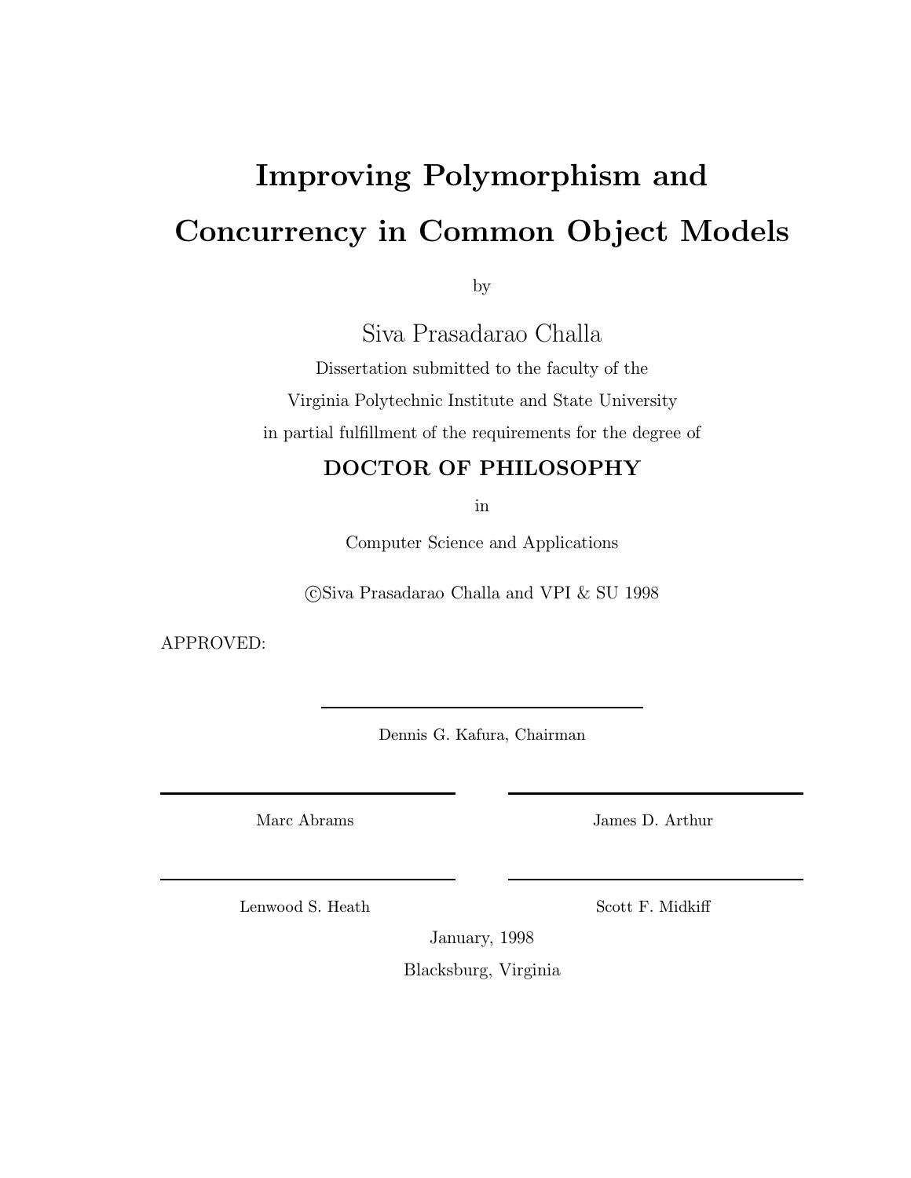# Improving Polymorphism and Concurrency in Common Object Models

by

Siva Prasadarao Challa

Dissertation submitted to the faculty of the

Virginia Polytechnic Institute and State University

in partial fulfillment of the requirements for the degree of

**DOCTOR OF PHILOSOPHY**

in

Computer Science and Applications

©Siva Prasadarao Challa and VPI & SU 1998

APPROVED:

Dennis G. Kafura, Chairman

Marc Abrams

James D. Arthur

Lenwood S. Heath

Scott F. Midkiff

January, 1998

Blacksburg, Virginia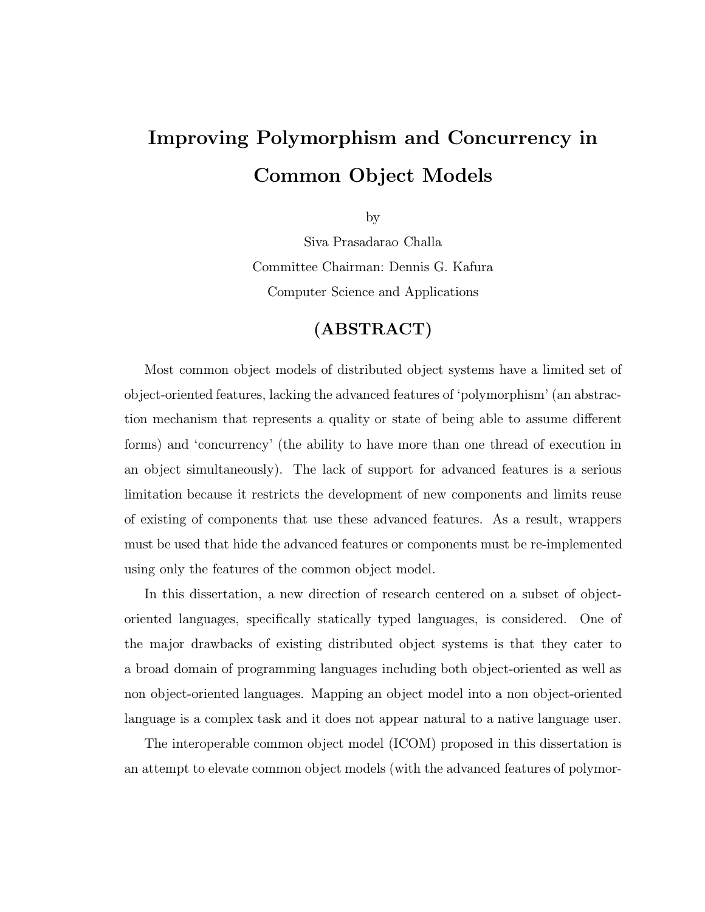# Improving Polymorphism and Concurrency in Common Object Models

by

Siva Prasadarao Challa

Committee Chairman: Dennis G. Kafura

Computer Science and Applications

## (ABSTRACT)

Most common object models of distributed object systems have a limited set of object-oriented features, lacking the advanced features of 'polymorphism' (an abstraction mechanism that represents a quality or state of being able to assume different forms) and 'concurrency' (the ability to have more than one thread of execution in an object simultaneously). The lack of support for advanced features is a serious limitation because it restricts the development of new components and limits reuse of existing of components that use these advanced features. As a result, wrappers must be used that hide the advanced features or components must be re-implemented using only the features of the common object model.

In this dissertation, a new direction of research centered on a subset of object-oriented languages, specifically statically typed languages, is considered. One of the major drawbacks of existing distributed object systems is that they cater to a broad domain of programming languages including both object-oriented as well as non object-oriented languages. Mapping an object model into a non object-oriented language is a complex task and it does not appear natural to a native language user.

The interoperable common object model (ICOM) proposed in this dissertation is an attempt to elevate common object models (with the advanced features of polymor-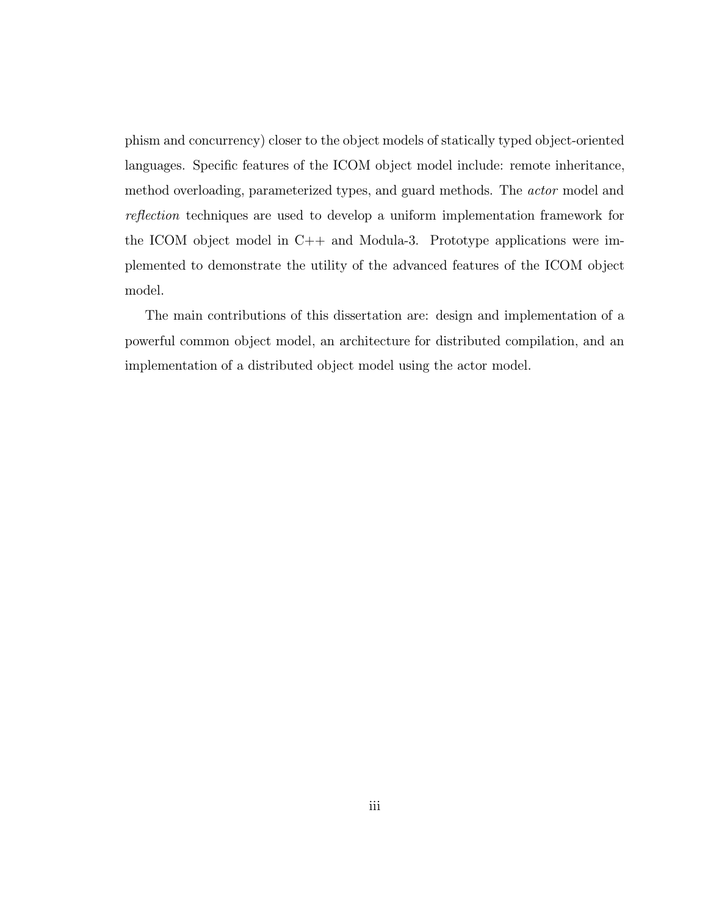phism and concurrency) closer to the object models of statically typed object-oriented languages. Specific features of the ICOM object model include: remote inheritance, method overloading, parameterized types, and guard methods. The *actor* model and *reflection* techniques are used to develop a uniform implementation framework for the ICOM object model in C++ and Modula-3. Prototype applications were implemented to demonstrate the utility of the advanced features of the ICOM object model.

The main contributions of this dissertation are: design and implementation of a powerful common object model, an architecture for distributed compilation, and an implementation of a distributed object model using the actor model.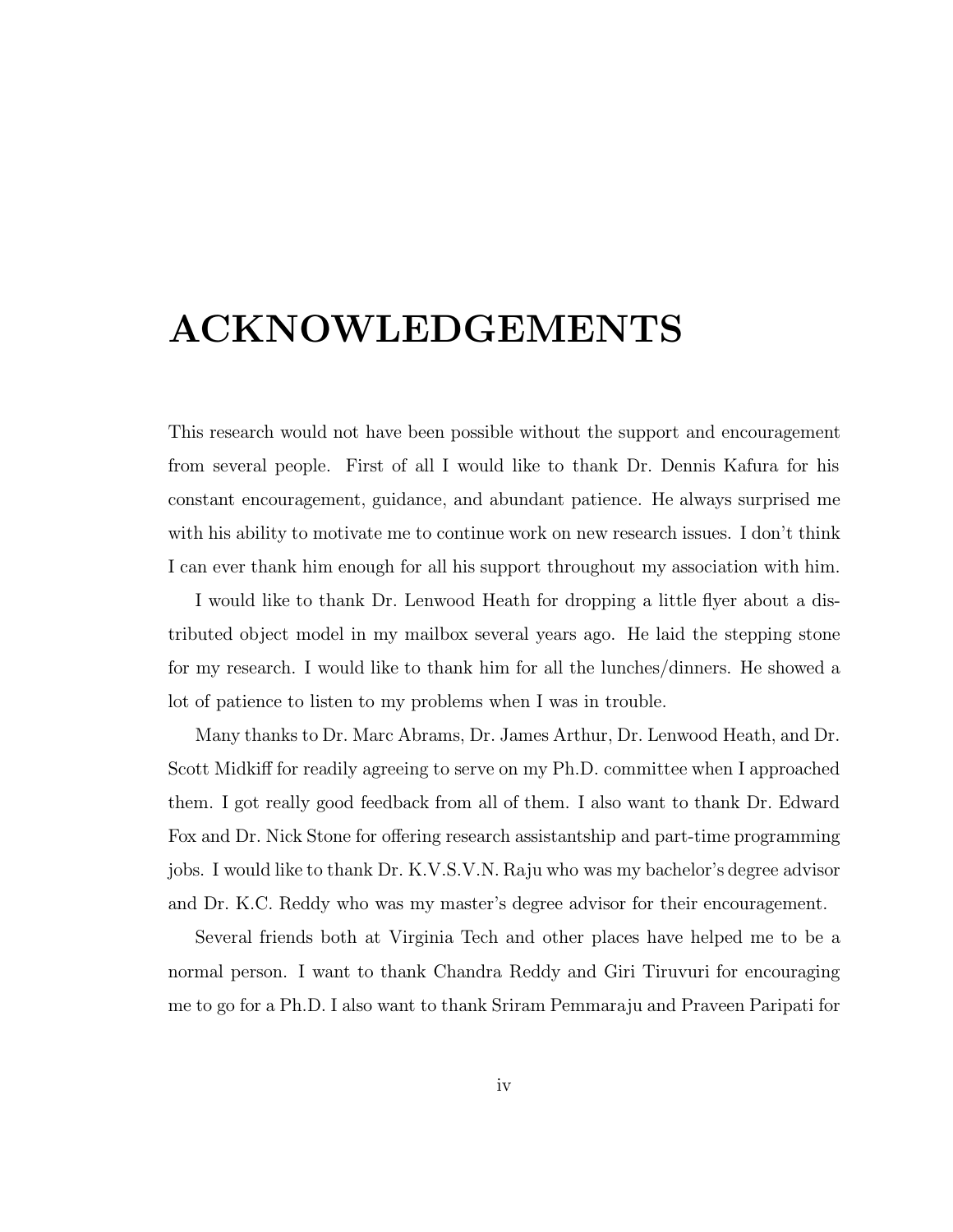# ACKNOWLEDGEMENTS

This research would not have been possible without the support and encouragement from several people. First of all I would like to thank Dr. Dennis Kafura for his constant encouragement, guidance, and abundant patience. He always surprised me with his ability to motivate me to continue work on new research issues. I don't think I can ever thank him enough for all his support throughout my association with him.

I would like to thank Dr. Lenwood Heath for dropping a little flyer about a distributed object model in my mailbox several years ago. He laid the stepping stone for my research. I would like to thank him for all the lunches/dinners. He showed a lot of patience to listen to my problems when I was in trouble.

Many thanks to Dr. Marc Abrams, Dr. James Arthur, Dr. Lenwood Heath, and Dr. Scott Midkiff for readily agreeing to serve on my Ph.D. committee when I approached them. I got really good feedback from all of them. I also want to thank Dr. Edward Fox and Dr. Nick Stone for offering research assistantship and part-time programming jobs. I would like to thank Dr. K.V.S.V.N. Raju who was my bachelor's degree advisor and Dr. K.C. Reddy who was my master's degree advisor for their encouragement.

Several friends both at Virginia Tech and other places have helped me to be a normal person. I want to thank Chandra Reddy and Giri Tiruvuri for encouraging me to go for a Ph.D. I also want to thank Sriram Pemmaraju and Praveen Paripati for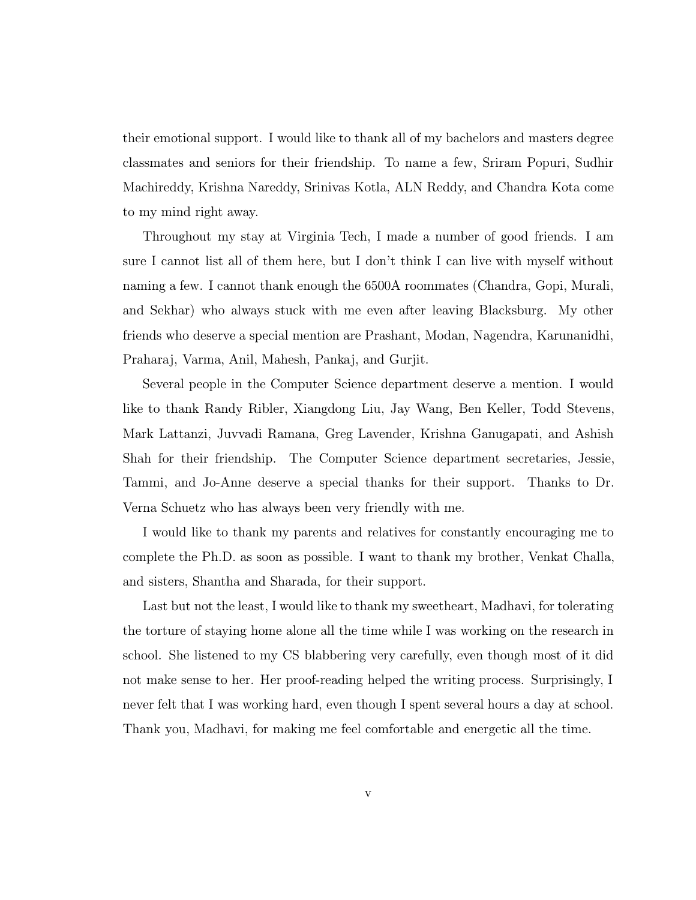their emotional support. I would like to thank all of my bachelors and masters degree classmates and seniors for their friendship. To name a few, Sriram Popuri, Sudhir Machireddy, Krishna Nareddy, Srinivas Kotla, ALN Reddy, and Chandra Kota come to my mind right away.

Throughout my stay at Virginia Tech, I made a number of good friends. I am sure I cannot list all of them here, but I don't think I can live with myself without naming a few. I cannot thank enough the 6500A roommates (Chandra, Gopi, Murali, and Sekhar) who always stuck with me even after leaving Blacksburg. My other friends who deserve a special mention are Prashant, Modan, Nagendra, Karunanidhi, Praharaj, Varma, Anil, Mahesh, Pankaj, and Gurjit.

Several people in the Computer Science department deserve a mention. I would like to thank Randy Ribler, Xiangdong Liu, Jay Wang, Ben Keller, Todd Stevens, Mark Lattanzi, Juvvadi Ramana, Greg Lavender, Krishna Ganugapati, and Ashish Shah for their friendship. The Computer Science department secretaries, Jessie, Tammi, and Jo-Anne deserve a special thanks for their support. Thanks to Dr. Verna Schuetz who has always been very friendly with me.

I would like to thank my parents and relatives for constantly encouraging me to complete the Ph.D. as soon as possible. I want to thank my brother, Venkat Challa, and sisters, Shantha and Sharada, for their support.

Last but not the least, I would like to thank my sweetheart, Madhavi, for tolerating the torture of staying home alone all the time while I was working on the research in school. She listened to my CS blabbering very carefully, even though most of it did not make sense to her. Her proof-reading helped the writing process. Surprisingly, I never felt that I was working hard, even though I spent several hours a day at school. Thank you, Madhavi, for making me feel comfortable and energetic all the time.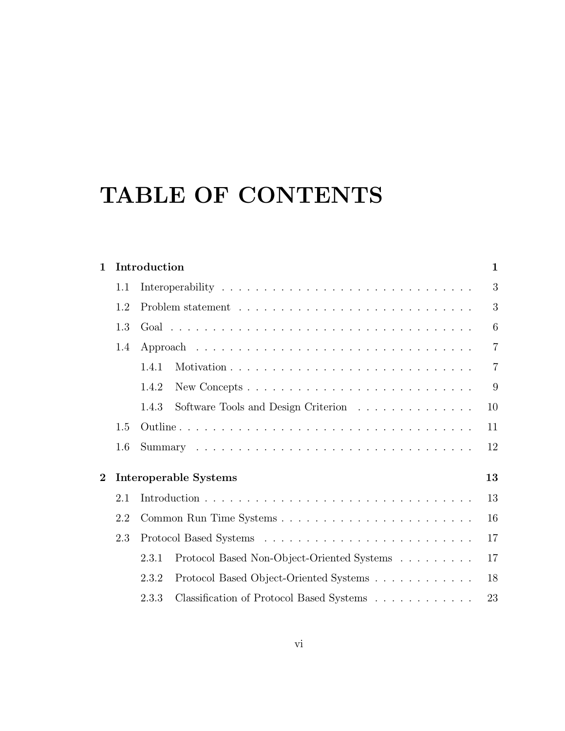# TABLE OF CONTENTS

**1 Introduction** **1**

- 1.1 Interoperability . . . . . . . . . . . . . . . . . . . . . . . . . . . . . . . 3
- 1.2 Problem statement . . . . . . . . . . . . . . . . . . . . . . . . . . . . . 3
- 1.3 Goal . . . . . . . . . . . . . . . . . . . . . . . . . . . . . . . . . . . . . 6
- 1.4 Approach . . . . . . . . . . . . . . . . . . . . . . . . . . . . . . . . . . 7
  - 1.4.1 Motivation . . . . . . . . . . . . . . . . . . . . . . . . . . . . . 7
  - 1.4.2 New Concepts . . . . . . . . . . . . . . . . . . . . . . . . . . . 9
  - 1.4.3 Software Tools and Design Criterion . . . . . . . . . . . . . . . 10
- 1.5 Outline . . . . . . . . . . . . . . . . . . . . . . . . . . . . . . . . . . . 11
- 1.6 Summary . . . . . . . . . . . . . . . . . . . . . . . . . . . . . . . . . . 12

**2 Interoperable Systems** **13**

- 2.1 Introduction . . . . . . . . . . . . . . . . . . . . . . . . . . . . . . . . . 13
- 2.2 Common Run Time Systems . . . . . . . . . . . . . . . . . . . . . . . . 16
- 2.3 Protocol Based Systems . . . . . . . . . . . . . . . . . . . . . . . . . . 17
  - 2.3.1 Protocol Based Non-Object-Oriented Systems . . . . . . . . . . 17
  - 2.3.2 Protocol Based Object-Oriented Systems . . . . . . . . . . . . . 18
  - 2.3.3 Classification of Protocol Based Systems . . . . . . . . . . . . . 23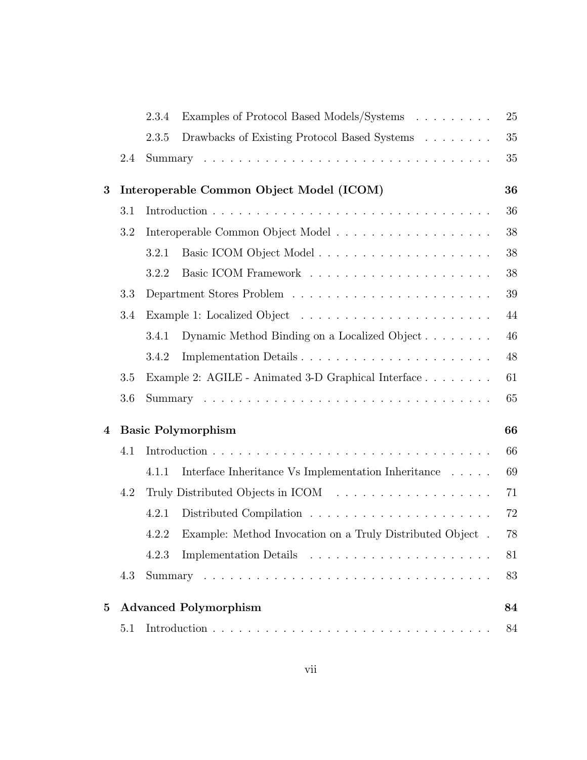| | | | |
|---|---|---|---|
| | 2.3.4 | Examples of Protocol Based Models/Systems | 25 |
| | 2.3.5 | Drawbacks of Existing Protocol Based Systems | 35 |
| | 2.4 | Summary | 35 |
| **3** | | **Interoperable Common Object Model (ICOM)** | **36** |
| | 3.1 | Introduction | 36 |
| | 3.2 | Interoperable Common Object Model | 38 |
| | 3.2.1 | Basic ICOM Object Model | 38 |
| | 3.2.2 | Basic ICOM Framework | 38 |
| | 3.3 | Department Stores Problem | 39 |
| | 3.4 | Example 1: Localized Object | 44 |
| | 3.4.1 | Dynamic Method Binding on a Localized Object | 46 |
| | 3.4.2 | Implementation Details | 48 |
| | 3.5 | Example 2: AGILE - Animated 3-D Graphical Interface | 61 |
| | 3.6 | Summary | 65 |
| **4** | | **Basic Polymorphism** | **66** |
| | 4.1 | Introduction | 66 |
| | 4.1.1 | Interface Inheritance Vs Implementation Inheritance | 69 |
| | 4.2 | Truly Distributed Objects in ICOM | 71 |
| | 4.2.1 | Distributed Compilation | 72 |
| | 4.2.2 | Example: Method Invocation on a Truly Distributed Object | 78 |
| | 4.2.3 | Implementation Details | 81 |
| | 4.3 | Summary | 83 |
| **5** | | **Advanced Polymorphism** | **84** |
| | 5.1 | Introduction | 84 |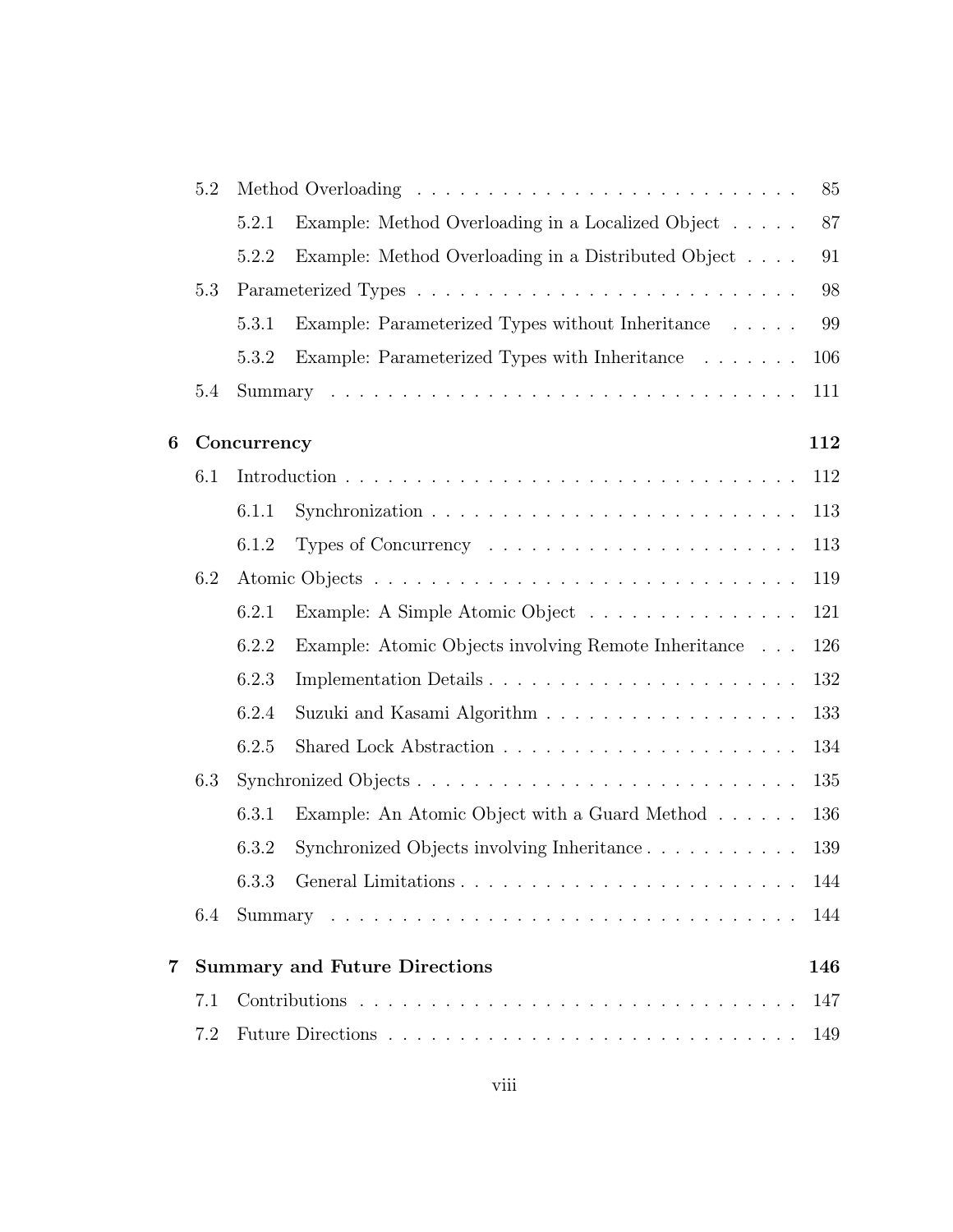- 5.2 Method Overloading . . . . . . . . . . . . . . . . . . . . . . . . . . . 85
  - 5.2.1 Example: Method Overloading in a Localized Object . . . . . 87
  - 5.2.2 Example: Method Overloading in a Distributed Object . . . . 91
- 5.3 Parameterized Types . . . . . . . . . . . . . . . . . . . . . . . . . . . 98
  - 5.3.1 Example: Parameterized Types without Inheritance . . . . . 99
  - 5.3.2 Example: Parameterized Types with Inheritance . . . . . . . 106
- 5.4 Summary . . . . . . . . . . . . . . . . . . . . . . . . . . . . . . . . 111

**6 Concurrency** **112**

- 6.1 Introduction . . . . . . . . . . . . . . . . . . . . . . . . . . . . . . . 112
  - 6.1.1 Synchronization . . . . . . . . . . . . . . . . . . . . . . . . . 113
  - 6.1.2 Types of Concurrency . . . . . . . . . . . . . . . . . . . . . . 113
- 6.2 Atomic Objects . . . . . . . . . . . . . . . . . . . . . . . . . . . . . . 119
  - 6.2.1 Example: A Simple Atomic Object . . . . . . . . . . . . . . . 121
  - 6.2.2 Example: Atomic Objects involving Remote Inheritance . . . 126
  - 6.2.3 Implementation Details . . . . . . . . . . . . . . . . . . . . . 132
  - 6.2.4 Suzuki and Kasami Algorithm . . . . . . . . . . . . . . . . . . 133
  - 6.2.5 Shared Lock Abstraction . . . . . . . . . . . . . . . . . . . . . 134
- 6.3 Synchronized Objects . . . . . . . . . . . . . . . . . . . . . . . . . . . 135
  - 6.3.1 Example: An Atomic Object with a Guard Method . . . . . . 136
  - 6.3.2 Synchronized Objects involving Inheritance . . . . . . . . . . . 139
  - 6.3.3 General Limitations . . . . . . . . . . . . . . . . . . . . . . . . 144
- 6.4 Summary . . . . . . . . . . . . . . . . . . . . . . . . . . . . . . . . 144

**7 Summary and Future Directions** **146**

- 7.1 Contributions . . . . . . . . . . . . . . . . . . . . . . . . . . . . . . . 147
- 7.2 Future Directions . . . . . . . . . . . . . . . . . . . . . . . . . . . . . 149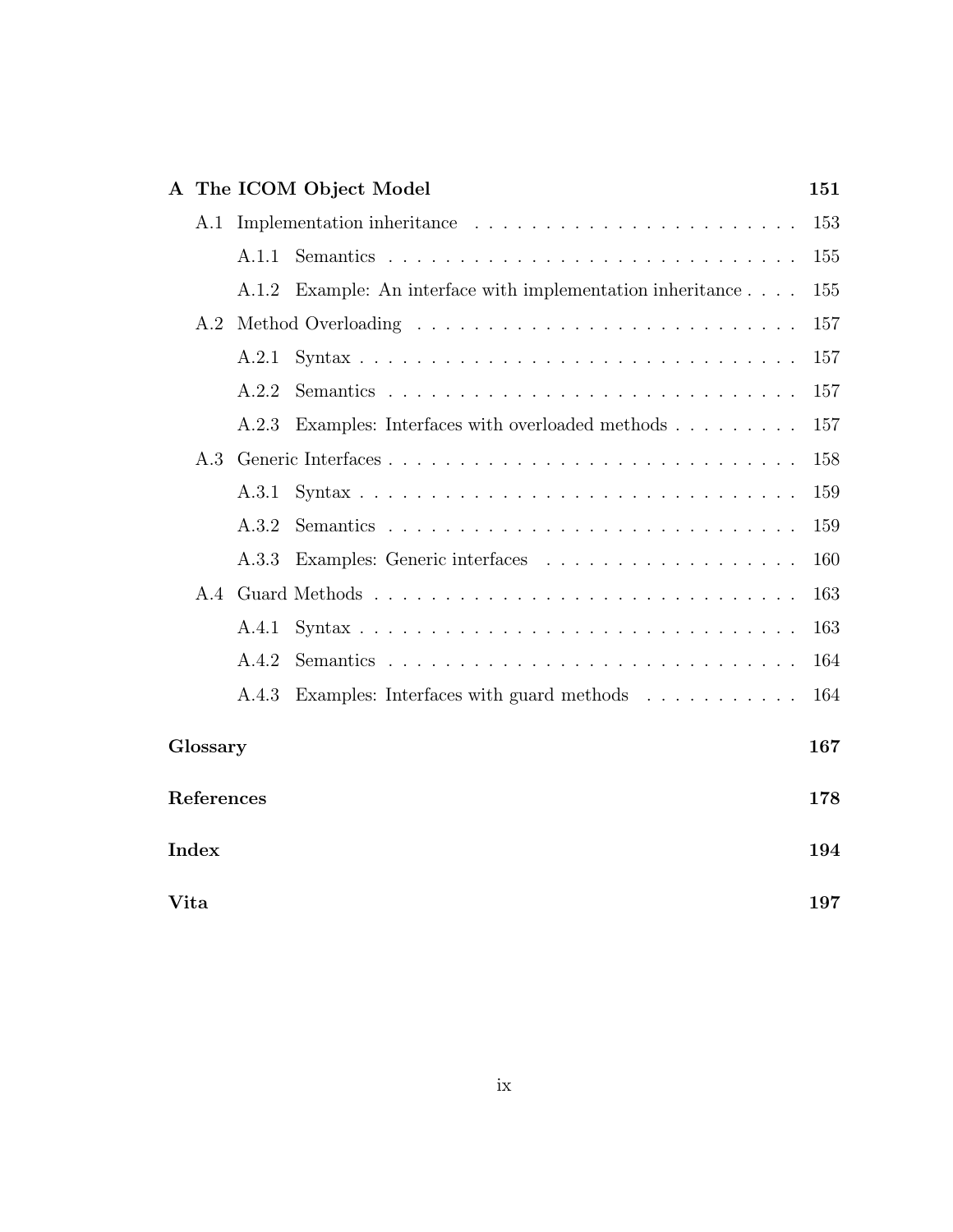- **A The ICOM Object Model** — 151
  - A.1 Implementation inheritance — 153
    - A.1.1 Semantics — 155
    - A.1.2 Example: An interface with implementation inheritance — 155
  - A.2 Method Overloading — 157
    - A.2.1 Syntax — 157
    - A.2.2 Semantics — 157
    - A.2.3 Examples: Interfaces with overloaded methods — 157
  - A.3 Generic Interfaces — 158
    - A.3.1 Syntax — 159
    - A.3.2 Semantics — 159
    - A.3.3 Examples: Generic interfaces — 160
  - A.4 Guard Methods — 163
    - A.4.1 Syntax — 163
    - A.4.2 Semantics — 164
    - A.4.3 Examples: Interfaces with guard methods — 164
- **Glossary** — 167
- **References** — 178
- **Index** — 194
- **Vita** — 197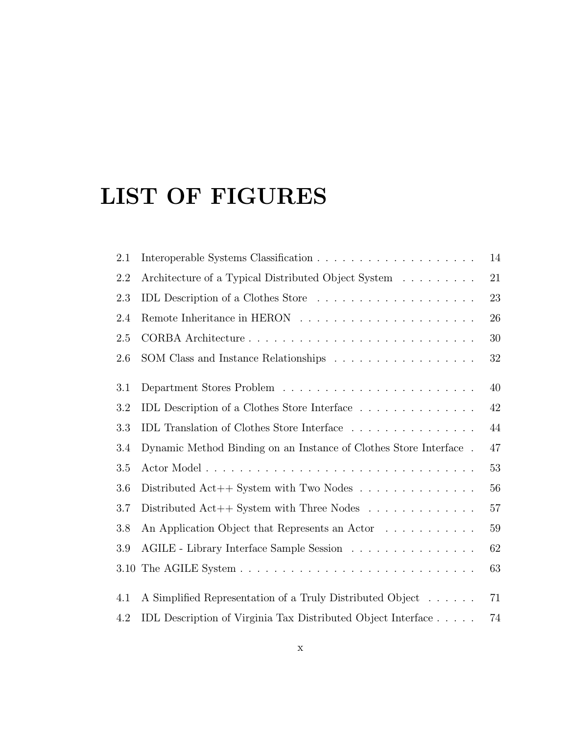# LIST OF FIGURES

2.1 Interoperable Systems Classification . . . . . . . . . . . . . . . . . . . . 14

2.2 Architecture of a Typical Distributed Object System . . . . . . . . . 21

2.3 IDL Description of a Clothes Store . . . . . . . . . . . . . . . . . . . . 23

2.4 Remote Inheritance in HERON . . . . . . . . . . . . . . . . . . . . . 26

2.5 CORBA Architecture . . . . . . . . . . . . . . . . . . . . . . . . . . . 30

2.6 SOM Class and Instance Relationships . . . . . . . . . . . . . . . . . 32

3.1 Department Stores Problem . . . . . . . . . . . . . . . . . . . . . . . 40

3.2 IDL Description of a Clothes Store Interface . . . . . . . . . . . . . . 42

3.3 IDL Translation of Clothes Store Interface . . . . . . . . . . . . . . . 44

3.4 Dynamic Method Binding on an Instance of Clothes Store Interface . 47

3.5 Actor Model . . . . . . . . . . . . . . . . . . . . . . . . . . . . . . . . 53

3.6 Distributed Act++ System with Two Nodes . . . . . . . . . . . . . . 56

3.7 Distributed Act++ System with Three Nodes . . . . . . . . . . . . . 57

3.8 An Application Object that Represents an Actor . . . . . . . . . . . 59

3.9 AGILE - Library Interface Sample Session . . . . . . . . . . . . . . . 62

3.10 The AGILE System . . . . . . . . . . . . . . . . . . . . . . . . . . . . 63

4.1 A Simplified Representation of a Truly Distributed Object . . . . . . 71

4.2 IDL Description of Virginia Tax Distributed Object Interface . . . . . 74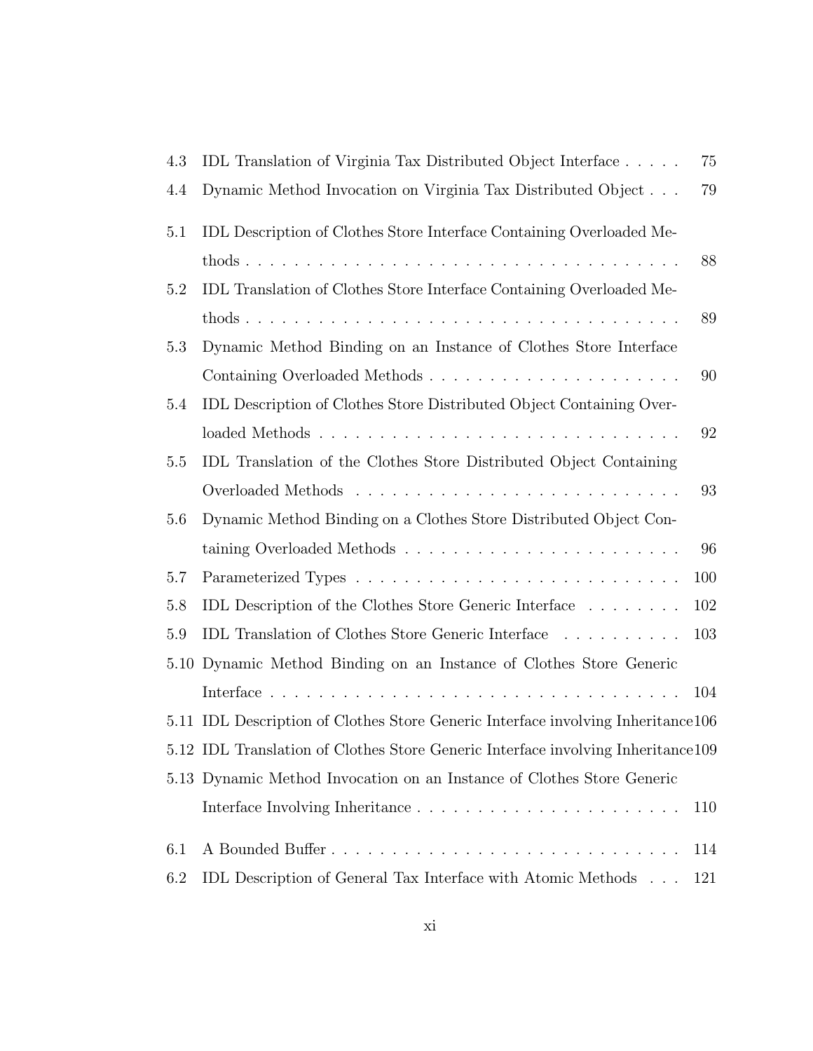| | | |
|---|---|---|
| 4.3 | IDL Translation of Virginia Tax Distributed Object Interface | 75 |
| 4.4 | Dynamic Method Invocation on Virginia Tax Distributed Object | 79 |
| 5.1 | IDL Description of Clothes Store Interface Containing Overloaded Methods | 88 |
| 5.2 | IDL Translation of Clothes Store Interface Containing Overloaded Methods | 89 |
| 5.3 | Dynamic Method Binding on an Instance of Clothes Store Interface Containing Overloaded Methods | 90 |
| 5.4 | IDL Description of Clothes Store Distributed Object Containing Overloaded Methods | 92 |
| 5.5 | IDL Translation of the Clothes Store Distributed Object Containing Overloaded Methods | 93 |
| 5.6 | Dynamic Method Binding on a Clothes Store Distributed Object Containing Overloaded Methods | 96 |
| 5.7 | Parameterized Types | 100 |
| 5.8 | IDL Description of the Clothes Store Generic Interface | 102 |
| 5.9 | IDL Translation of Clothes Store Generic Interface | 103 |
| 5.10 | Dynamic Method Binding on an Instance of Clothes Store Generic Interface | 104 |
| 5.11 | IDL Description of Clothes Store Generic Interface involving Inheritance | 106 |
| 5.12 | IDL Translation of Clothes Store Generic Interface involving Inheritance | 109 |
| 5.13 | Dynamic Method Invocation on an Instance of Clothes Store Generic Interface Involving Inheritance | 110 |
| 6.1 | A Bounded Buffer | 114 |
| 6.2 | IDL Description of General Tax Interface with Atomic Methods | 121 |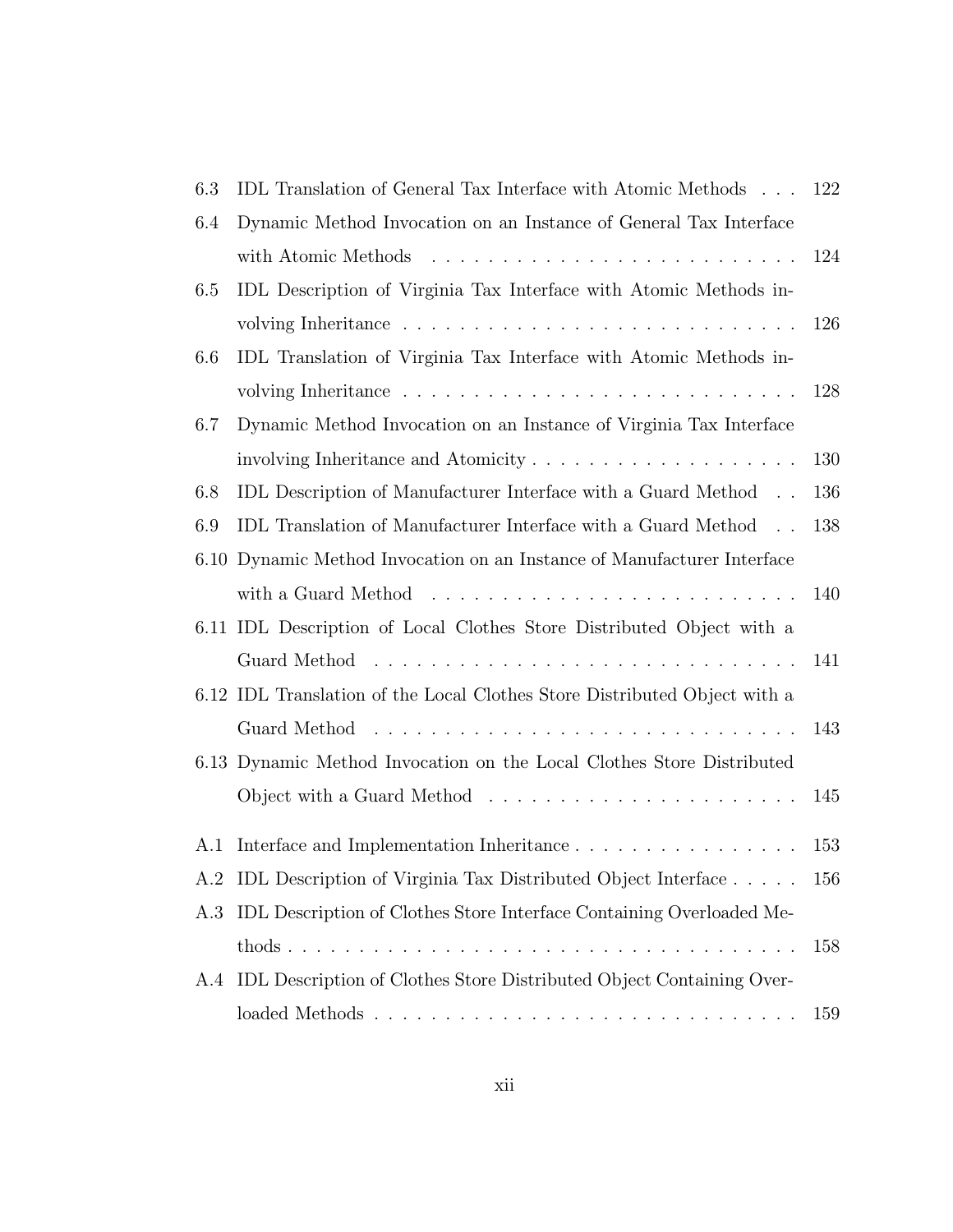6.3 IDL Translation of General Tax Interface with Atomic Methods . . . 122

6.4 Dynamic Method Invocation on an Instance of General Tax Interface with Atomic Methods . . . . . . . . . . . . . . . . . . . . . . . . . . 124

6.5 IDL Description of Virginia Tax Interface with Atomic Methods involving Inheritance . . . . . . . . . . . . . . . . . . . . . . . . . . . . 126

6.6 IDL Translation of Virginia Tax Interface with Atomic Methods involving Inheritance . . . . . . . . . . . . . . . . . . . . . . . . . . . . 128

6.7 Dynamic Method Invocation on an Instance of Virginia Tax Interface involving Inheritance and Atomicity . . . . . . . . . . . . . . . . . . . 130

6.8 IDL Description of Manufacturer Interface with a Guard Method . . 136

6.9 IDL Translation of Manufacturer Interface with a Guard Method . . 138

6.10 Dynamic Method Invocation on an Instance of Manufacturer Interface with a Guard Method . . . . . . . . . . . . . . . . . . . . . . . . . 140

6.11 IDL Description of Local Clothes Store Distributed Object with a Guard Method . . . . . . . . . . . . . . . . . . . . . . . . . . . . . . 141

6.12 IDL Translation of the Local Clothes Store Distributed Object with a Guard Method . . . . . . . . . . . . . . . . . . . . . . . . . . . . . . 143

6.13 Dynamic Method Invocation on the Local Clothes Store Distributed Object with a Guard Method . . . . . . . . . . . . . . . . . . . . . 145

A.1 Interface and Implementation Inheritance . . . . . . . . . . . . . . . . 153

A.2 IDL Description of Virginia Tax Distributed Object Interface . . . . . 156

A.3 IDL Description of Clothes Store Interface Containing Overloaded Methods . . . . . . . . . . . . . . . . . . . . . . . . . . . . . . . . . . . . 158

A.4 IDL Description of Clothes Store Distributed Object Containing Overloaded Methods . . . . . . . . . . . . . . . . . . . . . . . . . . . . . . 159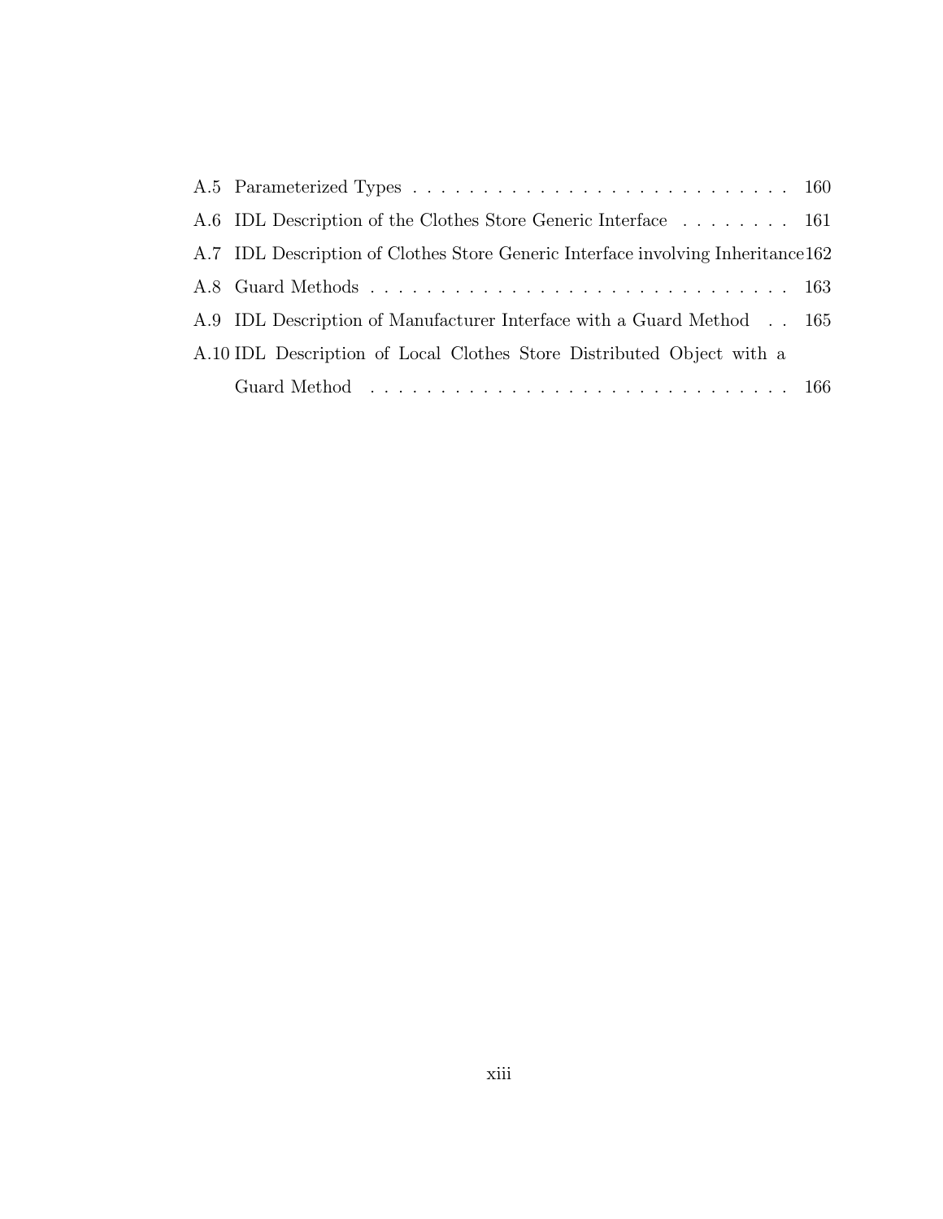A.5 Parameterized Types . . . . . . . . . . . . . . . . . . . . . . . . . . . . 160

A.6 IDL Description of the Clothes Store Generic Interface . . . . . . . . 161

A.7 IDL Description of Clothes Store Generic Interface involving Inheritance 162

A.8 Guard Methods . . . . . . . . . . . . . . . . . . . . . . . . . . . . . . 163

A.9 IDL Description of Manufacturer Interface with a Guard Method . . 165

A.10 IDL Description of Local Clothes Store Distributed Object with a Guard Method . . . . . . . . . . . . . . . . . . . . . . . . . . . . . . 166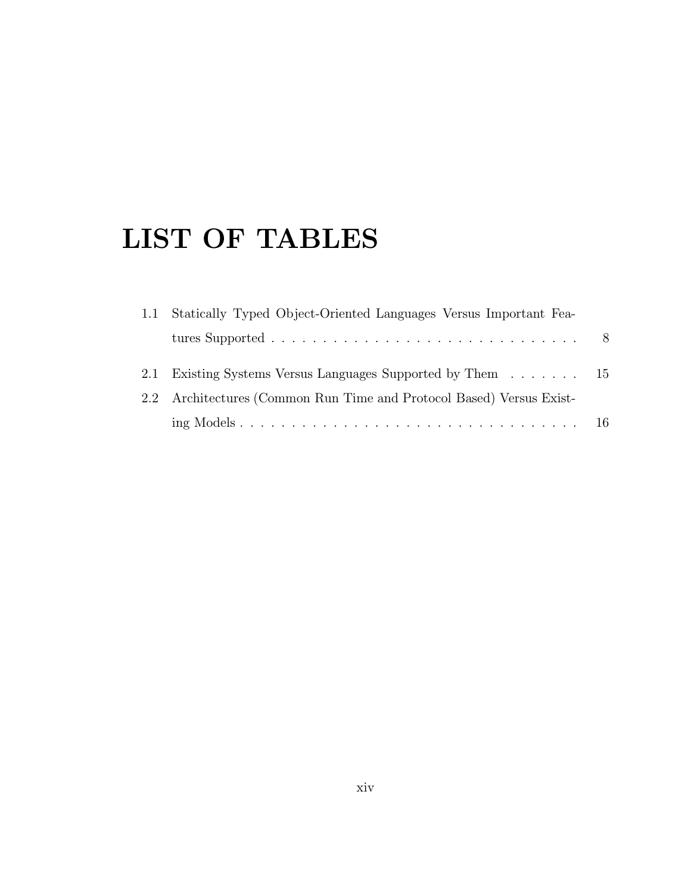# LIST OF TABLES

1.1 Statically Typed Object-Oriented Languages Versus Important Features Supported . . . . . . . . . . . . . . . . . . . . . . . . . . . . . . . 8

2.1 Existing Systems Versus Languages Supported by Them . . . . . . . . 15

2.2 Architectures (Common Run Time and Protocol Based) Versus Existing Models . . . . . . . . . . . . . . . . . . . . . . . . . . . . . . . . . 16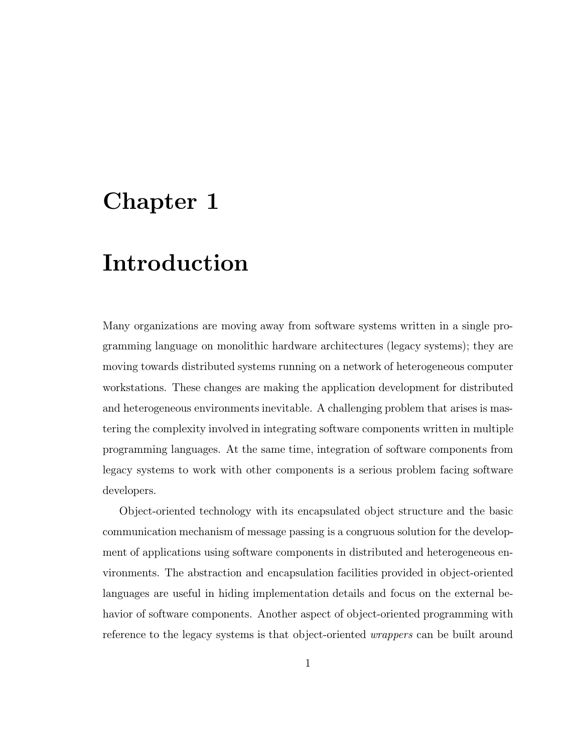# Chapter 1

# Introduction

Many organizations are moving away from software systems written in a single programming language on monolithic hardware architectures (legacy systems); they are moving towards distributed systems running on a network of heterogeneous computer workstations. These changes are making the application development for distributed and heterogeneous environments inevitable. A challenging problem that arises is mastering the complexity involved in integrating software components written in multiple programming languages. At the same time, integration of software components from legacy systems to work with other components is a serious problem facing software developers.

Object-oriented technology with its encapsulated object structure and the basic communication mechanism of message passing is a congruous solution for the development of applications using software components in distributed and heterogeneous environments. The abstraction and encapsulation facilities provided in object-oriented languages are useful in hiding implementation details and focus on the external behavior of software components. Another aspect of object-oriented programming with reference to the legacy systems is that object-oriented *wrappers* can be built around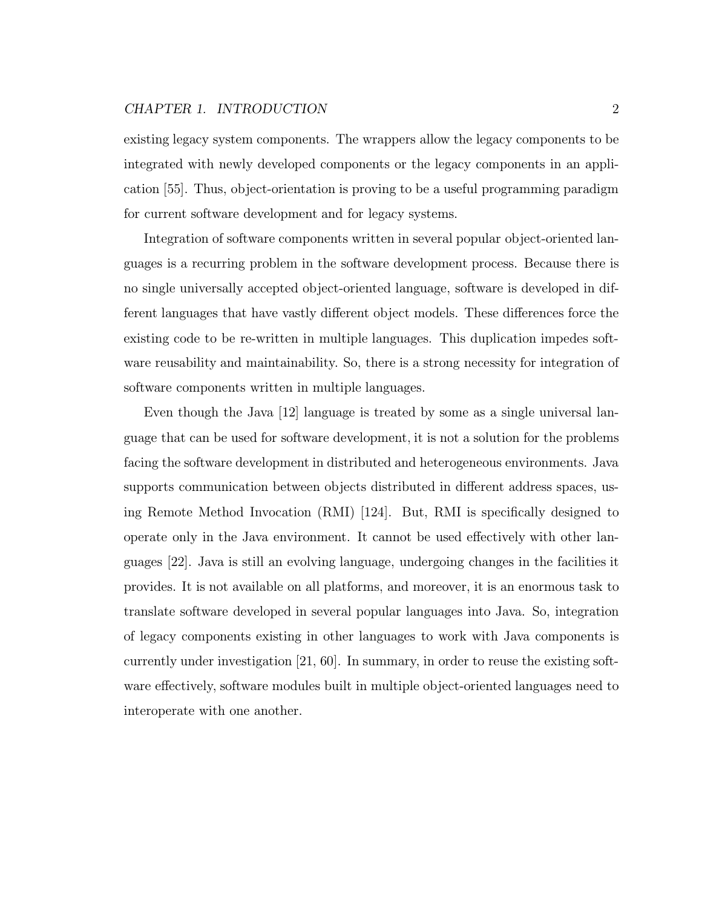existing legacy system components. The wrappers allow the legacy components to be integrated with newly developed components or the legacy components in an application [55]. Thus, object-orientation is proving to be a useful programming paradigm for current software development and for legacy systems.

Integration of software components written in several popular object-oriented languages is a recurring problem in the software development process. Because there is no single universally accepted object-oriented language, software is developed in different languages that have vastly different object models. These differences force the existing code to be re-written in multiple languages. This duplication impedes software reusability and maintainability. So, there is a strong necessity for integration of software components written in multiple languages.

Even though the Java [12] language is treated by some as a single universal language that can be used for software development, it is not a solution for the problems facing the software development in distributed and heterogeneous environments. Java supports communication between objects distributed in different address spaces, using Remote Method Invocation (RMI) [124]. But, RMI is specifically designed to operate only in the Java environment. It cannot be used effectively with other languages [22]. Java is still an evolving language, undergoing changes in the facilities it provides. It is not available on all platforms, and moreover, it is an enormous task to translate software developed in several popular languages into Java. So, integration of legacy components existing in other languages to work with Java components is currently under investigation [21, 60]. In summary, in order to reuse the existing software effectively, software modules built in multiple object-oriented languages need to interoperate with one another.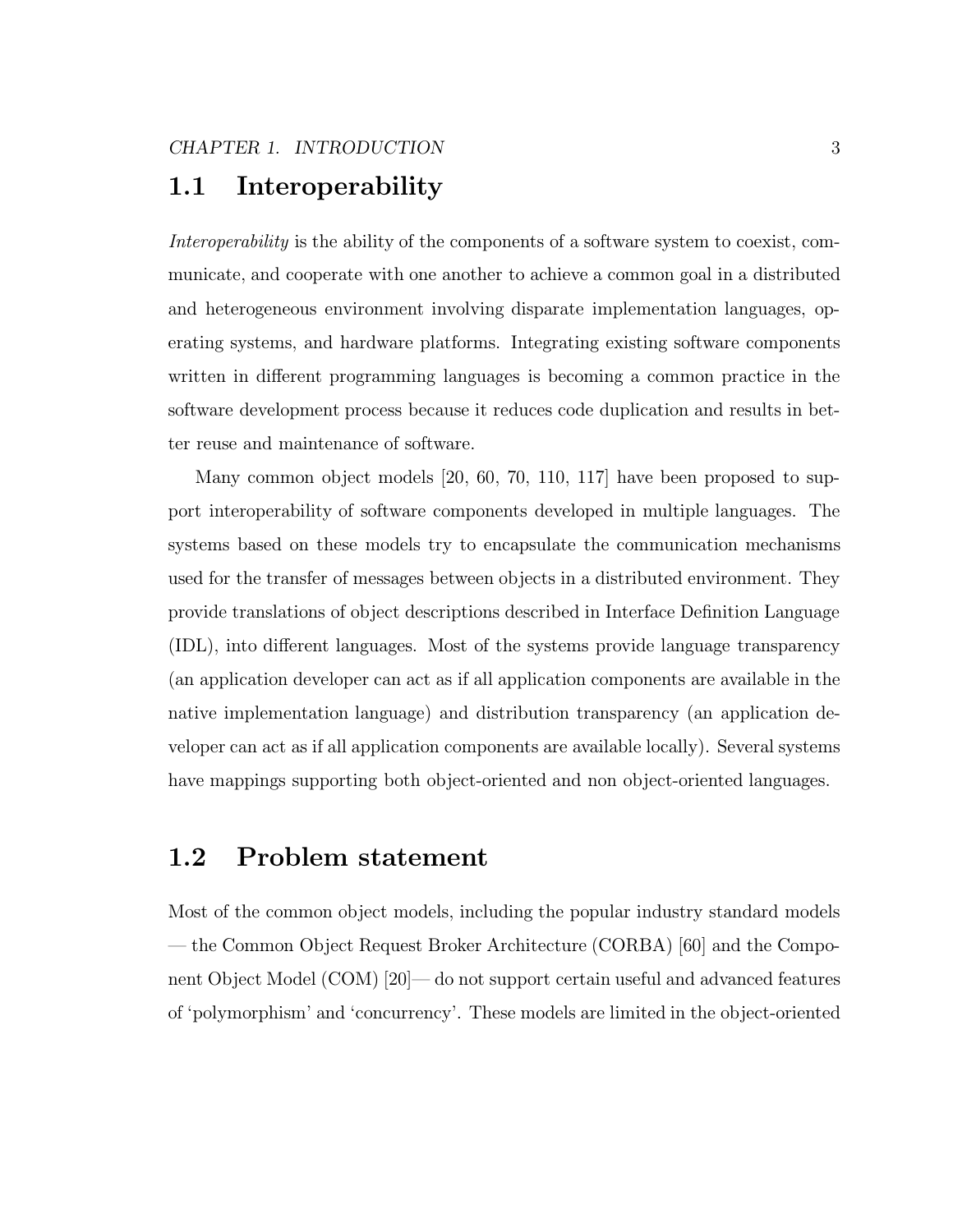## 1.1 Interoperability

*Interoperability* is the ability of the components of a software system to coexist, communicate, and cooperate with one another to achieve a common goal in a distributed and heterogeneous environment involving disparate implementation languages, operating systems, and hardware platforms. Integrating existing software components written in different programming languages is becoming a common practice in the software development process because it reduces code duplication and results in better reuse and maintenance of software.

Many common object models [20, 60, 70, 110, 117] have been proposed to support interoperability of software components developed in multiple languages. The systems based on these models try to encapsulate the communication mechanisms used for the transfer of messages between objects in a distributed environment. They provide translations of object descriptions described in Interface Definition Language (IDL), into different languages. Most of the systems provide language transparency (an application developer can act as if all application components are available in the native implementation language) and distribution transparency (an application developer can act as if all application components are available locally). Several systems have mappings supporting both object-oriented and non object-oriented languages.

## 1.2 Problem statement

Most of the common object models, including the popular industry standard models — the Common Object Request Broker Architecture (CORBA) [60] and the Component Object Model (COM) [20]— do not support certain useful and advanced features of 'polymorphism' and 'concurrency'. These models are limited in the object-oriented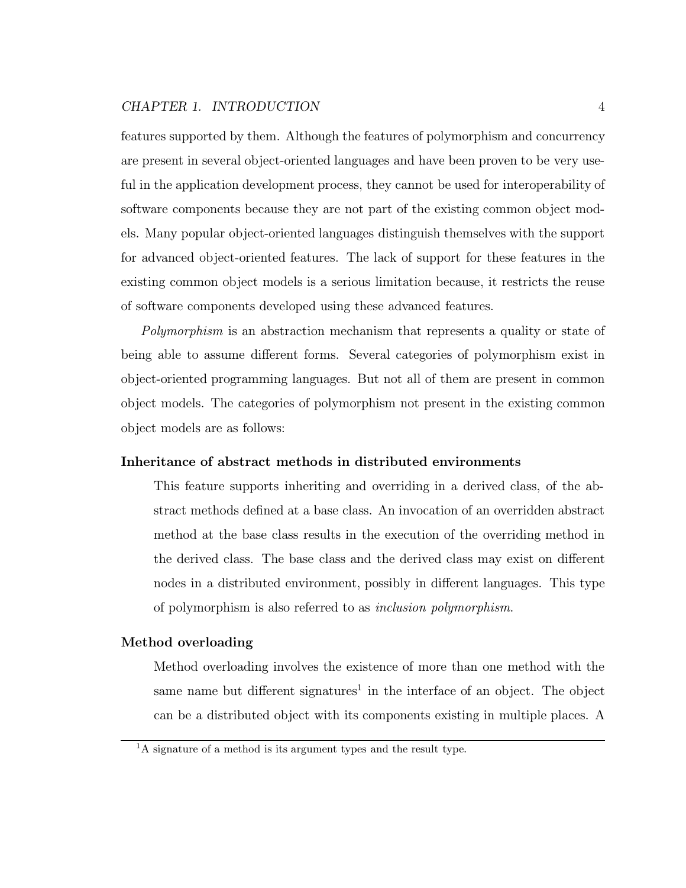features supported by them. Although the features of polymorphism and concurrency are present in several object-oriented languages and have been proven to be very useful in the application development process, they cannot be used for interoperability of software components because they are not part of the existing common object models. Many popular object-oriented languages distinguish themselves with the support for advanced object-oriented features. The lack of support for these features in the existing common object models is a serious limitation because, it restricts the reuse of software components developed using these advanced features.

*Polymorphism* is an abstraction mechanism that represents a quality or state of being able to assume different forms. Several categories of polymorphism exist in object-oriented programming languages. But not all of them are present in common object models. The categories of polymorphism not present in the existing common object models are as follows:

**Inheritance of abstract methods in distributed environments**

This feature supports inheriting and overriding in a derived class, of the abstract methods defined at a base class. An invocation of an overridden abstract method at the base class results in the execution of the overriding method in the derived class. The base class and the derived class may exist on different nodes in a distributed environment, possibly in different languages. This type of polymorphism is also referred to as *inclusion polymorphism*.

**Method overloading**

Method overloading involves the existence of more than one method with the same name but different signatures[1] in the interface of an object. The object can be a distributed object with its components existing in multiple places. A

[1] A signature of a method is its argument types and the result type.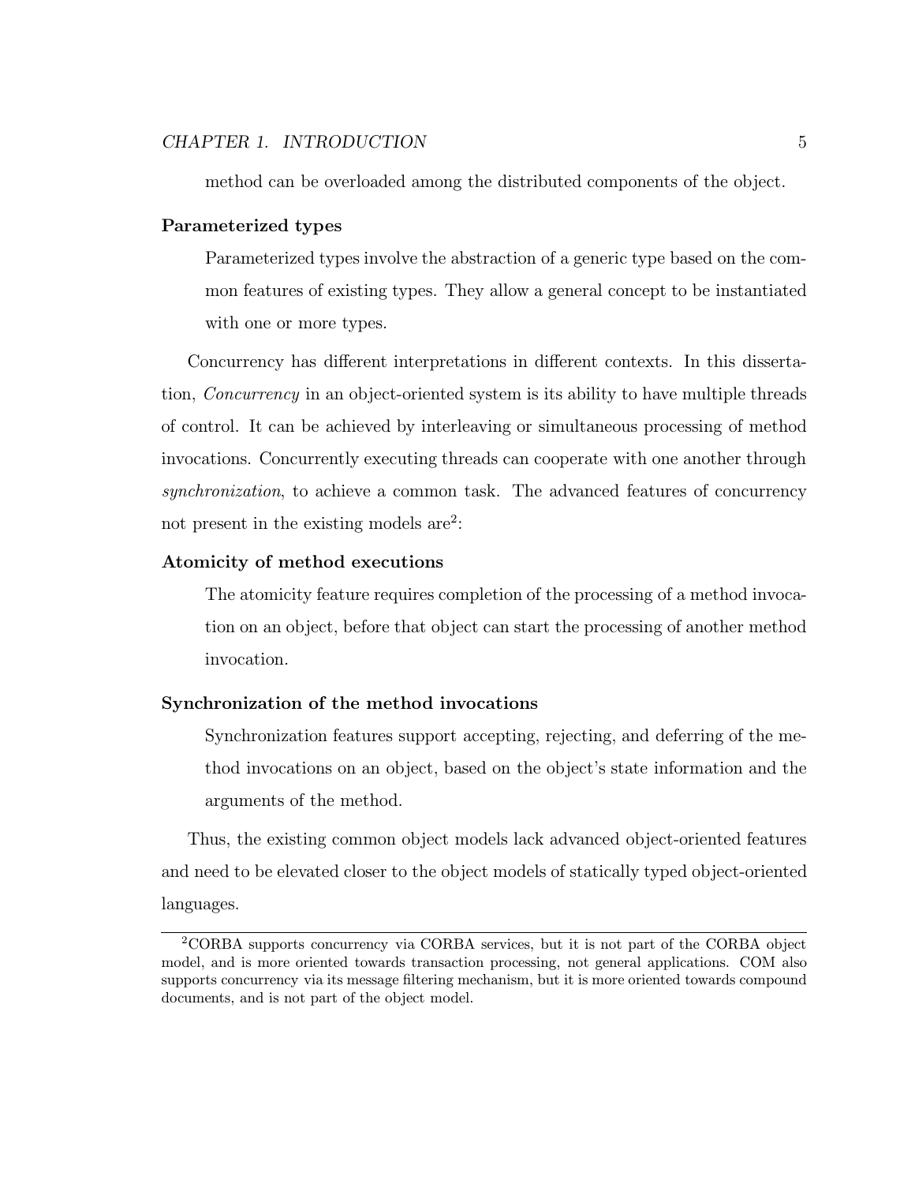method can be overloaded among the distributed components of the object.

**Parameterized types**

Parameterized types involve the abstraction of a generic type based on the common features of existing types. They allow a general concept to be instantiated with one or more types.

Concurrency has different interpretations in different contexts. In this dissertation, *Concurrency* in an object-oriented system is its ability to have multiple threads of control. It can be achieved by interleaving or simultaneous processing of method invocations. Concurrently executing threads can cooperate with one another through *synchronization*, to achieve a common task. The advanced features of concurrency not present in the existing models are[2]:

**Atomicity of method executions**

The atomicity feature requires completion of the processing of a method invocation on an object, before that object can start the processing of another method invocation.

**Synchronization of the method invocations**

Synchronization features support accepting, rejecting, and deferring of the method invocations on an object, based on the object's state information and the arguments of the method.

Thus, the existing common object models lack advanced object-oriented features and need to be elevated closer to the object models of statically typed object-oriented languages.

---

[2] CORBA supports concurrency via CORBA services, but it is not part of the CORBA object model, and is more oriented towards transaction processing, not general applications. COM also supports concurrency via its message filtering mechanism, but it is more oriented towards compound documents, and is not part of the object model.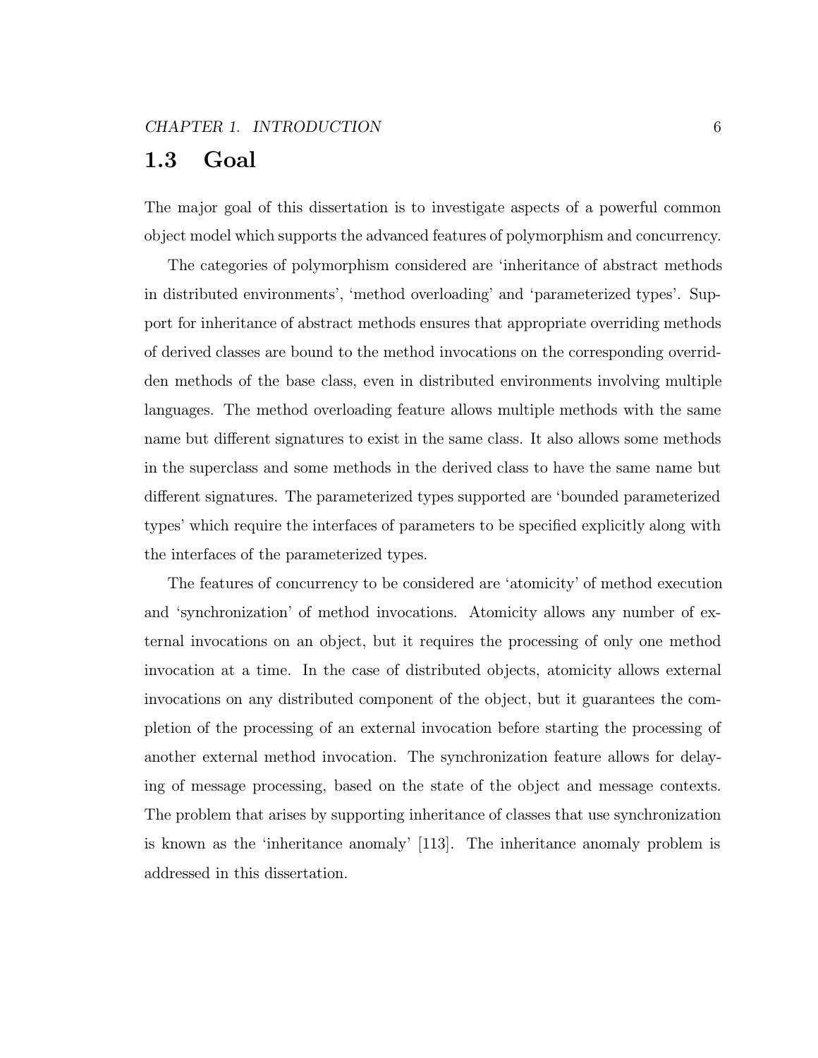## 1.3 Goal

The major goal of this dissertation is to investigate aspects of a powerful common object model which supports the advanced features of polymorphism and concurrency.

The categories of polymorphism considered are 'inheritance of abstract methods in distributed environments', 'method overloading' and 'parameterized types'. Support for inheritance of abstract methods ensures that appropriate overriding methods of derived classes are bound to the method invocations on the corresponding overridden methods of the base class, even in distributed environments involving multiple languages. The method overloading feature allows multiple methods with the same name but different signatures to exist in the same class. It also allows some methods in the superclass and some methods in the derived class to have the same name but different signatures. The parameterized types supported are 'bounded parameterized types' which require the interfaces of parameters to be specified explicitly along with the interfaces of the parameterized types.

The features of concurrency to be considered are 'atomicity' of method execution and 'synchronization' of method invocations. Atomicity allows any number of external invocations on an object, but it requires the processing of only one method invocation at a time. In the case of distributed objects, atomicity allows external invocations on any distributed component of the object, but it guarantees the completion of the processing of an external invocation before starting the processing of another external method invocation. The synchronization feature allows for delaying of message processing, based on the state of the object and message contexts. The problem that arises by supporting inheritance of classes that use synchronization is known as the 'inheritance anomaly' [113]. The inheritance anomaly problem is addressed in this dissertation.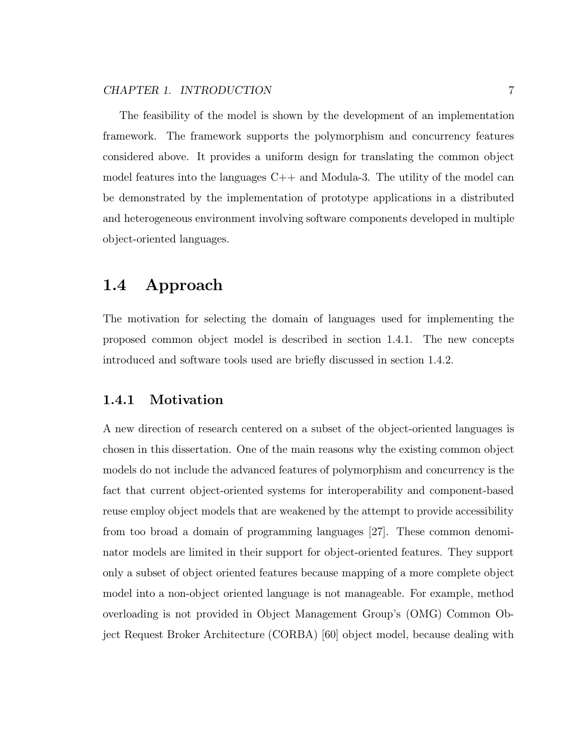The feasibility of the model is shown by the development of an implementation framework. The framework supports the polymorphism and concurrency features considered above. It provides a uniform design for translating the common object model features into the languages C++ and Modula-3. The utility of the model can be demonstrated by the implementation of prototype applications in a distributed and heterogeneous environment involving software components developed in multiple object-oriented languages.

## 1.4 Approach

The motivation for selecting the domain of languages used for implementing the proposed common object model is described in section 1.4.1. The new concepts introduced and software tools used are briefly discussed in section 1.4.2.

### 1.4.1 Motivation

A new direction of research centered on a subset of the object-oriented languages is chosen in this dissertation. One of the main reasons why the existing common object models do not include the advanced features of polymorphism and concurrency is the fact that current object-oriented systems for interoperability and component-based reuse employ object models that are weakened by the attempt to provide accessibility from too broad a domain of programming languages [27]. These common denominator models are limited in their support for object-oriented features. They support only a subset of object oriented features because mapping of a more complete object model into a non-object oriented language is not manageable. For example, method overloading is not provided in Object Management Group's (OMG) Common Object Request Broker Architecture (CORBA) [60] object model, because dealing with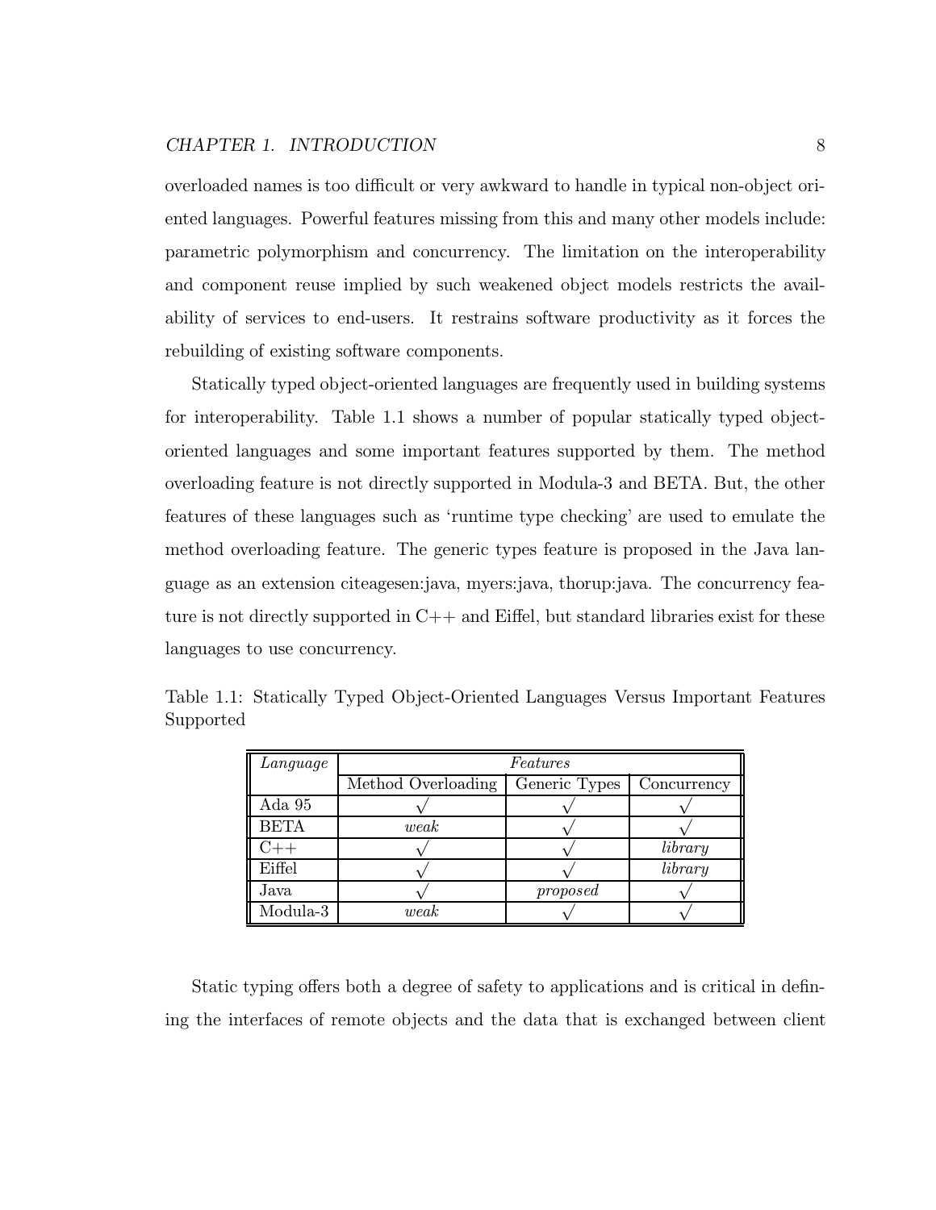overloaded names is too difficult or very awkward to handle in typical non-object oriented languages. Powerful features missing from this and many other models include: parametric polymorphism and concurrency. The limitation on the interoperability and component reuse implied by such weakened object models restricts the availability of services to end-users. It restrains software productivity as it forces the rebuilding of existing software components.

Statically typed object-oriented languages are frequently used in building systems for interoperability. Table 1.1 shows a number of popular statically typed object-oriented languages and some important features supported by them. The method overloading feature is not directly supported in Modula-3 and BETA. But, the other features of these languages such as 'runtime type checking' are used to emulate the method overloading feature. The generic types feature is proposed in the Java language as an extension citeagesen:java, myers:java, thorup:java. The concurrency feature is not directly supported in C++ and Eiffel, but standard libraries exist for these languages to use concurrency.

Table 1.1: Statically Typed Object-Oriented Languages Versus Important Features Supported

| *Language* | *Features* | | |
|---|---|---|---|
| | Method Overloading | Generic Types | Concurrency |
| Ada 95 | √ | √ | √ |
| BETA | *weak* | √ | √ |
| C++ | √ | √ | *library* |
| Eiffel | √ | √ | *library* |
| Java | √ | *proposed* | √ |
| Modula-3 | *weak* | √ | √ |

Static typing offers both a degree of safety to applications and is critical in defining the interfaces of remote objects and the data that is exchanged between client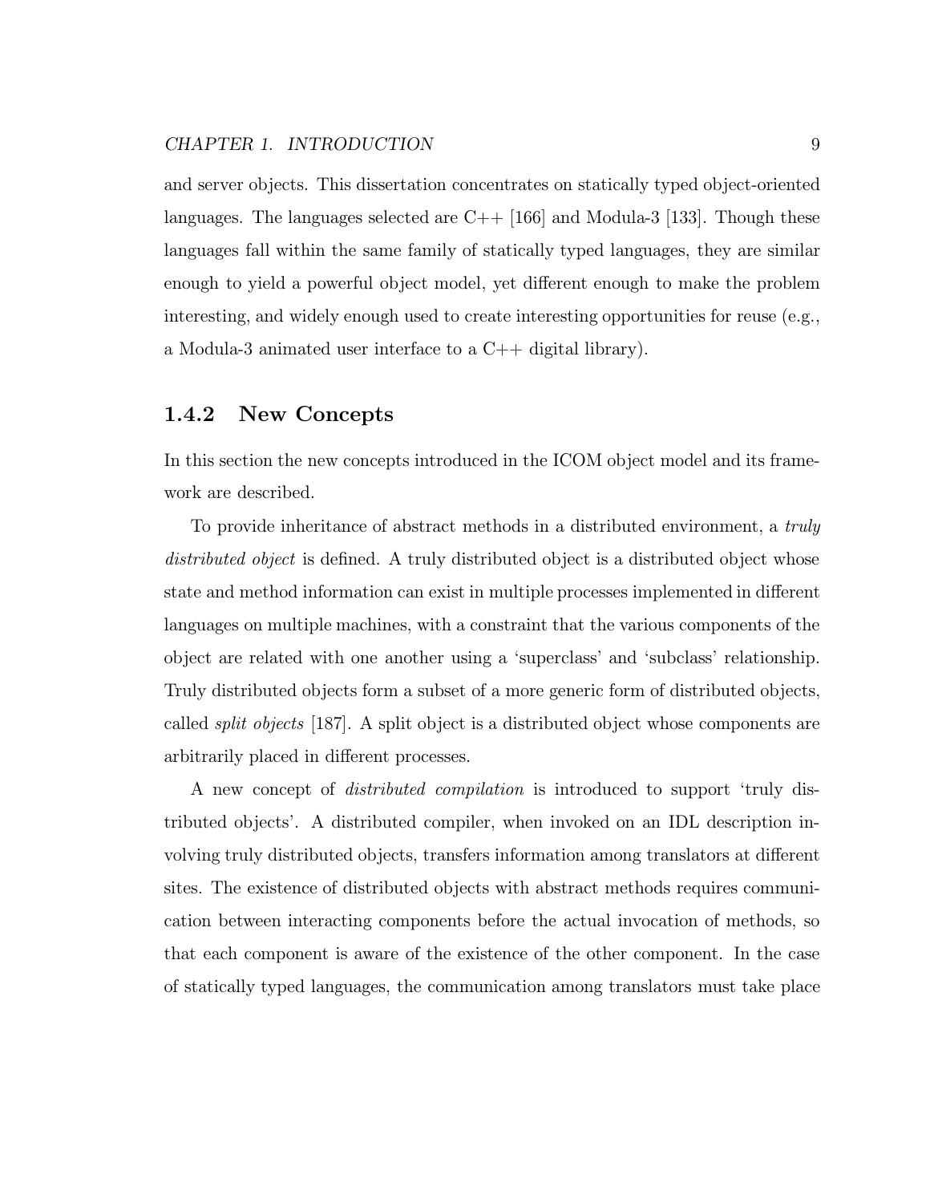and server objects. This dissertation concentrates on statically typed object-oriented languages. The languages selected are C++ [166] and Modula-3 [133]. Though these languages fall within the same family of statically typed languages, they are similar enough to yield a powerful object model, yet different enough to make the problem interesting, and widely enough used to create interesting opportunities for reuse (e.g., a Modula-3 animated user interface to a C++ digital library).

### 1.4.2 New Concepts

In this section the new concepts introduced in the ICOM object model and its framework are described.

To provide inheritance of abstract methods in a distributed environment, a *truly distributed object* is defined. A truly distributed object is a distributed object whose state and method information can exist in multiple processes implemented in different languages on multiple machines, with a constraint that the various components of the object are related with one another using a 'superclass' and 'subclass' relationship. Truly distributed objects form a subset of a more generic form of distributed objects, called *split objects* [187]. A split object is a distributed object whose components are arbitrarily placed in different processes.

A new concept of *distributed compilation* is introduced to support 'truly distributed objects'. A distributed compiler, when invoked on an IDL description involving truly distributed objects, transfers information among translators at different sites. The existence of distributed objects with abstract methods requires communication between interacting components before the actual invocation of methods, so that each component is aware of the existence of the other component. In the case of statically typed languages, the communication among translators must take place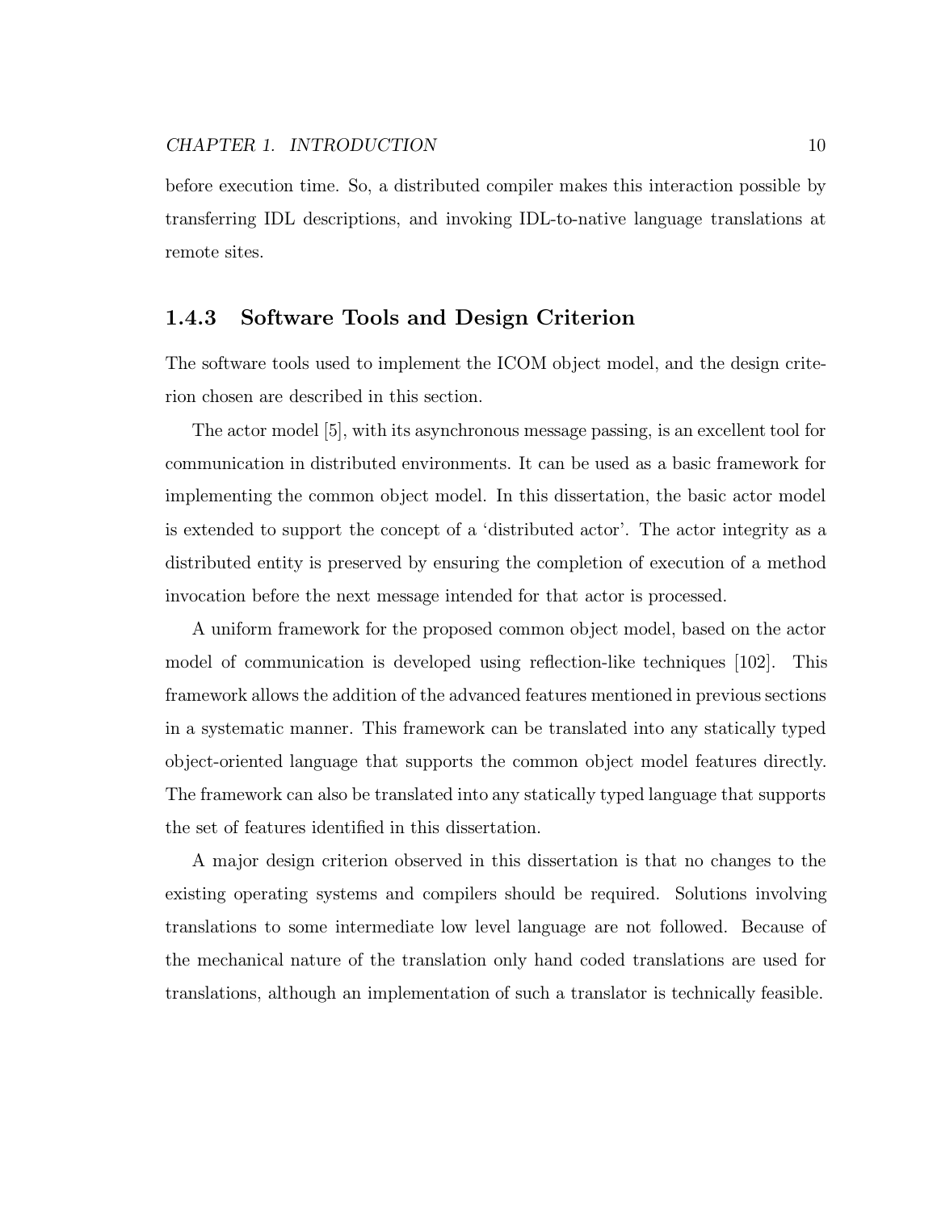before execution time. So, a distributed compiler makes this interaction possible by transferring IDL descriptions, and invoking IDL-to-native language translations at remote sites.

### 1.4.3 Software Tools and Design Criterion

The software tools used to implement the ICOM object model, and the design criterion chosen are described in this section.

The actor model [5], with its asynchronous message passing, is an excellent tool for communication in distributed environments. It can be used as a basic framework for implementing the common object model. In this dissertation, the basic actor model is extended to support the concept of a 'distributed actor'. The actor integrity as a distributed entity is preserved by ensuring the completion of execution of a method invocation before the next message intended for that actor is processed.

A uniform framework for the proposed common object model, based on the actor model of communication is developed using reflection-like techniques [102]. This framework allows the addition of the advanced features mentioned in previous sections in a systematic manner. This framework can be translated into any statically typed object-oriented language that supports the common object model features directly. The framework can also be translated into any statically typed language that supports the set of features identified in this dissertation.

A major design criterion observed in this dissertation is that no changes to the existing operating systems and compilers should be required. Solutions involving translations to some intermediate low level language are not followed. Because of the mechanical nature of the translation only hand coded translations are used for translations, although an implementation of such a translator is technically feasible.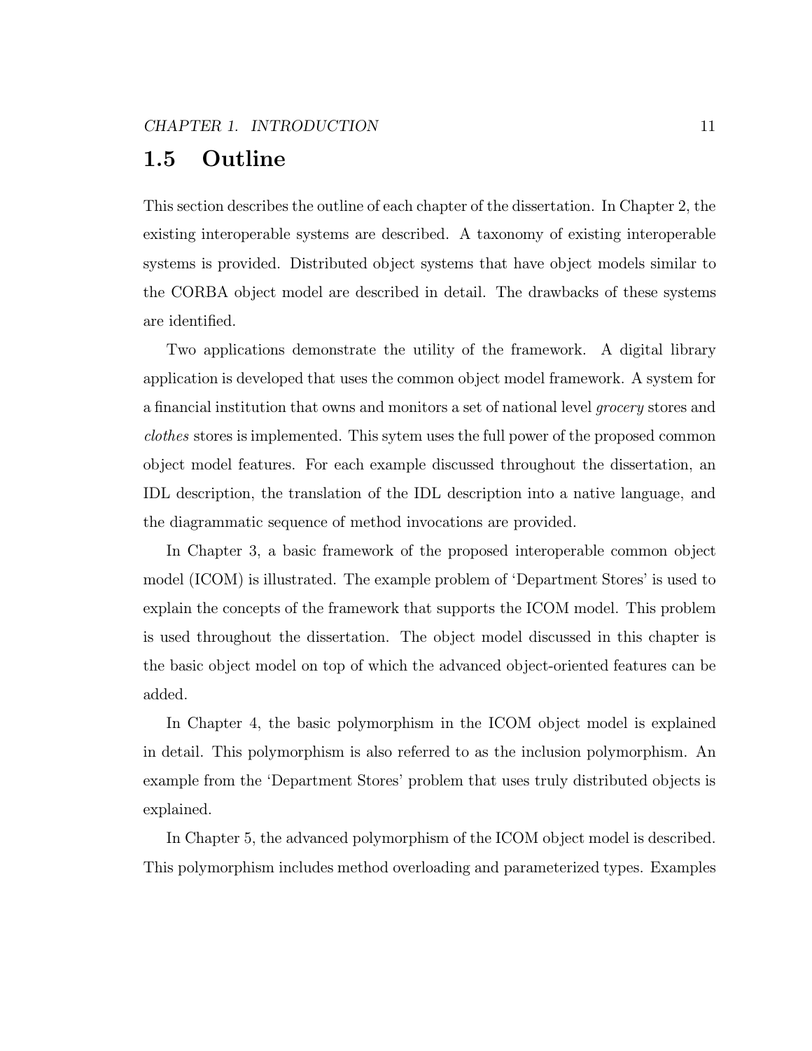## 1.5 Outline

This section describes the outline of each chapter of the dissertation. In Chapter 2, the existing interoperable systems are described. A taxonomy of existing interoperable systems is provided. Distributed object systems that have object models similar to the CORBA object model are described in detail. The drawbacks of these systems are identified.

Two applications demonstrate the utility of the framework. A digital library application is developed that uses the common object model framework. A system for a financial institution that owns and monitors a set of national level *grocery* stores and *clothes* stores is implemented. This sytem uses the full power of the proposed common object model features. For each example discussed throughout the dissertation, an IDL description, the translation of the IDL description into a native language, and the diagrammatic sequence of method invocations are provided.

In Chapter 3, a basic framework of the proposed interoperable common object model (ICOM) is illustrated. The example problem of 'Department Stores' is used to explain the concepts of the framework that supports the ICOM model. This problem is used throughout the dissertation. The object model discussed in this chapter is the basic object model on top of which the advanced object-oriented features can be added.

In Chapter 4, the basic polymorphism in the ICOM object model is explained in detail. This polymorphism is also referred to as the inclusion polymorphism. An example from the 'Department Stores' problem that uses truly distributed objects is explained.

In Chapter 5, the advanced polymorphism of the ICOM object model is described. This polymorphism includes method overloading and parameterized types. Examples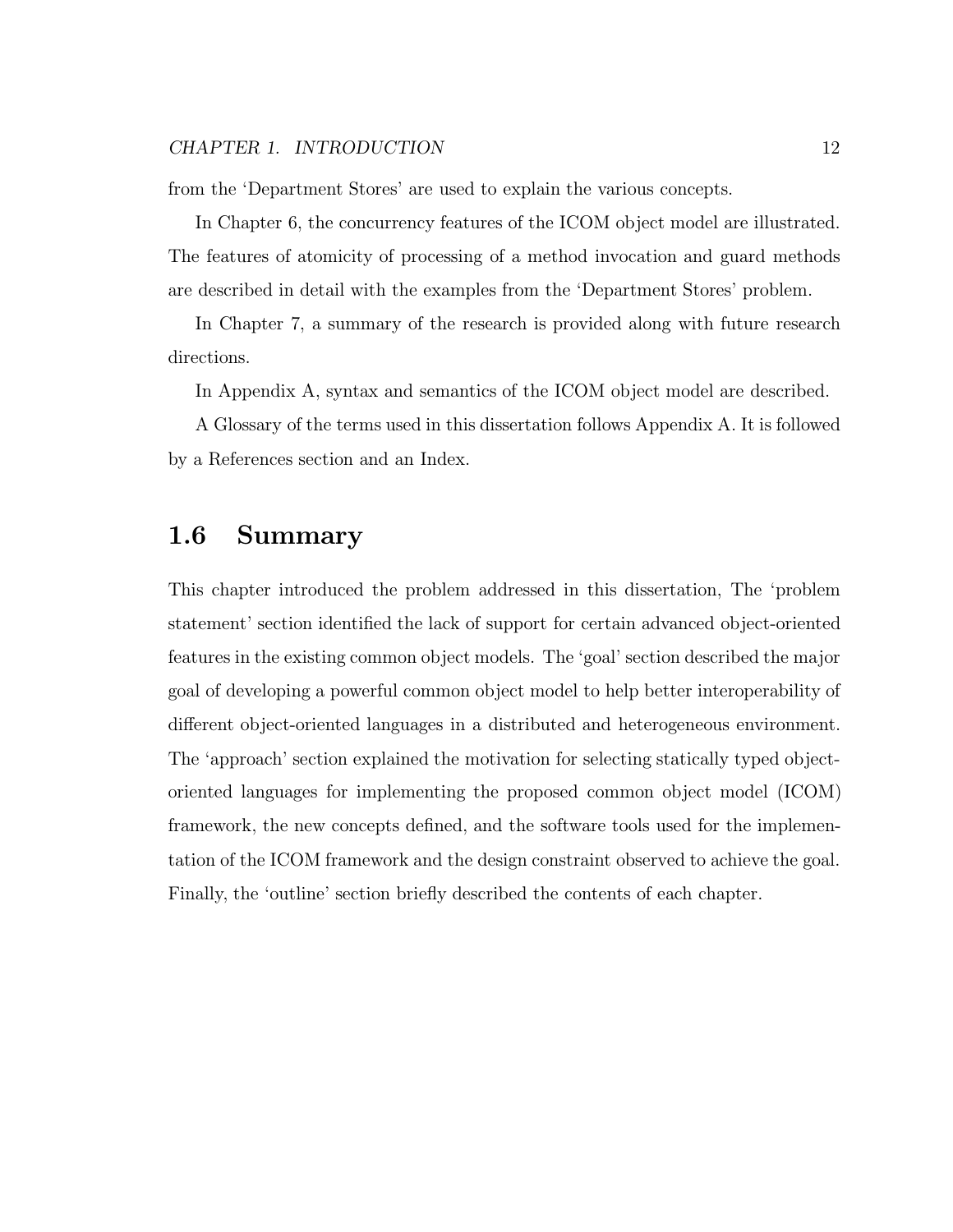from the 'Department Stores' are used to explain the various concepts.

In Chapter 6, the concurrency features of the ICOM object model are illustrated. The features of atomicity of processing of a method invocation and guard methods are described in detail with the examples from the 'Department Stores' problem.

In Chapter 7, a summary of the research is provided along with future research directions.

In Appendix A, syntax and semantics of the ICOM object model are described.

A Glossary of the terms used in this dissertation follows Appendix A. It is followed by a References section and an Index.

## 1.6 Summary

This chapter introduced the problem addressed in this dissertation, The 'problem statement' section identified the lack of support for certain advanced object-oriented features in the existing common object models. The 'goal' section described the major goal of developing a powerful common object model to help better interoperability of different object-oriented languages in a distributed and heterogeneous environment. The 'approach' section explained the motivation for selecting statically typed object-oriented languages for implementing the proposed common object model (ICOM) framework, the new concepts defined, and the software tools used for the implementation of the ICOM framework and the design constraint observed to achieve the goal. Finally, the 'outline' section briefly described the contents of each chapter.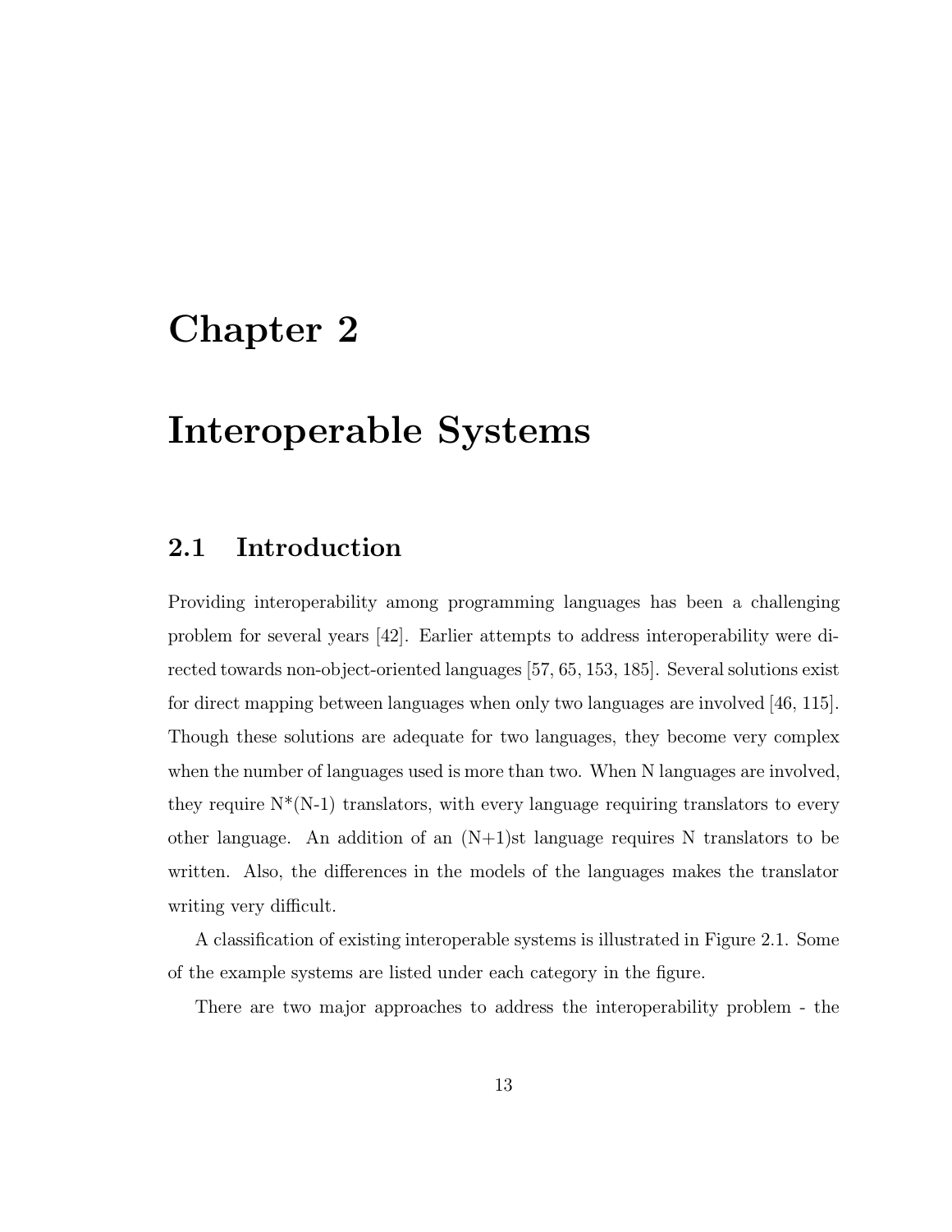# Chapter 2

# Interoperable Systems

## 2.1 Introduction

Providing interoperability among programming languages has been a challenging problem for several years [42]. Earlier attempts to address interoperability were directed towards non-object-oriented languages [57, 65, 153, 185]. Several solutions exist for direct mapping between languages when only two languages are involved [46, 115]. Though these solutions are adequate for two languages, they become very complex when the number of languages used is more than two. When N languages are involved, they require N*(N-1) translators, with every language requiring translators to every other language. An addition of an (N+1)st language requires N translators to be written. Also, the differences in the models of the languages makes the translator writing very difficult.

A classification of existing interoperable systems is illustrated in Figure 2.1. Some of the example systems are listed under each category in the figure.

There are two major approaches to address the interoperability problem - the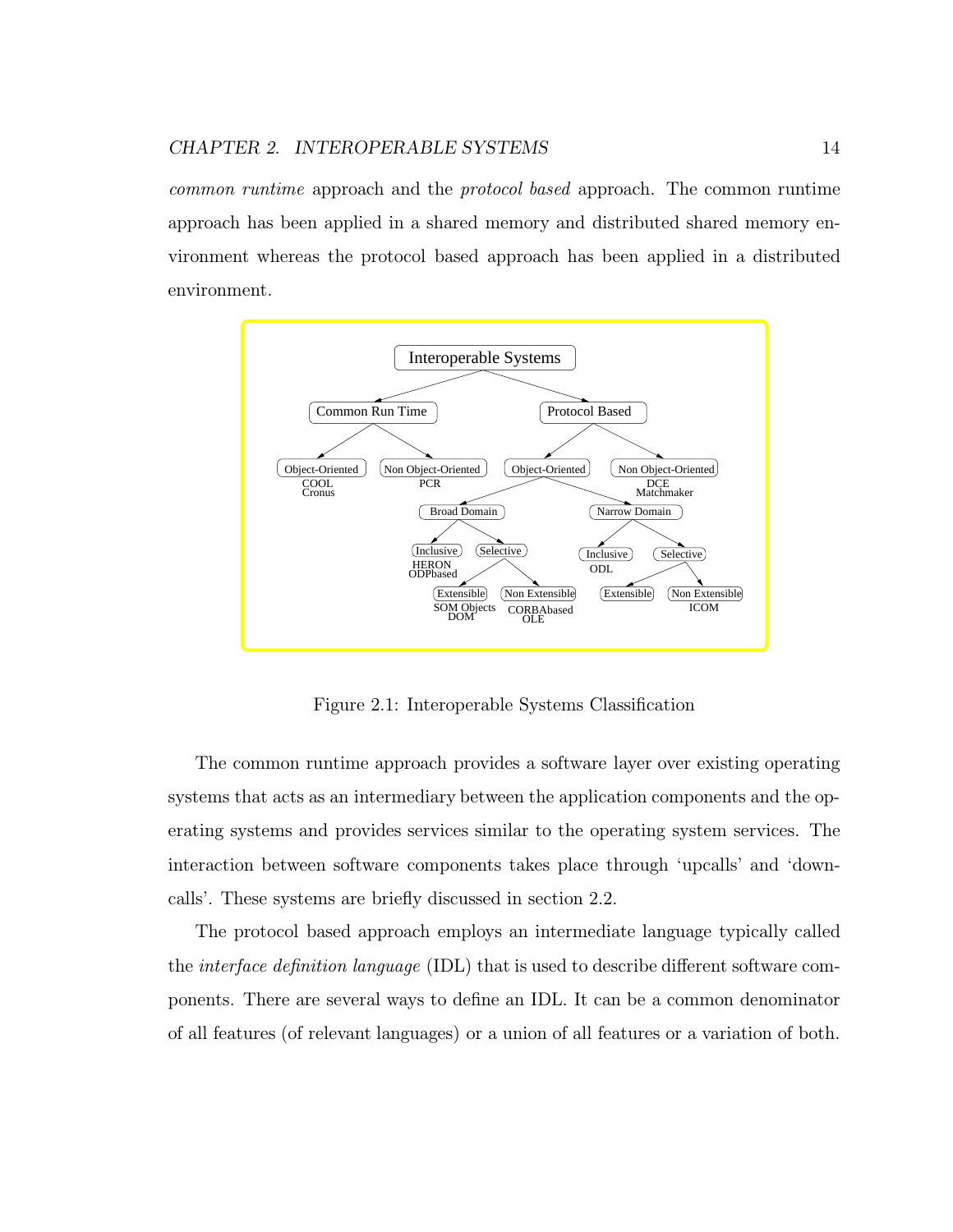*common runtime* approach and the *protocol based* approach. The common runtime approach has been applied in a shared memory and distributed shared memory environment whereas the protocol based approach has been applied in a distributed environment.

Figure 2.1: Interoperable Systems Classification

The common runtime approach provides a software layer over existing operating systems that acts as an intermediary between the application components and the operating systems and provides services similar to the operating system services. The interaction between software components takes place through 'upcalls' and 'downcalls'. These systems are briefly discussed in section 2.2.

The protocol based approach employs an intermediate language typically called the *interface definition language* (IDL) that is used to describe different software components. There are several ways to define an IDL. It can be a common denominator of all features (of relevant languages) or a union of all features or a variation of both.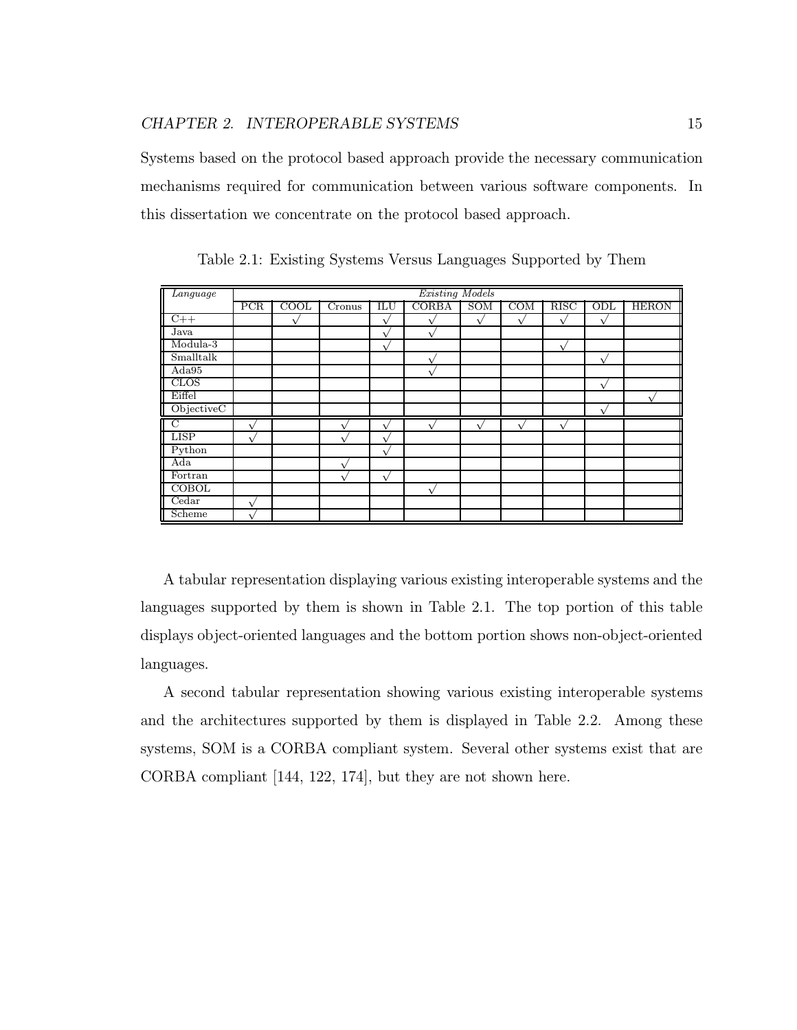Systems based on the protocol based approach provide the necessary communication mechanisms required for communication between various software components. In this dissertation we concentrate on the protocol based approach.

Table 2.1: Existing Systems Versus Languages Supported by Them

| *Language* | *Existing Models* | | | | | | | | | |
|---|---|---|---|---|---|---|---|---|---|---|
| | PCR | COOL | Cronus | ILU | CORBA | SOM | COM | RISC | ODL | HERON |
| C++ | | √ | | √ | √ | √ | √ | √ | √ | |
| Java | | | | √ | √ | | | | | |
| Modula-3 | | | | √ | | | | √ | | |
| Smalltalk | | | | | √ | | | | √ | |
| Ada95 | | | | | √ | | | | | |
| CLOS | | | | | | | | | √ | |
| Eiffel | | | | | | | | | | √ |
| ObjectiveC | | | | | | | | | √ | |
| C | √ | | √ | √ | √ | √ | √ | √ | | |
| LISP | √ | | √ | √ | | | | | | |
| Python | | | | √ | | | | | | |
| Ada | | | √ | | | | | | | |
| Fortran | | | √ | √ | | | | | | |
| COBOL | | | | | √ | | | | | |
| Cedar | √ | | | | | | | | | |
| Scheme | √ | | | | | | | | | |

A tabular representation displaying various existing interoperable systems and the languages supported by them is shown in Table 2.1. The top portion of this table displays object-oriented languages and the bottom portion shows non-object-oriented languages.

A second tabular representation showing various existing interoperable systems and the architectures supported by them is displayed in Table 2.2. Among these systems, SOM is a CORBA compliant system. Several other systems exist that are CORBA compliant [144, 122, 174], but they are not shown here.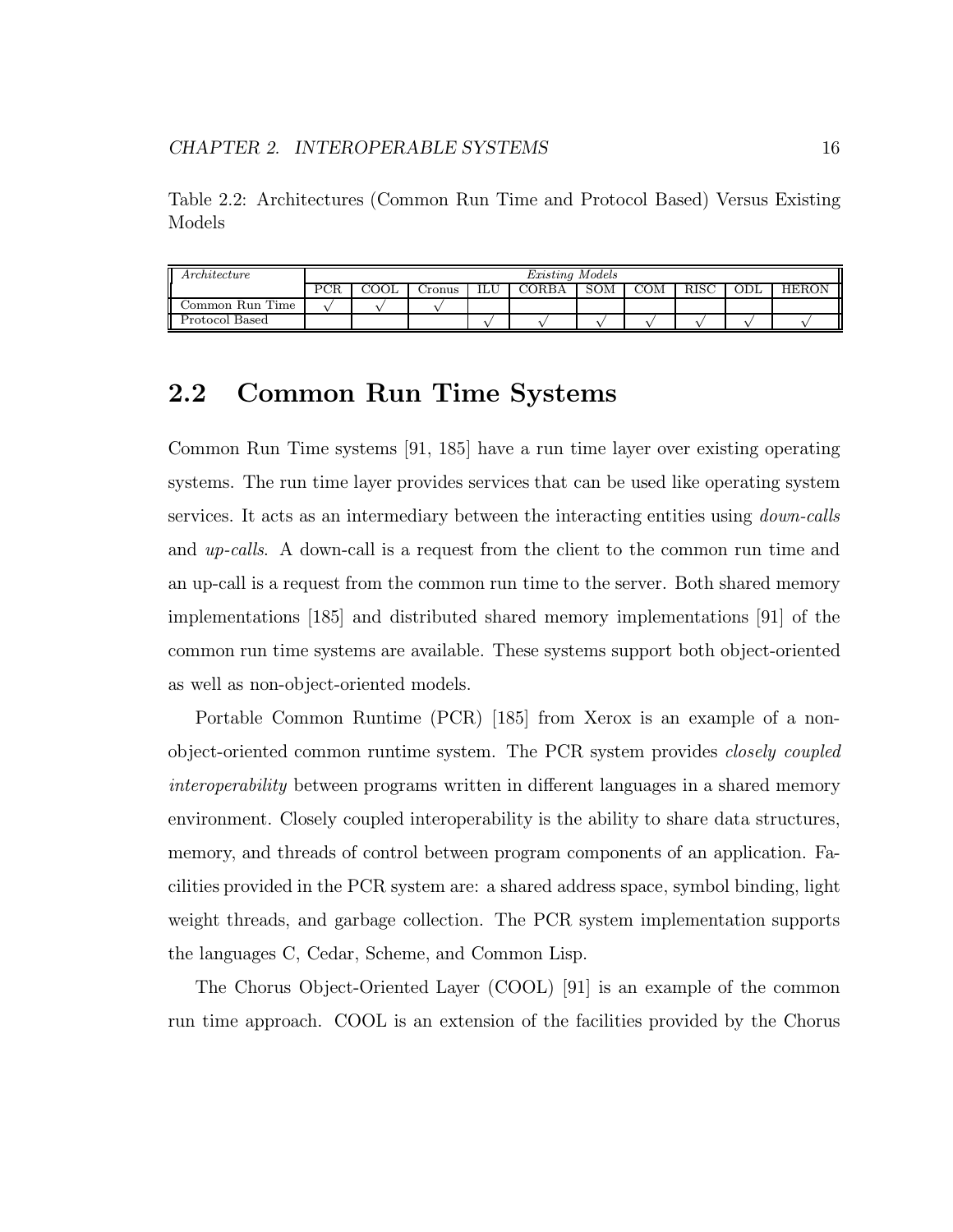Table 2.2: Architectures (Common Run Time and Protocol Based) Versus Existing Models

| *Architecture* | *Existing Models* | | | | | | | | | |
|---|---|---|---|---|---|---|---|---|---|---|
| | PCR | COOL | Cronus | ILU | CORBA | SOM | COM | RISC | ODL | HERON |
| Common Run Time | √ | √ | √ | | | | | | | |
| Protocol Based | | | | √ | √ | √ | √ | √ | √ | √ |

## 2.2 Common Run Time Systems

Common Run Time systems [91, 185] have a run time layer over existing operating systems. The run time layer provides services that can be used like operating system services. It acts as an intermediary between the interacting entities using *down-calls* and *up-calls*. A down-call is a request from the client to the common run time and an up-call is a request from the common run time to the server. Both shared memory implementations [185] and distributed shared memory implementations [91] of the common run time systems are available. These systems support both object-oriented as well as non-object-oriented models.

Portable Common Runtime (PCR) [185] from Xerox is an example of a non-object-oriented common runtime system. The PCR system provides *closely coupled interoperability* between programs written in different languages in a shared memory environment. Closely coupled interoperability is the ability to share data structures, memory, and threads of control between program components of an application. Facilities provided in the PCR system are: a shared address space, symbol binding, light weight threads, and garbage collection. The PCR system implementation supports the languages C, Cedar, Scheme, and Common Lisp.

The Chorus Object-Oriented Layer (COOL) [91] is an example of the common run time approach. COOL is an extension of the facilities provided by the Chorus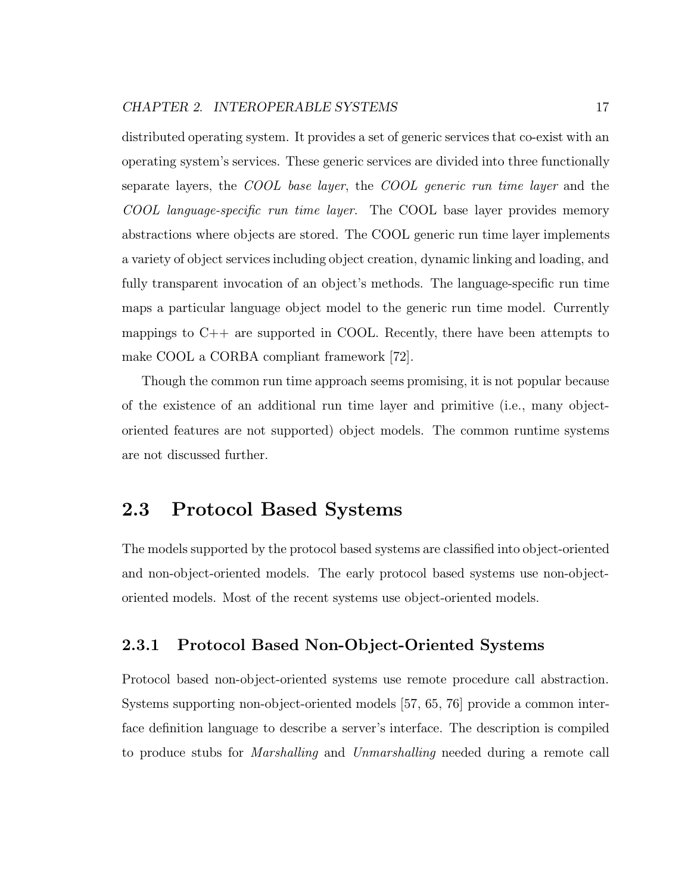distributed operating system. It provides a set of generic services that co-exist with an operating system's services. These generic services are divided into three functionally separate layers, the *COOL base layer*, the *COOL generic run time layer* and the *COOL language-specific run time layer*. The COOL base layer provides memory abstractions where objects are stored. The COOL generic run time layer implements a variety of object services including object creation, dynamic linking and loading, and fully transparent invocation of an object's methods. The language-specific run time maps a particular language object model to the generic run time model. Currently mappings to C++ are supported in COOL. Recently, there have been attempts to make COOL a CORBA compliant framework [72].

Though the common run time approach seems promising, it is not popular because of the existence of an additional run time layer and primitive (i.e., many object-oriented features are not supported) object models. The common runtime systems are not discussed further.

## 2.3 Protocol Based Systems

The models supported by the protocol based systems are classified into object-oriented and non-object-oriented models. The early protocol based systems use non-object-oriented models. Most of the recent systems use object-oriented models.

### 2.3.1 Protocol Based Non-Object-Oriented Systems

Protocol based non-object-oriented systems use remote procedure call abstraction. Systems supporting non-object-oriented models [57, 65, 76] provide a common interface definition language to describe a server's interface. The description is compiled to produce stubs for *Marshalling* and *Unmarshalling* needed during a remote call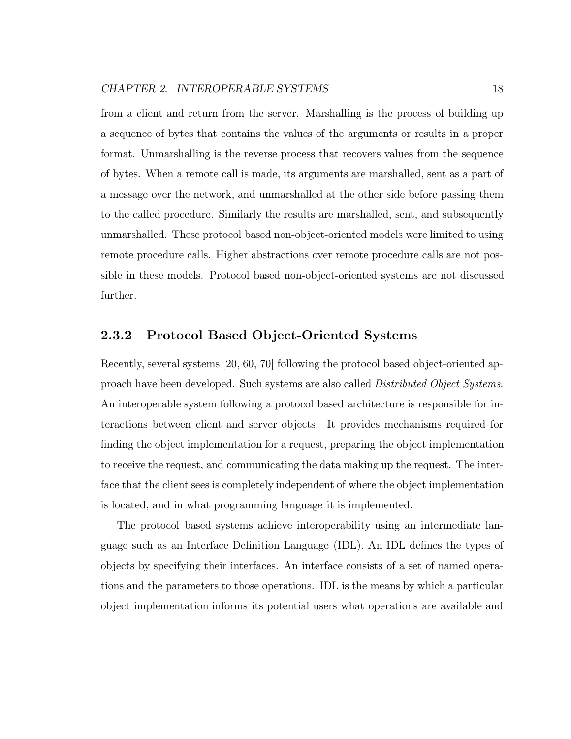from a client and return from the server. Marshalling is the process of building up a sequence of bytes that contains the values of the arguments or results in a proper format. Unmarshalling is the reverse process that recovers values from the sequence of bytes. When a remote call is made, its arguments are marshalled, sent as a part of a message over the network, and unmarshalled at the other side before passing them to the called procedure. Similarly the results are marshalled, sent, and subsequently unmarshalled. These protocol based non-object-oriented models were limited to using remote procedure calls. Higher abstractions over remote procedure calls are not possible in these models. Protocol based non-object-oriented systems are not discussed further.

### 2.3.2 Protocol Based Object-Oriented Systems

Recently, several systems [20, 60, 70] following the protocol based object-oriented approach have been developed. Such systems are also called *Distributed Object Systems*. An interoperable system following a protocol based architecture is responsible for interactions between client and server objects. It provides mechanisms required for finding the object implementation for a request, preparing the object implementation to receive the request, and communicating the data making up the request. The interface that the client sees is completely independent of where the object implementation is located, and in what programming language it is implemented.

The protocol based systems achieve interoperability using an intermediate language such as an Interface Definition Language (IDL). An IDL defines the types of objects by specifying their interfaces. An interface consists of a set of named operations and the parameters to those operations. IDL is the means by which a particular object implementation informs its potential users what operations are available and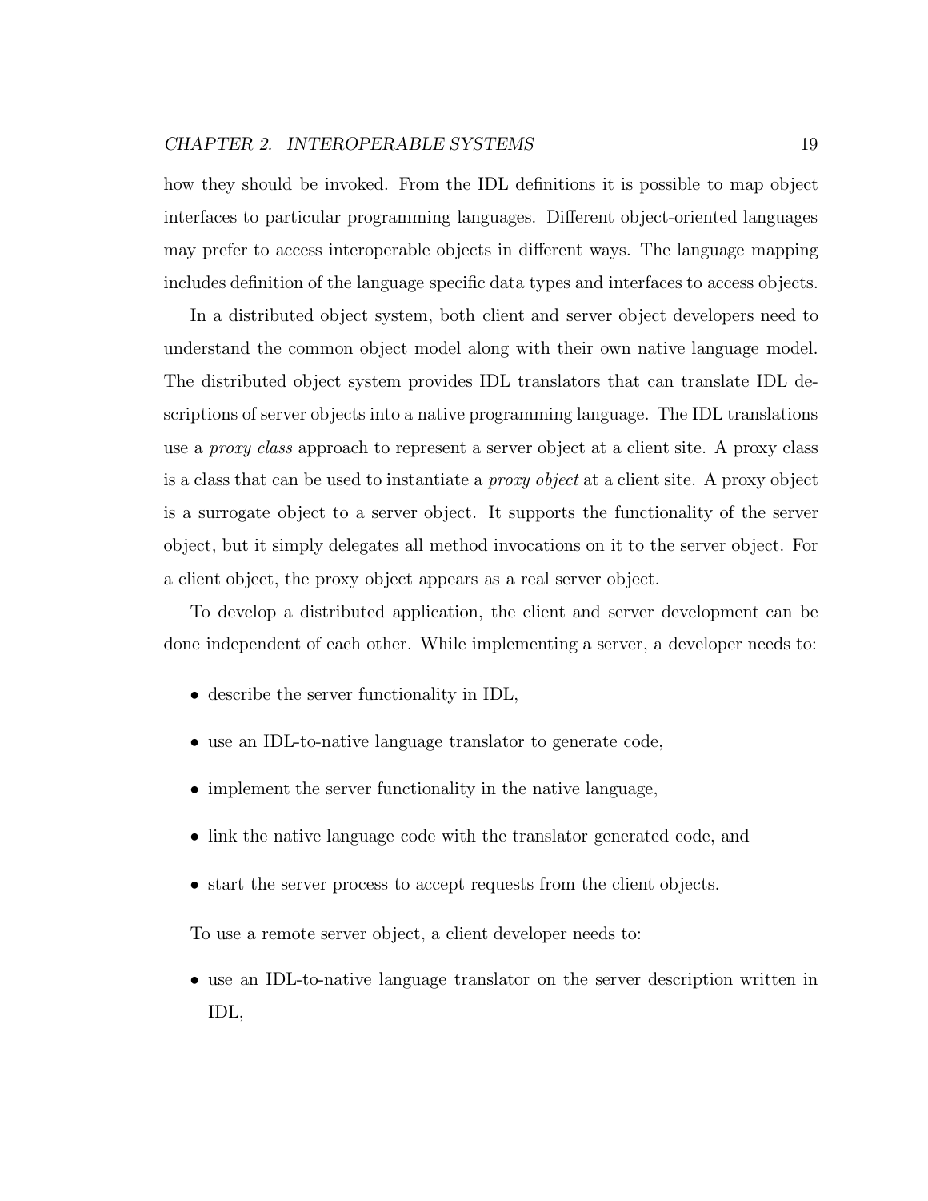how they should be invoked. From the IDL definitions it is possible to map object interfaces to particular programming languages. Different object-oriented languages may prefer to access interoperable objects in different ways. The language mapping includes definition of the language specific data types and interfaces to access objects.

In a distributed object system, both client and server object developers need to understand the common object model along with their own native language model. The distributed object system provides IDL translators that can translate IDL descriptions of server objects into a native programming language. The IDL translations use a *proxy class* approach to represent a server object at a client site. A proxy class is a class that can be used to instantiate a *proxy object* at a client site. A proxy object is a surrogate object to a server object. It supports the functionality of the server object, but it simply delegates all method invocations on it to the server object. For a client object, the proxy object appears as a real server object.

To develop a distributed application, the client and server development can be done independent of each other. While implementing a server, a developer needs to:

- describe the server functionality in IDL,
- use an IDL-to-native language translator to generate code,
- implement the server functionality in the native language,
- link the native language code with the translator generated code, and
- start the server process to accept requests from the client objects.

To use a remote server object, a client developer needs to:

- use an IDL-to-native language translator on the server description written in IDL,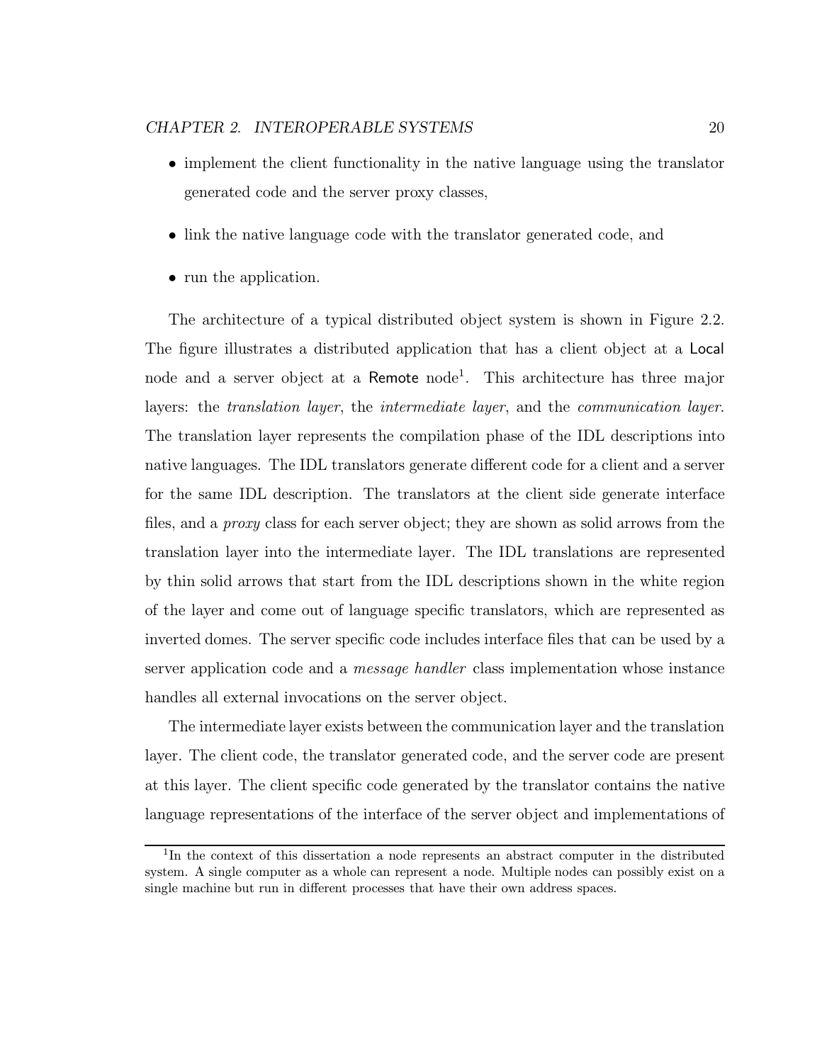- implement the client functionality in the native language using the translator generated code and the server proxy classes,
- link the native language code with the translator generated code, and
- run the application.

The architecture of a typical distributed object system is shown in Figure 2.2. The figure illustrates a distributed application that has a client object at a Local node and a server object at a Remote node[1]. This architecture has three major layers: the *translation layer*, the *intermediate layer*, and the *communication layer*. The translation layer represents the compilation phase of the IDL descriptions into native languages. The IDL translators generate different code for a client and a server for the same IDL description. The translators at the client side generate interface files, and a *proxy* class for each server object; they are shown as solid arrows from the translation layer into the intermediate layer. The IDL translations are represented by thin solid arrows that start from the IDL descriptions shown in the white region of the layer and come out of language specific translators, which are represented as inverted domes. The server specific code includes interface files that can be used by a server application code and a *message handler* class implementation whose instance handles all external invocations on the server object.

The intermediate layer exists between the communication layer and the translation layer. The client code, the translator generated code, and the server code are present at this layer. The client specific code generated by the translator contains the native language representations of the interface of the server object and implementations of

[1] In the context of this dissertation a node represents an abstract computer in the distributed system. A single computer as a whole can represent a node. Multiple nodes can possibly exist on a single machine but run in different processes that have their own address spaces.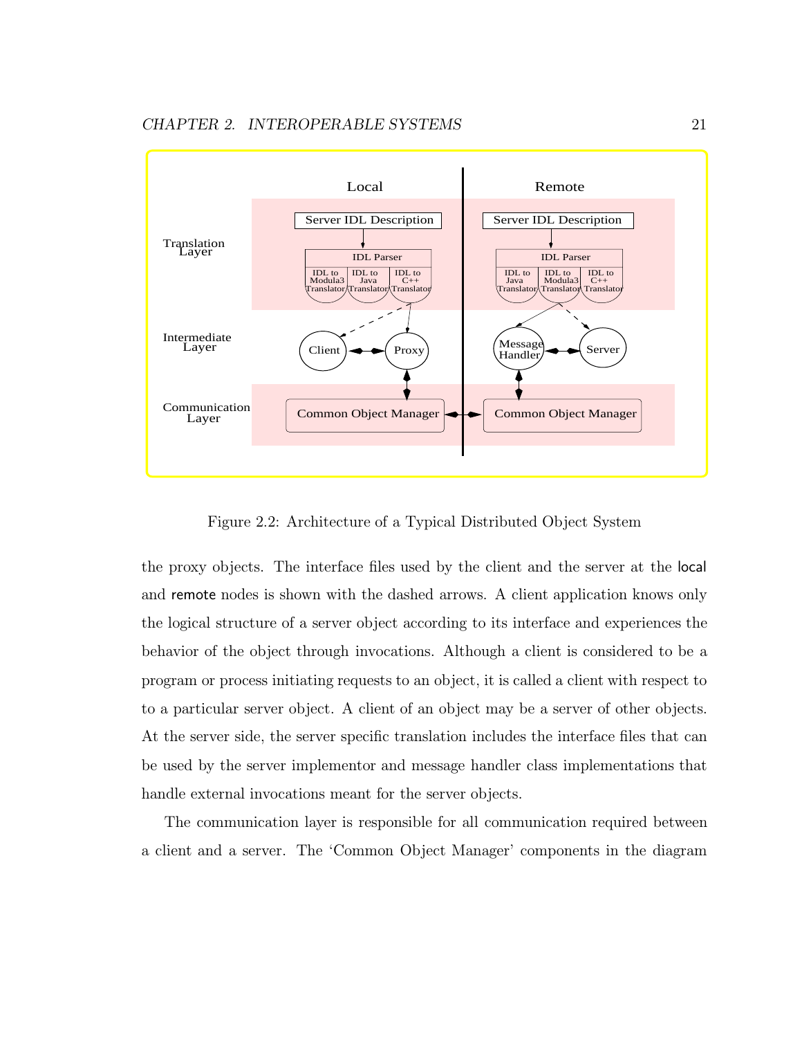Figure 2.2: Architecture of a Typical Distributed Object System

the proxy objects. The interface files used by the client and the server at the local and remote nodes is shown with the dashed arrows. A client application knows only the logical structure of a server object according to its interface and experiences the behavior of the object through invocations. Although a client is considered to be a program or process initiating requests to an object, it is called a client with respect to to a particular server object. A client of an object may be a server of other objects. At the server side, the server specific translation includes the interface files that can be used by the server implementor and message handler class implementations that handle external invocations meant for the server objects.

The communication layer is responsible for all communication required between a client and a server. The 'Common Object Manager' components in the diagram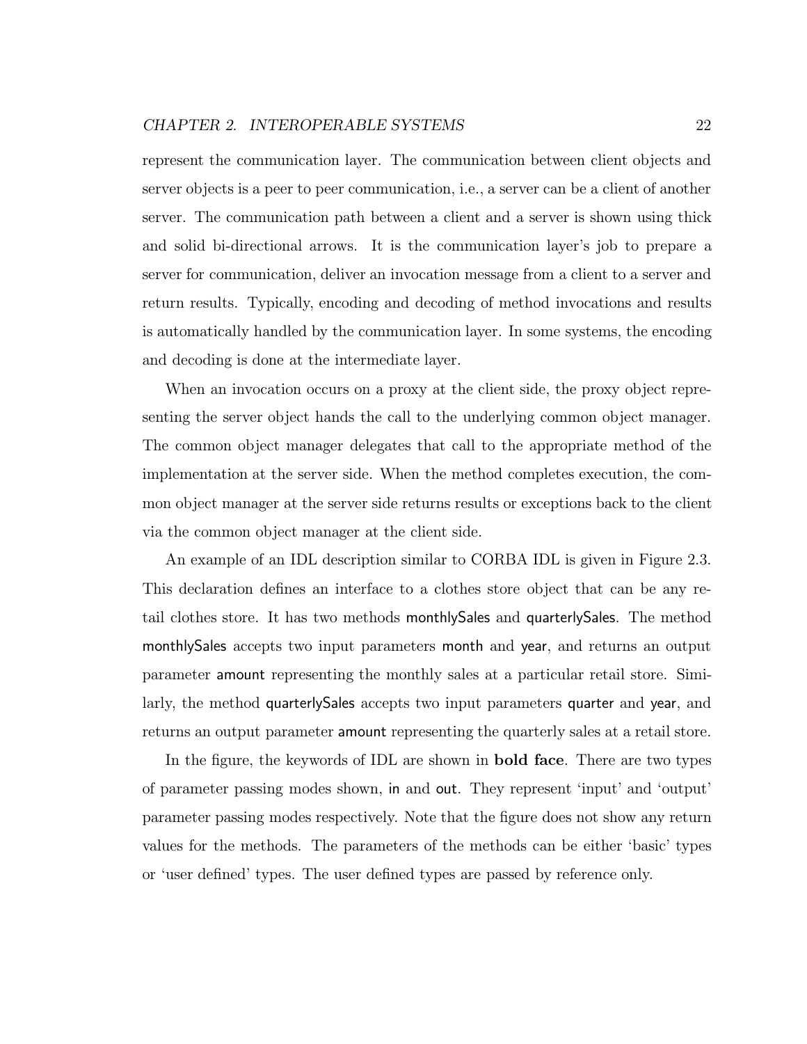represent the communication layer. The communication between client objects and server objects is a peer to peer communication, i.e., a server can be a client of another server. The communication path between a client and a server is shown using thick and solid bi-directional arrows. It is the communication layer's job to prepare a server for communication, deliver an invocation message from a client to a server and return results. Typically, encoding and decoding of method invocations and results is automatically handled by the communication layer. In some systems, the encoding and decoding is done at the intermediate layer.

When an invocation occurs on a proxy at the client side, the proxy object representing the server object hands the call to the underlying common object manager. The common object manager delegates that call to the appropriate method of the implementation at the server side. When the method completes execution, the common object manager at the server side returns results or exceptions back to the client via the common object manager at the client side.

An example of an IDL description similar to CORBA IDL is given in Figure 2.3. This declaration defines an interface to a clothes store object that can be any retail clothes store. It has two methods monthlySales and quarterlySales. The method monthlySales accepts two input parameters month and year, and returns an output parameter amount representing the monthly sales at a particular retail store. Similarly, the method quarterlySales accepts two input parameters quarter and year, and returns an output parameter amount representing the quarterly sales at a retail store.

In the figure, the keywords of IDL are shown in **bold face**. There are two types of parameter passing modes shown, in and out. They represent 'input' and 'output' parameter passing modes respectively. Note that the figure does not show any return values for the methods. The parameters of the methods can be either 'basic' types or 'user defined' types. The user defined types are passed by reference only.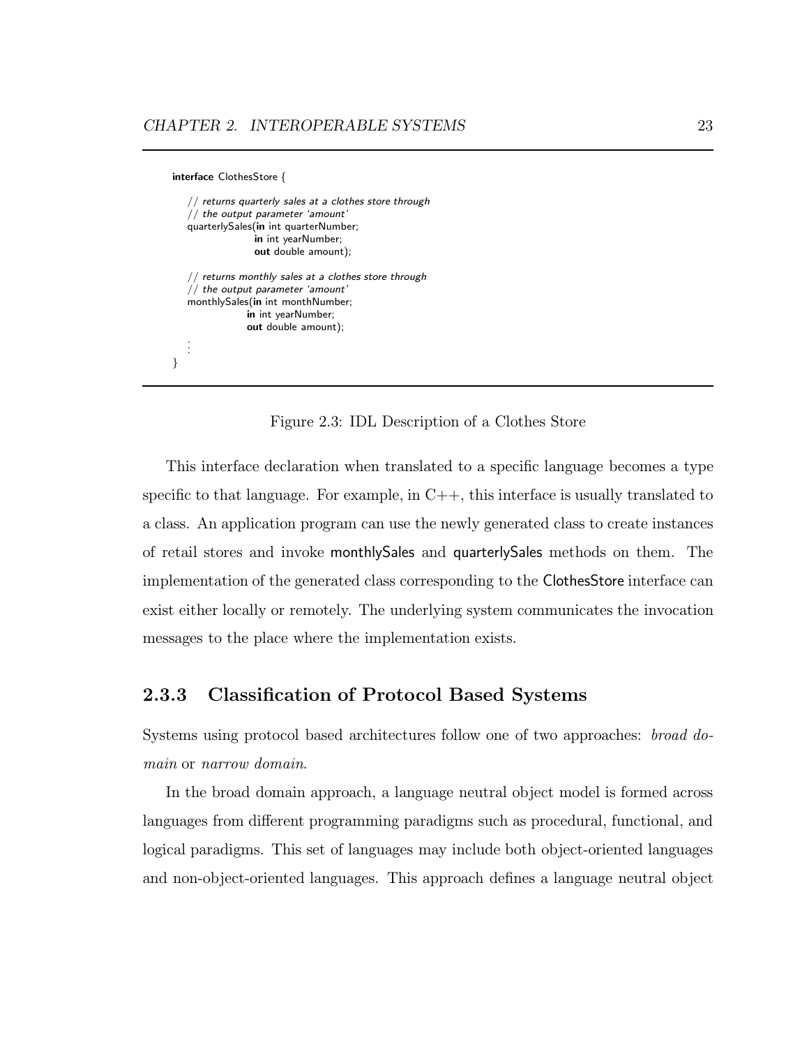```
interface ClothesStore {

    // returns quarterly sales at a clothes store through
    // the output parameter 'amount'
    quarterlySales(in int quarterNumber;
                   in int yearNumber;
                   out double amount);

    // returns monthly sales at a clothes store through
    // the output parameter 'amount'
    monthlySales(in int monthNumber;
                 in int yearNumber;
                 out double amount);
    ⋮
}
```

Figure 2.3: IDL Description of a Clothes Store

This interface declaration when translated to a specific language becomes a type specific to that language. For example, in C++, this interface is usually translated to a class. An application program can use the newly generated class to create instances of retail stores and invoke monthlySales and quarterlySales methods on them. The implementation of the generated class corresponding to the ClothesStore interface can exist either locally or remotely. The underlying system communicates the invocation messages to the place where the implementation exists.

### 2.3.3 Classification of Protocol Based Systems

Systems using protocol based architectures follow one of two approaches: *broad domain* or *narrow domain*.

In the broad domain approach, a language neutral object model is formed across languages from different programming paradigms such as procedural, functional, and logical paradigms. This set of languages may include both object-oriented languages and non-object-oriented languages. This approach defines a language neutral object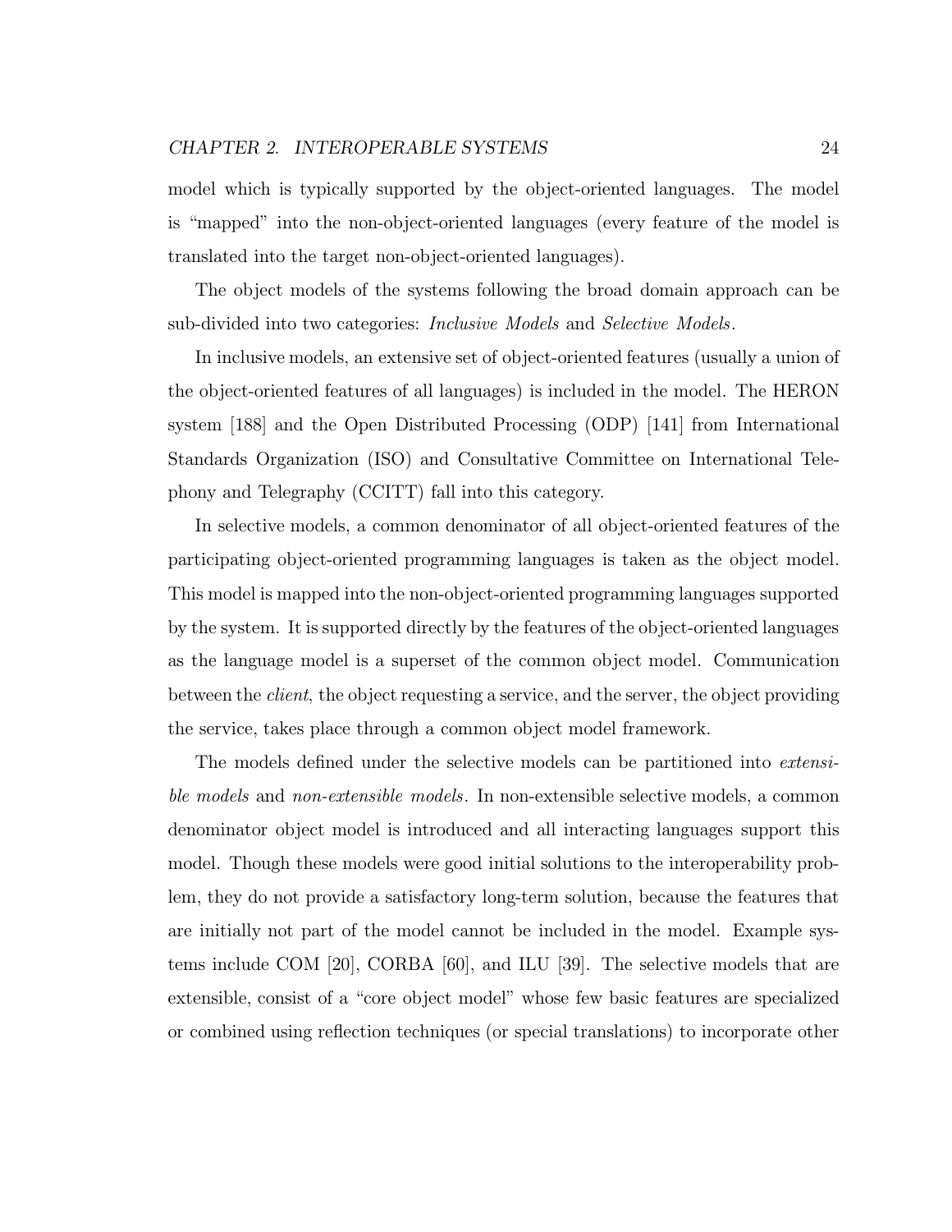model which is typically supported by the object-oriented languages. The model is "mapped" into the non-object-oriented languages (every feature of the model is translated into the target non-object-oriented languages).

The object models of the systems following the broad domain approach can be sub-divided into two categories: *Inclusive Models* and *Selective Models*.

In inclusive models, an extensive set of object-oriented features (usually a union of the object-oriented features of all languages) is included in the model. The HERON system [188] and the Open Distributed Processing (ODP) [141] from International Standards Organization (ISO) and Consultative Committee on International Telephony and Telegraphy (CCITT) fall into this category.

In selective models, a common denominator of all object-oriented features of the participating object-oriented programming languages is taken as the object model. This model is mapped into the non-object-oriented programming languages supported by the system. It is supported directly by the features of the object-oriented languages as the language model is a superset of the common object model. Communication between the *client*, the object requesting a service, and the server, the object providing the service, takes place through a common object model framework.

The models defined under the selective models can be partitioned into *extensible models* and *non-extensible models*. In non-extensible selective models, a common denominator object model is introduced and all interacting languages support this model. Though these models were good initial solutions to the interoperability problem, they do not provide a satisfactory long-term solution, because the features that are initially not part of the model cannot be included in the model. Example systems include COM [20], CORBA [60], and ILU [39]. The selective models that are extensible, consist of a "core object model" whose few basic features are specialized or combined using reflection techniques (or special translations) to incorporate other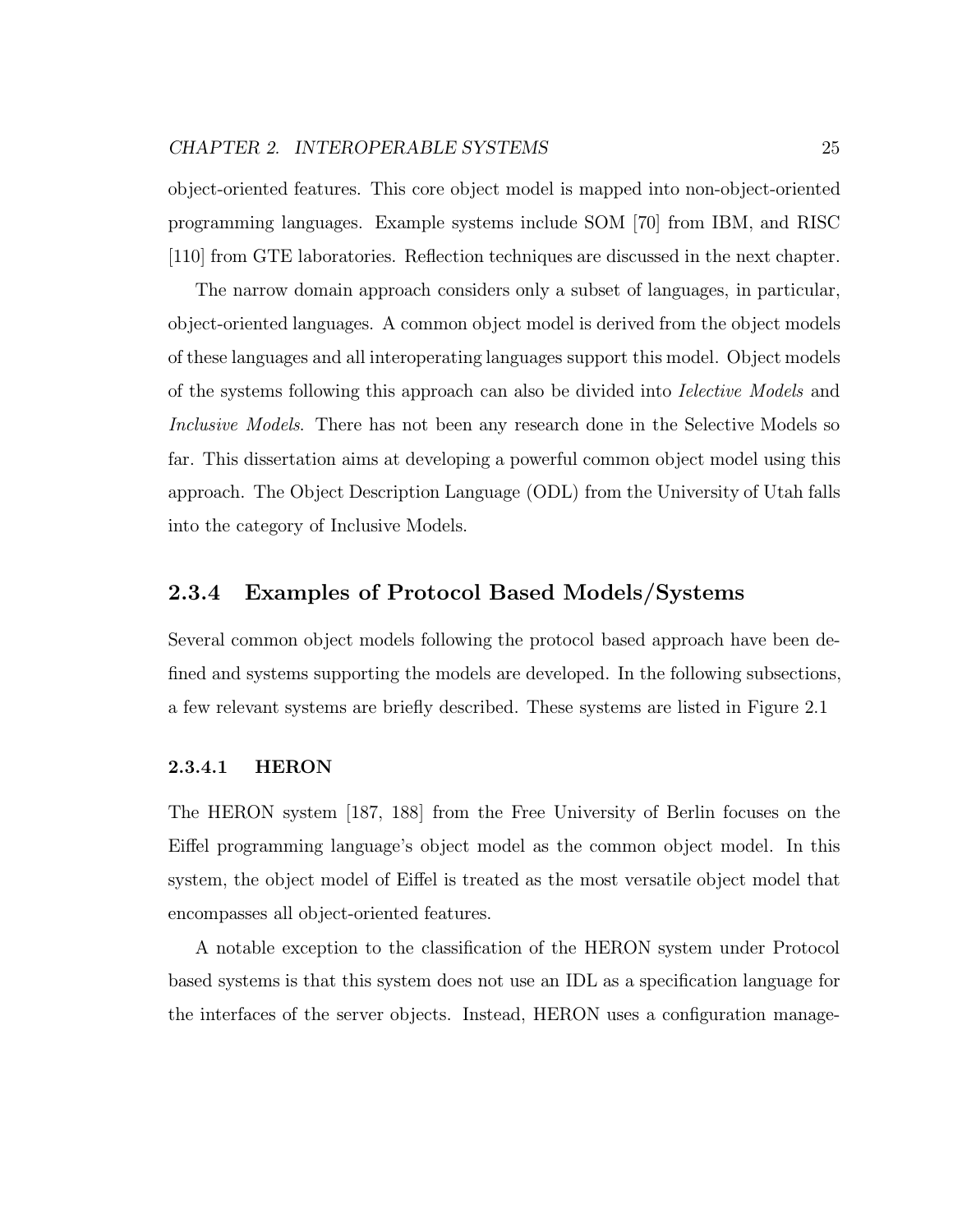object-oriented features. This core object model is mapped into non-object-oriented programming languages. Example systems include SOM [70] from IBM, and RISC [110] from GTE laboratories. Reflection techniques are discussed in the next chapter.

The narrow domain approach considers only a subset of languages, in particular, object-oriented languages. A common object model is derived from the object models of these languages and all interoperating languages support this model. Object models of the systems following this approach can also be divided into *Ielective Models* and *Inclusive Models*. There has not been any research done in the Selective Models so far. This dissertation aims at developing a powerful common object model using this approach. The Object Description Language (ODL) from the University of Utah falls into the category of Inclusive Models.

### 2.3.4 Examples of Protocol Based Models/Systems

Several common object models following the protocol based approach have been defined and systems supporting the models are developed. In the following subsections, a few relevant systems are briefly described. These systems are listed in Figure 2.1

#### 2.3.4.1 HERON

The HERON system [187, 188] from the Free University of Berlin focuses on the Eiffel programming language's object model as the common object model. In this system, the object model of Eiffel is treated as the most versatile object model that encompasses all object-oriented features.

A notable exception to the classification of the HERON system under Protocol based systems is that this system does not use an IDL as a specification language for the interfaces of the server objects. Instead, HERON uses a configuration manage-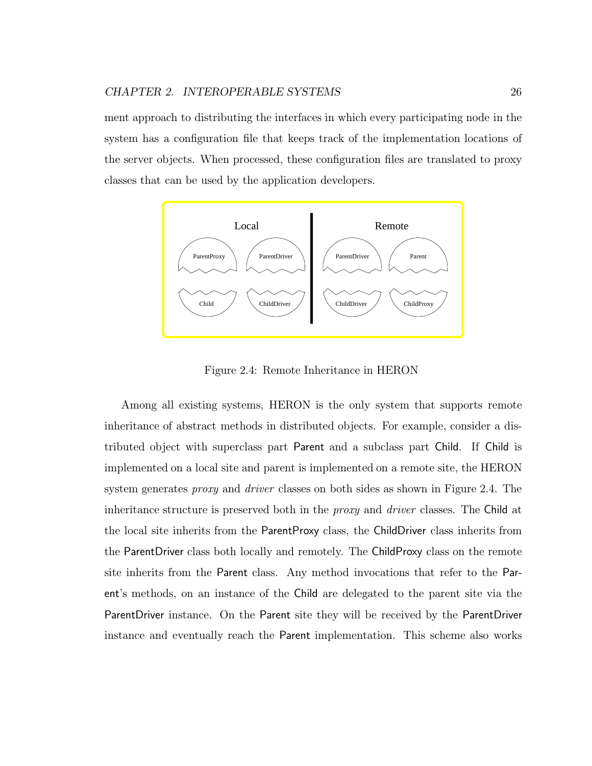ment approach to distributing the interfaces in which every participating node in the system has a configuration file that keeps track of the implementation locations of the server objects. When processed, these configuration files are translated to proxy classes that can be used by the application developers.

Figure 2.4: Remote Inheritance in HERON

Among all existing systems, HERON is the only system that supports remote inheritance of abstract methods in distributed objects. For example, consider a distributed object with superclass part Parent and a subclass part Child. If Child is implemented on a local site and parent is implemented on a remote site, the HERON system generates *proxy* and *driver* classes on both sides as shown in Figure 2.4. The inheritance structure is preserved both in the *proxy* and *driver* classes. The Child at the local site inherits from the ParentProxy class, the ChildDriver class inherits from the ParentDriver class both locally and remotely. The ChildProxy class on the remote site inherits from the Parent class. Any method invocations that refer to the Parent's methods, on an instance of the Child are delegated to the parent site via the ParentDriver instance. On the Parent site they will be received by the ParentDriver instance and eventually reach the Parent implementation. This scheme also works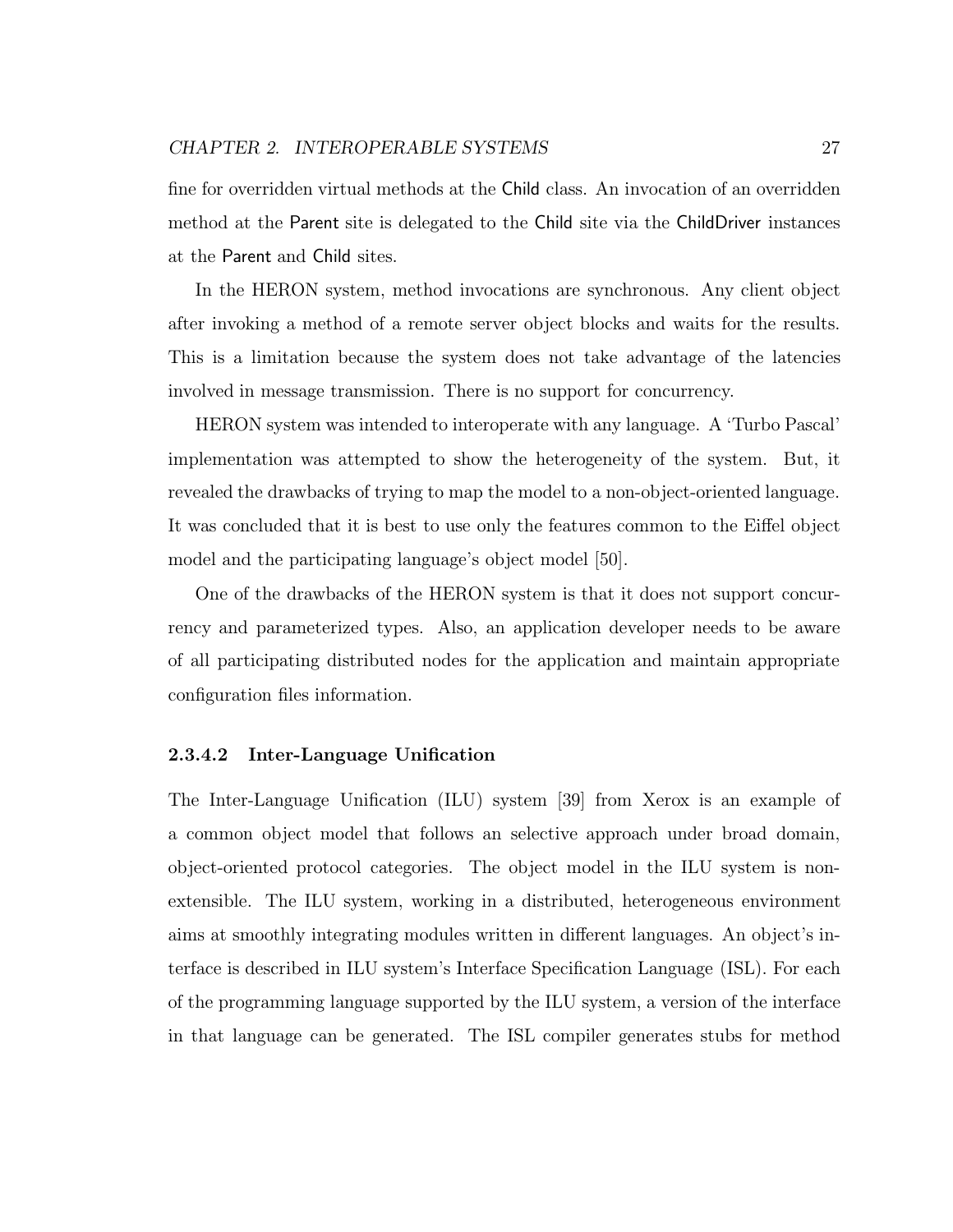fine for overridden virtual methods at the Child class. An invocation of an overridden method at the Parent site is delegated to the Child site via the ChildDriver instances at the Parent and Child sites.

In the HERON system, method invocations are synchronous. Any client object after invoking a method of a remote server object blocks and waits for the results. This is a limitation because the system does not take advantage of the latencies involved in message transmission. There is no support for concurrency.

HERON system was intended to interoperate with any language. A 'Turbo Pascal' implementation was attempted to show the heterogeneity of the system. But, it revealed the drawbacks of trying to map the model to a non-object-oriented language. It was concluded that it is best to use only the features common to the Eiffel object model and the participating language's object model [50].

One of the drawbacks of the HERON system is that it does not support concurrency and parameterized types. Also, an application developer needs to be aware of all participating distributed nodes for the application and maintain appropriate configuration files information.

#### 2.3.4.2 Inter-Language Unification

The Inter-Language Unification (ILU) system [39] from Xerox is an example of a common object model that follows an selective approach under broad domain, object-oriented protocol categories. The object model in the ILU system is non-extensible. The ILU system, working in a distributed, heterogeneous environment aims at smoothly integrating modules written in different languages. An object's interface is described in ILU system's Interface Specification Language (ISL). For each of the programming language supported by the ILU system, a version of the interface in that language can be generated. The ISL compiler generates stubs for method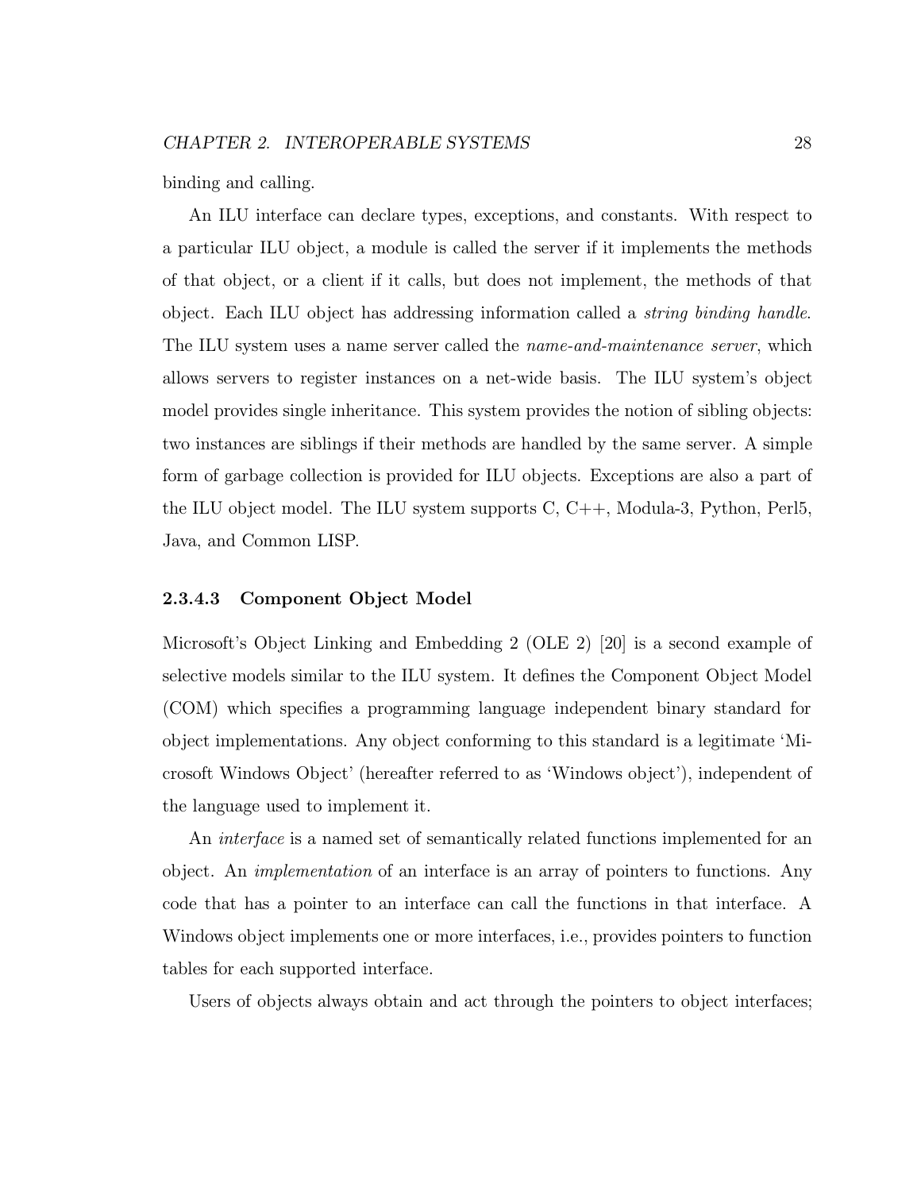binding and calling.

An ILU interface can declare types, exceptions, and constants. With respect to a particular ILU object, a module is called the server if it implements the methods of that object, or a client if it calls, but does not implement, the methods of that object. Each ILU object has addressing information called a *string binding handle*. The ILU system uses a name server called the *name-and-maintenance server*, which allows servers to register instances on a net-wide basis. The ILU system's object model provides single inheritance. This system provides the notion of sibling objects: two instances are siblings if their methods are handled by the same server. A simple form of garbage collection is provided for ILU objects. Exceptions are also a part of the ILU object model. The ILU system supports C, C++, Modula-3, Python, Perl5, Java, and Common LISP.

#### 2.3.4.3 Component Object Model

Microsoft's Object Linking and Embedding 2 (OLE 2) [20] is a second example of selective models similar to the ILU system. It defines the Component Object Model (COM) which specifies a programming language independent binary standard for object implementations. Any object conforming to this standard is a legitimate 'Microsoft Windows Object' (hereafter referred to as 'Windows object'), independent of the language used to implement it.

An *interface* is a named set of semantically related functions implemented for an object. An *implementation* of an interface is an array of pointers to functions. Any code that has a pointer to an interface can call the functions in that interface. A Windows object implements one or more interfaces, i.e., provides pointers to function tables for each supported interface.

Users of objects always obtain and act through the pointers to object interfaces;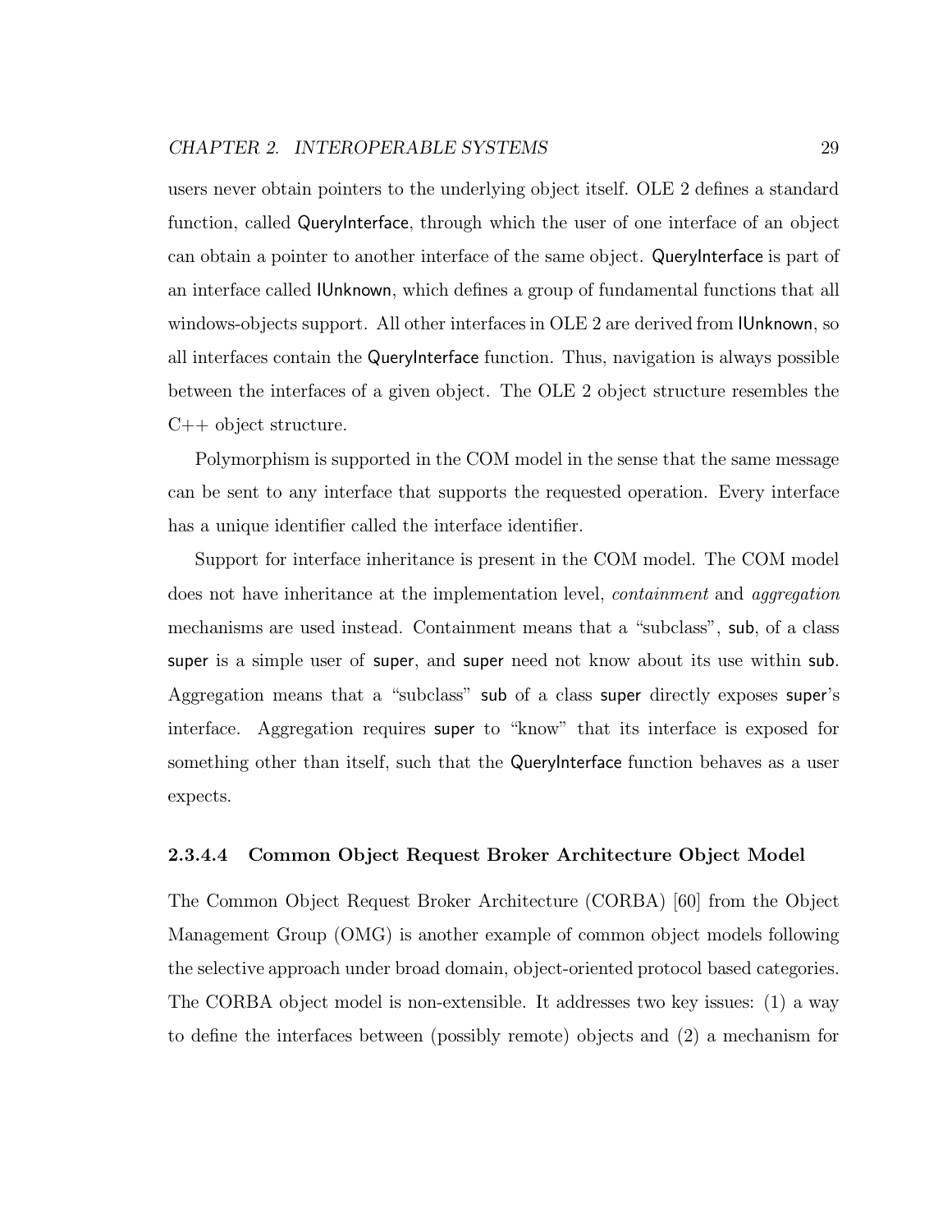users never obtain pointers to the underlying object itself. OLE 2 defines a standard function, called QueryInterface, through which the user of one interface of an object can obtain a pointer to another interface of the same object. QueryInterface is part of an interface called IUnknown, which defines a group of fundamental functions that all windows-objects support. All other interfaces in OLE 2 are derived from IUnknown, so all interfaces contain the QueryInterface function. Thus, navigation is always possible between the interfaces of a given object. The OLE 2 object structure resembles the C++ object structure.

Polymorphism is supported in the COM model in the sense that the same message can be sent to any interface that supports the requested operation. Every interface has a unique identifier called the interface identifier.

Support for interface inheritance is present in the COM model. The COM model does not have inheritance at the implementation level, *containment* and *aggregation* mechanisms are used instead. Containment means that a "subclass", sub, of a class super is a simple user of super, and super need not know about its use within sub. Aggregation means that a "subclass" sub of a class super directly exposes super's interface. Aggregation requires super to "know" that its interface is exposed for something other than itself, such that the QueryInterface function behaves as a user expects.

#### 2.3.4.4 Common Object Request Broker Architecture Object Model

The Common Object Request Broker Architecture (CORBA) [60] from the Object Management Group (OMG) is another example of common object models following the selective approach under broad domain, object-oriented protocol based categories. The CORBA object model is non-extensible. It addresses two key issues: (1) a way to define the interfaces between (possibly remote) objects and (2) a mechanism for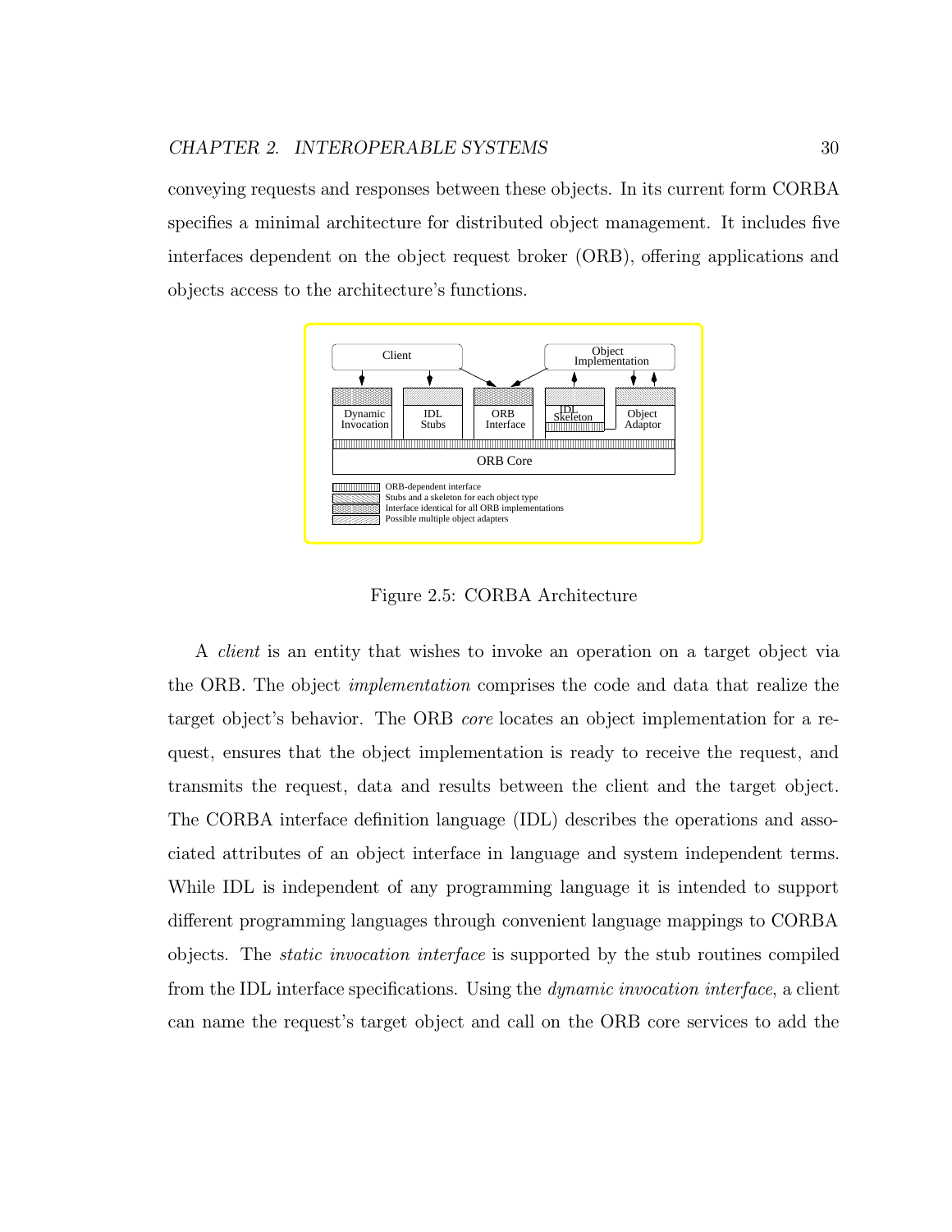conveying requests and responses between these objects. In its current form CORBA specifies a minimal architecture for distributed object management. It includes five interfaces dependent on the object request broker (ORB), offering applications and objects access to the architecture's functions.

Figure 2.5: CORBA Architecture

A *client* is an entity that wishes to invoke an operation on a target object via the ORB. The object *implementation* comprises the code and data that realize the target object's behavior. The ORB *core* locates an object implementation for a request, ensures that the object implementation is ready to receive the request, and transmits the request, data and results between the client and the target object. The CORBA interface definition language (IDL) describes the operations and associated attributes of an object interface in language and system independent terms. While IDL is independent of any programming language it is intended to support different programming languages through convenient language mappings to CORBA objects. The *static invocation interface* is supported by the stub routines compiled from the IDL interface specifications. Using the *dynamic invocation interface*, a client can name the request's target object and call on the ORB core services to add the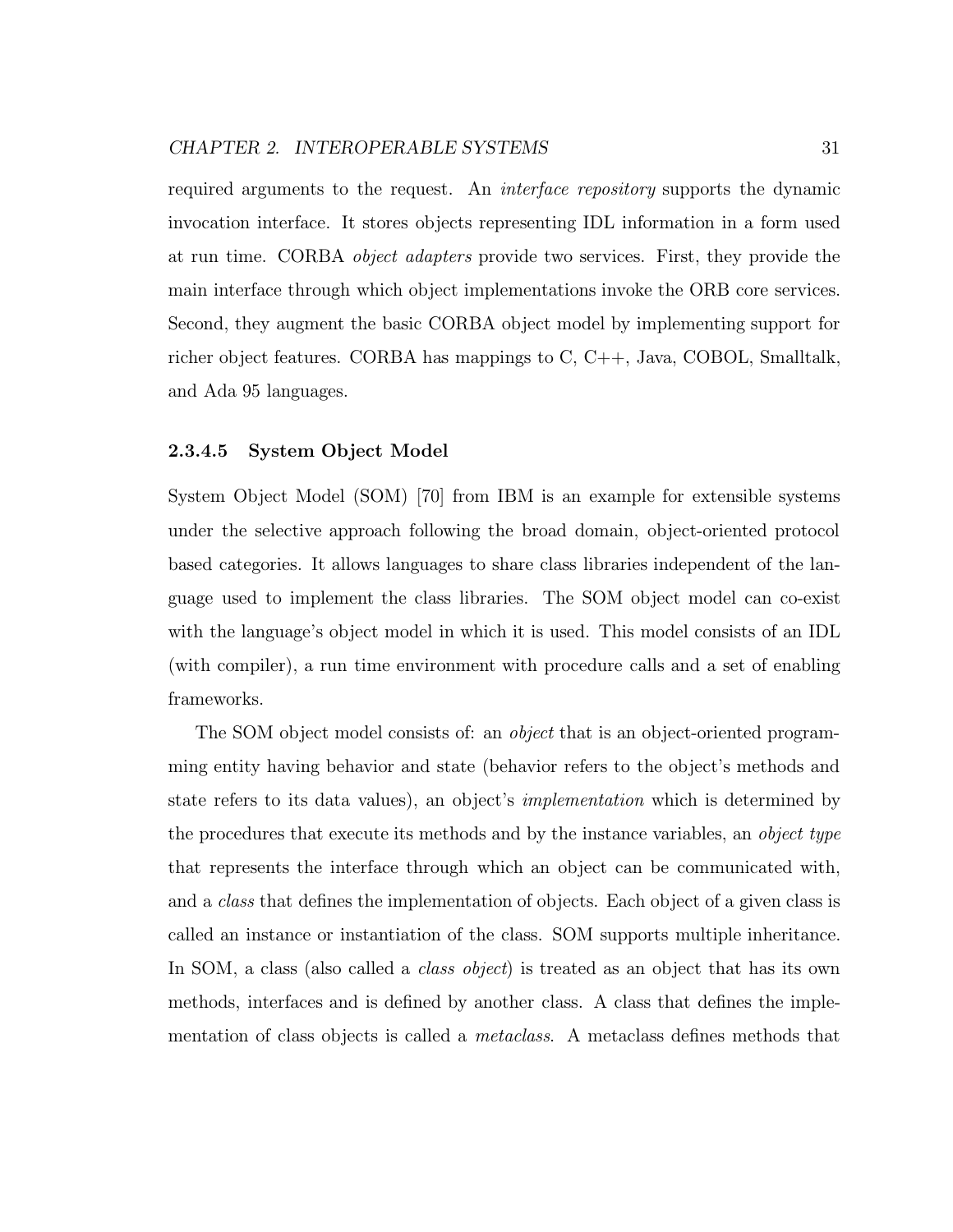required arguments to the request. An *interface repository* supports the dynamic invocation interface. It stores objects representing IDL information in a form used at run time. CORBA *object adapters* provide two services. First, they provide the main interface through which object implementations invoke the ORB core services. Second, they augment the basic CORBA object model by implementing support for richer object features. CORBA has mappings to C, C++, Java, COBOL, Smalltalk, and Ada 95 languages.

#### 2.3.4.5 System Object Model

System Object Model (SOM) [70] from IBM is an example for extensible systems under the selective approach following the broad domain, object-oriented protocol based categories. It allows languages to share class libraries independent of the language used to implement the class libraries. The SOM object model can co-exist with the language's object model in which it is used. This model consists of an IDL (with compiler), a run time environment with procedure calls and a set of enabling frameworks.

The SOM object model consists of: an *object* that is an object-oriented programming entity having behavior and state (behavior refers to the object's methods and state refers to its data values), an object's *implementation* which is determined by the procedures that execute its methods and by the instance variables, an *object type* that represents the interface through which an object can be communicated with, and a *class* that defines the implementation of objects. Each object of a given class is called an instance or instantiation of the class. SOM supports multiple inheritance. In SOM, a class (also called a *class object*) is treated as an object that has its own methods, interfaces and is defined by another class. A class that defines the implementation of class objects is called a *metaclass*. A metaclass defines methods that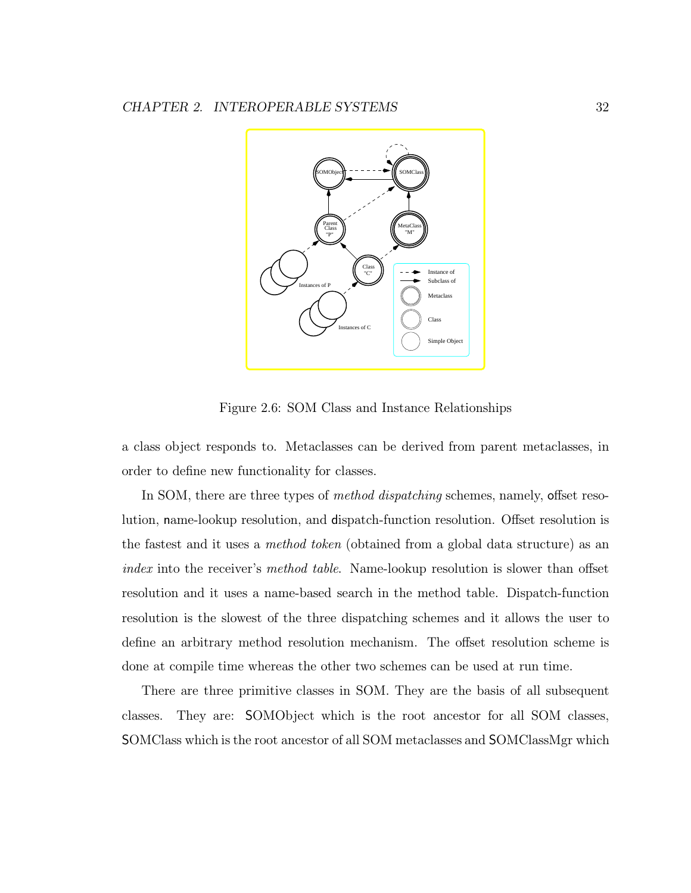Figure 2.6: SOM Class and Instance Relationships

a class object responds to. Metaclasses can be derived from parent metaclasses, in order to define new functionality for classes.

In SOM, there are three types of *method dispatching* schemes, namely, offset resolution, name-lookup resolution, and dispatch-function resolution. Offset resolution is the fastest and it uses a *method token* (obtained from a global data structure) as an *index* into the receiver's *method table*. Name-lookup resolution is slower than offset resolution and it uses a name-based search in the method table. Dispatch-function resolution is the slowest of the three dispatching schemes and it allows the user to define an arbitrary method resolution mechanism. The offset resolution scheme is done at compile time whereas the other two schemes can be used at run time.

There are three primitive classes in SOM. They are the basis of all subsequent classes. They are: SOMObject which is the root ancestor for all SOM classes, SOMClass which is the root ancestor of all SOM metaclasses and SOMClassMgr which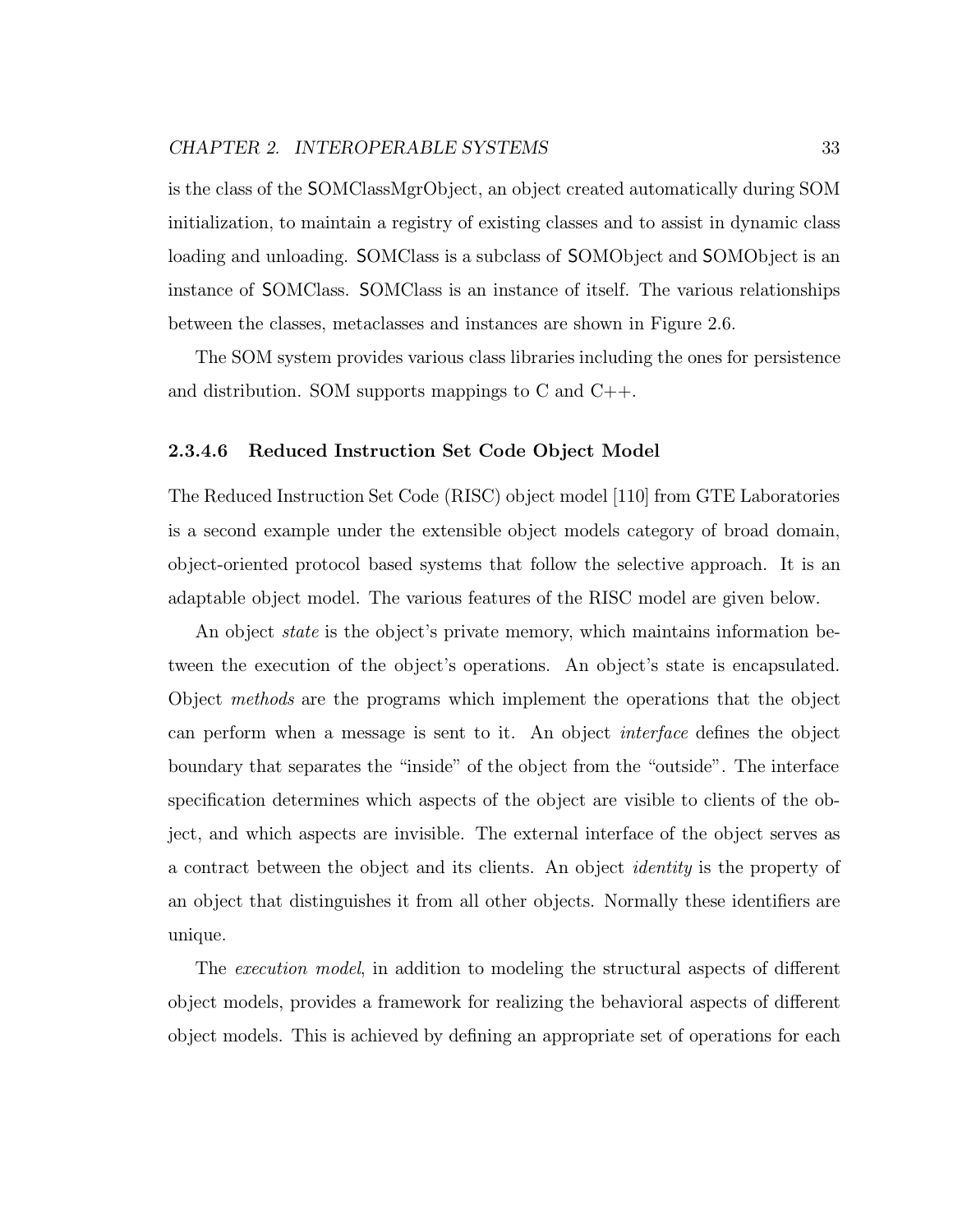is the class of the SOMClassMgrObject, an object created automatically during SOM initialization, to maintain a registry of existing classes and to assist in dynamic class loading and unloading. SOMClass is a subclass of SOMObject and SOMObject is an instance of SOMClass. SOMClass is an instance of itself. The various relationships between the classes, metaclasses and instances are shown in Figure 2.6.

The SOM system provides various class libraries including the ones for persistence and distribution. SOM supports mappings to C and C++.

#### 2.3.4.6 Reduced Instruction Set Code Object Model

The Reduced Instruction Set Code (RISC) object model [110] from GTE Laboratories is a second example under the extensible object models category of broad domain, object-oriented protocol based systems that follow the selective approach. It is an adaptable object model. The various features of the RISC model are given below.

An object *state* is the object's private memory, which maintains information between the execution of the object's operations. An object's state is encapsulated. Object *methods* are the programs which implement the operations that the object can perform when a message is sent to it. An object *interface* defines the object boundary that separates the "inside" of the object from the "outside". The interface specification determines which aspects of the object are visible to clients of the object, and which aspects are invisible. The external interface of the object serves as a contract between the object and its clients. An object *identity* is the property of an object that distinguishes it from all other objects. Normally these identifiers are unique.

The *execution model*, in addition to modeling the structural aspects of different object models, provides a framework for realizing the behavioral aspects of different object models. This is achieved by defining an appropriate set of operations for each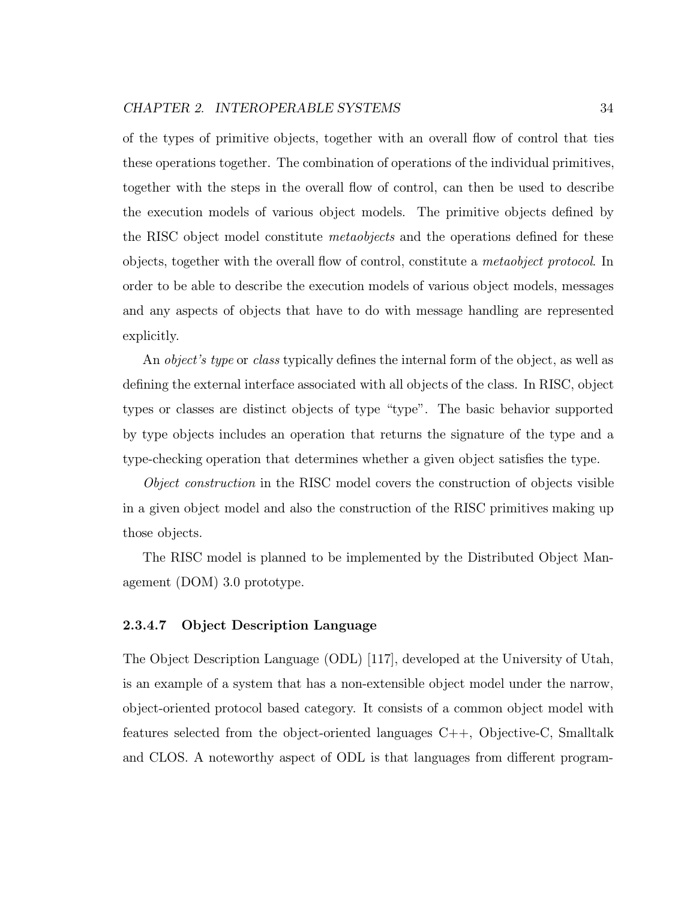of the types of primitive objects, together with an overall flow of control that ties these operations together. The combination of operations of the individual primitives, together with the steps in the overall flow of control, can then be used to describe the execution models of various object models. The primitive objects defined by the RISC object model constitute *metaobjects* and the operations defined for these objects, together with the overall flow of control, constitute a *metaobject protocol*. In order to be able to describe the execution models of various object models, messages and any aspects of objects that have to do with message handling are represented explicitly.

An *object's type* or *class* typically defines the internal form of the object, as well as defining the external interface associated with all objects of the class. In RISC, object types or classes are distinct objects of type "type". The basic behavior supported by type objects includes an operation that returns the signature of the type and a type-checking operation that determines whether a given object satisfies the type.

*Object construction* in the RISC model covers the construction of objects visible in a given object model and also the construction of the RISC primitives making up those objects.

The RISC model is planned to be implemented by the Distributed Object Management (DOM) 3.0 prototype.

#### 2.3.4.7 Object Description Language

The Object Description Language (ODL) [117], developed at the University of Utah, is an example of a system that has a non-extensible object model under the narrow, object-oriented protocol based category. It consists of a common object model with features selected from the object-oriented languages C++, Objective-C, Smalltalk and CLOS. A noteworthy aspect of ODL is that languages from different program-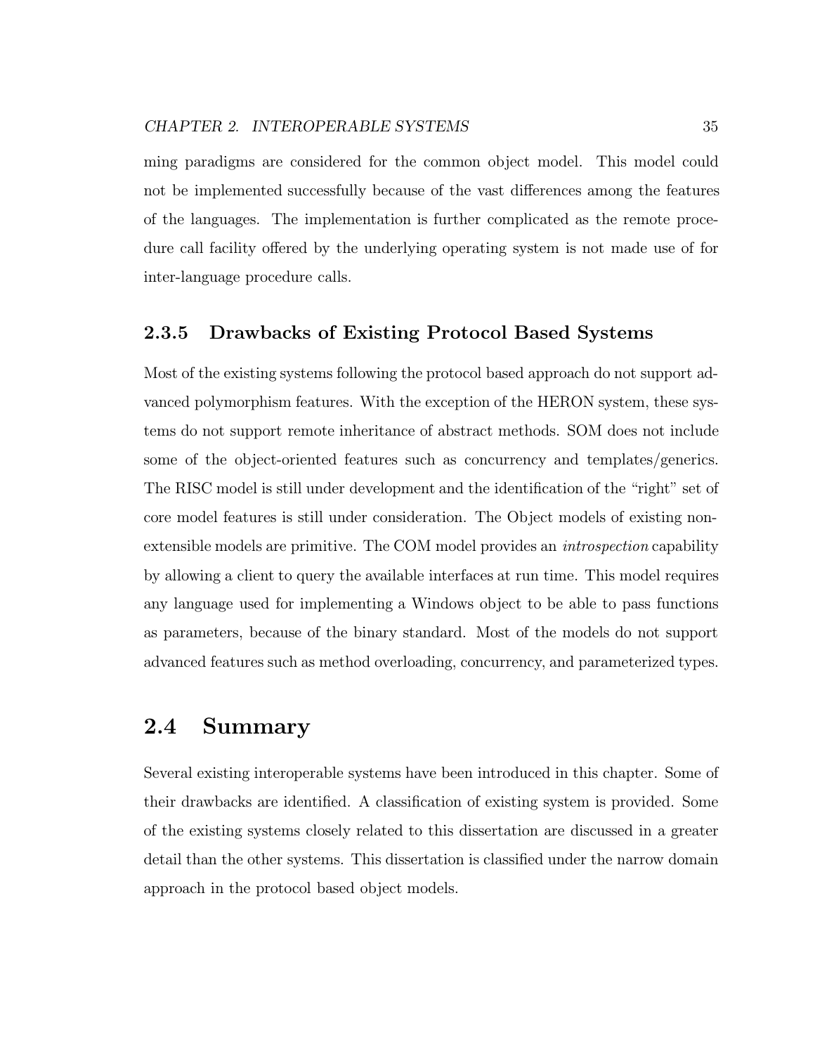ming paradigms are considered for the common object model. This model could not be implemented successfully because of the vast differences among the features of the languages. The implementation is further complicated as the remote procedure call facility offered by the underlying operating system is not made use of for inter-language procedure calls.

### 2.3.5 Drawbacks of Existing Protocol Based Systems

Most of the existing systems following the protocol based approach do not support advanced polymorphism features. With the exception of the HERON system, these systems do not support remote inheritance of abstract methods. SOM does not include some of the object-oriented features such as concurrency and templates/generics. The RISC model is still under development and the identification of the "right" set of core model features is still under consideration. The Object models of existing non-extensible models are primitive. The COM model provides an *introspection* capability by allowing a client to query the available interfaces at run time. This model requires any language used for implementing a Windows object to be able to pass functions as parameters, because of the binary standard. Most of the models do not support advanced features such as method overloading, concurrency, and parameterized types.

## 2.4 Summary

Several existing interoperable systems have been introduced in this chapter. Some of their drawbacks are identified. A classification of existing system is provided. Some of the existing systems closely related to this dissertation are discussed in a greater detail than the other systems. This dissertation is classified under the narrow domain approach in the protocol based object models.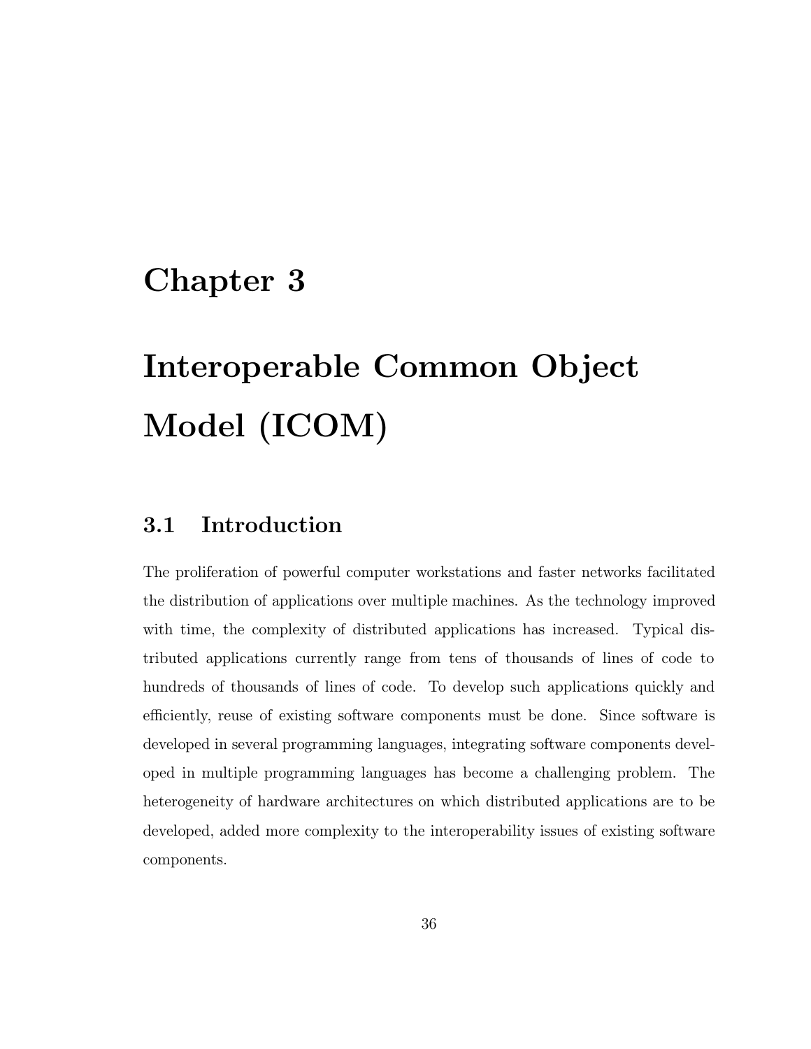# Chapter 3

# Interoperable Common Object Model (ICOM)

## 3.1 Introduction

The proliferation of powerful computer workstations and faster networks facilitated the distribution of applications over multiple machines. As the technology improved with time, the complexity of distributed applications has increased. Typical distributed applications currently range from tens of thousands of lines of code to hundreds of thousands of lines of code. To develop such applications quickly and efficiently, reuse of existing software components must be done. Since software is developed in several programming languages, integrating software components developed in multiple programming languages has become a challenging problem. The heterogeneity of hardware architectures on which distributed applications are to be developed, added more complexity to the interoperability issues of existing software components.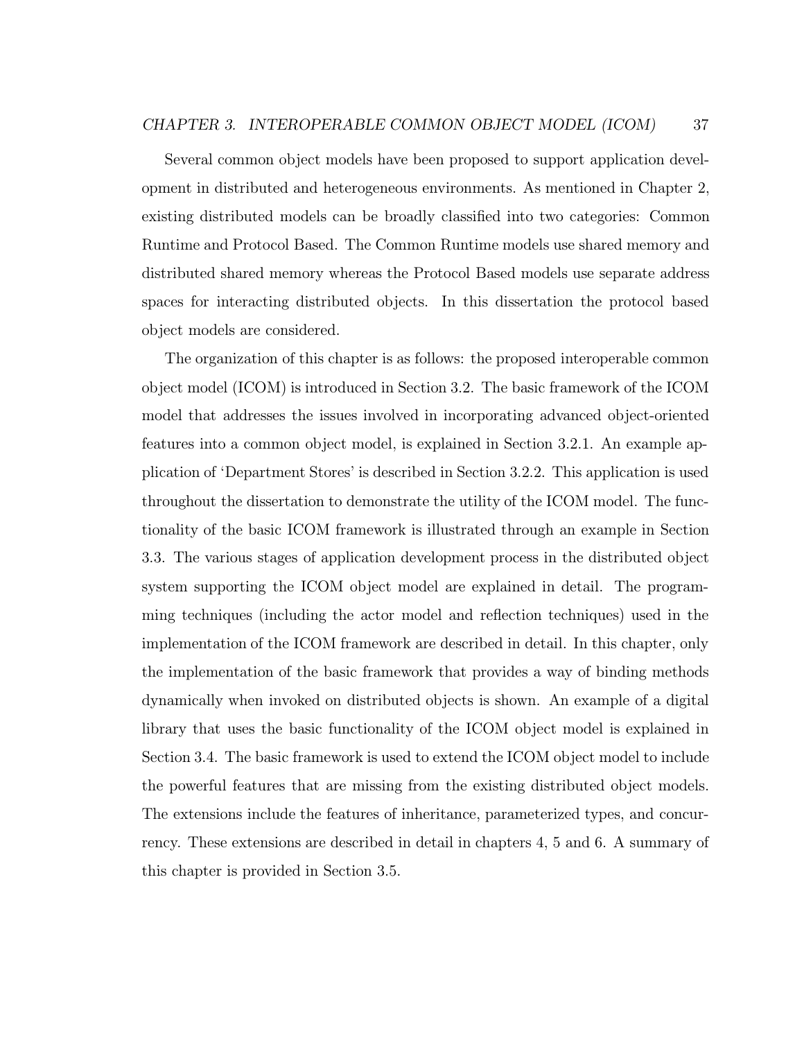Several common object models have been proposed to support application development in distributed and heterogeneous environments. As mentioned in Chapter 2, existing distributed models can be broadly classified into two categories: Common Runtime and Protocol Based. The Common Runtime models use shared memory and distributed shared memory whereas the Protocol Based models use separate address spaces for interacting distributed objects. In this dissertation the protocol based object models are considered.

The organization of this chapter is as follows: the proposed interoperable common object model (ICOM) is introduced in Section 3.2. The basic framework of the ICOM model that addresses the issues involved in incorporating advanced object-oriented features into a common object model, is explained in Section 3.2.1. An example application of 'Department Stores' is described in Section 3.2.2. This application is used throughout the dissertation to demonstrate the utility of the ICOM model. The functionality of the basic ICOM framework is illustrated through an example in Section 3.3. The various stages of application development process in the distributed object system supporting the ICOM object model are explained in detail. The programming techniques (including the actor model and reflection techniques) used in the implementation of the ICOM framework are described in detail. In this chapter, only the implementation of the basic framework that provides a way of binding methods dynamically when invoked on distributed objects is shown. An example of a digital library that uses the basic functionality of the ICOM object model is explained in Section 3.4. The basic framework is used to extend the ICOM object model to include the powerful features that are missing from the existing distributed object models. The extensions include the features of inheritance, parameterized types, and concurrency. These extensions are described in detail in chapters 4, 5 and 6. A summary of this chapter is provided in Section 3.5.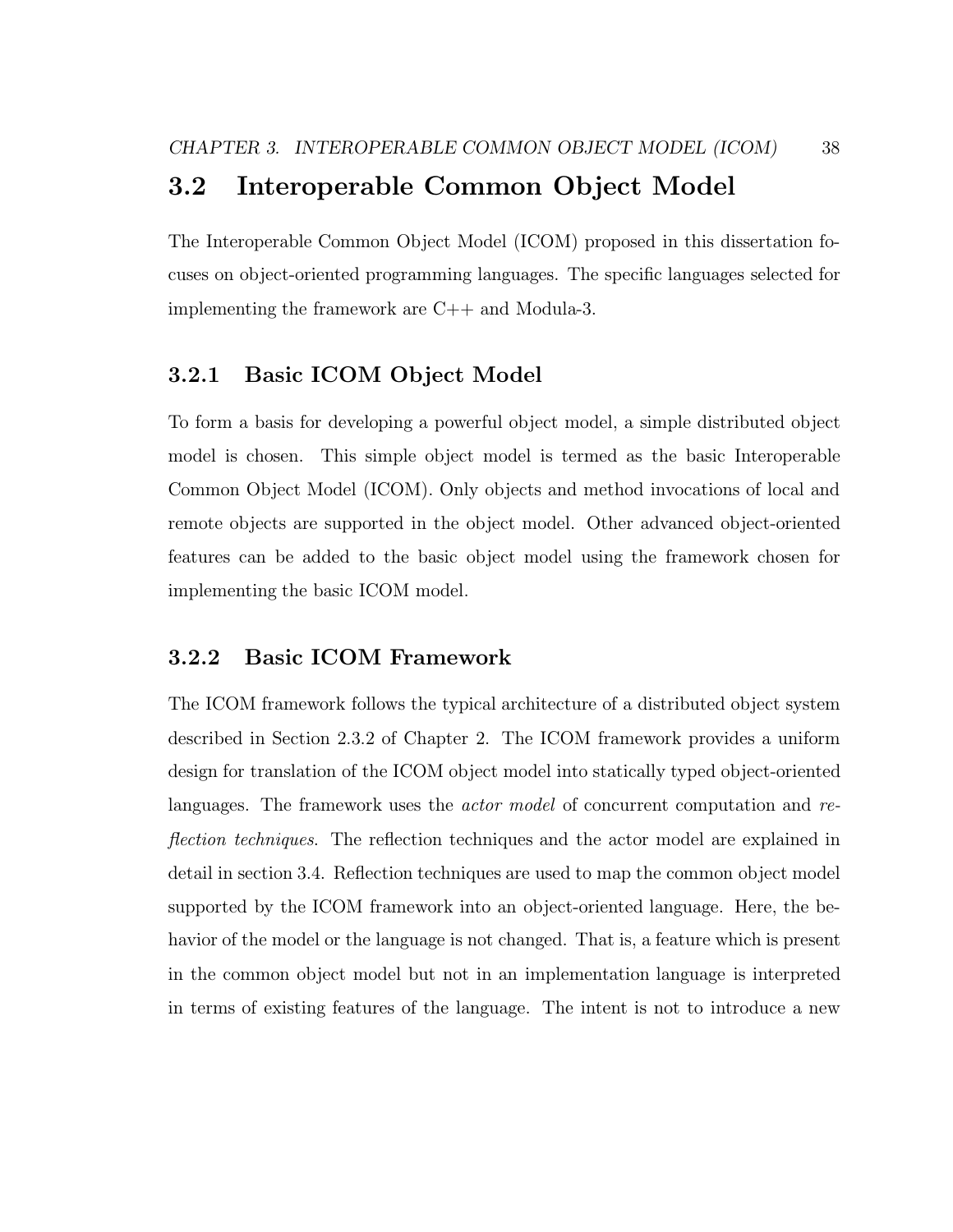## 3.2 Interoperable Common Object Model

The Interoperable Common Object Model (ICOM) proposed in this dissertation focuses on object-oriented programming languages. The specific languages selected for implementing the framework are C++ and Modula-3.

### 3.2.1 Basic ICOM Object Model

To form a basis for developing a powerful object model, a simple distributed object model is chosen. This simple object model is termed as the basic Interoperable Common Object Model (ICOM). Only objects and method invocations of local and remote objects are supported in the object model. Other advanced object-oriented features can be added to the basic object model using the framework chosen for implementing the basic ICOM model.

### 3.2.2 Basic ICOM Framework

The ICOM framework follows the typical architecture of a distributed object system described in Section 2.3.2 of Chapter 2. The ICOM framework provides a uniform design for translation of the ICOM object model into statically typed object-oriented languages. The framework uses the *actor model* of concurrent computation and *reflection techniques*. The reflection techniques and the actor model are explained in detail in section 3.4. Reflection techniques are used to map the common object model supported by the ICOM framework into an object-oriented language. Here, the behavior of the model or the language is not changed. That is, a feature which is present in the common object model but not in an implementation language is interpreted in terms of existing features of the language. The intent is not to introduce a new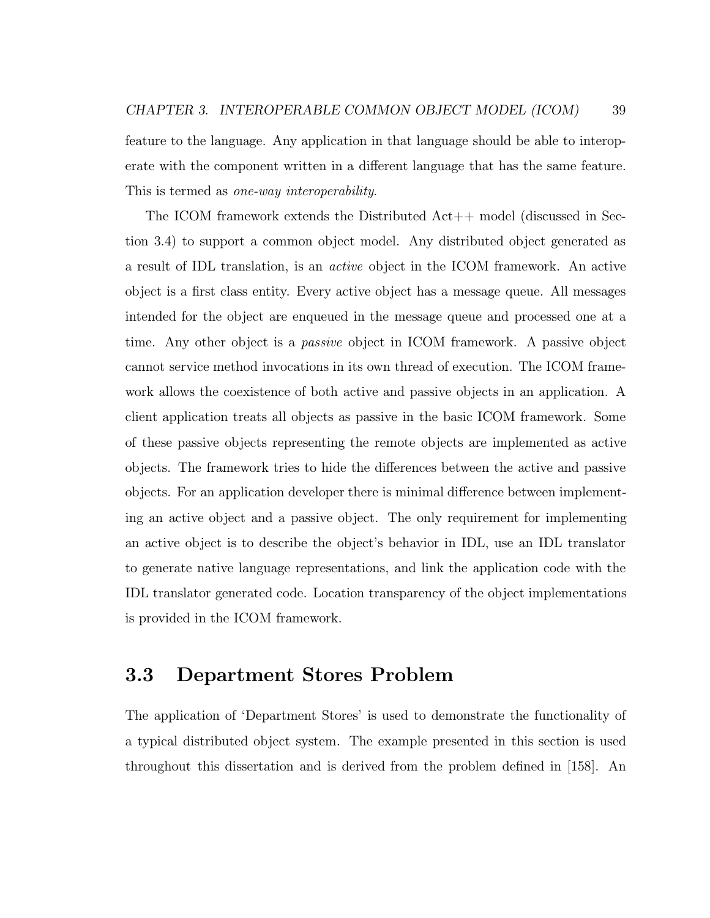feature to the language. Any application in that language should be able to interoperate with the component written in a different language that has the same feature. This is termed as *one-way interoperability*.

The ICOM framework extends the Distributed Act++ model (discussed in Section 3.4) to support a common object model. Any distributed object generated as a result of IDL translation, is an *active* object in the ICOM framework. An active object is a first class entity. Every active object has a message queue. All messages intended for the object are enqueued in the message queue and processed one at a time. Any other object is a *passive* object in ICOM framework. A passive object cannot service method invocations in its own thread of execution. The ICOM framework allows the coexistence of both active and passive objects in an application. A client application treats all objects as passive in the basic ICOM framework. Some of these passive objects representing the remote objects are implemented as active objects. The framework tries to hide the differences between the active and passive objects. For an application developer there is minimal difference between implementing an active object and a passive object. The only requirement for implementing an active object is to describe the object's behavior in IDL, use an IDL translator to generate native language representations, and link the application code with the IDL translator generated code. Location transparency of the object implementations is provided in the ICOM framework.

## 3.3 Department Stores Problem

The application of 'Department Stores' is used to demonstrate the functionality of a typical distributed object system. The example presented in this section is used throughout this dissertation and is derived from the problem defined in [158]. An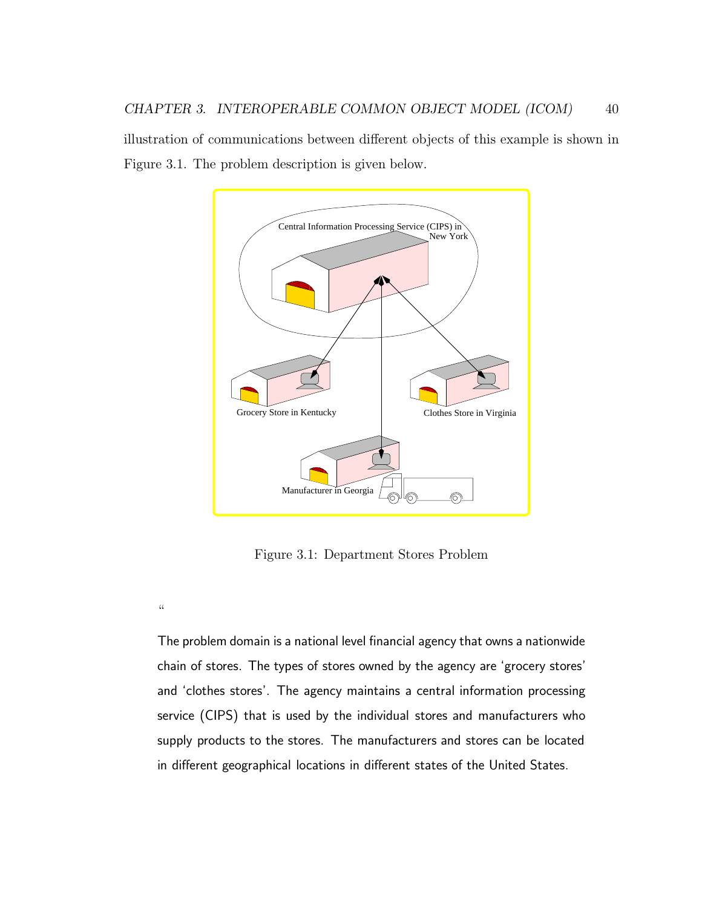illustration of communications between different objects of this example is shown in Figure 3.1. The problem description is given below.

Figure 3.1: Department Stores Problem

"

The problem domain is a national level financial agency that owns a nationwide chain of stores. The types of stores owned by the agency are 'grocery stores' and 'clothes stores'. The agency maintains a central information processing service (CIPS) that is used by the individual stores and manufacturers who supply products to the stores. The manufacturers and stores can be located in different geographical locations in different states of the United States.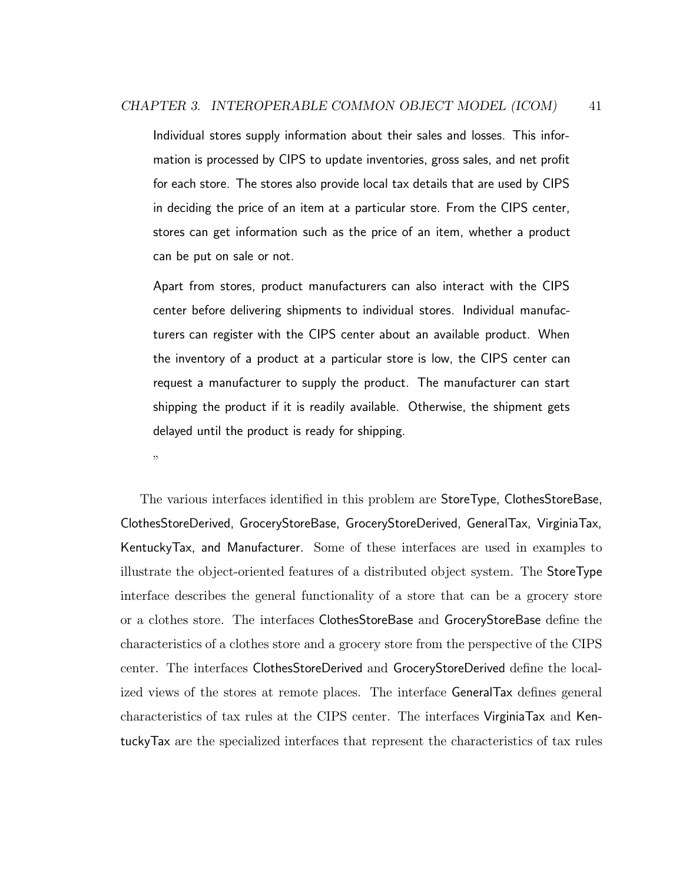> Individual stores supply information about their sales and losses. This information is processed by CIPS to update inventories, gross sales, and net profit for each store. The stores also provide local tax details that are used by CIPS in deciding the price of an item at a particular store. From the CIPS center, stores can get information such as the price of an item, whether a product can be put on sale or not.
>
> Apart from stores, product manufacturers can also interact with the CIPS center before delivering shipments to individual stores. Individual manufacturers can register with the CIPS center about an available product. When the inventory of a product at a particular store is low, the CIPS center can request a manufacturer to supply the product. The manufacturer can start shipping the product if it is readily available. Otherwise, the shipment gets delayed until the product is ready for shipping.
>
> "

The various interfaces identified in this problem are StoreType, ClothesStoreBase, ClothesStoreDerived, GroceryStoreBase, GroceryStoreDerived, GeneralTax, VirginiaTax, KentuckyTax, and Manufacturer. Some of these interfaces are used in examples to illustrate the object-oriented features of a distributed object system. The StoreType interface describes the general functionality of a store that can be a grocery store or a clothes store. The interfaces ClothesStoreBase and GroceryStoreBase define the characteristics of a clothes store and a grocery store from the perspective of the CIPS center. The interfaces ClothesStoreDerived and GroceryStoreDerived define the localized views of the stores at remote places. The interface GeneralTax defines general characteristics of tax rules at the CIPS center. The interfaces VirginiaTax and KentuckyTax are the specialized interfaces that represent the characteristics of tax rules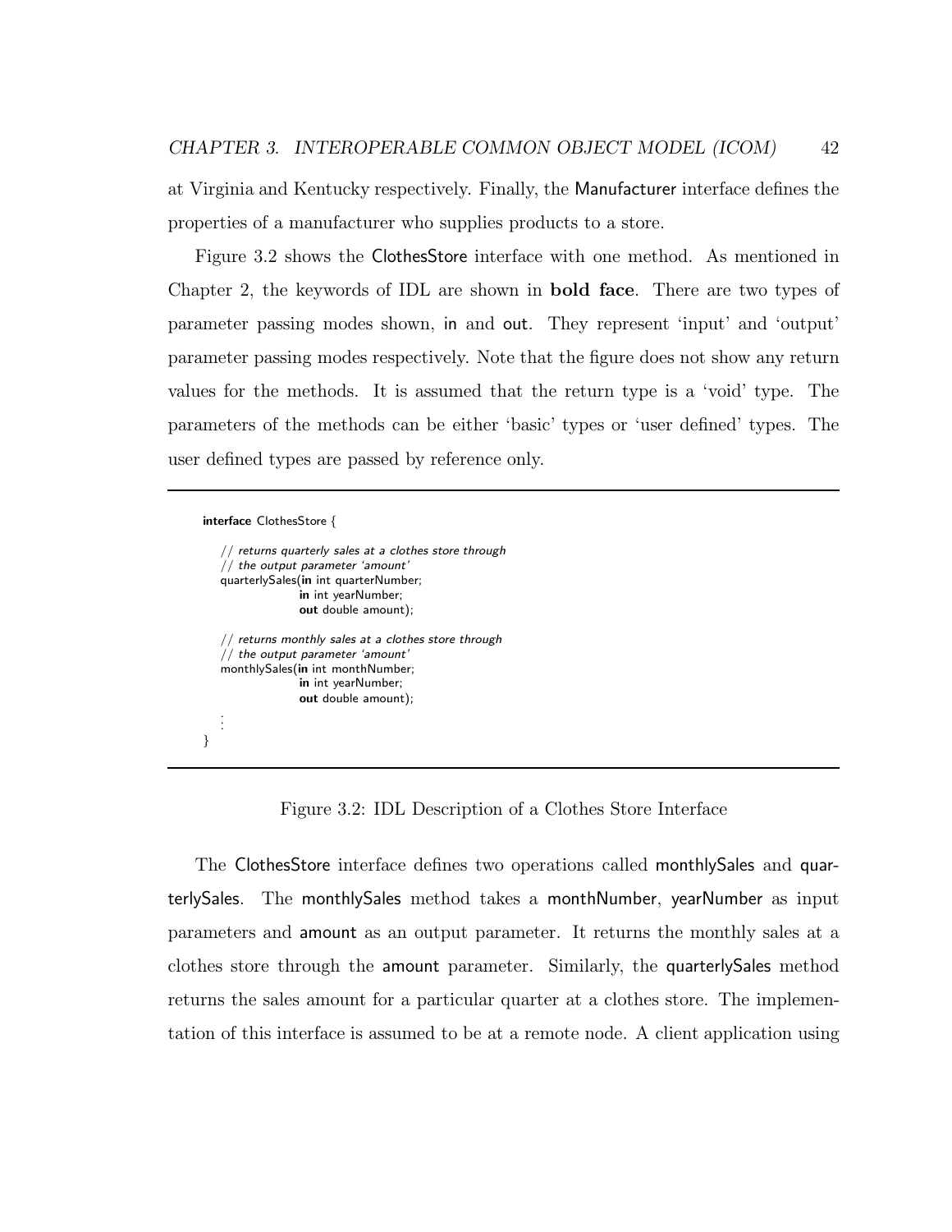at Virginia and Kentucky respectively. Finally, the Manufacturer interface defines the properties of a manufacturer who supplies products to a store.

Figure 3.2 shows the ClothesStore interface with one method. As mentioned in Chapter 2, the keywords of IDL are shown in **bold face**. There are two types of parameter passing modes shown, in and out. They represent 'input' and 'output' parameter passing modes respectively. Note that the figure does not show any return values for the methods. It is assumed that the return type is a 'void' type. The parameters of the methods can be either 'basic' types or 'user defined' types. The user defined types are passed by reference only.

```
interface ClothesStore {

    // returns quarterly sales at a clothes store through
    // the output parameter 'amount'
    quarterlySales(in int quarterNumber;
                   in int yearNumber;
                   out double amount);

    // returns monthly sales at a clothes store through
    // the output parameter 'amount'
    monthlySales(in int monthNumber;
                 in int yearNumber;
                 out double amount);
    ⋮
}
```

Figure 3.2: IDL Description of a Clothes Store Interface

The ClothesStore interface defines two operations called monthlySales and quarterlySales. The monthlySales method takes a monthNumber, yearNumber as input parameters and amount as an output parameter. It returns the monthly sales at a clothes store through the amount parameter. Similarly, the quarterlySales method returns the sales amount for a particular quarter at a clothes store. The implementation of this interface is assumed to be at a remote node. A client application using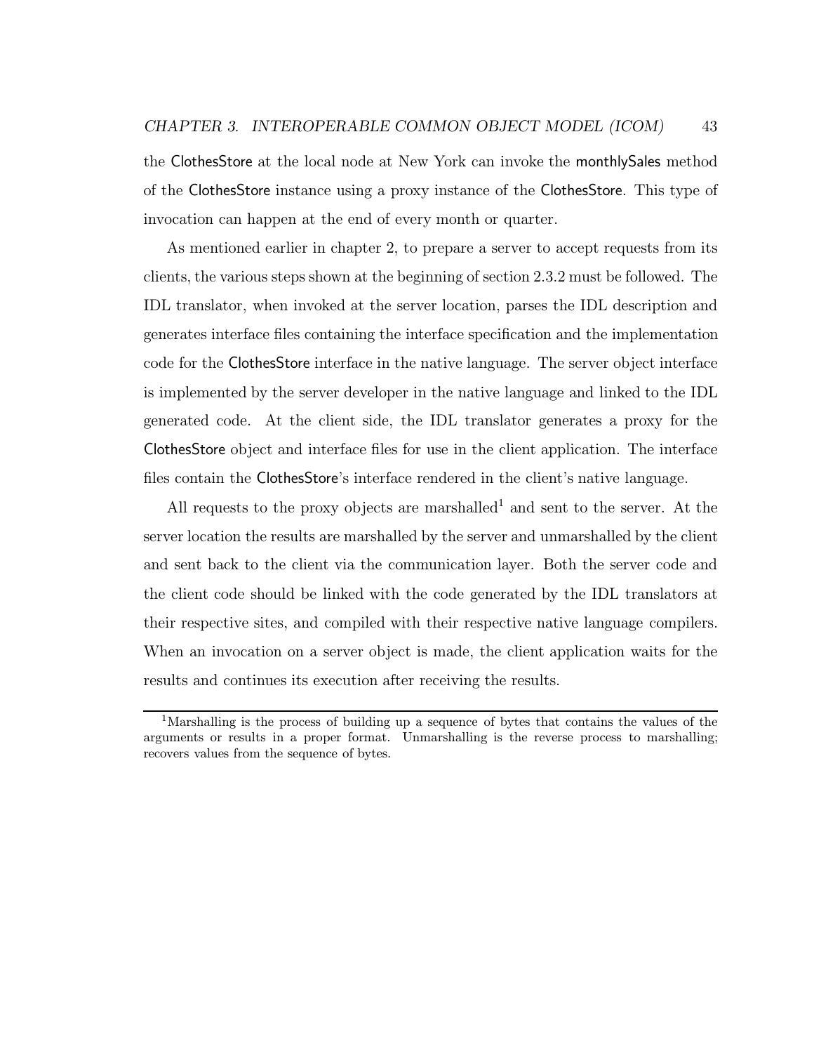the ClothesStore at the local node at New York can invoke the monthlySales method of the ClothesStore instance using a proxy instance of the ClothesStore. This type of invocation can happen at the end of every month or quarter.

As mentioned earlier in chapter 2, to prepare a server to accept requests from its clients, the various steps shown at the beginning of section 2.3.2 must be followed. The IDL translator, when invoked at the server location, parses the IDL description and generates interface files containing the interface specification and the implementation code for the ClothesStore interface in the native language. The server object interface is implemented by the server developer in the native language and linked to the IDL generated code. At the client side, the IDL translator generates a proxy for the ClothesStore object and interface files for use in the client application. The interface files contain the ClothesStore's interface rendered in the client's native language.

All requests to the proxy objects are marshalled[1] and sent to the server. At the server location the results are marshalled by the server and unmarshalled by the client and sent back to the client via the communication layer. Both the server code and the client code should be linked with the code generated by the IDL translators at their respective sites, and compiled with their respective native language compilers. When an invocation on a server object is made, the client application waits for the results and continues its execution after receiving the results.

---

[1] Marshalling is the process of building up a sequence of bytes that contains the values of the arguments or results in a proper format. Unmarshalling is the reverse process to marshalling; recovers values from the sequence of bytes.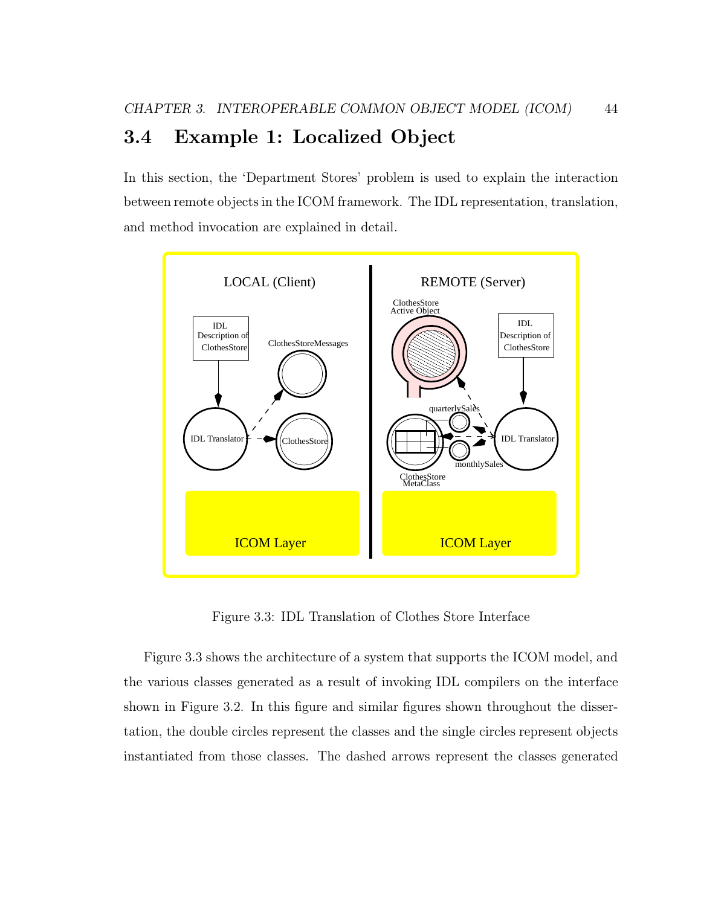## 3.4 Example 1: Localized Object

In this section, the 'Department Stores' problem is used to explain the interaction between remote objects in the ICOM framework. The IDL representation, translation, and method invocation are explained in detail.

Figure 3.3: IDL Translation of Clothes Store Interface

Figure 3.3 shows the architecture of a system that supports the ICOM model, and the various classes generated as a result of invoking IDL compilers on the interface shown in Figure 3.2. In this figure and similar figures shown throughout the dissertation, the double circles represent the classes and the single circles represent objects instantiated from those classes. The dashed arrows represent the classes generated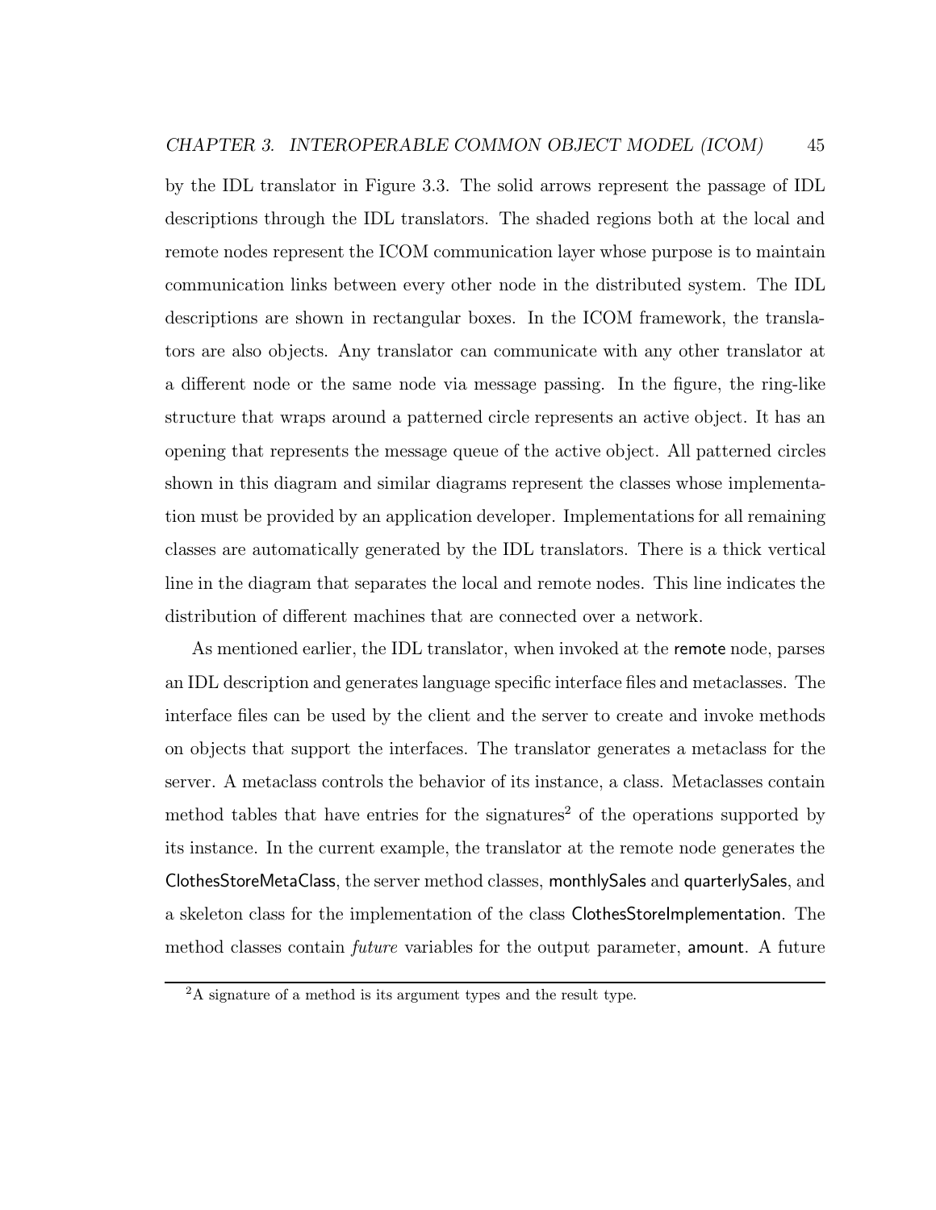by the IDL translator in Figure 3.3. The solid arrows represent the passage of IDL descriptions through the IDL translators. The shaded regions both at the local and remote nodes represent the ICOM communication layer whose purpose is to maintain communication links between every other node in the distributed system. The IDL descriptions are shown in rectangular boxes. In the ICOM framework, the translators are also objects. Any translator can communicate with any other translator at a different node or the same node via message passing. In the figure, the ring-like structure that wraps around a patterned circle represents an active object. It has an opening that represents the message queue of the active object. All patterned circles shown in this diagram and similar diagrams represent the classes whose implementation must be provided by an application developer. Implementations for all remaining classes are automatically generated by the IDL translators. There is a thick vertical line in the diagram that separates the local and remote nodes. This line indicates the distribution of different machines that are connected over a network.

As mentioned earlier, the IDL translator, when invoked at the remote node, parses an IDL description and generates language specific interface files and metaclasses. The interface files can be used by the client and the server to create and invoke methods on objects that support the interfaces. The translator generates a metaclass for the server. A metaclass controls the behavior of its instance, a class. Metaclasses contain method tables that have entries for the signatures[2] of the operations supported by its instance. In the current example, the translator at the remote node generates the ClothesStoreMetaClass, the server method classes, monthlySales and quarterlySales, and a skeleton class for the implementation of the class ClothesStoreImplementation. The method classes contain *future* variables for the output parameter, amount. A future

[2]A signature of a method is its argument types and the result type.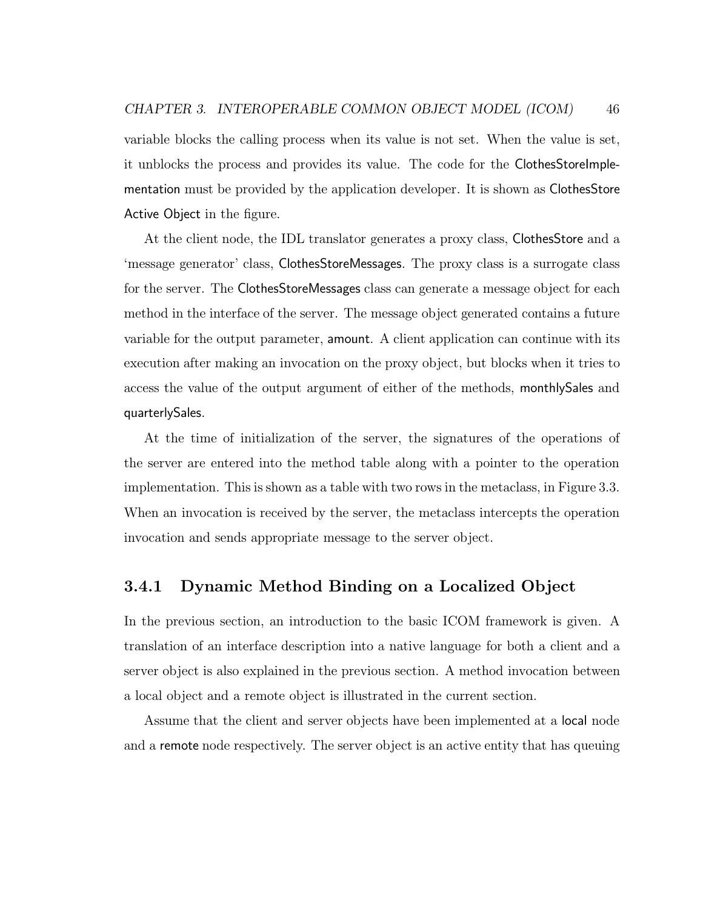variable blocks the calling process when its value is not set. When the value is set, it unblocks the process and provides its value. The code for the ClothesStoreImplementation must be provided by the application developer. It is shown as ClothesStore Active Object in the figure.

At the client node, the IDL translator generates a proxy class, ClothesStore and a 'message generator' class, ClothesStoreMessages. The proxy class is a surrogate class for the server. The ClothesStoreMessages class can generate a message object for each method in the interface of the server. The message object generated contains a future variable for the output parameter, amount. A client application can continue with its execution after making an invocation on the proxy object, but blocks when it tries to access the value of the output argument of either of the methods, monthlySales and quarterlySales.

At the time of initialization of the server, the signatures of the operations of the server are entered into the method table along with a pointer to the operation implementation. This is shown as a table with two rows in the metaclass, in Figure 3.3. When an invocation is received by the server, the metaclass intercepts the operation invocation and sends appropriate message to the server object.

### 3.4.1 Dynamic Method Binding on a Localized Object

In the previous section, an introduction to the basic ICOM framework is given. A translation of an interface description into a native language for both a client and a server object is also explained in the previous section. A method invocation between a local object and a remote object is illustrated in the current section.

Assume that the client and server objects have been implemented at a local node and a remote node respectively. The server object is an active entity that has queuing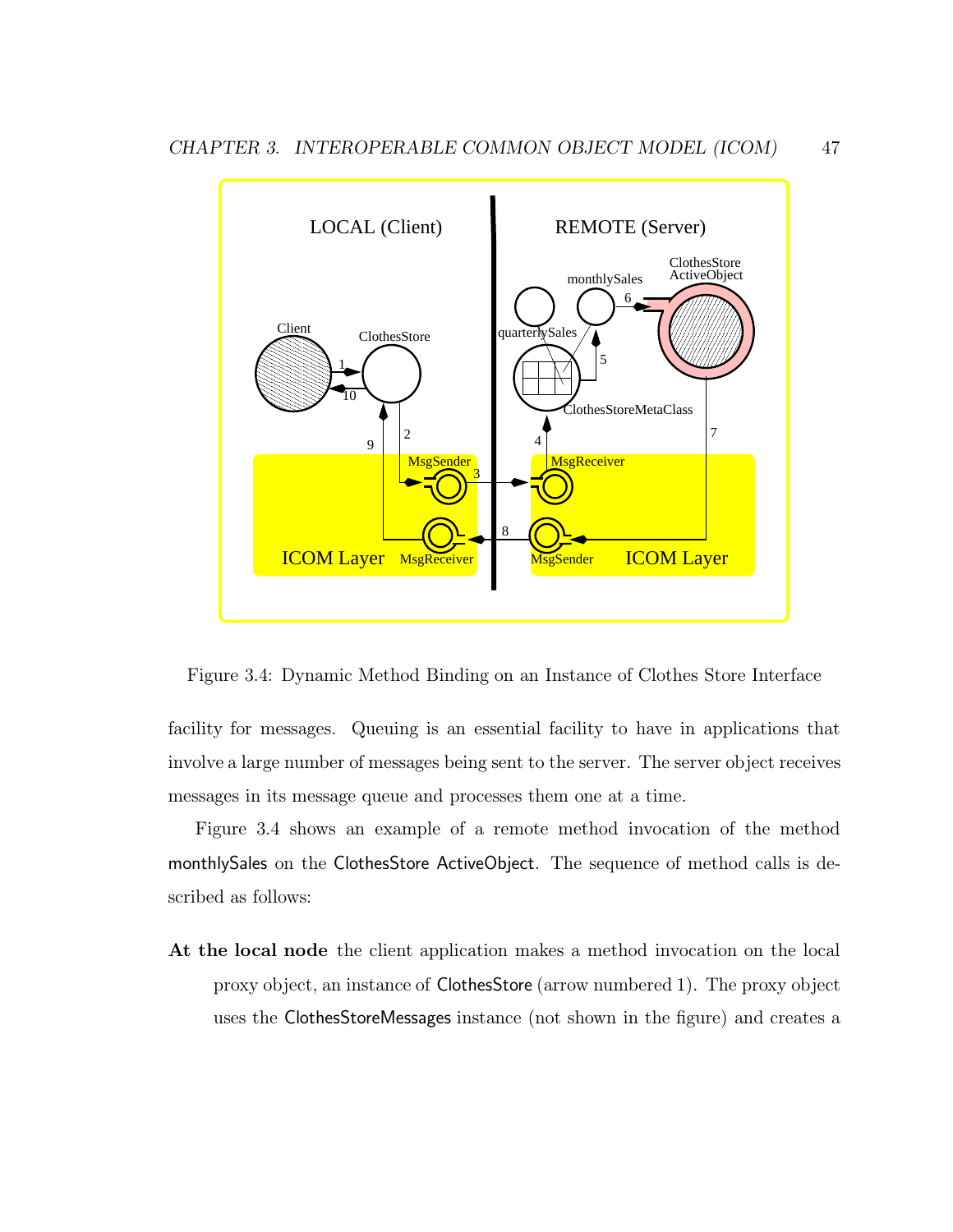Figure 3.4: Dynamic Method Binding on an Instance of Clothes Store Interface

facility for messages. Queuing is an essential facility to have in applications that involve a large number of messages being sent to the server. The server object receives messages in its message queue and processes them one at a time.

Figure 3.4 shows an example of a remote method invocation of the method monthlySales on the ClothesStore ActiveObject. The sequence of method calls is described as follows:

**At the local node** the client application makes a method invocation on the local proxy object, an instance of ClothesStore (arrow numbered 1). The proxy object uses the ClothesStoreMessages instance (not shown in the figure) and creates a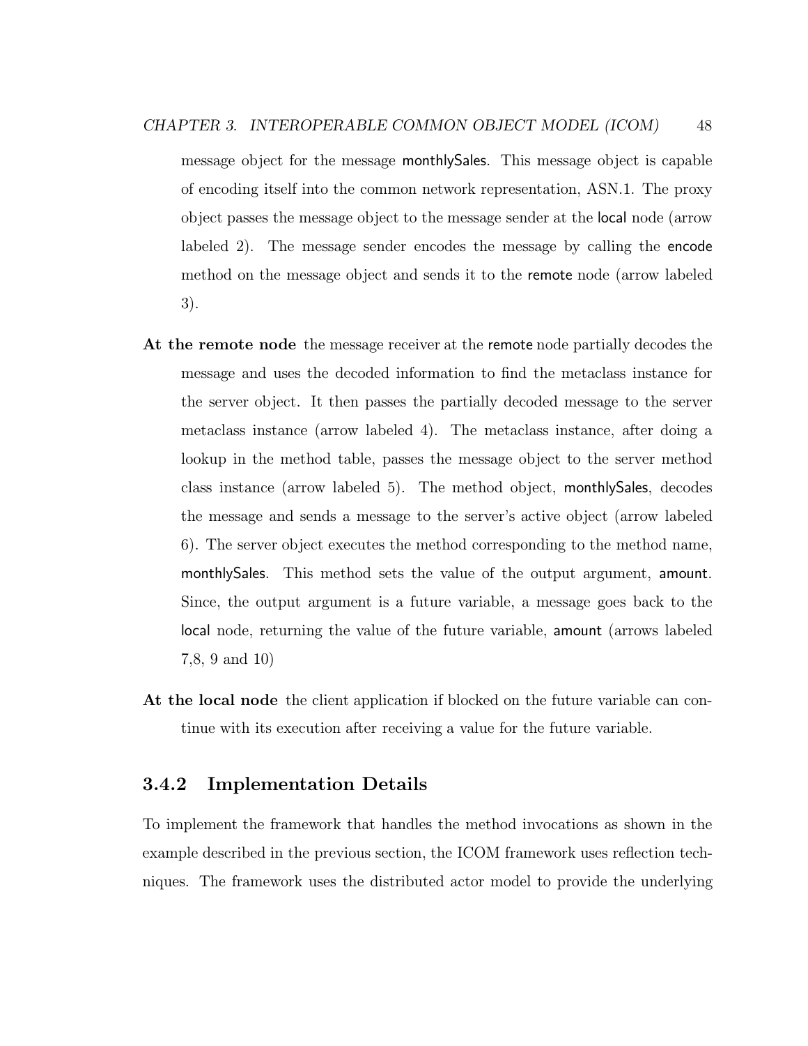message object for the message monthlySales. This message object is capable of encoding itself into the common network representation, ASN.1. The proxy object passes the message object to the message sender at the local node (arrow labeled 2). The message sender encodes the message by calling the encode method on the message object and sends it to the remote node (arrow labeled 3).

**At the remote node** the message receiver at the remote node partially decodes the message and uses the decoded information to find the metaclass instance for the server object. It then passes the partially decoded message to the server metaclass instance (arrow labeled 4). The metaclass instance, after doing a lookup in the method table, passes the message object to the server method class instance (arrow labeled 5). The method object, monthlySales, decodes the message and sends a message to the server's active object (arrow labeled 6). The server object executes the method corresponding to the method name, monthlySales. This method sets the value of the output argument, amount. Since, the output argument is a future variable, a message goes back to the local node, returning the value of the future variable, amount (arrows labeled 7,8, 9 and 10)

**At the local node** the client application if blocked on the future variable can continue with its execution after receiving a value for the future variable.

### 3.4.2 Implementation Details

To implement the framework that handles the method invocations as shown in the example described in the previous section, the ICOM framework uses reflection techniques. The framework uses the distributed actor model to provide the underlying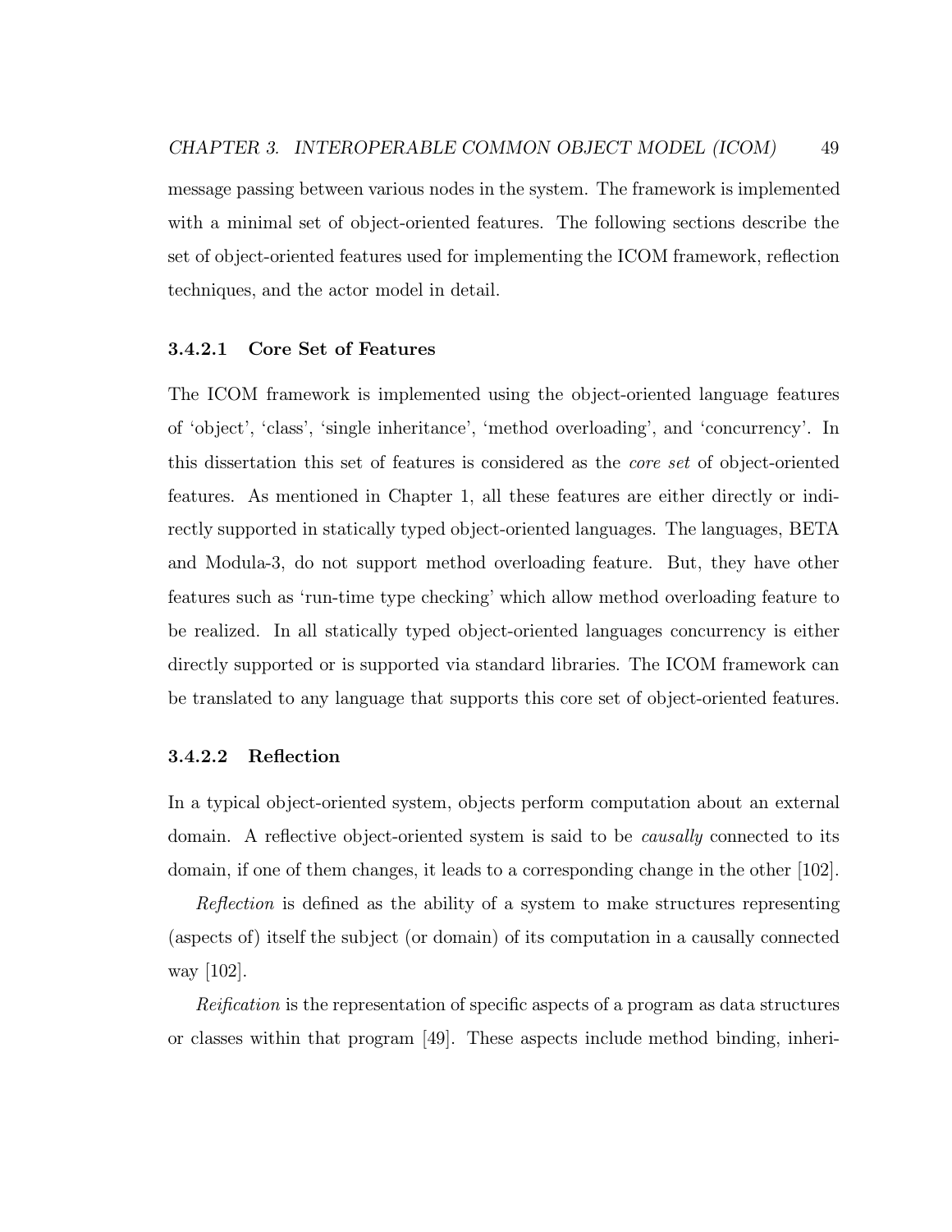message passing between various nodes in the system. The framework is implemented with a minimal set of object-oriented features. The following sections describe the set of object-oriented features used for implementing the ICOM framework, reflection techniques, and the actor model in detail.

#### 3.4.2.1 Core Set of Features

The ICOM framework is implemented using the object-oriented language features of 'object', 'class', 'single inheritance', 'method overloading', and 'concurrency'. In this dissertation this set of features is considered as the *core set* of object-oriented features. As mentioned in Chapter 1, all these features are either directly or indirectly supported in statically typed object-oriented languages. The languages, BETA and Modula-3, do not support method overloading feature. But, they have other features such as 'run-time type checking' which allow method overloading feature to be realized. In all statically typed object-oriented languages concurrency is either directly supported or is supported via standard libraries. The ICOM framework can be translated to any language that supports this core set of object-oriented features.

#### 3.4.2.2 Reflection

In a typical object-oriented system, objects perform computation about an external domain. A reflective object-oriented system is said to be *causally* connected to its domain, if one of them changes, it leads to a corresponding change in the other [102].

*Reflection* is defined as the ability of a system to make structures representing (aspects of) itself the subject (or domain) of its computation in a causally connected way [102].

*Reification* is the representation of specific aspects of a program as data structures or classes within that program [49]. These aspects include method binding, inheri-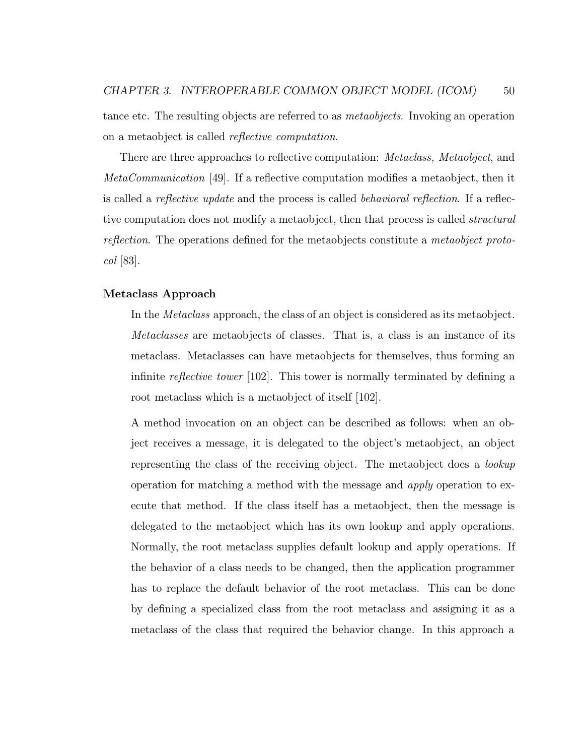tance etc. The resulting objects are referred to as *metaobjects*. Invoking an operation on a metaobject is called *reflective computation*.

There are three approaches to reflective computation: *Metaclass, Metaobject*, and *MetaCommunication* [49]. If a reflective computation modifies a metaobject, then it is called a *reflective update* and the process is called *behavioral reflection*. If a reflective computation does not modify a metaobject, then that process is called *structural reflection*. The operations defined for the metaobjects constitute a *metaobject protocol* [83].

**Metaclass Approach**

In the *Metaclass* approach, the class of an object is considered as its metaobject. *Metaclasses* are metaobjects of classes. That is, a class is an instance of its metaclass. Metaclasses can have metaobjects for themselves, thus forming an infinite *reflective tower* [102]. This tower is normally terminated by defining a root metaclass which is a metaobject of itself [102].

A method invocation on an object can be described as follows: when an object receives a message, it is delegated to the object's metaobject, an object representing the class of the receiving object. The metaobject does a *lookup* operation for matching a method with the message and *apply* operation to execute that method. If the class itself has a metaobject, then the message is delegated to the metaobject which has its own lookup and apply operations. Normally, the root metaclass supplies default lookup and apply operations. If the behavior of a class needs to be changed, then the application programmer has to replace the default behavior of the root metaclass. This can be done by defining a specialized class from the root metaclass and assigning it as a metaclass of the class that required the behavior change. In this approach a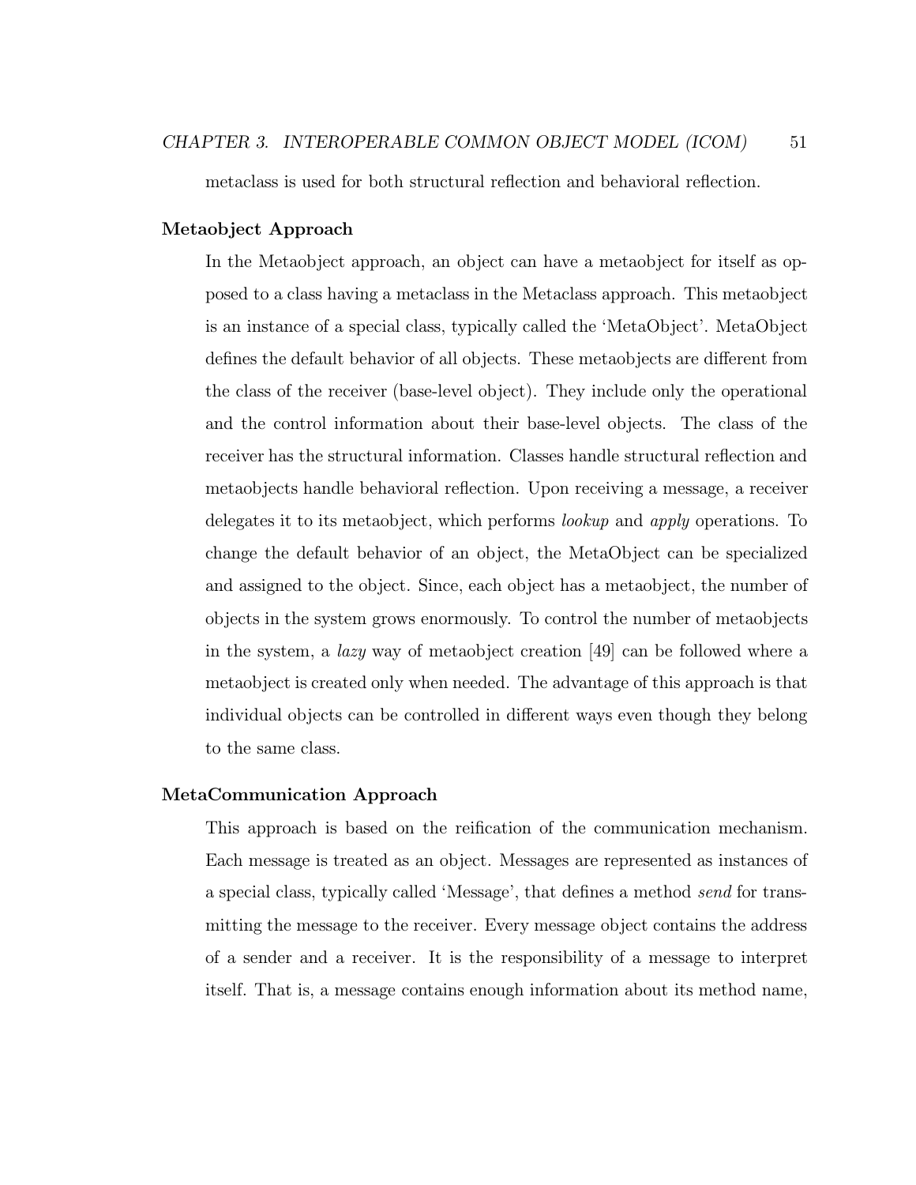metaclass is used for both structural reflection and behavioral reflection.

**Metaobject Approach**

In the Metaobject approach, an object can have a metaobject for itself as opposed to a class having a metaclass in the Metaclass approach. This metaobject is an instance of a special class, typically called the 'MetaObject'. MetaObject defines the default behavior of all objects. These metaobjects are different from the class of the receiver (base-level object). They include only the operational and the control information about their base-level objects. The class of the receiver has the structural information. Classes handle structural reflection and metaobjects handle behavioral reflection. Upon receiving a message, a receiver delegates it to its metaobject, which performs *lookup* and *apply* operations. To change the default behavior of an object, the MetaObject can be specialized and assigned to the object. Since, each object has a metaobject, the number of objects in the system grows enormously. To control the number of metaobjects in the system, a *lazy* way of metaobject creation [49] can be followed where a metaobject is created only when needed. The advantage of this approach is that individual objects can be controlled in different ways even though they belong to the same class.

**MetaCommunication Approach**

This approach is based on the reification of the communication mechanism. Each message is treated as an object. Messages are represented as instances of a special class, typically called 'Message', that defines a method *send* for transmitting the message to the receiver. Every message object contains the address of a sender and a receiver. It is the responsibility of a message to interpret itself. That is, a message contains enough information about its method name,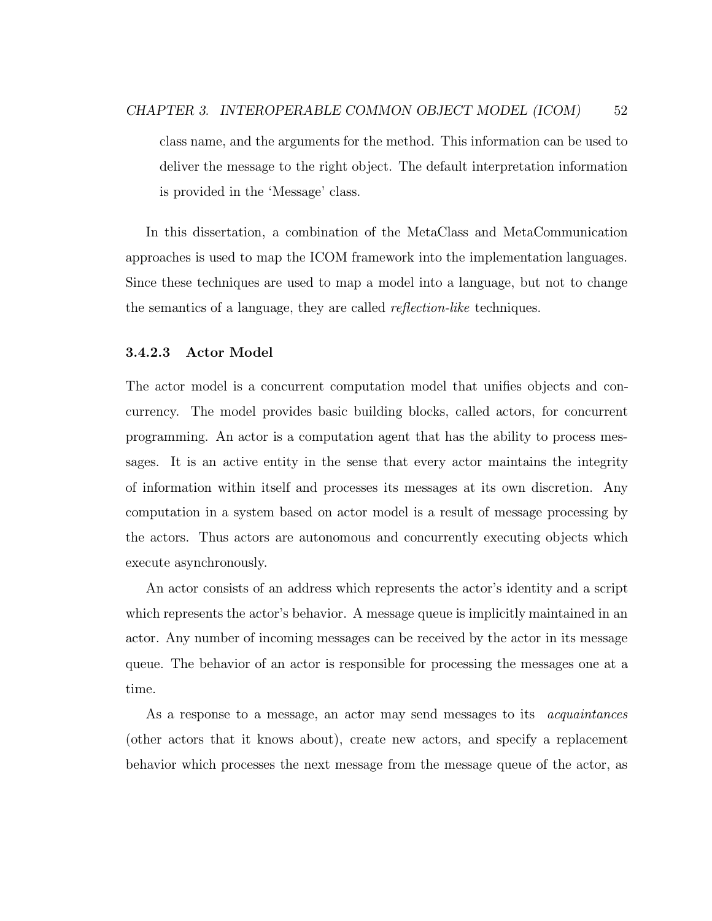class name, and the arguments for the method. This information can be used to deliver the message to the right object. The default interpretation information is provided in the 'Message' class.

In this dissertation, a combination of the MetaClass and MetaCommunication approaches is used to map the ICOM framework into the implementation languages. Since these techniques are used to map a model into a language, but not to change the semantics of a language, they are called *reflection-like* techniques.

#### 3.4.2.3 Actor Model

The actor model is a concurrent computation model that unifies objects and concurrency. The model provides basic building blocks, called actors, for concurrent programming. An actor is a computation agent that has the ability to process messages. It is an active entity in the sense that every actor maintains the integrity of information within itself and processes its messages at its own discretion. Any computation in a system based on actor model is a result of message processing by the actors. Thus actors are autonomous and concurrently executing objects which execute asynchronously.

An actor consists of an address which represents the actor's identity and a script which represents the actor's behavior. A message queue is implicitly maintained in an actor. Any number of incoming messages can be received by the actor in its message queue. The behavior of an actor is responsible for processing the messages one at a time.

As a response to a message, an actor may send messages to its *acquaintances* (other actors that it knows about), create new actors, and specify a replacement behavior which processes the next message from the message queue of the actor, as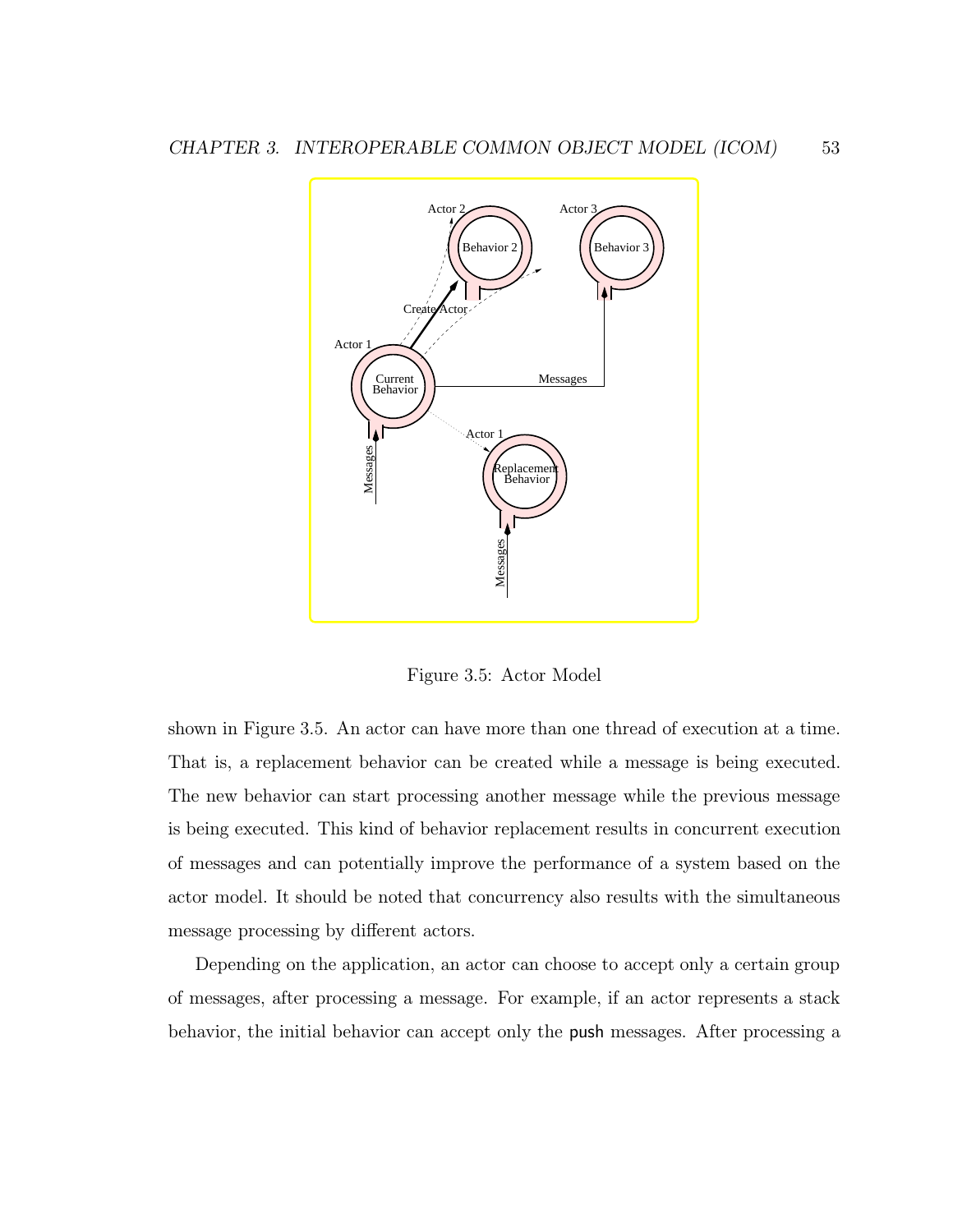Figure 3.5: Actor Model

shown in Figure 3.5. An actor can have more than one thread of execution at a time. That is, a replacement behavior can be created while a message is being executed. The new behavior can start processing another message while the previous message is being executed. This kind of behavior replacement results in concurrent execution of messages and can potentially improve the performance of a system based on the actor model. It should be noted that concurrency also results with the simultaneous message processing by different actors.

Depending on the application, an actor can choose to accept only a certain group of messages, after processing a message. For example, if an actor represents a stack behavior, the initial behavior can accept only the `push` messages. After processing a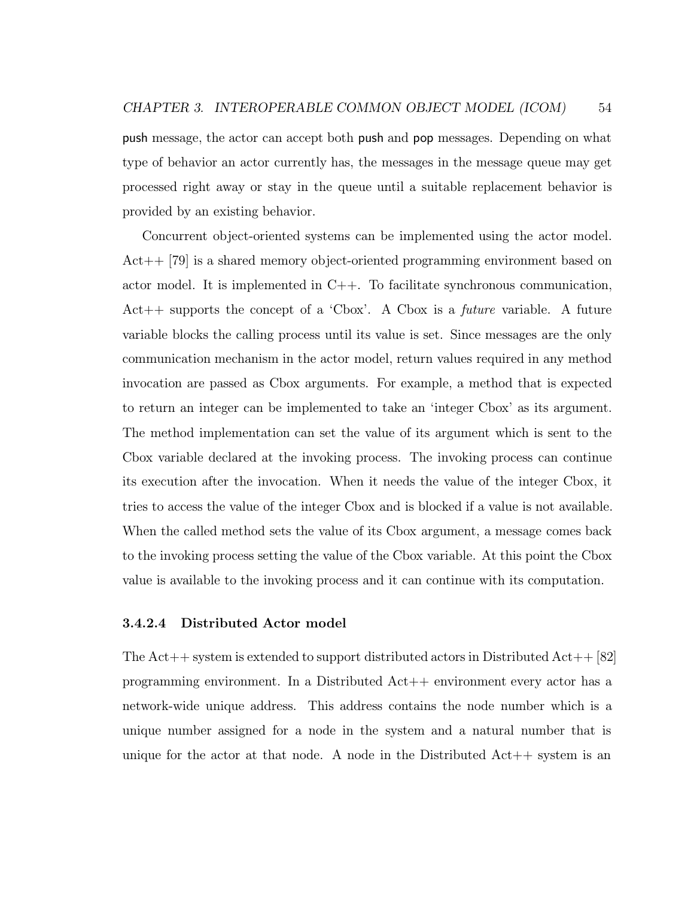push message, the actor can accept both push and pop messages. Depending on what type of behavior an actor currently has, the messages in the message queue may get processed right away or stay in the queue until a suitable replacement behavior is provided by an existing behavior.

Concurrent object-oriented systems can be implemented using the actor model. Act++ [79] is a shared memory object-oriented programming environment based on actor model. It is implemented in C++. To facilitate synchronous communication, Act++ supports the concept of a 'Cbox'. A Cbox is a *future* variable. A future variable blocks the calling process until its value is set. Since messages are the only communication mechanism in the actor model, return values required in any method invocation are passed as Cbox arguments. For example, a method that is expected to return an integer can be implemented to take an 'integer Cbox' as its argument. The method implementation can set the value of its argument which is sent to the Cbox variable declared at the invoking process. The invoking process can continue its execution after the invocation. When it needs the value of the integer Cbox, it tries to access the value of the integer Cbox and is blocked if a value is not available. When the called method sets the value of its Cbox argument, a message comes back to the invoking process setting the value of the Cbox variable. At this point the Cbox value is available to the invoking process and it can continue with its computation.

#### 3.4.2.4 Distributed Actor model

The Act++ system is extended to support distributed actors in Distributed Act++ [82] programming environment. In a Distributed Act++ environment every actor has a network-wide unique address. This address contains the node number which is a unique number assigned for a node in the system and a natural number that is unique for the actor at that node. A node in the Distributed Act++ system is an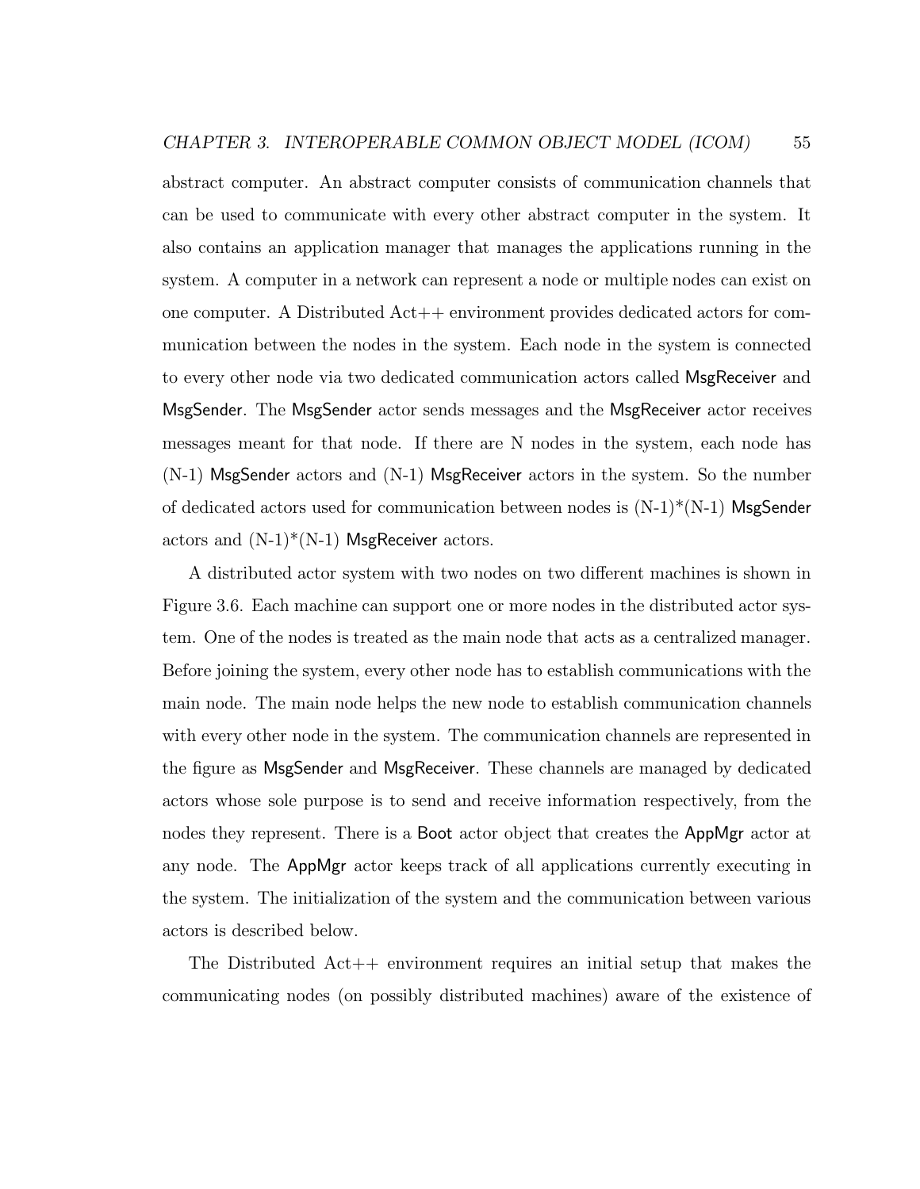abstract computer. An abstract computer consists of communication channels that can be used to communicate with every other abstract computer in the system. It also contains an application manager that manages the applications running in the system. A computer in a network can represent a node or multiple nodes can exist on one computer. A Distributed Act++ environment provides dedicated actors for communication between the nodes in the system. Each node in the system is connected to every other node via two dedicated communication actors called MsgReceiver and MsgSender. The MsgSender actor sends messages and the MsgReceiver actor receives messages meant for that node. If there are N nodes in the system, each node has (N-1) MsgSender actors and (N-1) MsgReceiver actors in the system. So the number of dedicated actors used for communication between nodes is (N-1)*(N-1) MsgSender actors and (N-1)*(N-1) MsgReceiver actors.

A distributed actor system with two nodes on two different machines is shown in Figure 3.6. Each machine can support one or more nodes in the distributed actor system. One of the nodes is treated as the main node that acts as a centralized manager. Before joining the system, every other node has to establish communications with the main node. The main node helps the new node to establish communication channels with every other node in the system. The communication channels are represented in the figure as MsgSender and MsgReceiver. These channels are managed by dedicated actors whose sole purpose is to send and receive information respectively, from the nodes they represent. There is a Boot actor object that creates the AppMgr actor at any node. The AppMgr actor keeps track of all applications currently executing in the system. The initialization of the system and the communication between various actors is described below.

The Distributed Act++ environment requires an initial setup that makes the communicating nodes (on possibly distributed machines) aware of the existence of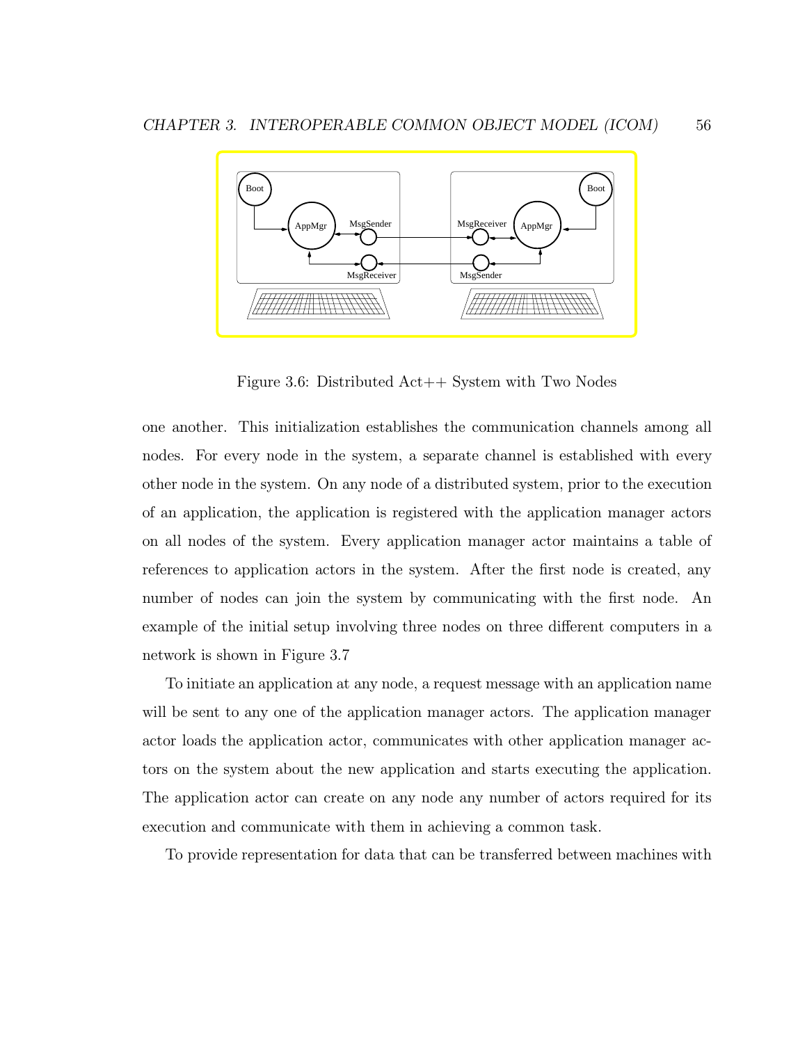Figure 3.6: Distributed Act++ System with Two Nodes

one another. This initialization establishes the communication channels among all nodes. For every node in the system, a separate channel is established with every other node in the system. On any node of a distributed system, prior to the execution of an application, the application is registered with the application manager actors on all nodes of the system. Every application manager actor maintains a table of references to application actors in the system. After the first node is created, any number of nodes can join the system by communicating with the first node. An example of the initial setup involving three nodes on three different computers in a network is shown in Figure 3.7

To initiate an application at any node, a request message with an application name will be sent to any one of the application manager actors. The application manager actor loads the application actor, communicates with other application manager actors on the system about the new application and starts executing the application. The application actor can create on any node any number of actors required for its execution and communicate with them in achieving a common task.

To provide representation for data that can be transferred between machines with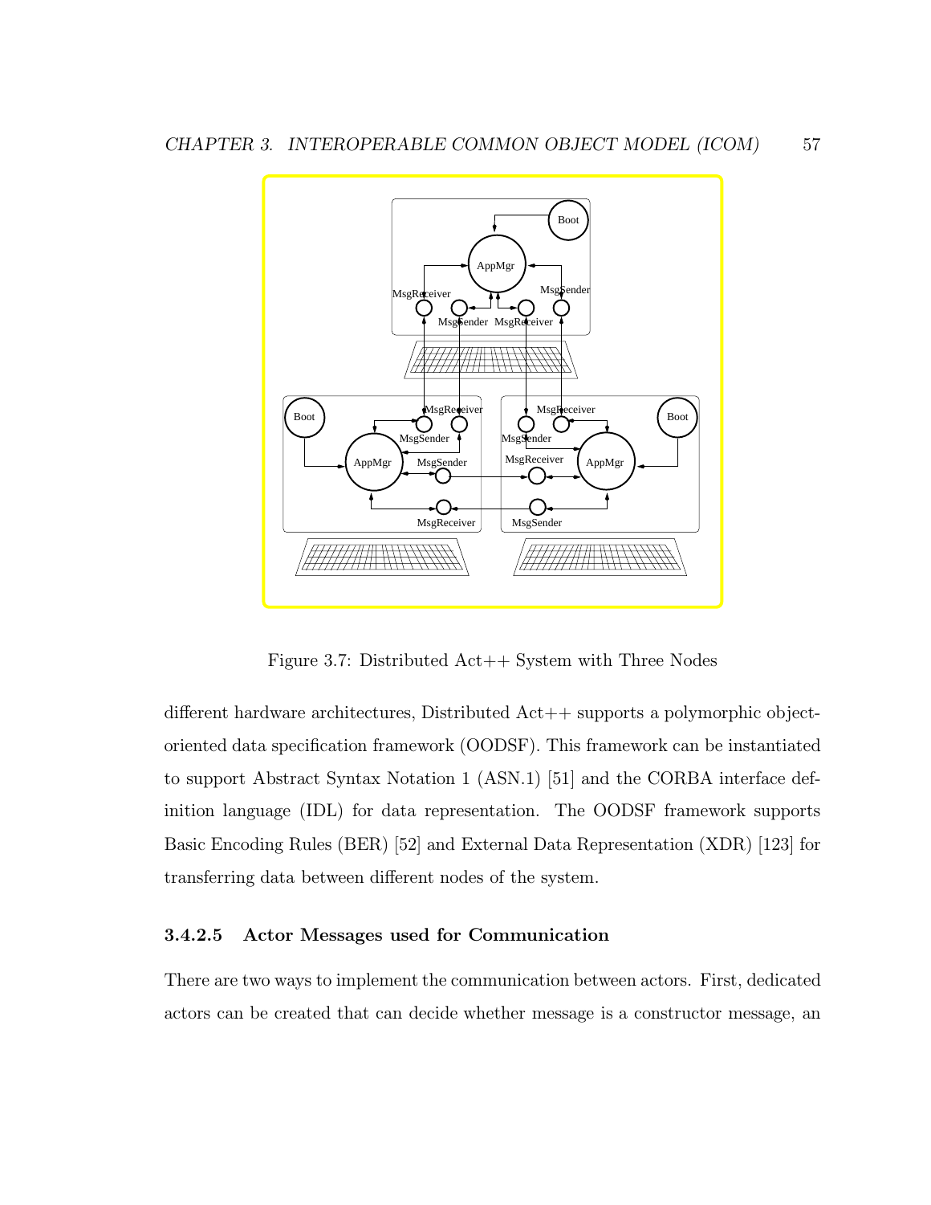Figure 3.7: Distributed Act++ System with Three Nodes

different hardware architectures, Distributed Act++ supports a polymorphic object-oriented data specification framework (OODSF). This framework can be instantiated to support Abstract Syntax Notation 1 (ASN.1) [51] and the CORBA interface definition language (IDL) for data representation. The OODSF framework supports Basic Encoding Rules (BER) [52] and External Data Representation (XDR) [123] for transferring data between different nodes of the system.

#### 3.4.2.5 Actor Messages used for Communication

There are two ways to implement the communication between actors. First, dedicated actors can be created that can decide whether message is a constructor message, an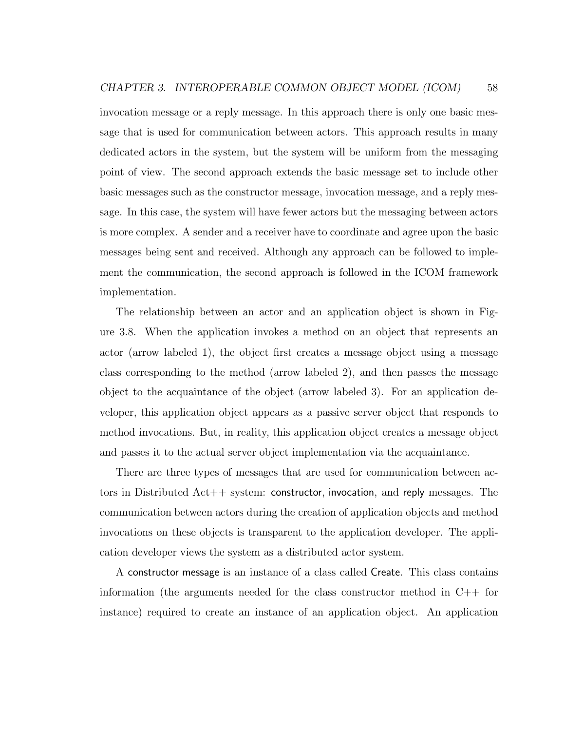invocation message or a reply message. In this approach there is only one basic message that is used for communication between actors. This approach results in many dedicated actors in the system, but the system will be uniform from the messaging point of view. The second approach extends the basic message set to include other basic messages such as the constructor message, invocation message, and a reply message. In this case, the system will have fewer actors but the messaging between actors is more complex. A sender and a receiver have to coordinate and agree upon the basic messages being sent and received. Although any approach can be followed to implement the communication, the second approach is followed in the ICOM framework implementation.

The relationship between an actor and an application object is shown in Figure 3.8. When the application invokes a method on an object that represents an actor (arrow labeled 1), the object first creates a message object using a message class corresponding to the method (arrow labeled 2), and then passes the message object to the acquaintance of the object (arrow labeled 3). For an application developer, this application object appears as a passive server object that responds to method invocations. But, in reality, this application object creates a message object and passes it to the actual server object implementation via the acquaintance.

There are three types of messages that are used for communication between actors in Distributed Act++ system: constructor, invocation, and reply messages. The communication between actors during the creation of application objects and method invocations on these objects is transparent to the application developer. The application developer views the system as a distributed actor system.

A constructor message is an instance of a class called Create. This class contains information (the arguments needed for the class constructor method in C++ for instance) required to create an instance of an application object. An application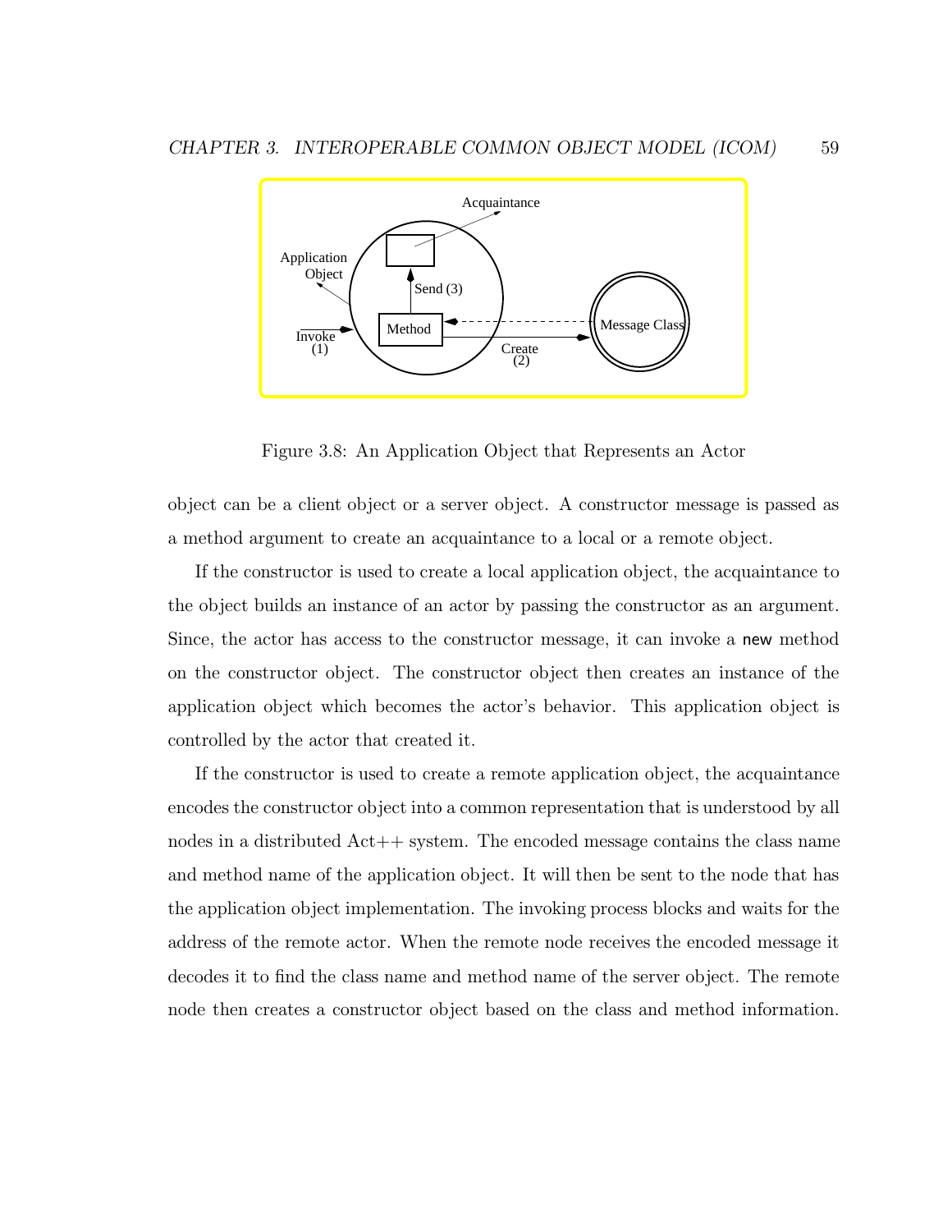Figure 3.8: An Application Object that Represents an Actor

object can be a client object or a server object. A constructor message is passed as a method argument to create an acquaintance to a local or a remote object.

If the constructor is used to create a local application object, the acquaintance to the object builds an instance of an actor by passing the constructor as an argument. Since, the actor has access to the constructor message, it can invoke a `new` method on the constructor object. The constructor object then creates an instance of the application object which becomes the actor's behavior. This application object is controlled by the actor that created it.

If the constructor is used to create a remote application object, the acquaintance encodes the constructor object into a common representation that is understood by all nodes in a distributed Act++ system. The encoded message contains the class name and method name of the application object. It will then be sent to the node that has the application object implementation. The invoking process blocks and waits for the address of the remote actor. When the remote node receives the encoded message it decodes it to find the class name and method name of the server object. The remote node then creates a constructor object based on the class and method information.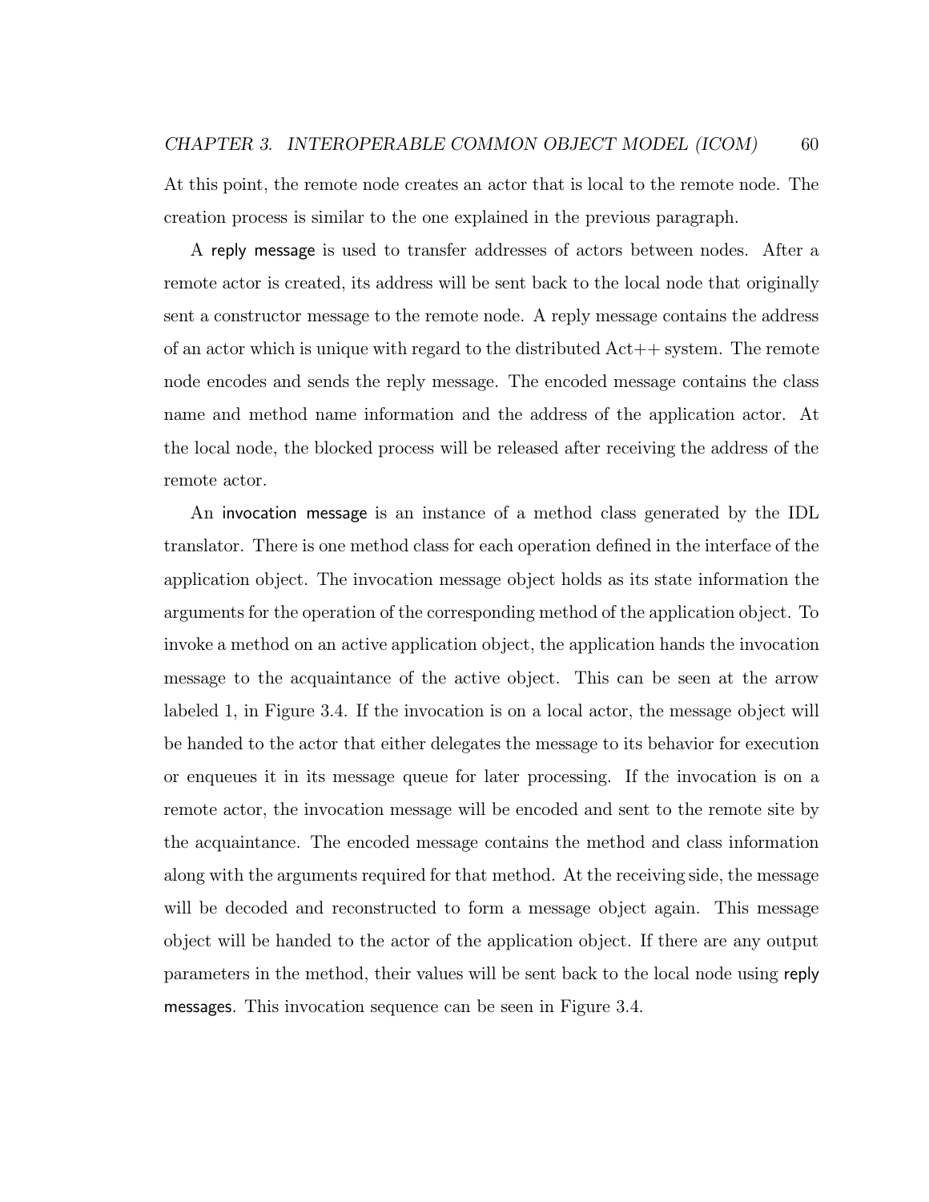At this point, the remote node creates an actor that is local to the remote node. The creation process is similar to the one explained in the previous paragraph.

A reply message is used to transfer addresses of actors between nodes. After a remote actor is created, its address will be sent back to the local node that originally sent a constructor message to the remote node. A reply message contains the address of an actor which is unique with regard to the distributed Act++ system. The remote node encodes and sends the reply message. The encoded message contains the class name and method name information and the address of the application actor. At the local node, the blocked process will be released after receiving the address of the remote actor.

An invocation message is an instance of a method class generated by the IDL translator. There is one method class for each operation defined in the interface of the application object. The invocation message object holds as its state information the arguments for the operation of the corresponding method of the application object. To invoke a method on an active application object, the application hands the invocation message to the acquaintance of the active object. This can be seen at the arrow labeled 1, in Figure 3.4. If the invocation is on a local actor, the message object will be handed to the actor that either delegates the message to its behavior for execution or enqueues it in its message queue for later processing. If the invocation is on a remote actor, the invocation message will be encoded and sent to the remote site by the acquaintance. The encoded message contains the method and class information along with the arguments required for that method. At the receiving side, the message will be decoded and reconstructed to form a message object again. This message object will be handed to the actor of the application object. If there are any output parameters in the method, their values will be sent back to the local node using reply messages. This invocation sequence can be seen in Figure 3.4.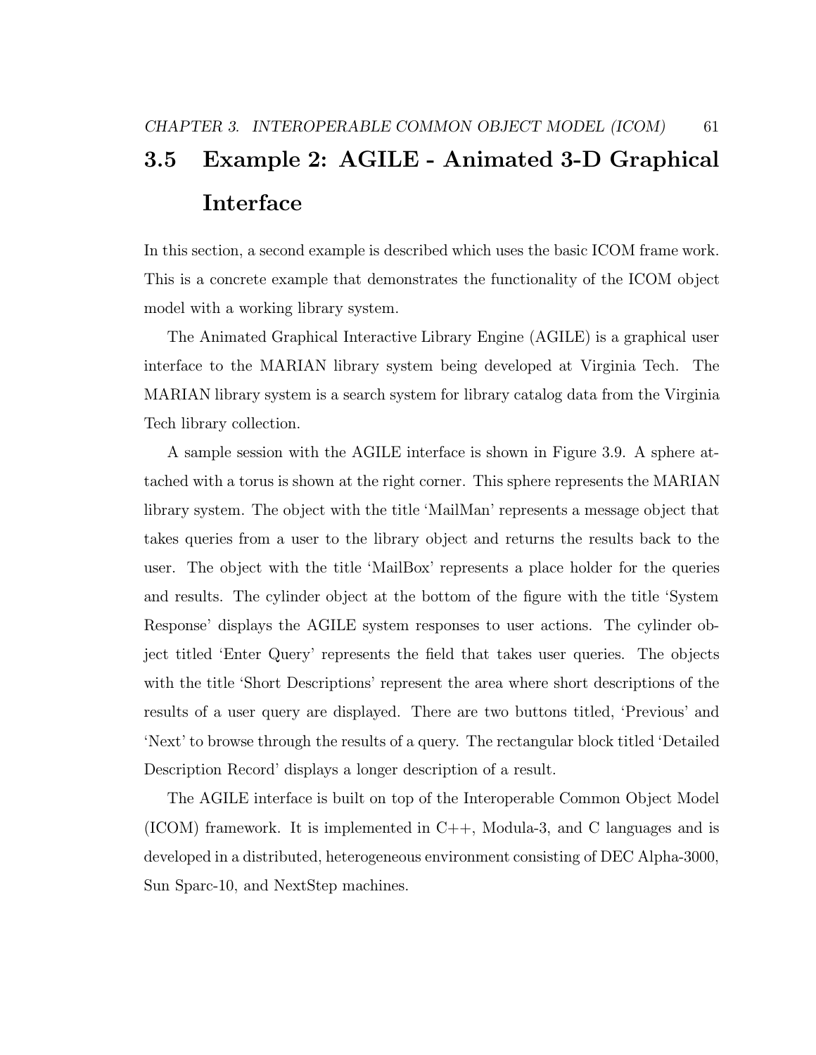## 3.5 Example 2: AGILE - Animated 3-D Graphical Interface

In this section, a second example is described which uses the basic ICOM frame work. This is a concrete example that demonstrates the functionality of the ICOM object model with a working library system.

The Animated Graphical Interactive Library Engine (AGILE) is a graphical user interface to the MARIAN library system being developed at Virginia Tech. The MARIAN library system is a search system for library catalog data from the Virginia Tech library collection.

A sample session with the AGILE interface is shown in Figure 3.9. A sphere attached with a torus is shown at the right corner. This sphere represents the MARIAN library system. The object with the title 'MailMan' represents a message object that takes queries from a user to the library object and returns the results back to the user. The object with the title 'MailBox' represents a place holder for the queries and results. The cylinder object at the bottom of the figure with the title 'System Response' displays the AGILE system responses to user actions. The cylinder object titled 'Enter Query' represents the field that takes user queries. The objects with the title 'Short Descriptions' represent the area where short descriptions of the results of a user query are displayed. There are two buttons titled, 'Previous' and 'Next' to browse through the results of a query. The rectangular block titled 'Detailed Description Record' displays a longer description of a result.

The AGILE interface is built on top of the Interoperable Common Object Model (ICOM) framework. It is implemented in C++, Modula-3, and C languages and is developed in a distributed, heterogeneous environment consisting of DEC Alpha-3000, Sun Sparc-10, and NextStep machines.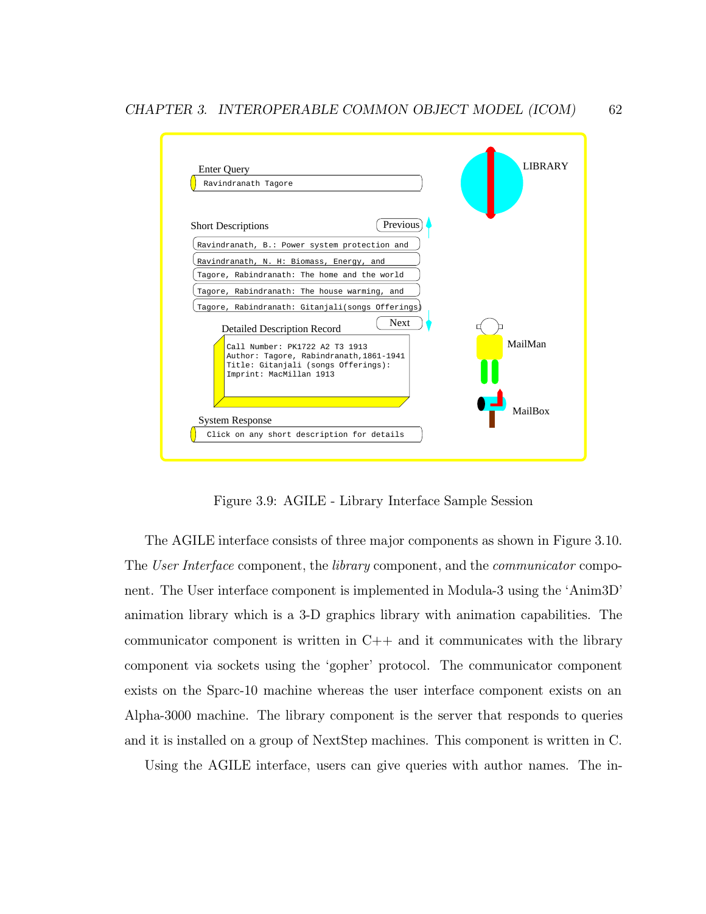Figure 3.9: AGILE - Library Interface Sample Session

The AGILE interface consists of three major components as shown in Figure 3.10. The *User Interface* component, the *library* component, and the *communicator* component. The User interface component is implemented in Modula-3 using the 'Anim3D' animation library which is a 3-D graphics library with animation capabilities. The communicator component is written in C++ and it communicates with the library component via sockets using the 'gopher' protocol. The communicator component exists on the Sparc-10 machine whereas the user interface component exists on an Alpha-3000 machine. The library component is the server that responds to queries and it is installed on a group of NextStep machines. This component is written in C.

Using the AGILE interface, users can give queries with author names. The in-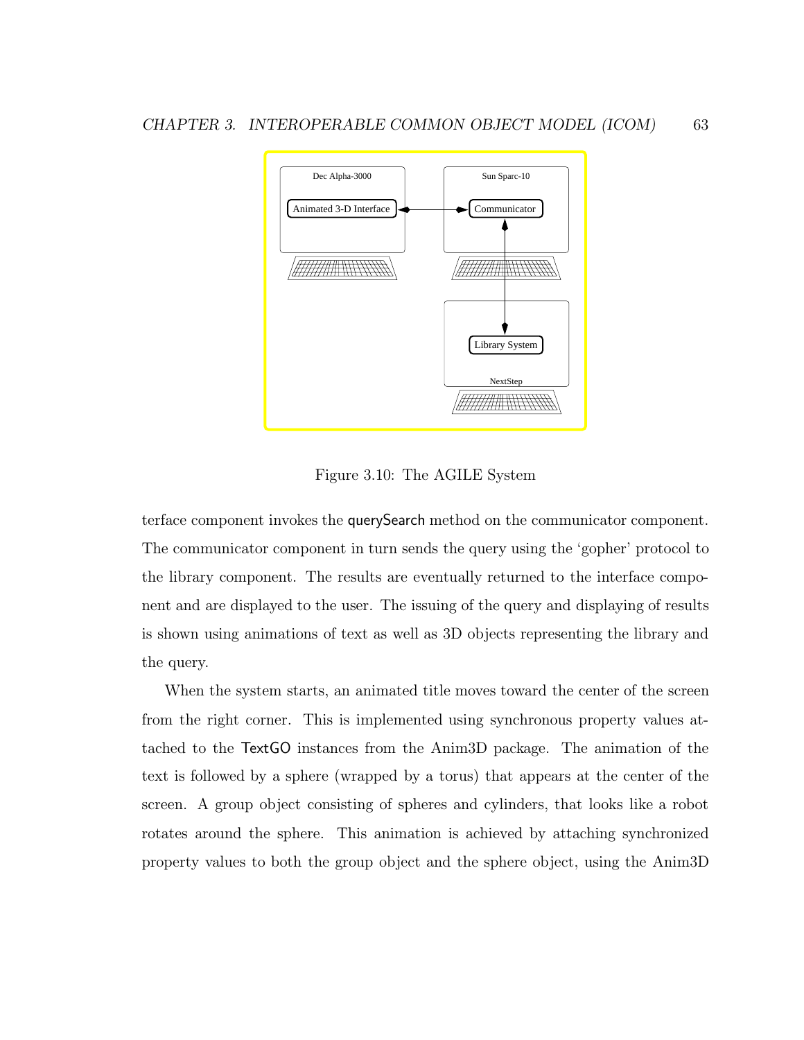Figure 3.10: The AGILE System

terface component invokes the querySearch method on the communicator component. The communicator component in turn sends the query using the 'gopher' protocol to the library component. The results are eventually returned to the interface component and are displayed to the user. The issuing of the query and displaying of results is shown using animations of text as well as 3D objects representing the library and the query.

When the system starts, an animated title moves toward the center of the screen from the right corner. This is implemented using synchronous property values attached to the TextGO instances from the Anim3D package. The animation of the text is followed by a sphere (wrapped by a torus) that appears at the center of the screen. A group object consisting of spheres and cylinders, that looks like a robot rotates around the sphere. This animation is achieved by attaching synchronized property values to both the group object and the sphere object, using the Anim3D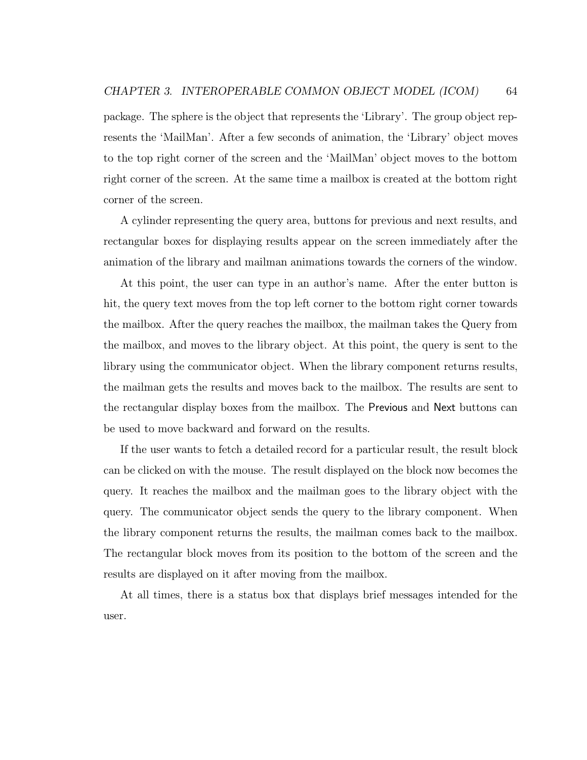package. The sphere is the object that represents the 'Library'. The group object represents the 'MailMan'. After a few seconds of animation, the 'Library' object moves to the top right corner of the screen and the 'MailMan' object moves to the bottom right corner of the screen. At the same time a mailbox is created at the bottom right corner of the screen.

A cylinder representing the query area, buttons for previous and next results, and rectangular boxes for displaying results appear on the screen immediately after the animation of the library and mailman animations towards the corners of the window.

At this point, the user can type in an author's name. After the enter button is hit, the query text moves from the top left corner to the bottom right corner towards the mailbox. After the query reaches the mailbox, the mailman takes the Query from the mailbox, and moves to the library object. At this point, the query is sent to the library using the communicator object. When the library component returns results, the mailman gets the results and moves back to the mailbox. The results are sent to the rectangular display boxes from the mailbox. The Previous and Next buttons can be used to move backward and forward on the results.

If the user wants to fetch a detailed record for a particular result, the result block can be clicked on with the mouse. The result displayed on the block now becomes the query. It reaches the mailbox and the mailman goes to the library object with the query. The communicator object sends the query to the library component. When the library component returns the results, the mailman comes back to the mailbox. The rectangular block moves from its position to the bottom of the screen and the results are displayed on it after moving from the mailbox.

At all times, there is a status box that displays brief messages intended for the user.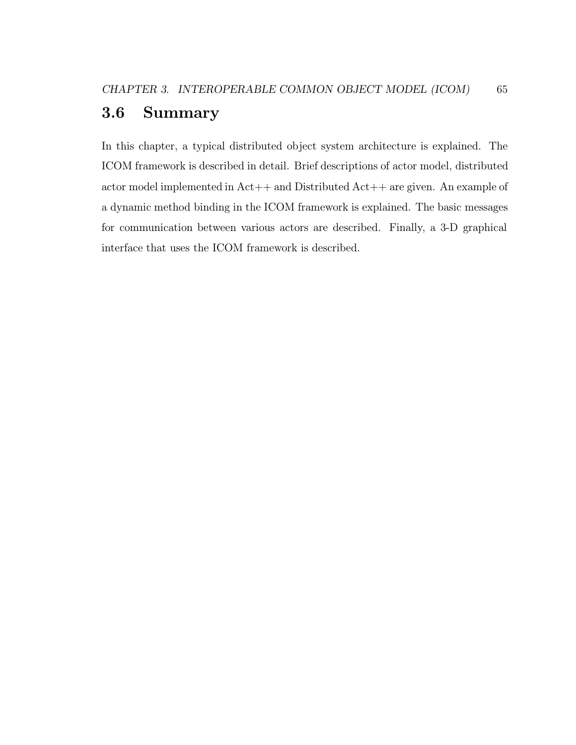## 3.6 Summary

In this chapter, a typical distributed object system architecture is explained. The ICOM framework is described in detail. Brief descriptions of actor model, distributed actor model implemented in Act++ and Distributed Act++ are given. An example of a dynamic method binding in the ICOM framework is explained. The basic messages for communication between various actors are described. Finally, a 3-D graphical interface that uses the ICOM framework is described.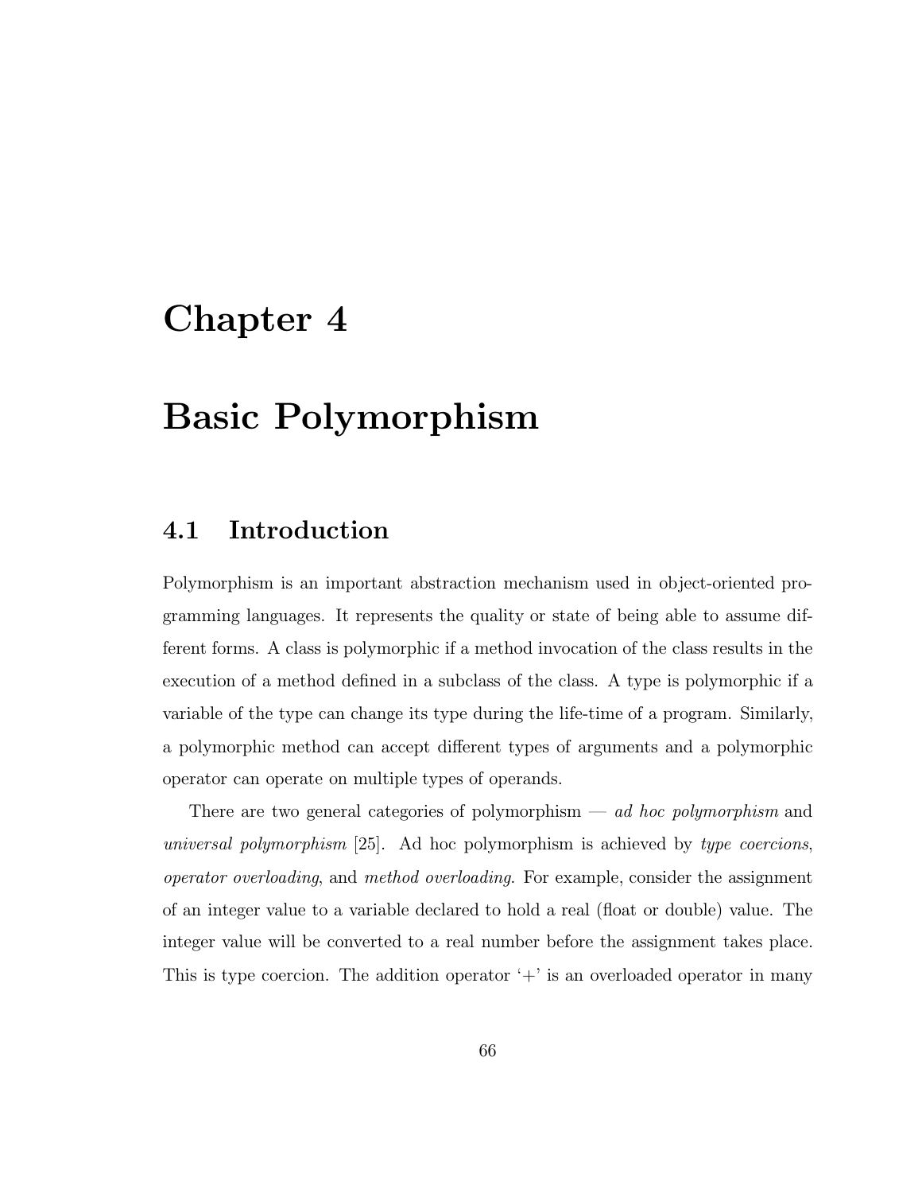# Chapter 4

# Basic Polymorphism

## 4.1 Introduction

Polymorphism is an important abstraction mechanism used in object-oriented programming languages. It represents the quality or state of being able to assume different forms. A class is polymorphic if a method invocation of the class results in the execution of a method defined in a subclass of the class. A type is polymorphic if a variable of the type can change its type during the life-time of a program. Similarly, a polymorphic method can accept different types of arguments and a polymorphic operator can operate on multiple types of operands.

There are two general categories of polymorphism — *ad hoc polymorphism* and *universal polymorphism* [25]. Ad hoc polymorphism is achieved by *type coercions*, *operator overloading*, and *method overloading*. For example, consider the assignment of an integer value to a variable declared to hold a real (float or double) value. The integer value will be converted to a real number before the assignment takes place. This is type coercion. The addition operator '+' is an overloaded operator in many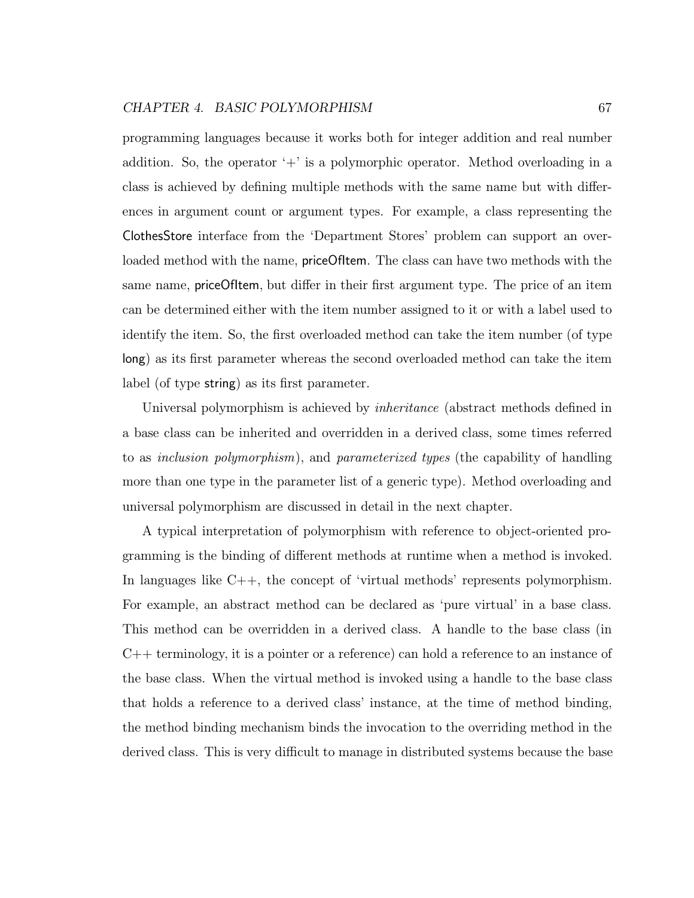programming languages because it works both for integer addition and real number addition. So, the operator '+' is a polymorphic operator. Method overloading in a class is achieved by defining multiple methods with the same name but with differences in argument count or argument types. For example, a class representing the ClothesStore interface from the 'Department Stores' problem can support an overloaded method with the name, priceOfItem. The class can have two methods with the same name, priceOfItem, but differ in their first argument type. The price of an item can be determined either with the item number assigned to it or with a label used to identify the item. So, the first overloaded method can take the item number (of type long) as its first parameter whereas the second overloaded method can take the item label (of type string) as its first parameter.

Universal polymorphism is achieved by *inheritance* (abstract methods defined in a base class can be inherited and overridden in a derived class, some times referred to as *inclusion polymorphism*), and *parameterized types* (the capability of handling more than one type in the parameter list of a generic type). Method overloading and universal polymorphism are discussed in detail in the next chapter.

A typical interpretation of polymorphism with reference to object-oriented programming is the binding of different methods at runtime when a method is invoked. In languages like C++, the concept of 'virtual methods' represents polymorphism. For example, an abstract method can be declared as 'pure virtual' in a base class. This method can be overridden in a derived class. A handle to the base class (in C++ terminology, it is a pointer or a reference) can hold a reference to an instance of the base class. When the virtual method is invoked using a handle to the base class that holds a reference to a derived class' instance, at the time of method binding, the method binding mechanism binds the invocation to the overriding method in the derived class. This is very difficult to manage in distributed systems because the base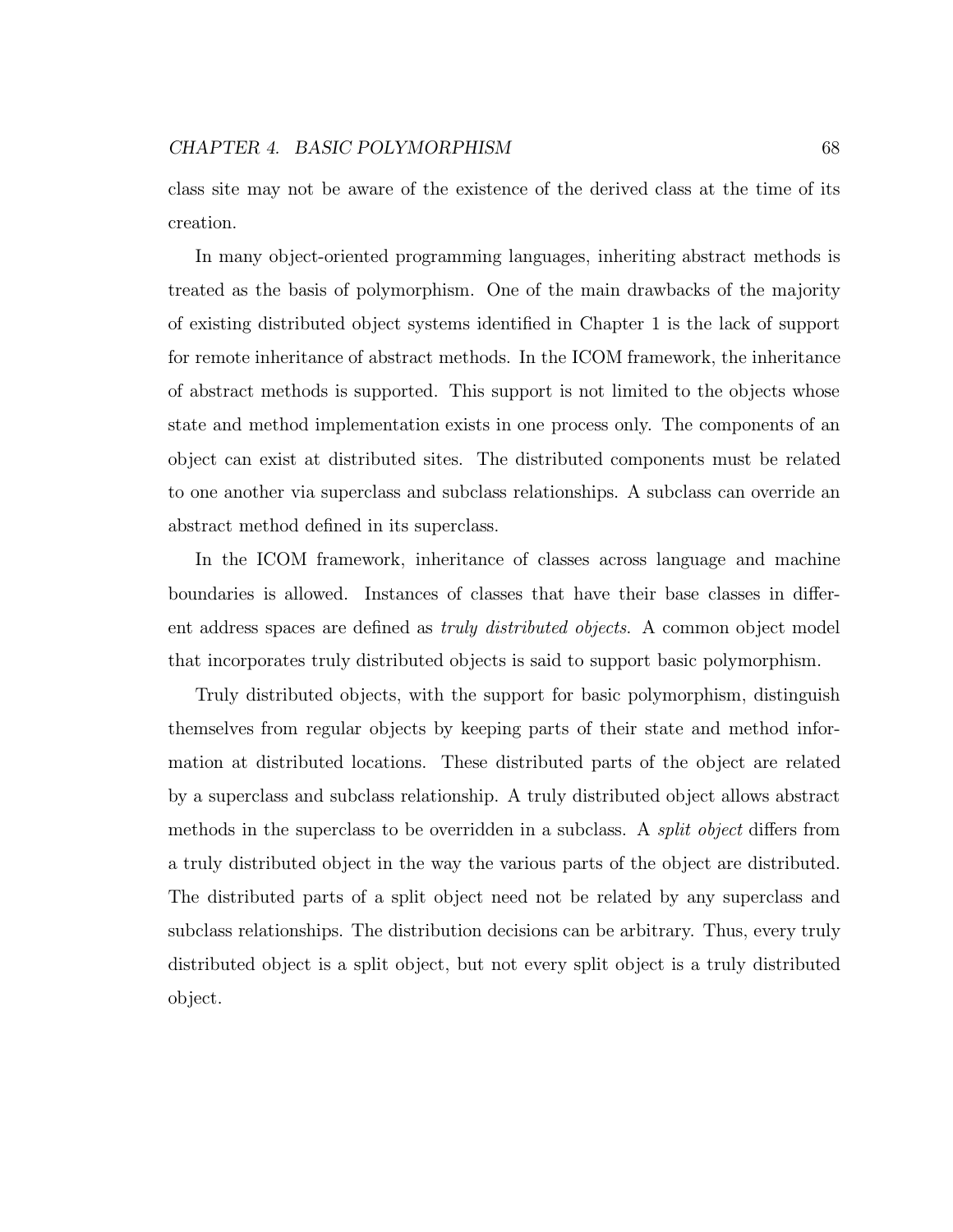class site may not be aware of the existence of the derived class at the time of its creation.

In many object-oriented programming languages, inheriting abstract methods is treated as the basis of polymorphism. One of the main drawbacks of the majority of existing distributed object systems identified in Chapter 1 is the lack of support for remote inheritance of abstract methods. In the ICOM framework, the inheritance of abstract methods is supported. This support is not limited to the objects whose state and method implementation exists in one process only. The components of an object can exist at distributed sites. The distributed components must be related to one another via superclass and subclass relationships. A subclass can override an abstract method defined in its superclass.

In the ICOM framework, inheritance of classes across language and machine boundaries is allowed. Instances of classes that have their base classes in different address spaces are defined as *truly distributed objects*. A common object model that incorporates truly distributed objects is said to support basic polymorphism.

Truly distributed objects, with the support for basic polymorphism, distinguish themselves from regular objects by keeping parts of their state and method information at distributed locations. These distributed parts of the object are related by a superclass and subclass relationship. A truly distributed object allows abstract methods in the superclass to be overridden in a subclass. A *split object* differs from a truly distributed object in the way the various parts of the object are distributed. The distributed parts of a split object need not be related by any superclass and subclass relationships. The distribution decisions can be arbitrary. Thus, every truly distributed object is a split object, but not every split object is a truly distributed object.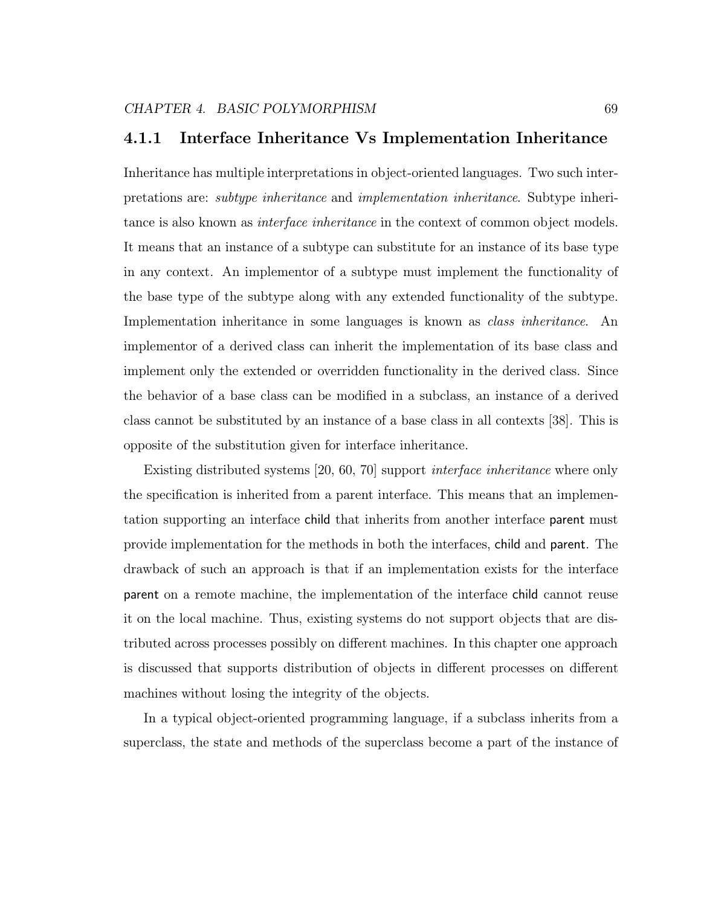### 4.1.1 Interface Inheritance Vs Implementation Inheritance

Inheritance has multiple interpretations in object-oriented languages. Two such interpretations are: *subtype inheritance* and *implementation inheritance*. Subtype inheritance is also known as *interface inheritance* in the context of common object models. It means that an instance of a subtype can substitute for an instance of its base type in any context. An implementor of a subtype must implement the functionality of the base type of the subtype along with any extended functionality of the subtype. Implementation inheritance in some languages is known as *class inheritance*. An implementor of a derived class can inherit the implementation of its base class and implement only the extended or overridden functionality in the derived class. Since the behavior of a base class can be modified in a subclass, an instance of a derived class cannot be substituted by an instance of a base class in all contexts [38]. This is opposite of the substitution given for interface inheritance.

Existing distributed systems [20, 60, 70] support *interface inheritance* where only the specification is inherited from a parent interface. This means that an implementation supporting an interface child that inherits from another interface parent must provide implementation for the methods in both the interfaces, child and parent. The drawback of such an approach is that if an implementation exists for the interface parent on a remote machine, the implementation of the interface child cannot reuse it on the local machine. Thus, existing systems do not support objects that are distributed across processes possibly on different machines. In this chapter one approach is discussed that supports distribution of objects in different processes on different machines without losing the integrity of the objects.

In a typical object-oriented programming language, if a subclass inherits from a superclass, the state and methods of the superclass become a part of the instance of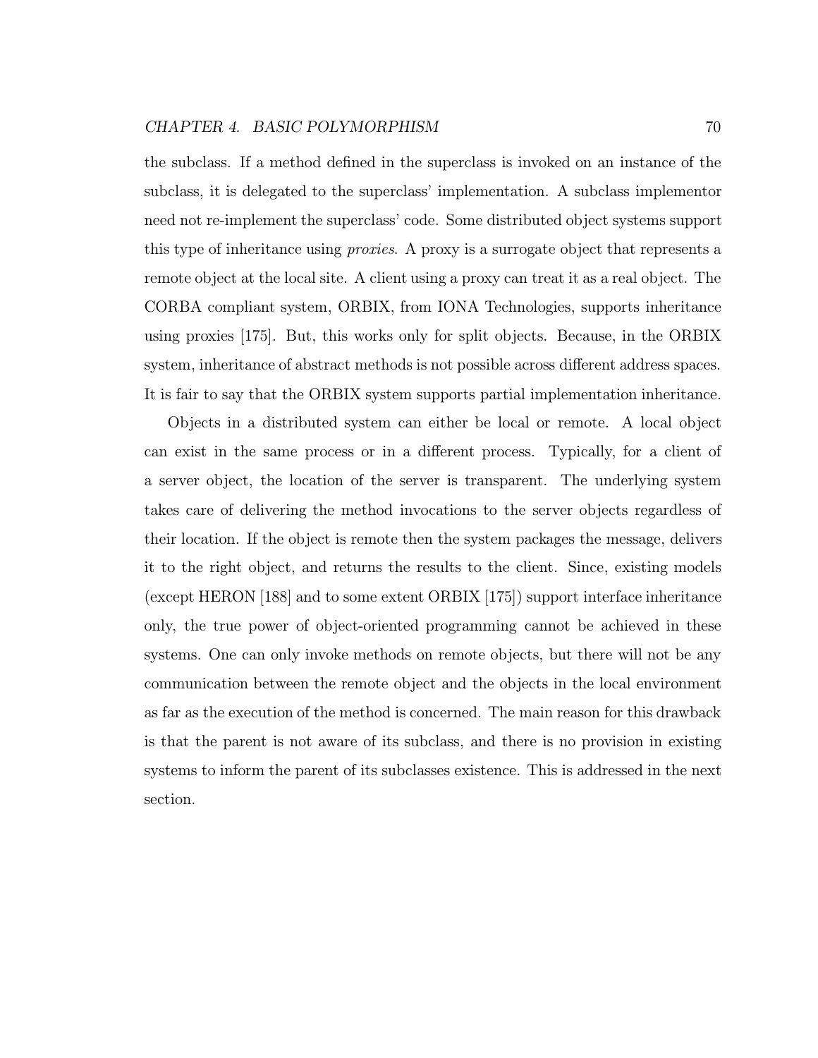the subclass. If a method defined in the superclass is invoked on an instance of the subclass, it is delegated to the superclass' implementation. A subclass implementor need not re-implement the superclass' code. Some distributed object systems support this type of inheritance using *proxies*. A proxy is a surrogate object that represents a remote object at the local site. A client using a proxy can treat it as a real object. The CORBA compliant system, ORBIX, from IONA Technologies, supports inheritance using proxies [175]. But, this works only for split objects. Because, in the ORBIX system, inheritance of abstract methods is not possible across different address spaces. It is fair to say that the ORBIX system supports partial implementation inheritance.

Objects in a distributed system can either be local or remote. A local object can exist in the same process or in a different process. Typically, for a client of a server object, the location of the server is transparent. The underlying system takes care of delivering the method invocations to the server objects regardless of their location. If the object is remote then the system packages the message, delivers it to the right object, and returns the results to the client. Since, existing models (except HERON [188] and to some extent ORBIX [175]) support interface inheritance only, the true power of object-oriented programming cannot be achieved in these systems. One can only invoke methods on remote objects, but there will not be any communication between the remote object and the objects in the local environment as far as the execution of the method is concerned. The main reason for this drawback is that the parent is not aware of its subclass, and there is no provision in existing systems to inform the parent of its subclasses existence. This is addressed in the next section.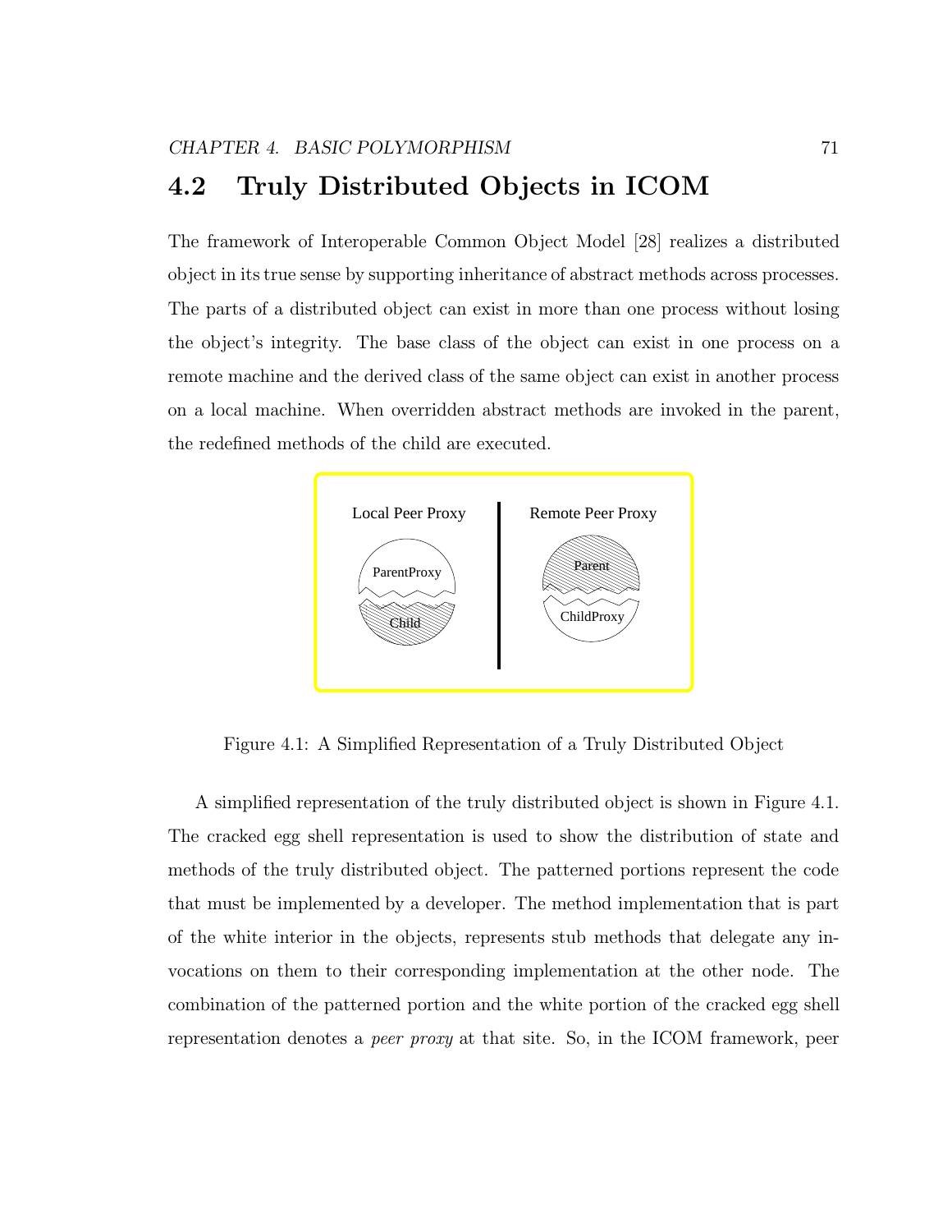## 4.2 Truly Distributed Objects in ICOM

The framework of Interoperable Common Object Model [28] realizes a distributed object in its true sense by supporting inheritance of abstract methods across processes. The parts of a distributed object can exist in more than one process without losing the object's integrity. The base class of the object can exist in one process on a remote machine and the derived class of the same object can exist in another process on a local machine. When overridden abstract methods are invoked in the parent, the redefined methods of the child are executed.

Figure 4.1: A Simplified Representation of a Truly Distributed Object

A simplified representation of the truly distributed object is shown in Figure 4.1. The cracked egg shell representation is used to show the distribution of state and methods of the truly distributed object. The patterned portions represent the code that must be implemented by a developer. The method implementation that is part of the white interior in the objects, represents stub methods that delegate any invocations on them to their corresponding implementation at the other node. The combination of the patterned portion and the white portion of the cracked egg shell representation denotes a *peer proxy* at that site. So, in the ICOM framework, peer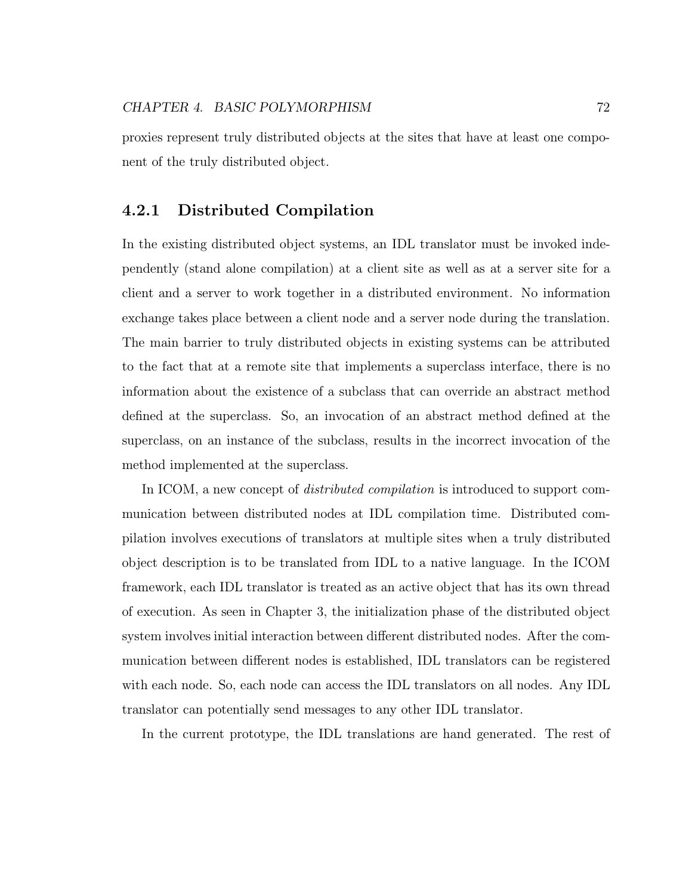proxies represent truly distributed objects at the sites that have at least one component of the truly distributed object.

### 4.2.1 Distributed Compilation

In the existing distributed object systems, an IDL translator must be invoked independently (stand alone compilation) at a client site as well as at a server site for a client and a server to work together in a distributed environment. No information exchange takes place between a client node and a server node during the translation. The main barrier to truly distributed objects in existing systems can be attributed to the fact that at a remote site that implements a superclass interface, there is no information about the existence of a subclass that can override an abstract method defined at the superclass. So, an invocation of an abstract method defined at the superclass, on an instance of the subclass, results in the incorrect invocation of the method implemented at the superclass.

In ICOM, a new concept of *distributed compilation* is introduced to support communication between distributed nodes at IDL compilation time. Distributed compilation involves executions of translators at multiple sites when a truly distributed object description is to be translated from IDL to a native language. In the ICOM framework, each IDL translator is treated as an active object that has its own thread of execution. As seen in Chapter 3, the initialization phase of the distributed object system involves initial interaction between different distributed nodes. After the communication between different nodes is established, IDL translators can be registered with each node. So, each node can access the IDL translators on all nodes. Any IDL translator can potentially send messages to any other IDL translator.

In the current prototype, the IDL translations are hand generated. The rest of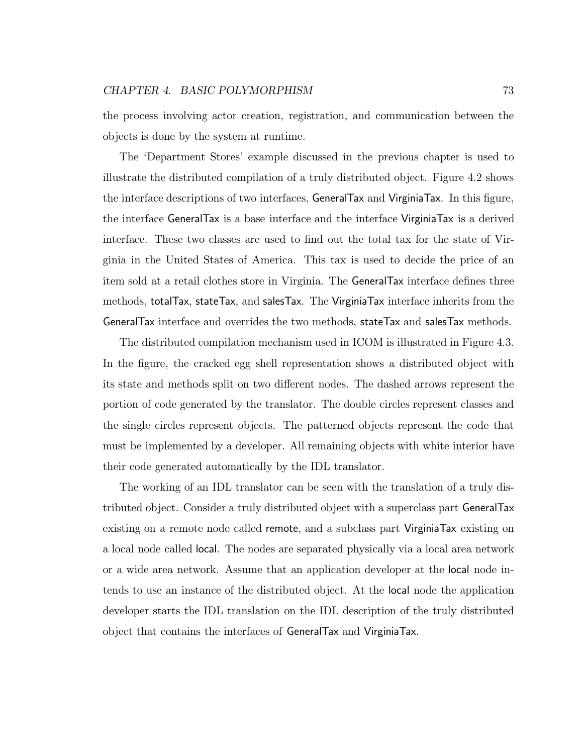the process involving actor creation, registration, and communication between the objects is done by the system at runtime.

The 'Department Stores' example discussed in the previous chapter is used to illustrate the distributed compilation of a truly distributed object. Figure 4.2 shows the interface descriptions of two interfaces, GeneralTax and VirginiaTax. In this figure, the interface GeneralTax is a base interface and the interface VirginiaTax is a derived interface. These two classes are used to find out the total tax for the state of Virginia in the United States of America. This tax is used to decide the price of an item sold at a retail clothes store in Virginia. The GeneralTax interface defines three methods, totalTax, stateTax, and salesTax. The VirginiaTax interface inherits from the GeneralTax interface and overrides the two methods, stateTax and salesTax methods.

The distributed compilation mechanism used in ICOM is illustrated in Figure 4.3. In the figure, the cracked egg shell representation shows a distributed object with its state and methods split on two different nodes. The dashed arrows represent the portion of code generated by the translator. The double circles represent classes and the single circles represent objects. The patterned objects represent the code that must be implemented by a developer. All remaining objects with white interior have their code generated automatically by the IDL translator.

The working of an IDL translator can be seen with the translation of a truly distributed object. Consider a truly distributed object with a superclass part GeneralTax existing on a remote node called remote, and a subclass part VirginiaTax existing on a local node called local. The nodes are separated physically via a local area network or a wide area network. Assume that an application developer at the local node intends to use an instance of the distributed object. At the local node the application developer starts the IDL translation on the IDL description of the truly distributed object that contains the interfaces of GeneralTax and VirginiaTax.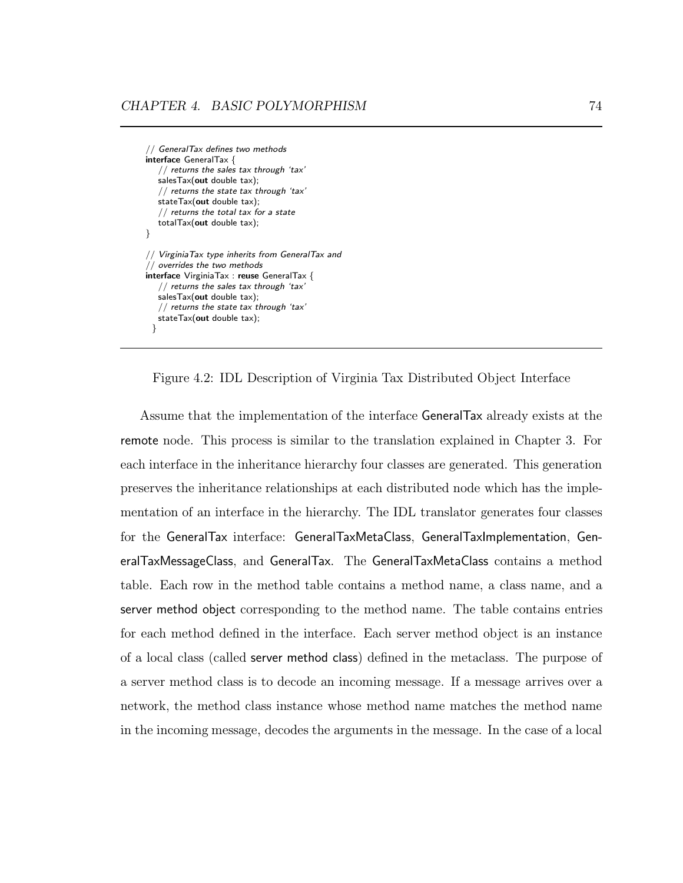```
// GeneralTax defines two methods
interface GeneralTax {
    // returns the sales tax through 'tax'
    salesTax(out double tax);
    // returns the state tax through 'tax'
    stateTax(out double tax);
    // returns the total tax for a state
    totalTax(out double tax);
}

// VirginiaTax type inherits from GeneralTax and
// overrides the two methods
interface VirginiaTax : reuse GeneralTax {
    // returns the sales tax through 'tax'
    salesTax(out double tax);
    // returns the state tax through 'tax'
    stateTax(out double tax);
  }
```

Figure 4.2: IDL Description of Virginia Tax Distributed Object Interface

Assume that the implementation of the interface GeneralTax already exists at the remote node. This process is similar to the translation explained in Chapter 3. For each interface in the inheritance hierarchy four classes are generated. This generation preserves the inheritance relationships at each distributed node which has the implementation of an interface in the hierarchy. The IDL translator generates four classes for the GeneralTax interface: GeneralTaxMetaClass, GeneralTaxImplementation, GeneralTaxMessageClass, and GeneralTax. The GeneralTaxMetaClass contains a method table. Each row in the method table contains a method name, a class name, and a server method object corresponding to the method name. The table contains entries for each method defined in the interface. Each server method object is an instance of a local class (called server method class) defined in the metaclass. The purpose of a server method class is to decode an incoming message. If a message arrives over a network, the method class instance whose method name matches the method name in the incoming message, decodes the arguments in the message. In the case of a local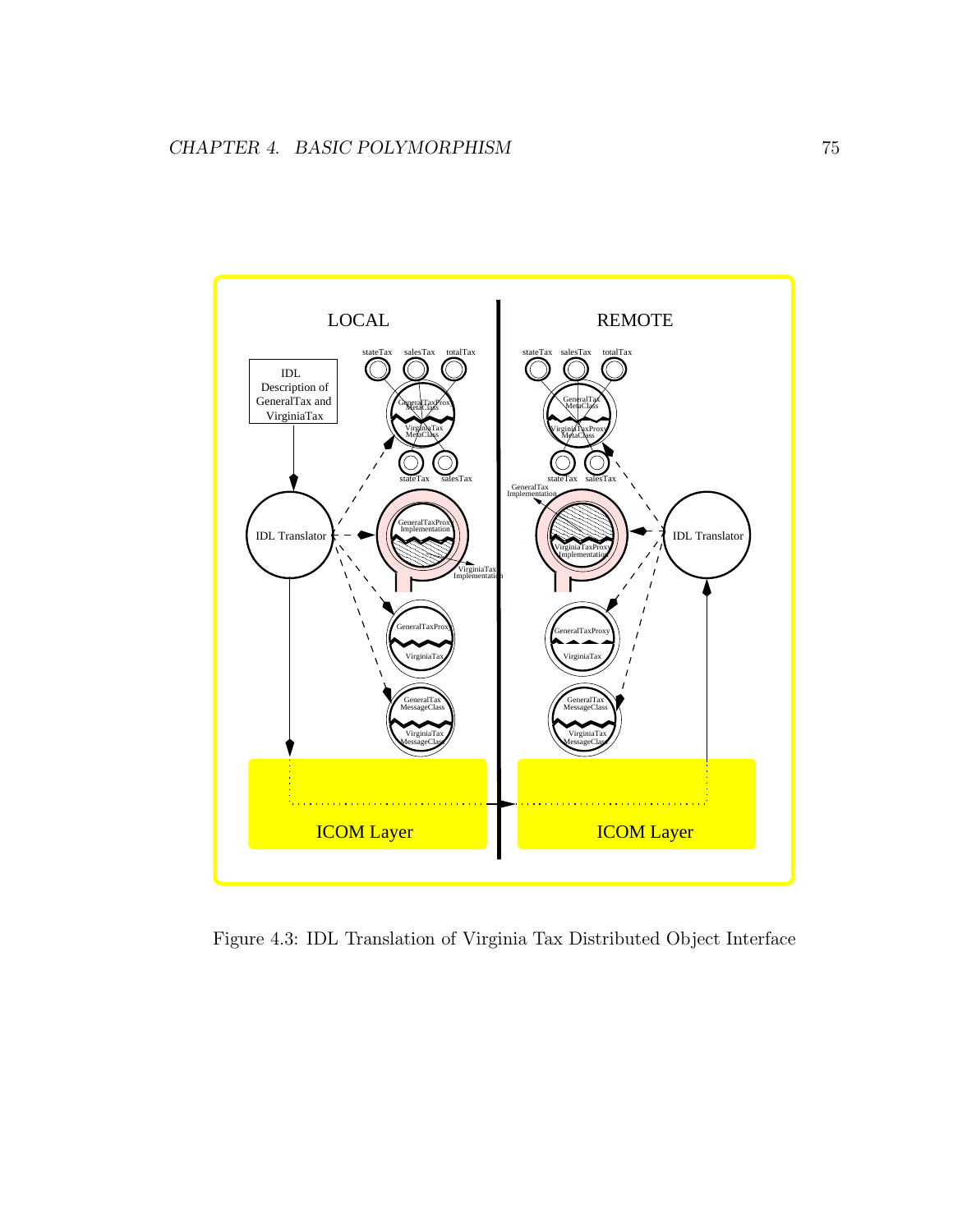Figure 4.3: IDL Translation of Virginia Tax Distributed Object Interface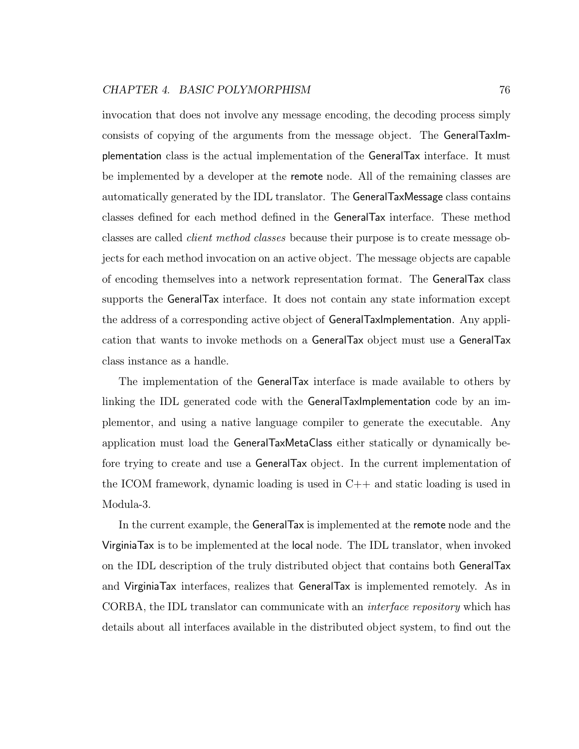invocation that does not involve any message encoding, the decoding process simply consists of copying of the arguments from the message object. The GeneralTaxImplementation class is the actual implementation of the GeneralTax interface. It must be implemented by a developer at the remote node. All of the remaining classes are automatically generated by the IDL translator. The GeneralTaxMessage class contains classes defined for each method defined in the GeneralTax interface. These method classes are called *client method classes* because their purpose is to create message objects for each method invocation on an active object. The message objects are capable of encoding themselves into a network representation format. The GeneralTax class supports the GeneralTax interface. It does not contain any state information except the address of a corresponding active object of GeneralTaxImplementation. Any application that wants to invoke methods on a GeneralTax object must use a GeneralTax class instance as a handle.

The implementation of the GeneralTax interface is made available to others by linking the IDL generated code with the GeneralTaxImplementation code by an implementor, and using a native language compiler to generate the executable. Any application must load the GeneralTaxMetaClass either statically or dynamically before trying to create and use a GeneralTax object. In the current implementation of the ICOM framework, dynamic loading is used in C++ and static loading is used in Modula-3.

In the current example, the GeneralTax is implemented at the remote node and the VirginiaTax is to be implemented at the local node. The IDL translator, when invoked on the IDL description of the truly distributed object that contains both GeneralTax and VirginiaTax interfaces, realizes that GeneralTax is implemented remotely. As in CORBA, the IDL translator can communicate with an *interface repository* which has details about all interfaces available in the distributed object system, to find out the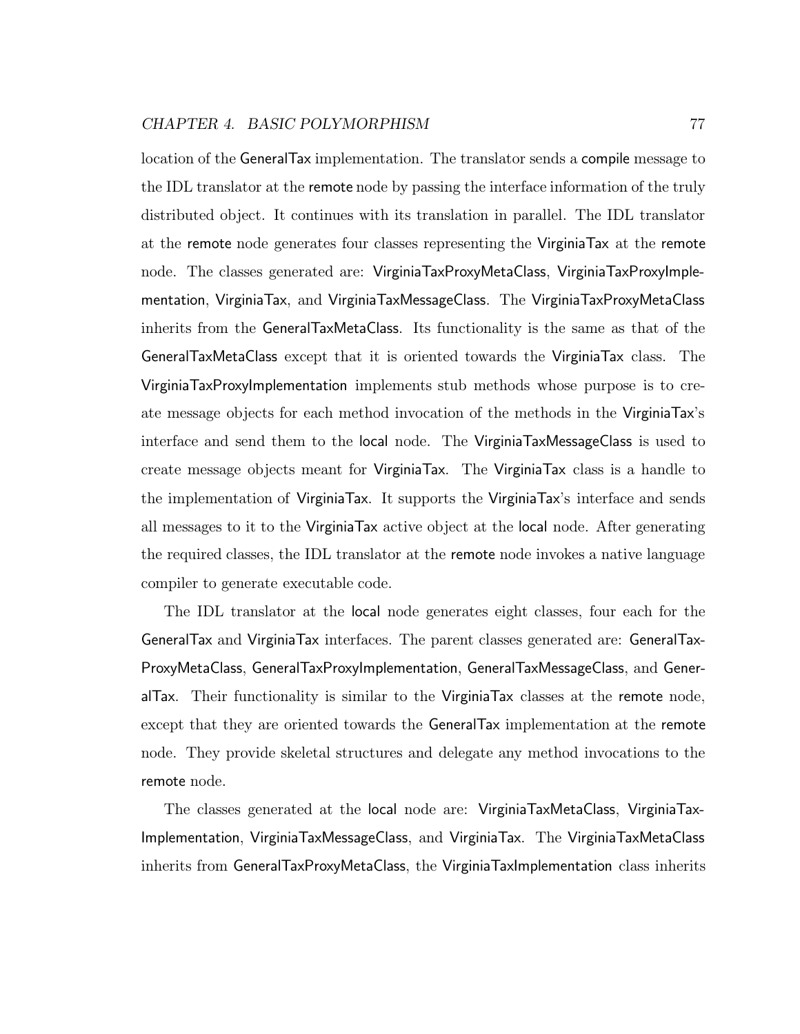location of the GeneralTax implementation. The translator sends a compile message to the IDL translator at the remote node by passing the interface information of the truly distributed object. It continues with its translation in parallel. The IDL translator at the remote node generates four classes representing the VirginiaTax at the remote node. The classes generated are: VirginiaTaxProxyMetaClass, VirginiaTaxProxyImplementation, VirginiaTax, and VirginiaTaxMessageClass. The VirginiaTaxProxyMetaClass inherits from the GeneralTaxMetaClass. Its functionality is the same as that of the GeneralTaxMetaClass except that it is oriented towards the VirginiaTax class. The VirginiaTaxProxyImplementation implements stub methods whose purpose is to create message objects for each method invocation of the methods in the VirginiaTax's interface and send them to the local node. The VirginiaTaxMessageClass is used to create message objects meant for VirginiaTax. The VirginiaTax class is a handle to the implementation of VirginiaTax. It supports the VirginiaTax's interface and sends all messages to it to the VirginiaTax active object at the local node. After generating the required classes, the IDL translator at the remote node invokes a native language compiler to generate executable code.

The IDL translator at the local node generates eight classes, four each for the GeneralTax and VirginiaTax interfaces. The parent classes generated are: GeneralTaxProxyMetaClass, GeneralTaxProxyImplementation, GeneralTaxMessageClass, and GeneralTax. Their functionality is similar to the VirginiaTax classes at the remote node, except that they are oriented towards the GeneralTax implementation at the remote node. They provide skeletal structures and delegate any method invocations to the remote node.

The classes generated at the local node are: VirginiaTaxMetaClass, VirginiaTaxImplementation, VirginiaTaxMessageClass, and VirginiaTax. The VirginiaTaxMetaClass inherits from GeneralTaxProxyMetaClass, the VirginiaTaxImplementation class inherits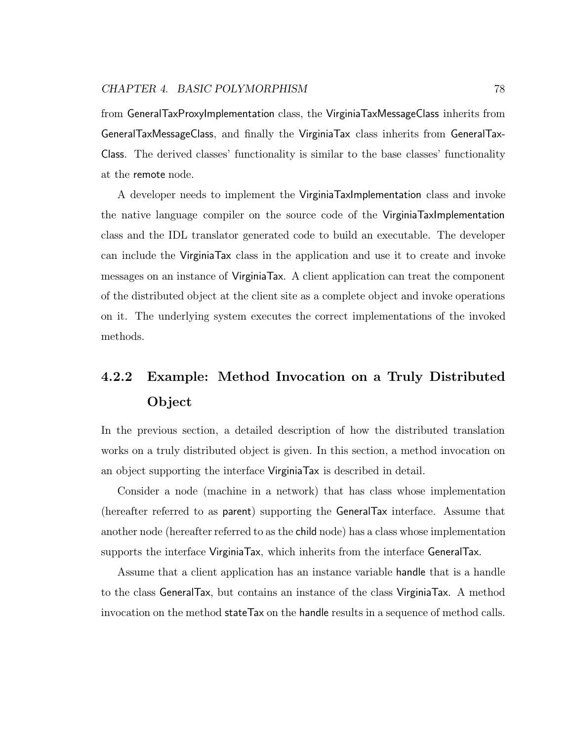from GeneralTaxProxyImplementation class, the VirginiaTaxMessageClass inherits from GeneralTaxMessageClass, and finally the VirginiaTax class inherits from GeneralTax-Class. The derived classes' functionality is similar to the base classes' functionality at the remote node.

A developer needs to implement the VirginiaTaxImplementation class and invoke the native language compiler on the source code of the VirginiaTaxImplementation class and the IDL translator generated code to build an executable. The developer can include the VirginiaTax class in the application and use it to create and invoke messages on an instance of VirginiaTax. A client application can treat the component of the distributed object at the client site as a complete object and invoke operations on it. The underlying system executes the correct implementations of the invoked methods.

### 4.2.2 Example: Method Invocation on a Truly Distributed Object

In the previous section, a detailed description of how the distributed translation works on a truly distributed object is given. In this section, a method invocation on an object supporting the interface VirginiaTax is described in detail.

Consider a node (machine in a network) that has class whose implementation (hereafter referred to as parent) supporting the GeneralTax interface. Assume that another node (hereafter referred to as the child node) has a class whose implementation supports the interface VirginiaTax, which inherits from the interface GeneralTax.

Assume that a client application has an instance variable handle that is a handle to the class GeneralTax, but contains an instance of the class VirginiaTax. A method invocation on the method stateTax on the handle results in a sequence of method calls.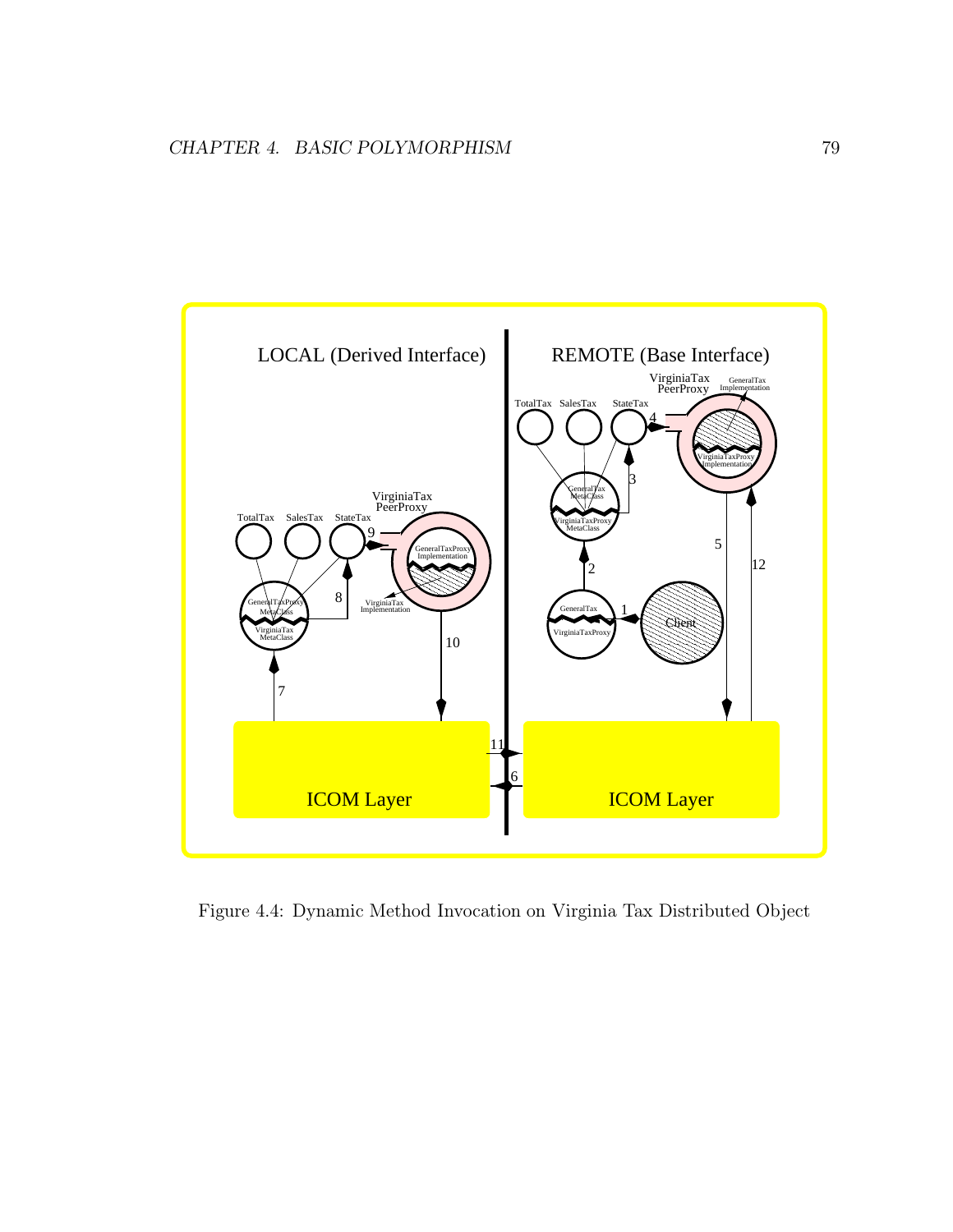Figure 4.4: Dynamic Method Invocation on Virginia Tax Distributed Object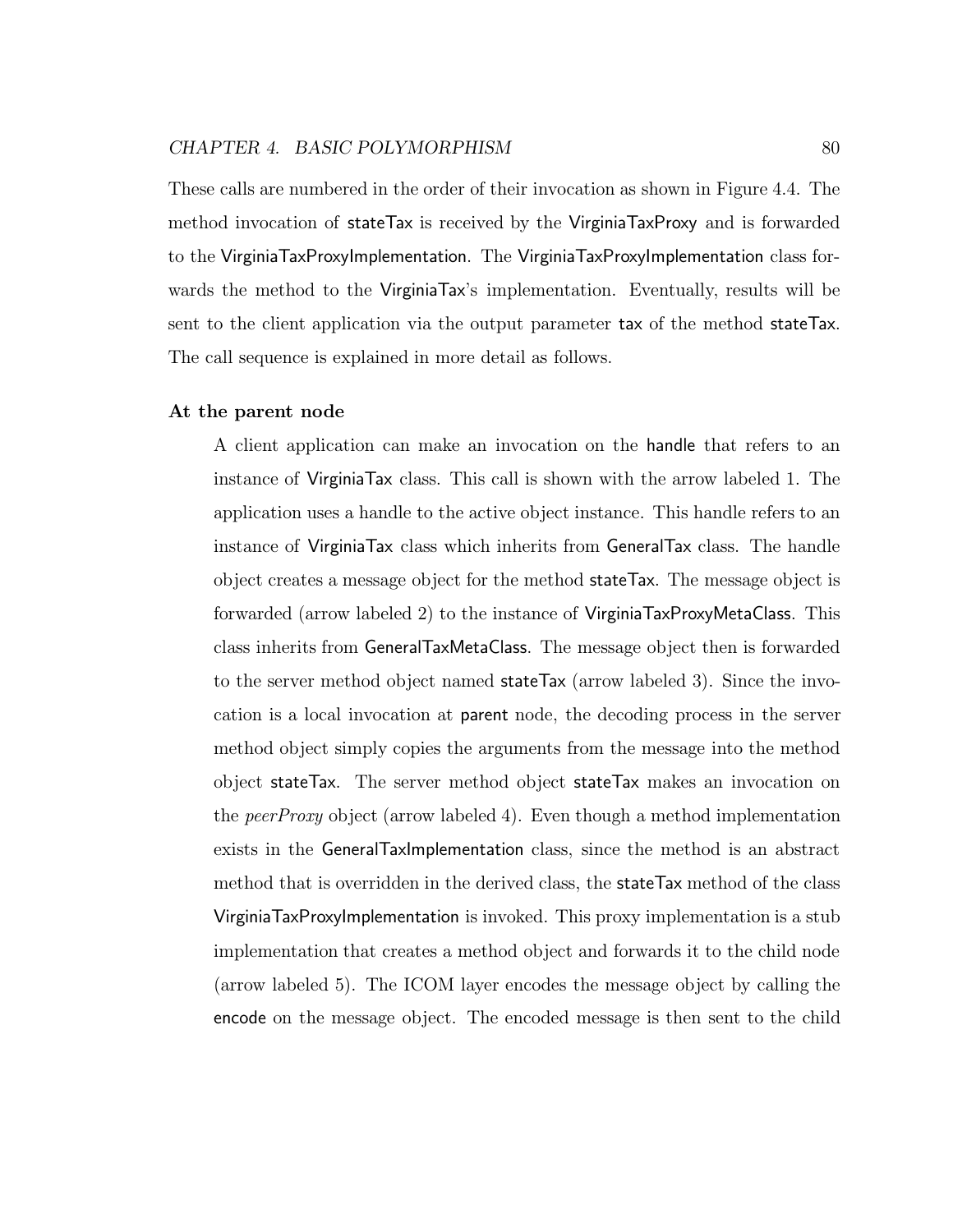These calls are numbered in the order of their invocation as shown in Figure 4.4. The method invocation of stateTax is received by the VirginiaTaxProxy and is forwarded to the VirginiaTaxProxyImplementation. The VirginiaTaxProxyImplementation class forwards the method to the VirginiaTax's implementation. Eventually, results will be sent to the client application via the output parameter tax of the method stateTax. The call sequence is explained in more detail as follows.

**At the parent node**

A client application can make an invocation on the handle that refers to an instance of VirginiaTax class. This call is shown with the arrow labeled 1. The application uses a handle to the active object instance. This handle refers to an instance of VirginiaTax class which inherits from GeneralTax class. The handle object creates a message object for the method stateTax. The message object is forwarded (arrow labeled 2) to the instance of VirginiaTaxProxyMetaClass. This class inherits from GeneralTaxMetaClass. The message object then is forwarded to the server method object named stateTax (arrow labeled 3). Since the invocation is a local invocation at parent node, the decoding process in the server method object simply copies the arguments from the message into the method object stateTax. The server method object stateTax makes an invocation on the *peerProxy* object (arrow labeled 4). Even though a method implementation exists in the GeneralTaxImplementation class, since the method is an abstract method that is overridden in the derived class, the stateTax method of the class VirginiaTaxProxyImplementation is invoked. This proxy implementation is a stub implementation that creates a method object and forwards it to the child node (arrow labeled 5). The ICOM layer encodes the message object by calling the encode on the message object. The encoded message is then sent to the child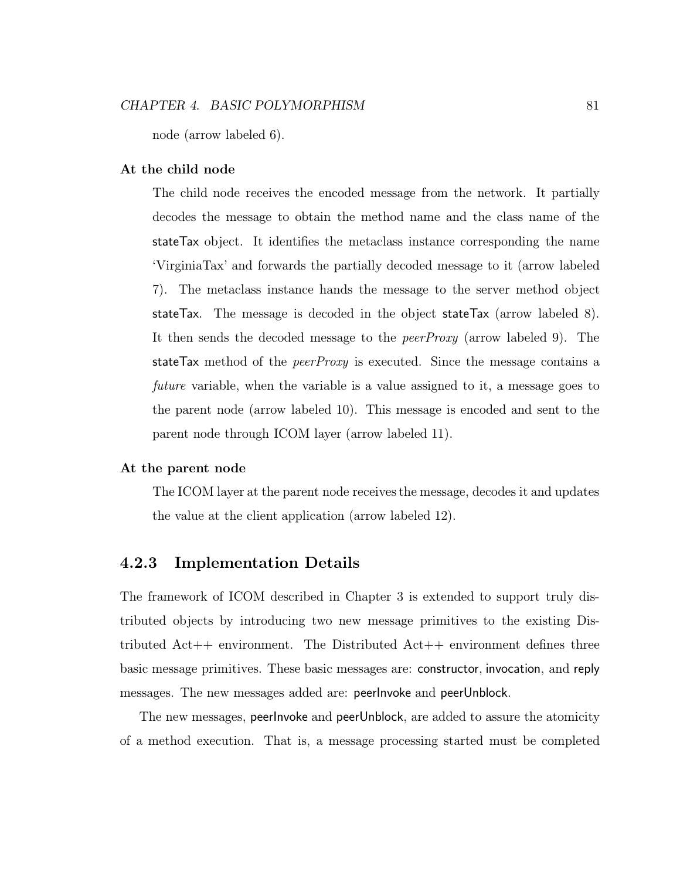node (arrow labeled 6).

**At the child node**

The child node receives the encoded message from the network. It partially decodes the message to obtain the method name and the class name of the stateTax object. It identifies the metaclass instance corresponding the name 'VirginiaTax' and forwards the partially decoded message to it (arrow labeled 7). The metaclass instance hands the message to the server method object stateTax. The message is decoded in the object stateTax (arrow labeled 8). It then sends the decoded message to the *peerProxy* (arrow labeled 9). The stateTax method of the *peerProxy* is executed. Since the message contains a *future* variable, when the variable is a value assigned to it, a message goes to the parent node (arrow labeled 10). This message is encoded and sent to the parent node through ICOM layer (arrow labeled 11).

**At the parent node**

The ICOM layer at the parent node receives the message, decodes it and updates the value at the client application (arrow labeled 12).

### 4.2.3 Implementation Details

The framework of ICOM described in Chapter 3 is extended to support truly distributed objects by introducing two new message primitives to the existing Distributed Act++ environment. The Distributed Act++ environment defines three basic message primitives. These basic messages are: constructor, invocation, and reply messages. The new messages added are: peerInvoke and peerUnblock.

The new messages, peerInvoke and peerUnblock, are added to assure the atomicity of a method execution. That is, a message processing started must be completed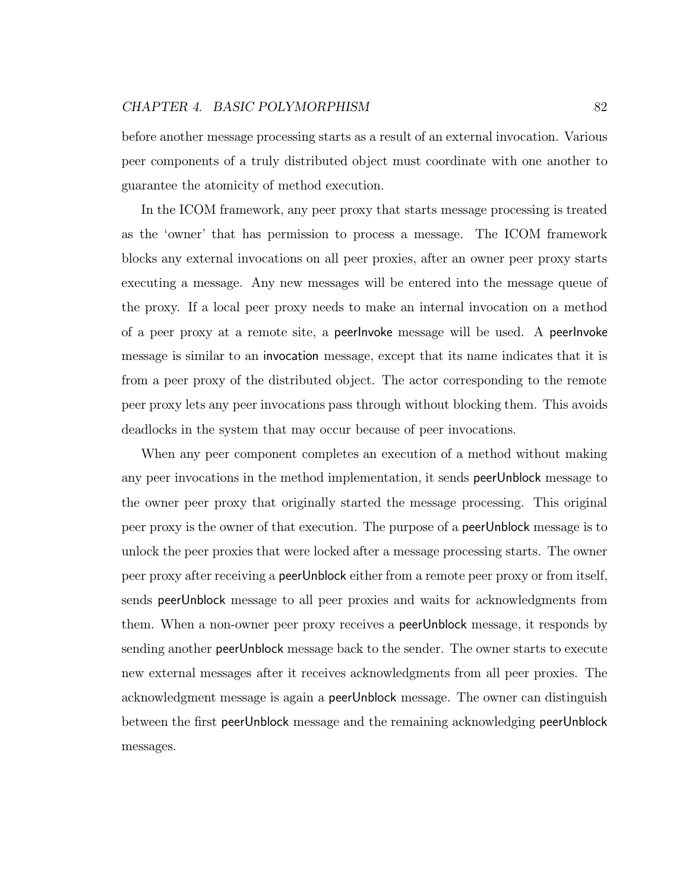before another message processing starts as a result of an external invocation. Various peer components of a truly distributed object must coordinate with one another to guarantee the atomicity of method execution.

In the ICOM framework, any peer proxy that starts message processing is treated as the 'owner' that has permission to process a message. The ICOM framework blocks any external invocations on all peer proxies, after an owner peer proxy starts executing a message. Any new messages will be entered into the message queue of the proxy. If a local peer proxy needs to make an internal invocation on a method of a peer proxy at a remote site, a peerInvoke message will be used. A peerInvoke message is similar to an invocation message, except that its name indicates that it is from a peer proxy of the distributed object. The actor corresponding to the remote peer proxy lets any peer invocations pass through without blocking them. This avoids deadlocks in the system that may occur because of peer invocations.

When any peer component completes an execution of a method without making any peer invocations in the method implementation, it sends peerUnblock message to the owner peer proxy that originally started the message processing. This original peer proxy is the owner of that execution. The purpose of a peerUnblock message is to unlock the peer proxies that were locked after a message processing starts. The owner peer proxy after receiving a peerUnblock either from a remote peer proxy or from itself, sends peerUnblock message to all peer proxies and waits for acknowledgments from them. When a non-owner peer proxy receives a peerUnblock message, it responds by sending another peerUnblock message back to the sender. The owner starts to execute new external messages after it receives acknowledgments from all peer proxies. The acknowledgment message is again a peerUnblock message. The owner can distinguish between the first peerUnblock message and the remaining acknowledging peerUnblock messages.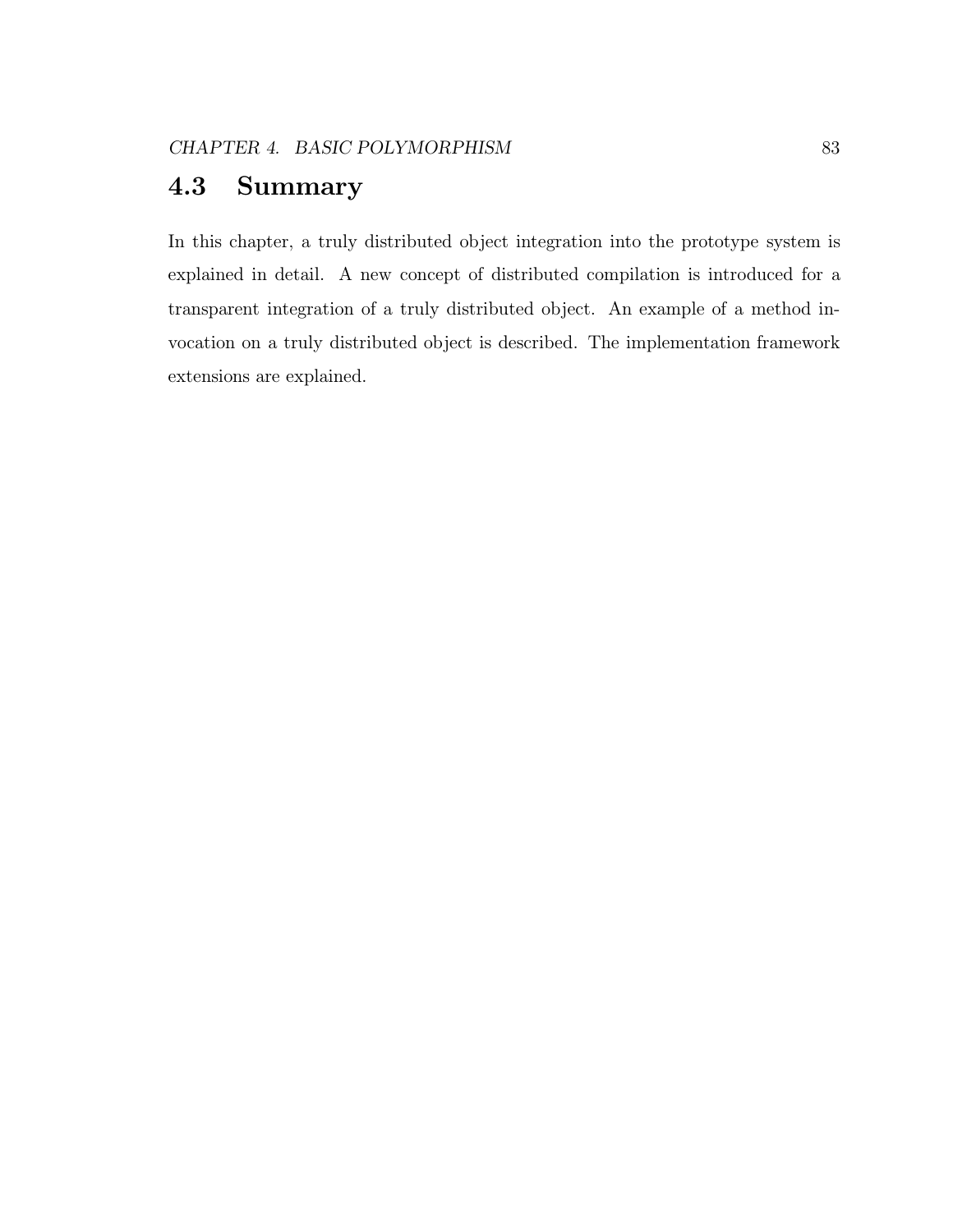## 4.3 Summary

In this chapter, a truly distributed object integration into the prototype system is explained in detail. A new concept of distributed compilation is introduced for a transparent integration of a truly distributed object. An example of a method invocation on a truly distributed object is described. The implementation framework extensions are explained.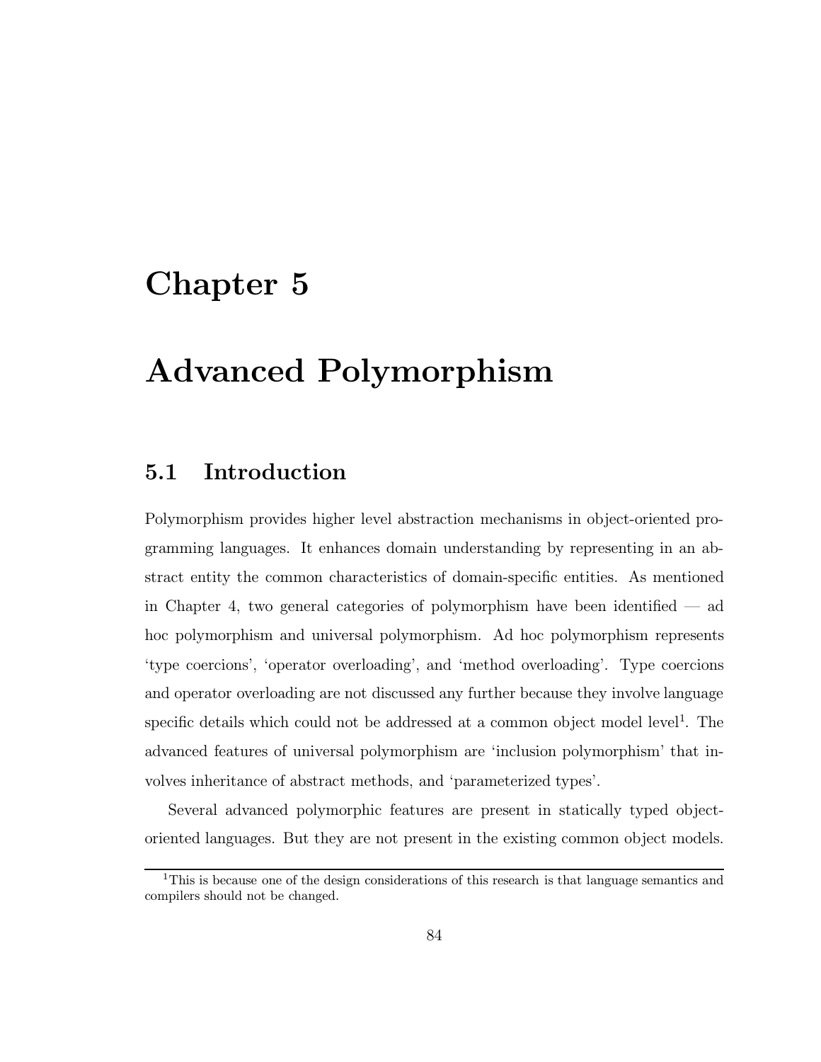# Chapter 5

# Advanced Polymorphism

## 5.1 Introduction

Polymorphism provides higher level abstraction mechanisms in object-oriented programming languages. It enhances domain understanding by representing in an abstract entity the common characteristics of domain-specific entities. As mentioned in Chapter 4, two general categories of polymorphism have been identified — ad hoc polymorphism and universal polymorphism. Ad hoc polymorphism represents 'type coercions', 'operator overloading', and 'method overloading'. Type coercions and operator overloading are not discussed any further because they involve language specific details which could not be addressed at a common object model level[1]. The advanced features of universal polymorphism are 'inclusion polymorphism' that involves inheritance of abstract methods, and 'parameterized types'.

Several advanced polymorphic features are present in statically typed object-oriented languages. But they are not present in the existing common object models.

[1] This is because one of the design considerations of this research is that language semantics and compilers should not be changed.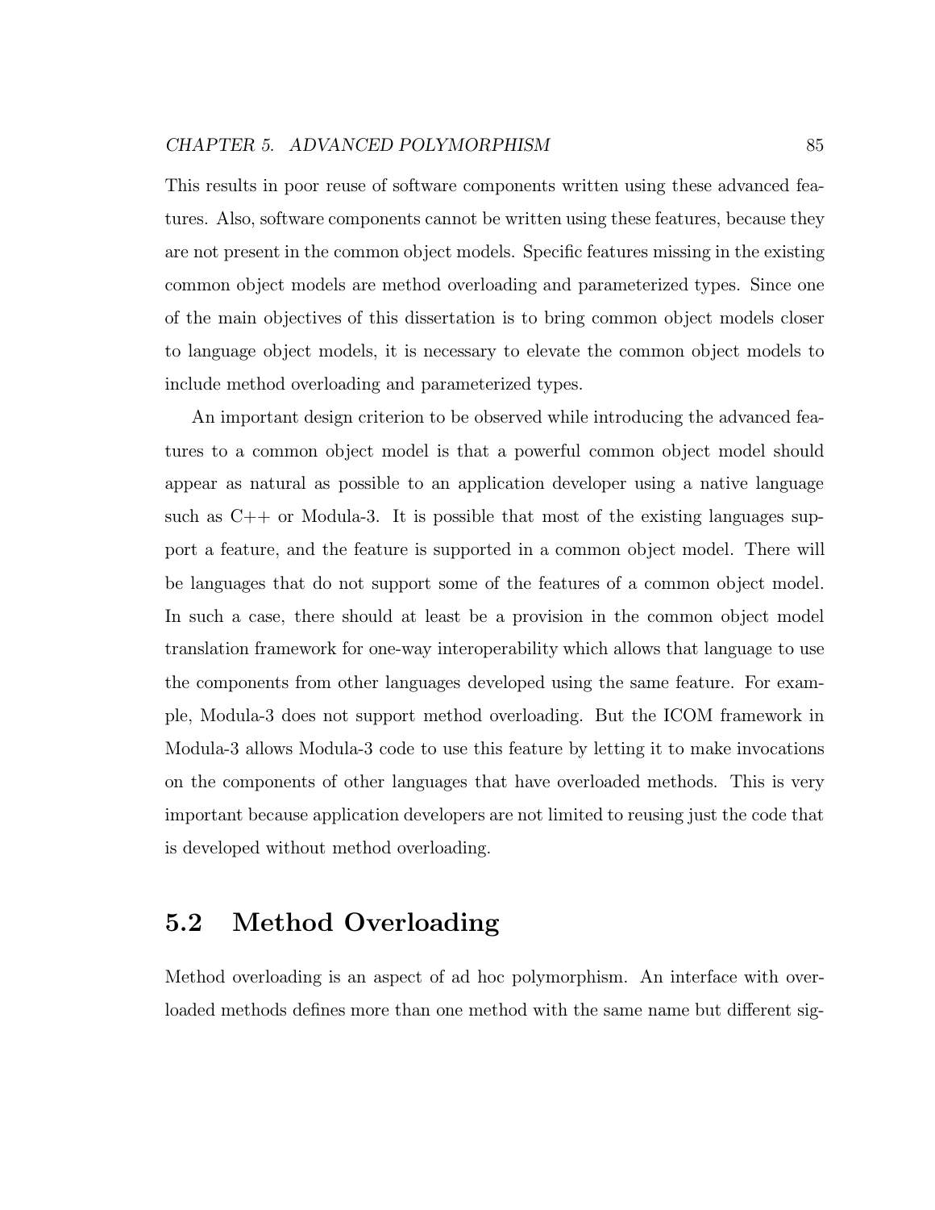This results in poor reuse of software components written using these advanced features. Also, software components cannot be written using these features, because they are not present in the common object models. Specific features missing in the existing common object models are method overloading and parameterized types. Since one of the main objectives of this dissertation is to bring common object models closer to language object models, it is necessary to elevate the common object models to include method overloading and parameterized types.

An important design criterion to be observed while introducing the advanced features to a common object model is that a powerful common object model should appear as natural as possible to an application developer using a native language such as C++ or Modula-3. It is possible that most of the existing languages support a feature, and the feature is supported in a common object model. There will be languages that do not support some of the features of a common object model. In such a case, there should at least be a provision in the common object model translation framework for one-way interoperability which allows that language to use the components from other languages developed using the same feature. For example, Modula-3 does not support method overloading. But the ICOM framework in Modula-3 allows Modula-3 code to use this feature by letting it to make invocations on the components of other languages that have overloaded methods. This is very important because application developers are not limited to reusing just the code that is developed without method overloading.

## 5.2 Method Overloading

Method overloading is an aspect of ad hoc polymorphism. An interface with overloaded methods defines more than one method with the same name but different sig-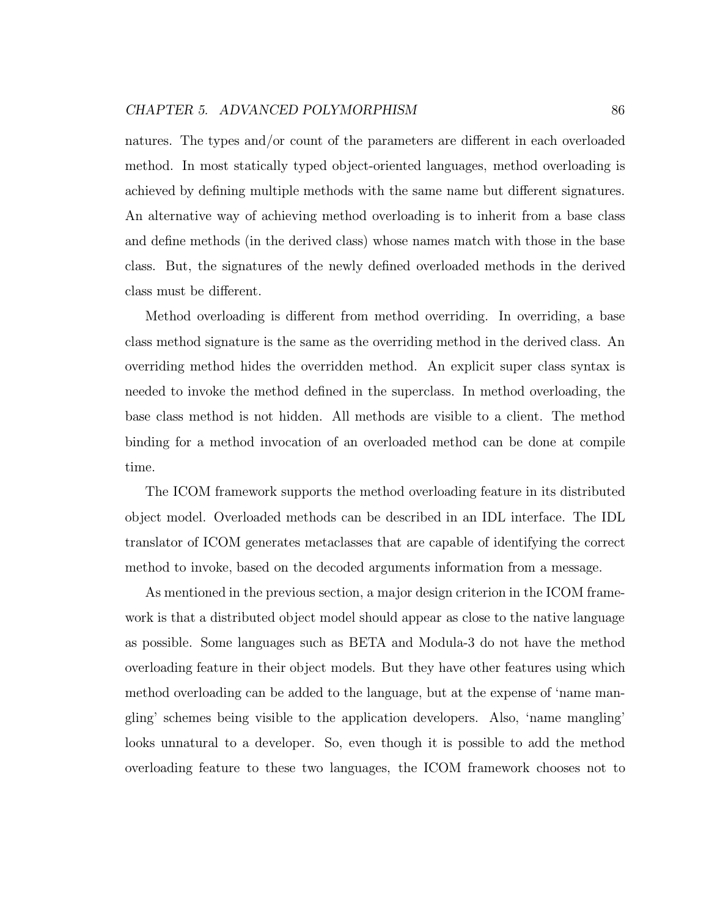natures. The types and/or count of the parameters are different in each overloaded method. In most statically typed object-oriented languages, method overloading is achieved by defining multiple methods with the same name but different signatures. An alternative way of achieving method overloading is to inherit from a base class and define methods (in the derived class) whose names match with those in the base class. But, the signatures of the newly defined overloaded methods in the derived class must be different.

Method overloading is different from method overriding. In overriding, a base class method signature is the same as the overriding method in the derived class. An overriding method hides the overridden method. An explicit super class syntax is needed to invoke the method defined in the superclass. In method overloading, the base class method is not hidden. All methods are visible to a client. The method binding for a method invocation of an overloaded method can be done at compile time.

The ICOM framework supports the method overloading feature in its distributed object model. Overloaded methods can be described in an IDL interface. The IDL translator of ICOM generates metaclasses that are capable of identifying the correct method to invoke, based on the decoded arguments information from a message.

As mentioned in the previous section, a major design criterion in the ICOM framework is that a distributed object model should appear as close to the native language as possible. Some languages such as BETA and Modula-3 do not have the method overloading feature in their object models. But they have other features using which method overloading can be added to the language, but at the expense of 'name mangling' schemes being visible to the application developers. Also, 'name mangling' looks unnatural to a developer. So, even though it is possible to add the method overloading feature to these two languages, the ICOM framework chooses not to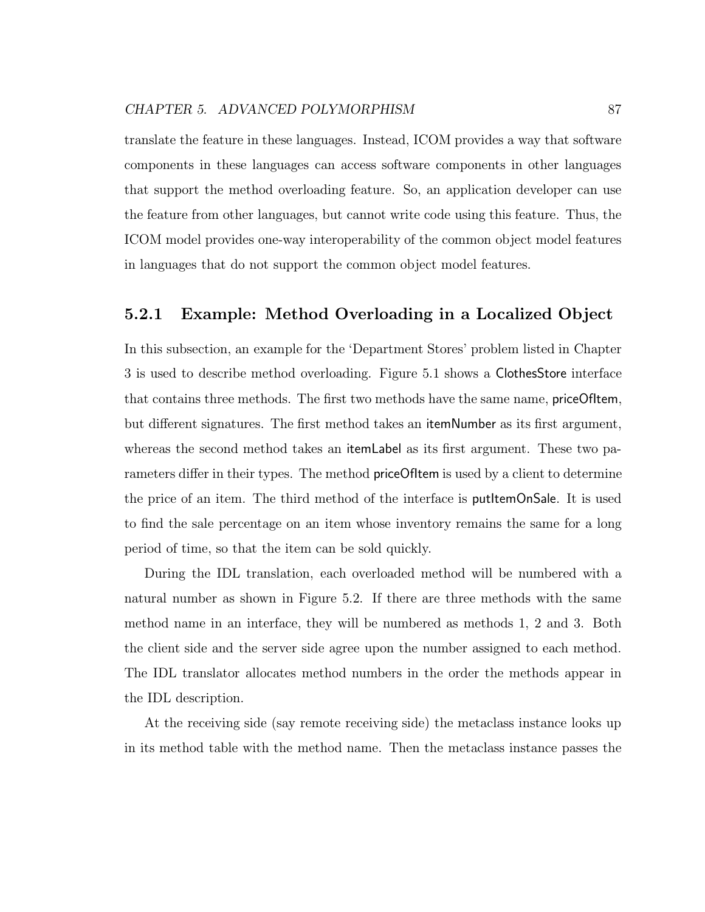translate the feature in these languages. Instead, ICOM provides a way that software components in these languages can access software components in other languages that support the method overloading feature. So, an application developer can use the feature from other languages, but cannot write code using this feature. Thus, the ICOM model provides one-way interoperability of the common object model features in languages that do not support the common object model features.

### 5.2.1 Example: Method Overloading in a Localized Object

In this subsection, an example for the 'Department Stores' problem listed in Chapter 3 is used to describe method overloading. Figure 5.1 shows a ClothesStore interface that contains three methods. The first two methods have the same name, priceOfItem, but different signatures. The first method takes an itemNumber as its first argument, whereas the second method takes an itemLabel as its first argument. These two parameters differ in their types. The method priceOfItem is used by a client to determine the price of an item. The third method of the interface is putItemOnSale. It is used to find the sale percentage on an item whose inventory remains the same for a long period of time, so that the item can be sold quickly.

During the IDL translation, each overloaded method will be numbered with a natural number as shown in Figure 5.2. If there are three methods with the same method name in an interface, they will be numbered as methods 1, 2 and 3. Both the client side and the server side agree upon the number assigned to each method. The IDL translator allocates method numbers in the order the methods appear in the IDL description.

At the receiving side (say remote receiving side) the metaclass instance looks up in its method table with the method name. Then the metaclass instance passes the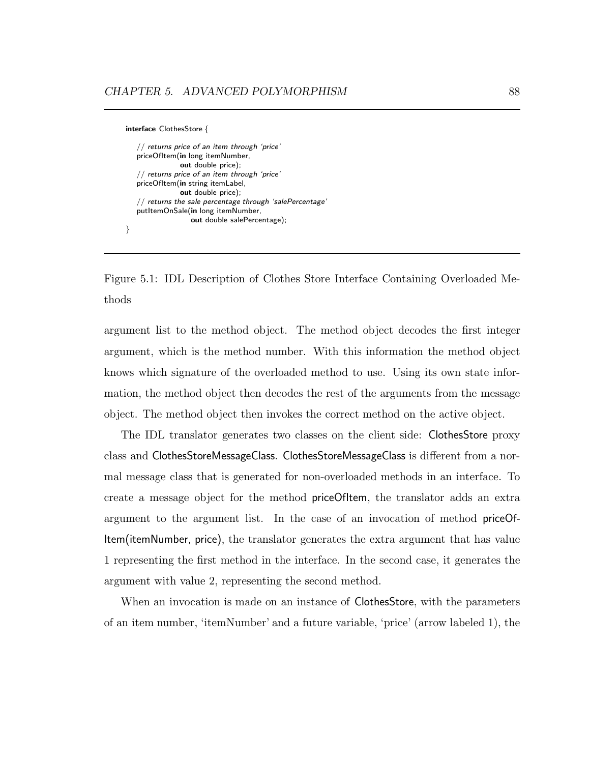```
interface ClothesStore {

    // returns price of an item through 'price'
    priceOfItem(in long itemNumber,
                out double price);
    // returns price of an item through 'price'
    priceOfItem(in string itemLabel,
                out double price);
    // returns the sale percentage through 'salePercentage'
    putItemOnSale(in long itemNumber,
                  out double salePercentage);
}
```

Figure 5.1: IDL Description of Clothes Store Interface Containing Overloaded Methods

argument list to the method object. The method object decodes the first integer argument, which is the method number. With this information the method object knows which signature of the overloaded method to use. Using its own state information, the method object then decodes the rest of the arguments from the message object. The method object then invokes the correct method on the active object.

The IDL translator generates two classes on the client side: ClothesStore proxy class and ClothesStoreMessageClass. ClothesStoreMessageClass is different from a normal message class that is generated for non-overloaded methods in an interface. To create a message object for the method priceOfItem, the translator adds an extra argument to the argument list. In the case of an invocation of method priceOfItem(itemNumber, price), the translator generates the extra argument that has value 1 representing the first method in the interface. In the second case, it generates the argument with value 2, representing the second method.

When an invocation is made on an instance of ClothesStore, with the parameters of an item number, 'itemNumber' and a future variable, 'price' (arrow labeled 1), the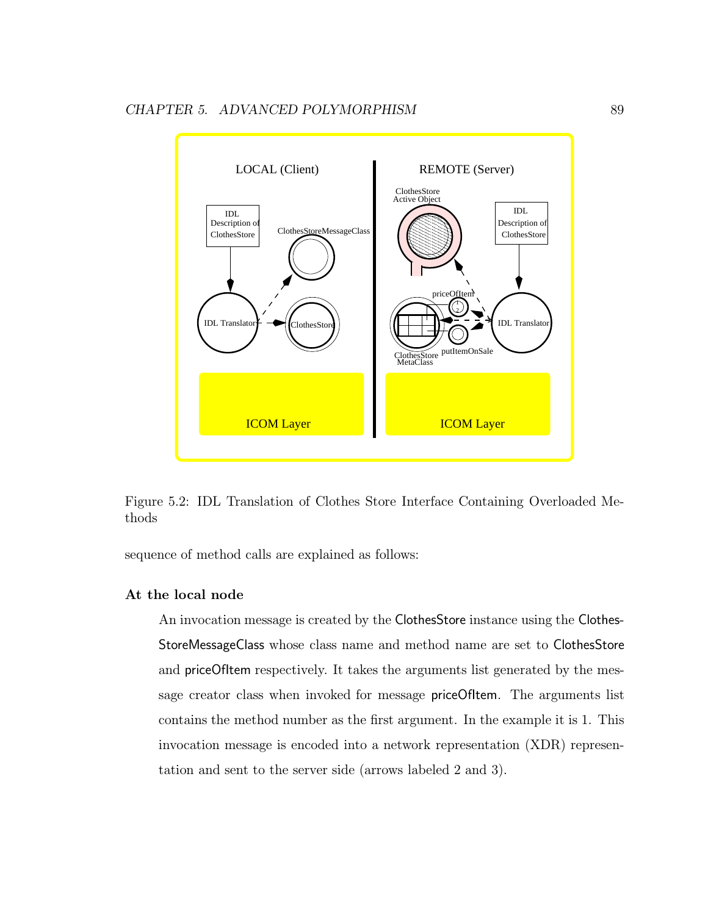Figure 5.2: IDL Translation of Clothes Store Interface Containing Overloaded Methods

sequence of method calls are explained as follows:

**At the local node**

An invocation message is created by the ClothesStore instance using the ClothesStoreMessageClass whose class name and method name are set to ClothesStore and priceOfItem respectively. It takes the arguments list generated by the message creator class when invoked for message priceOfItem. The arguments list contains the method number as the first argument. In the example it is 1. This invocation message is encoded into a network representation (XDR) representation and sent to the server side (arrows labeled 2 and 3).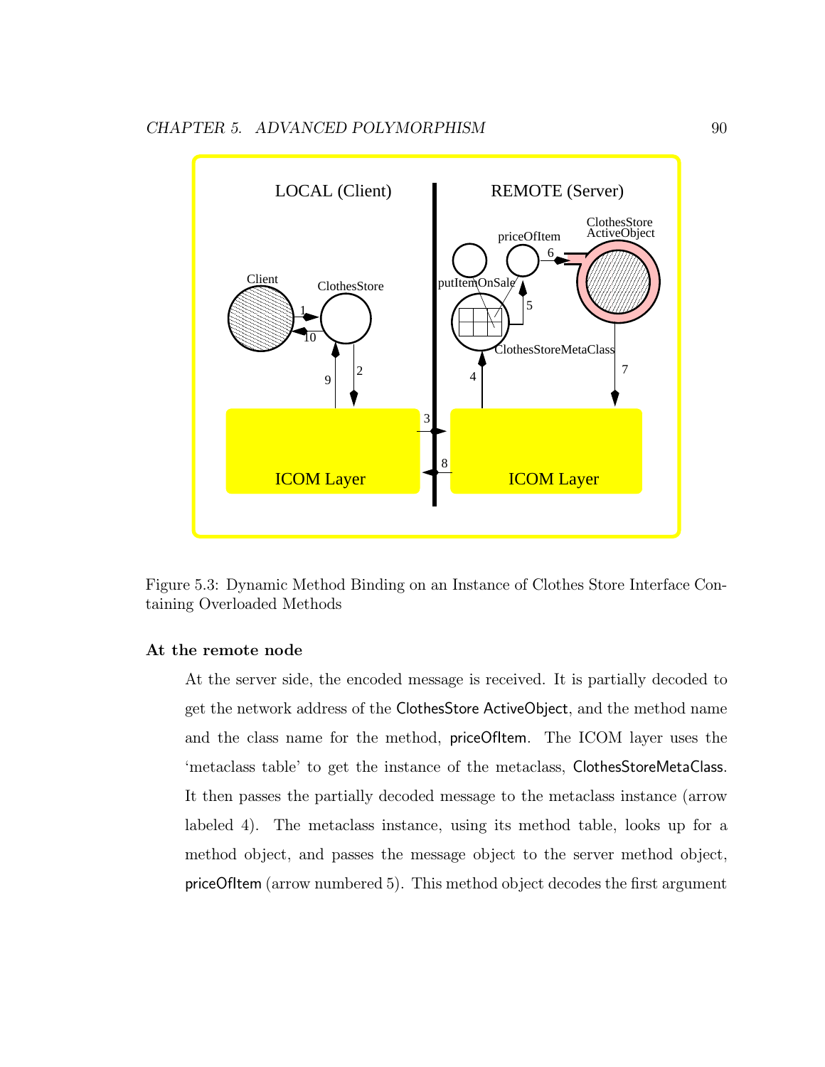Figure 5.3: Dynamic Method Binding on an Instance of Clothes Store Interface Containing Overloaded Methods

### At the remote node

At the server side, the encoded message is received. It is partially decoded to get the network address of the ClothesStore ActiveObject, and the method name and the class name for the method, priceOfItem. The ICOM layer uses the 'metaclass table' to get the instance of the metaclass, ClothesStoreMetaClass. It then passes the partially decoded message to the metaclass instance (arrow labeled 4). The metaclass instance, using its method table, looks up for a method object, and passes the message object to the server method object, priceOfItem (arrow numbered 5). This method object decodes the first argument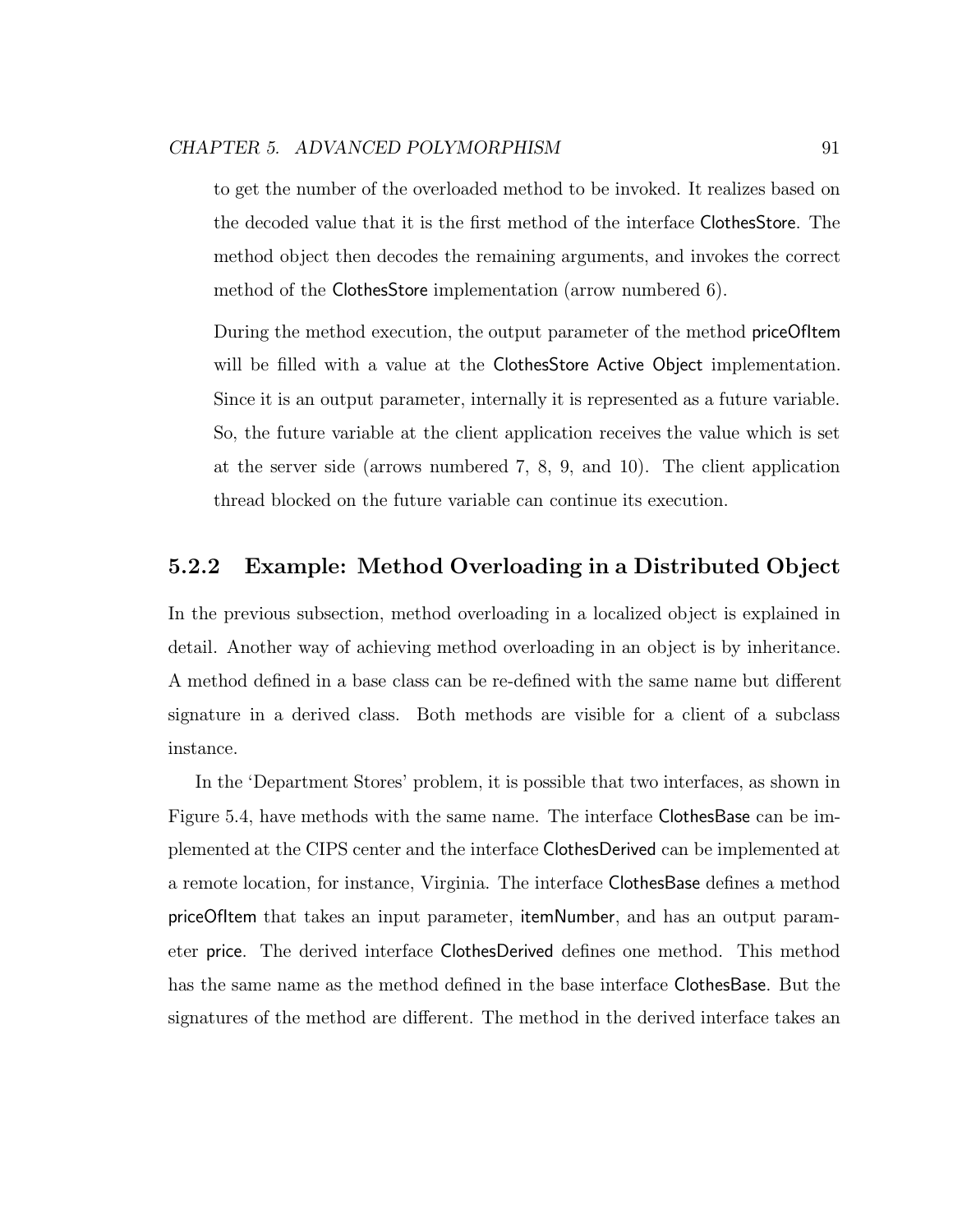to get the number of the overloaded method to be invoked. It realizes based on the decoded value that it is the first method of the interface ClothesStore. The method object then decodes the remaining arguments, and invokes the correct method of the ClothesStore implementation (arrow numbered 6).

During the method execution, the output parameter of the method priceOfItem will be filled with a value at the ClothesStore Active Object implementation. Since it is an output parameter, internally it is represented as a future variable. So, the future variable at the client application receives the value which is set at the server side (arrows numbered 7, 8, 9, and 10). The client application thread blocked on the future variable can continue its execution.

### 5.2.2 Example: Method Overloading in a Distributed Object

In the previous subsection, method overloading in a localized object is explained in detail. Another way of achieving method overloading in an object is by inheritance. A method defined in a base class can be re-defined with the same name but different signature in a derived class. Both methods are visible for a client of a subclass instance.

In the 'Department Stores' problem, it is possible that two interfaces, as shown in Figure 5.4, have methods with the same name. The interface ClothesBase can be implemented at the CIPS center and the interface ClothesDerived can be implemented at a remote location, for instance, Virginia. The interface ClothesBase defines a method priceOfItem that takes an input parameter, itemNumber, and has an output parameter price. The derived interface ClothesDerived defines one method. This method has the same name as the method defined in the base interface ClothesBase. But the signatures of the method are different. The method in the derived interface takes an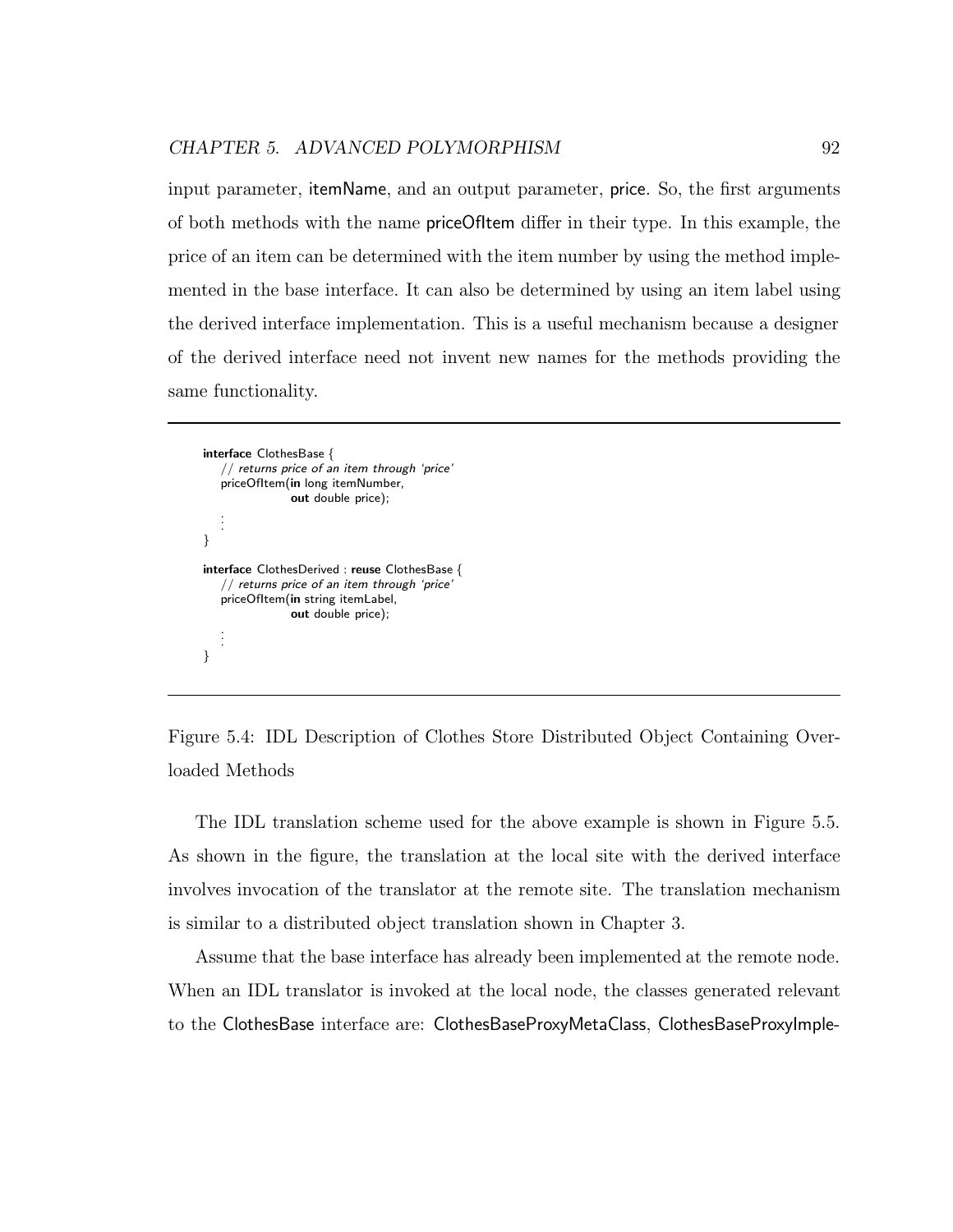input parameter, itemName, and an output parameter, price. So, the first arguments of both methods with the name priceOfItem differ in their type. In this example, the price of an item can be determined with the item number by using the method implemented in the base interface. It can also be determined by using an item label using the derived interface implementation. This is a useful mechanism because a designer of the derived interface need not invent new names for the methods providing the same functionality.

```
interface ClothesBase {
    // returns price of an item through 'price'
    priceOfItem(in long itemNumber,
                out double price);
    ⋮
}

interface ClothesDerived : reuse ClothesBase {
    // returns price of an item through 'price'
    priceOfItem(in string itemLabel,
                out double price);
    ⋮
}
```

Figure 5.4: IDL Description of Clothes Store Distributed Object Containing Overloaded Methods

The IDL translation scheme used for the above example is shown in Figure 5.5. As shown in the figure, the translation at the local site with the derived interface involves invocation of the translator at the remote site. The translation mechanism is similar to a distributed object translation shown in Chapter 3.

Assume that the base interface has already been implemented at the remote node. When an IDL translator is invoked at the local node, the classes generated relevant to the ClothesBase interface are: ClothesBaseProxyMetaClass, ClothesBaseProxyImple-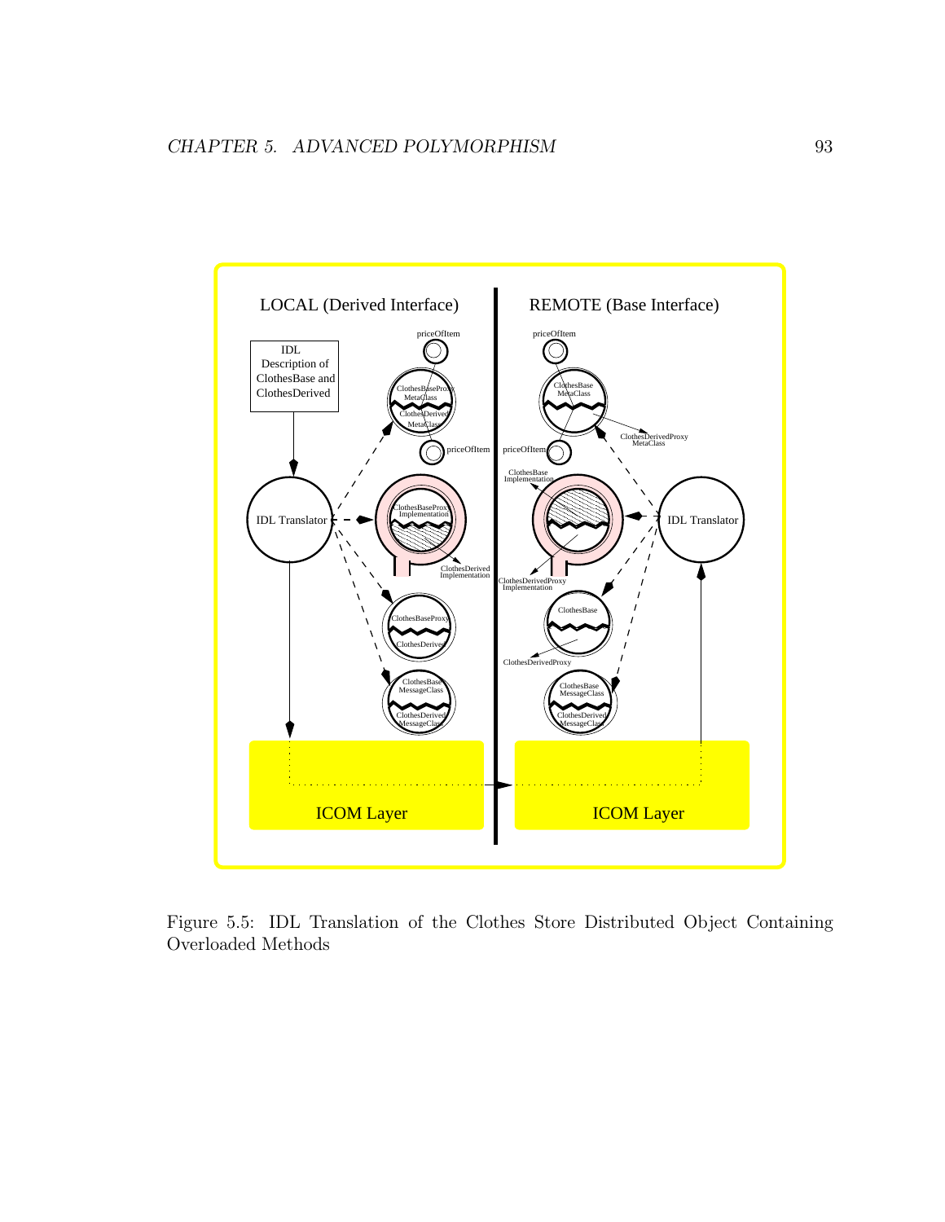Figure 5.5: IDL Translation of the Clothes Store Distributed Object Containing Overloaded Methods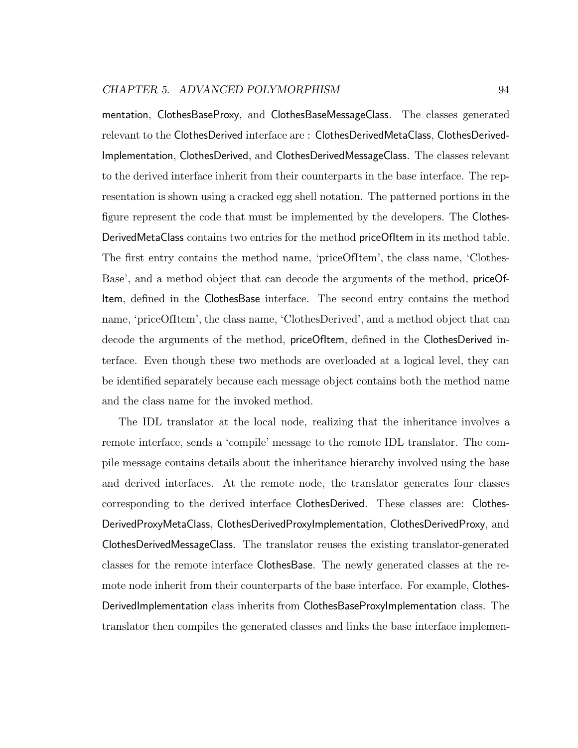mentation, ClothesBaseProxy, and ClothesBaseMessageClass. The classes generated relevant to the ClothesDerived interface are : ClothesDerivedMetaClass, ClothesDerivedImplementation, ClothesDerived, and ClothesDerivedMessageClass. The classes relevant to the derived interface inherit from their counterparts in the base interface. The representation is shown using a cracked egg shell notation. The patterned portions in the figure represent the code that must be implemented by the developers. The ClothesDerivedMetaClass contains two entries for the method priceOfItem in its method table. The first entry contains the method name, 'priceOfItem', the class name, 'ClothesBase', and a method object that can decode the arguments of the method, priceOfItem, defined in the ClothesBase interface. The second entry contains the method name, 'priceOfItem', the class name, 'ClothesDerived', and a method object that can decode the arguments of the method, priceOfItem, defined in the ClothesDerived interface. Even though these two methods are overloaded at a logical level, they can be identified separately because each message object contains both the method name and the class name for the invoked method.

The IDL translator at the local node, realizing that the inheritance involves a remote interface, sends a 'compile' message to the remote IDL translator. The compile message contains details about the inheritance hierarchy involved using the base and derived interfaces. At the remote node, the translator generates four classes corresponding to the derived interface ClothesDerived. These classes are: ClothesDerivedProxyMetaClass, ClothesDerivedProxyImplementation, ClothesDerivedProxy, and ClothesDerivedMessageClass. The translator reuses the existing translator-generated classes for the remote interface ClothesBase. The newly generated classes at the remote node inherit from their counterparts of the base interface. For example, ClothesDerivedImplementation class inherits from ClothesBaseProxyImplementation class. The translator then compiles the generated classes and links the base interface implemen-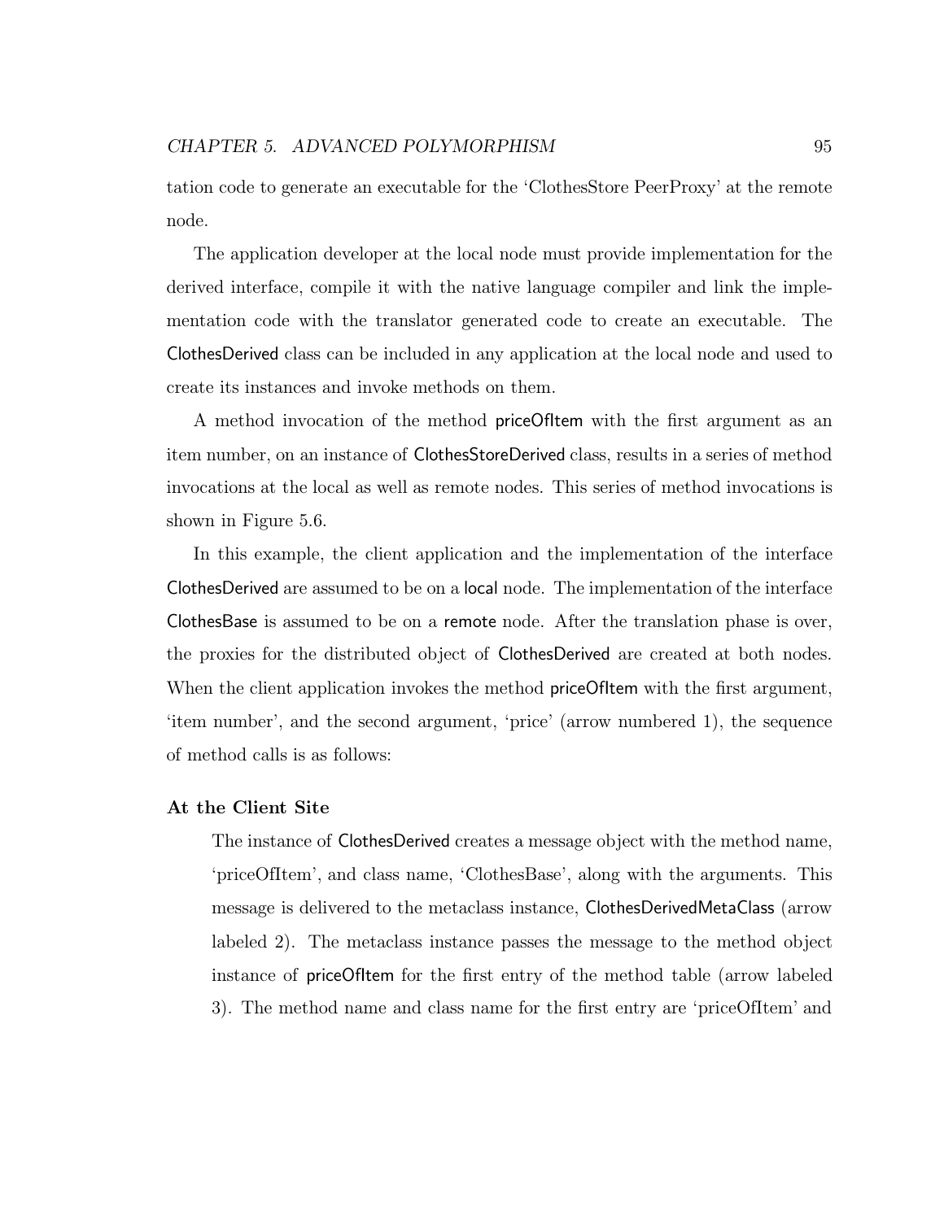tation code to generate an executable for the 'ClothesStore PeerProxy' at the remote node.

The application developer at the local node must provide implementation for the derived interface, compile it with the native language compiler and link the implementation code with the translator generated code to create an executable. The ClothesDerived class can be included in any application at the local node and used to create its instances and invoke methods on them.

A method invocation of the method priceOfItem with the first argument as an item number, on an instance of ClothesStoreDerived class, results in a series of method invocations at the local as well as remote nodes. This series of method invocations is shown in Figure 5.6.

In this example, the client application and the implementation of the interface ClothesDerived are assumed to be on a local node. The implementation of the interface ClothesBase is assumed to be on a remote node. After the translation phase is over, the proxies for the distributed object of ClothesDerived are created at both nodes. When the client application invokes the method priceOfItem with the first argument, 'item number', and the second argument, 'price' (arrow numbered 1), the sequence of method calls is as follows:

**At the Client Site**

The instance of ClothesDerived creates a message object with the method name, 'priceOfItem', and class name, 'ClothesBase', along with the arguments. This message is delivered to the metaclass instance, ClothesDerivedMetaClass (arrow labeled 2). The metaclass instance passes the message to the method object instance of priceOfItem for the first entry of the method table (arrow labeled 3). The method name and class name for the first entry are 'priceOfItem' and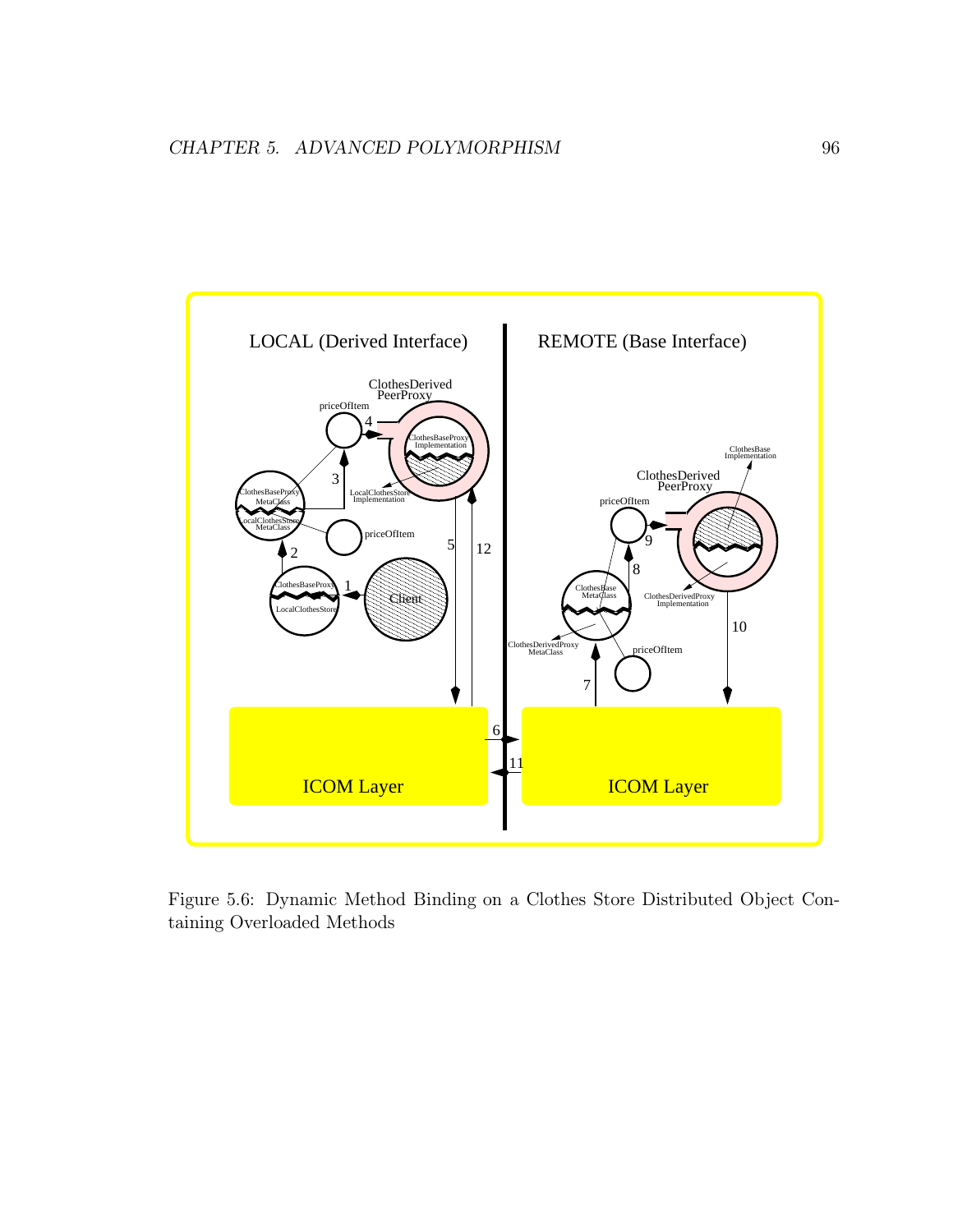Figure 5.6: Dynamic Method Binding on a Clothes Store Distributed Object Containing Overloaded Methods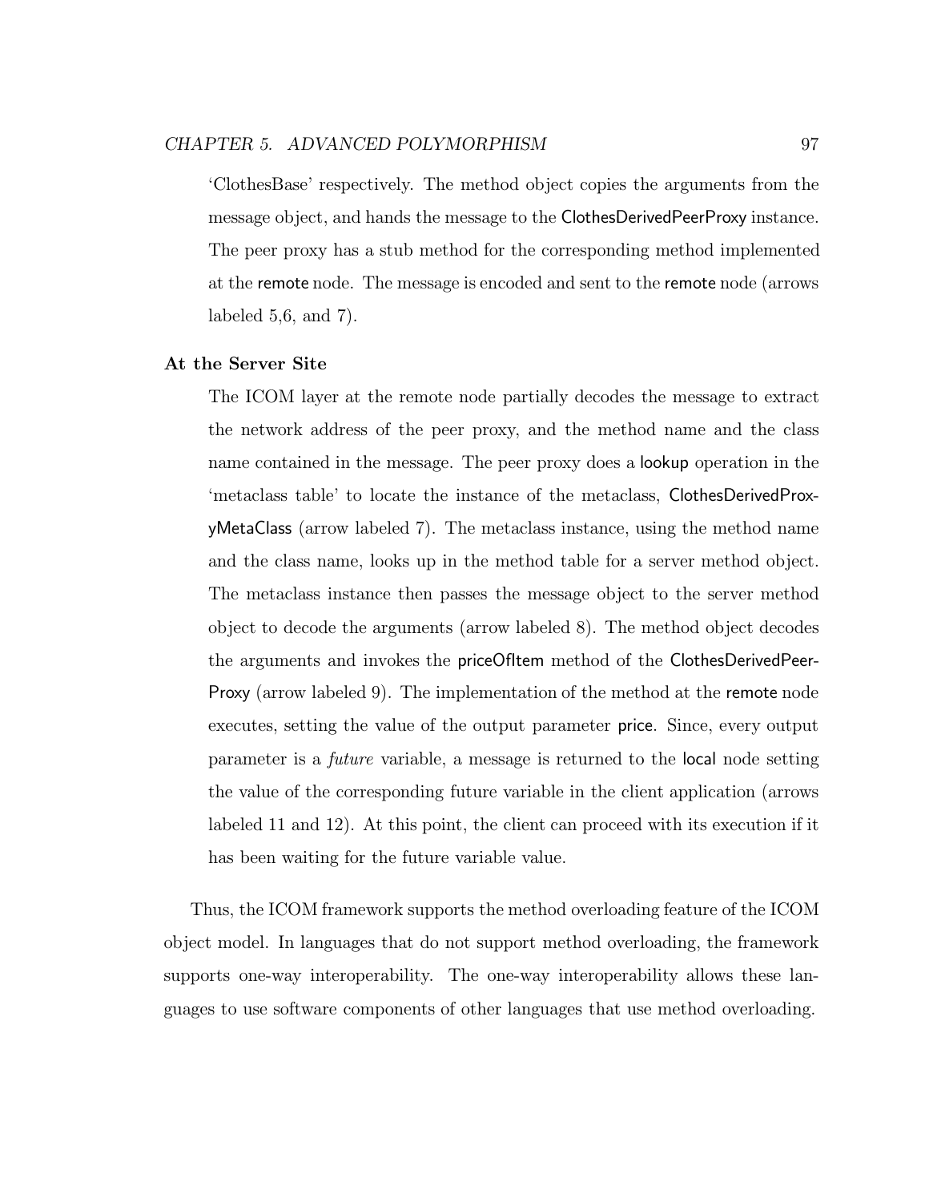'ClothesBase' respectively. The method object copies the arguments from the message object, and hands the message to the ClothesDerivedPeerProxy instance. The peer proxy has a stub method for the corresponding method implemented at the remote node. The message is encoded and sent to the remote node (arrows labeled 5,6, and 7).

**At the Server Site**

The ICOM layer at the remote node partially decodes the message to extract the network address of the peer proxy, and the method name and the class name contained in the message. The peer proxy does a lookup operation in the 'metaclass table' to locate the instance of the metaclass, ClothesDerivedProxyMetaClass (arrow labeled 7). The metaclass instance, using the method name and the class name, looks up in the method table for a server method object. The metaclass instance then passes the message object to the server method object to decode the arguments (arrow labeled 8). The method object decodes the arguments and invokes the priceOfItem method of the ClothesDerivedPeerProxy (arrow labeled 9). The implementation of the method at the remote node executes, setting the value of the output parameter price. Since, every output parameter is a *future* variable, a message is returned to the local node setting the value of the corresponding future variable in the client application (arrows labeled 11 and 12). At this point, the client can proceed with its execution if it has been waiting for the future variable value.

Thus, the ICOM framework supports the method overloading feature of the ICOM object model. In languages that do not support method overloading, the framework supports one-way interoperability. The one-way interoperability allows these languages to use software components of other languages that use method overloading.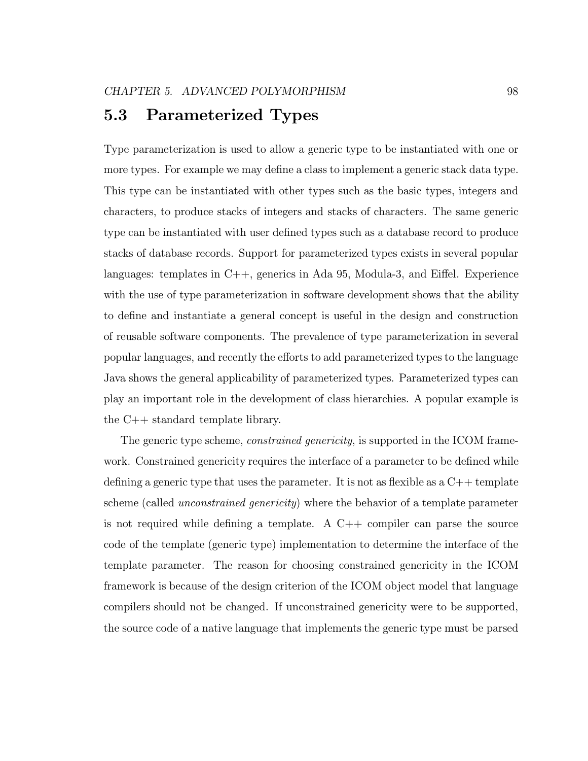## 5.3 Parameterized Types

Type parameterization is used to allow a generic type to be instantiated with one or more types. For example we may define a class to implement a generic stack data type. This type can be instantiated with other types such as the basic types, integers and characters, to produce stacks of integers and stacks of characters. The same generic type can be instantiated with user defined types such as a database record to produce stacks of database records. Support for parameterized types exists in several popular languages: templates in C++, generics in Ada 95, Modula-3, and Eiffel. Experience with the use of type parameterization in software development shows that the ability to define and instantiate a general concept is useful in the design and construction of reusable software components. The prevalence of type parameterization in several popular languages, and recently the efforts to add parameterized types to the language Java shows the general applicability of parameterized types. Parameterized types can play an important role in the development of class hierarchies. A popular example is the C++ standard template library.

The generic type scheme, *constrained genericity*, is supported in the ICOM framework. Constrained genericity requires the interface of a parameter to be defined while defining a generic type that uses the parameter. It is not as flexible as a C++ template scheme (called *unconstrained genericity*) where the behavior of a template parameter is not required while defining a template. A C++ compiler can parse the source code of the template (generic type) implementation to determine the interface of the template parameter. The reason for choosing constrained genericity in the ICOM framework is because of the design criterion of the ICOM object model that language compilers should not be changed. If unconstrained genericity were to be supported, the source code of a native language that implements the generic type must be parsed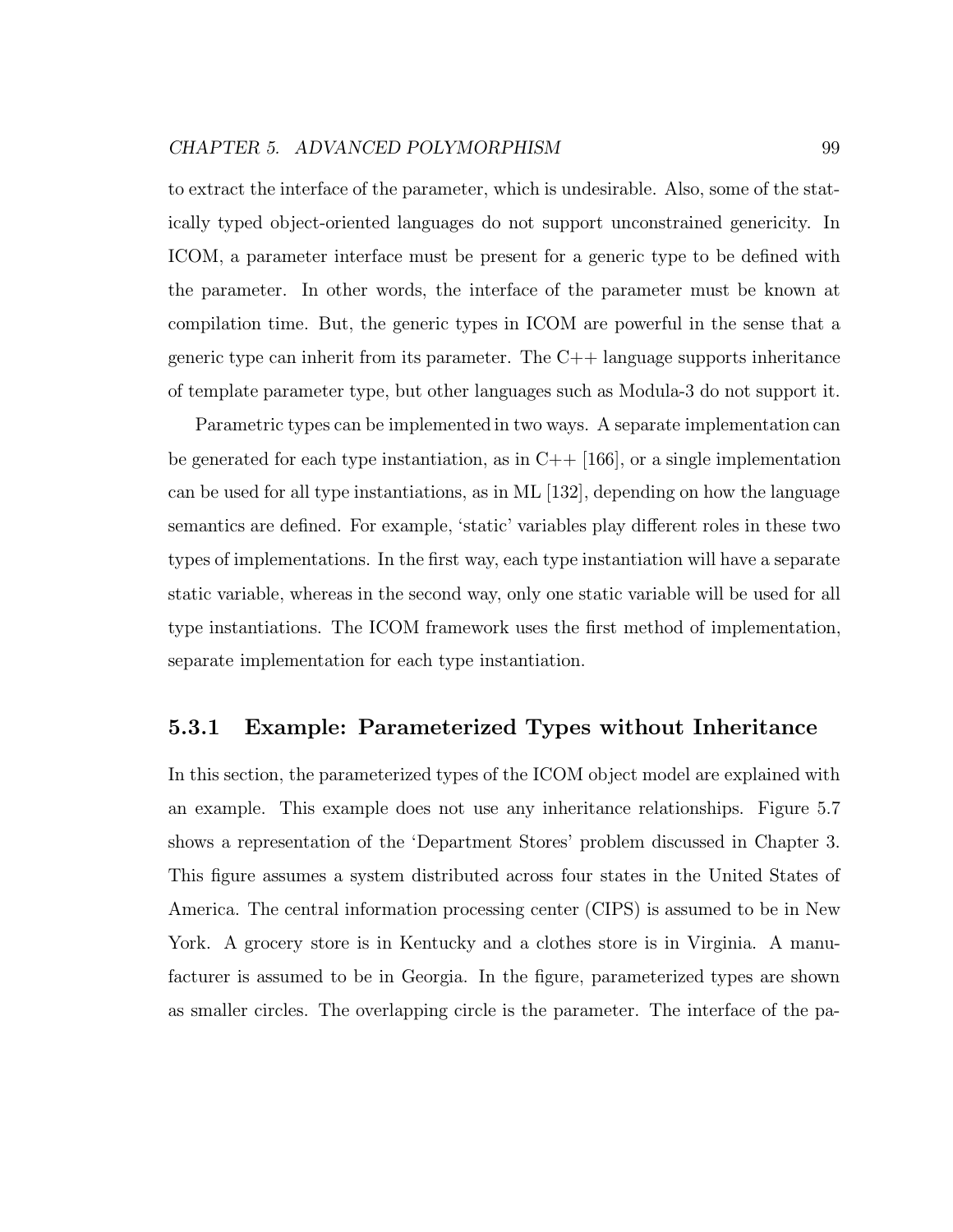to extract the interface of the parameter, which is undesirable. Also, some of the statically typed object-oriented languages do not support unconstrained genericity. In ICOM, a parameter interface must be present for a generic type to be defined with the parameter. In other words, the interface of the parameter must be known at compilation time. But, the generic types in ICOM are powerful in the sense that a generic type can inherit from its parameter. The C++ language supports inheritance of template parameter type, but other languages such as Modula-3 do not support it.

Parametric types can be implemented in two ways. A separate implementation can be generated for each type instantiation, as in C++ [166], or a single implementation can be used for all type instantiations, as in ML [132], depending on how the language semantics are defined. For example, 'static' variables play different roles in these two types of implementations. In the first way, each type instantiation will have a separate static variable, whereas in the second way, only one static variable will be used for all type instantiations. The ICOM framework uses the first method of implementation, separate implementation for each type instantiation.

### 5.3.1 Example: Parameterized Types without Inheritance

In this section, the parameterized types of the ICOM object model are explained with an example. This example does not use any inheritance relationships. Figure 5.7 shows a representation of the 'Department Stores' problem discussed in Chapter 3. This figure assumes a system distributed across four states in the United States of America. The central information processing center (CIPS) is assumed to be in New York. A grocery store is in Kentucky and a clothes store is in Virginia. A manufacturer is assumed to be in Georgia. In the figure, parameterized types are shown as smaller circles. The overlapping circle is the parameter. The interface of the pa-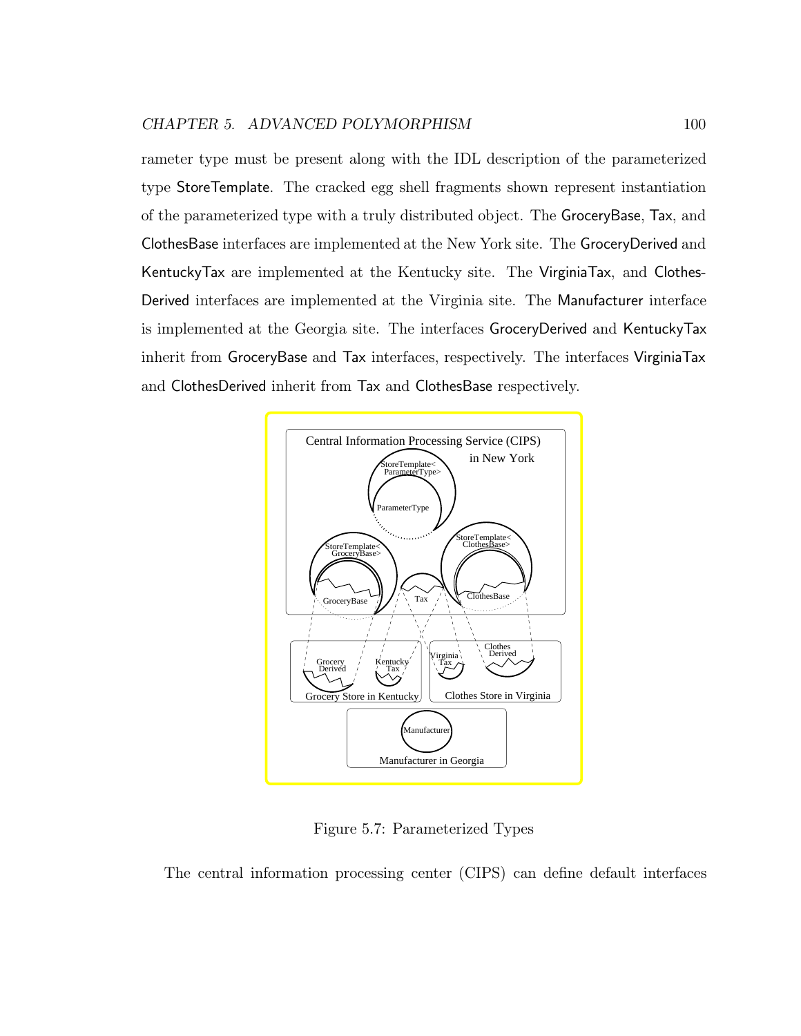rameter type must be present along with the IDL description of the parameterized type StoreTemplate. The cracked egg shell fragments shown represent instantiation of the parameterized type with a truly distributed object. The GroceryBase, Tax, and ClothesBase interfaces are implemented at the New York site. The GroceryDerived and KentuckyTax are implemented at the Kentucky site. The VirginiaTax, and Clothes-Derived interfaces are implemented at the Virginia site. The Manufacturer interface is implemented at the Georgia site. The interfaces GroceryDerived and KentuckyTax inherit from GroceryBase and Tax interfaces, respectively. The interfaces VirginiaTax and ClothesDerived inherit from Tax and ClothesBase respectively.

Figure 5.7: Parameterized Types

The central information processing center (CIPS) can define default interfaces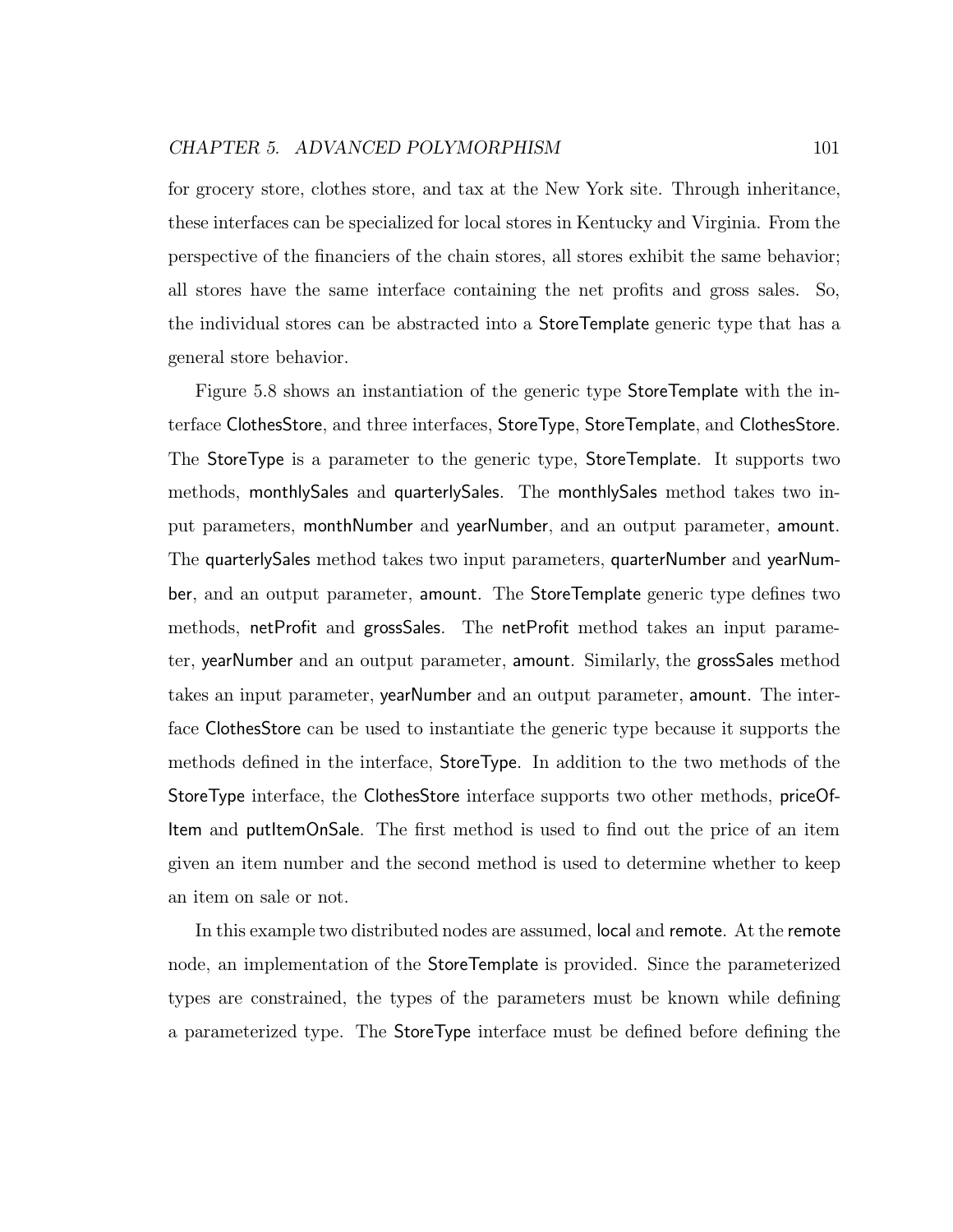for grocery store, clothes store, and tax at the New York site. Through inheritance, these interfaces can be specialized for local stores in Kentucky and Virginia. From the perspective of the financiers of the chain stores, all stores exhibit the same behavior; all stores have the same interface containing the net profits and gross sales. So, the individual stores can be abstracted into a StoreTemplate generic type that has a general store behavior.

Figure 5.8 shows an instantiation of the generic type StoreTemplate with the interface ClothesStore, and three interfaces, StoreType, StoreTemplate, and ClothesStore. The StoreType is a parameter to the generic type, StoreTemplate. It supports two methods, monthlySales and quarterlySales. The monthlySales method takes two input parameters, monthNumber and yearNumber, and an output parameter, amount. The quarterlySales method takes two input parameters, quarterNumber and yearNumber, and an output parameter, amount. The StoreTemplate generic type defines two methods, netProfit and grossSales. The netProfit method takes an input parameter, yearNumber and an output parameter, amount. Similarly, the grossSales method takes an input parameter, yearNumber and an output parameter, amount. The interface ClothesStore can be used to instantiate the generic type because it supports the methods defined in the interface, StoreType. In addition to the two methods of the StoreType interface, the ClothesStore interface supports two other methods, priceOfItem and putItemOnSale. The first method is used to find out the price of an item given an item number and the second method is used to determine whether to keep an item on sale or not.

In this example two distributed nodes are assumed, local and remote. At the remote node, an implementation of the StoreTemplate is provided. Since the parameterized types are constrained, the types of the parameters must be known while defining a parameterized type. The StoreType interface must be defined before defining the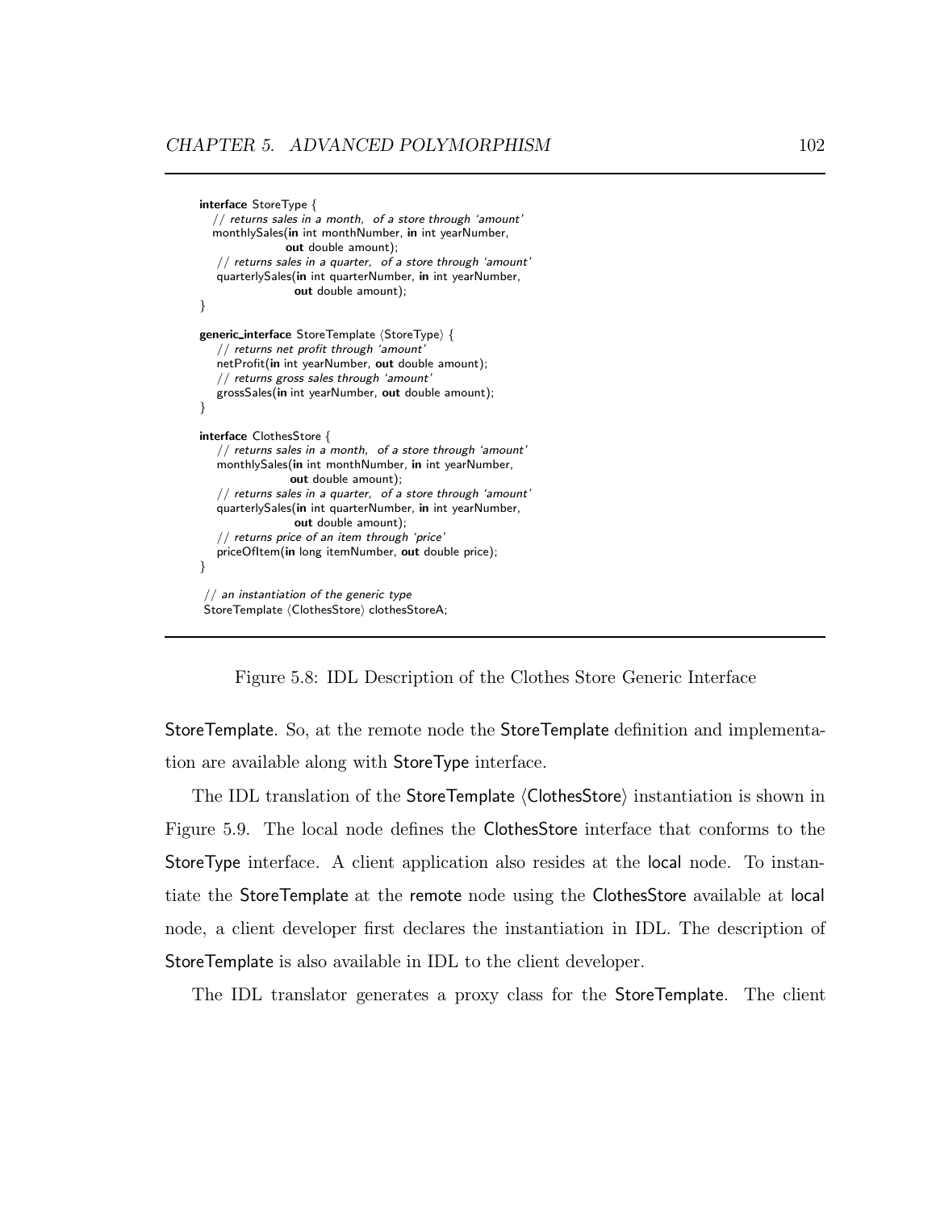```
interface StoreType {
   // returns sales in a month,  of a store through 'amount'
   monthlySales(in int monthNumber, in int yearNumber,
                out double amount);
   // returns sales in a quarter,  of a store through 'amount'
   quarterlySales(in int quarterNumber, in int yearNumber,
                  out double amount);
}

generic_interface StoreTemplate ⟨StoreType⟩ {
   // returns net profit through 'amount'
   netProfit(in int yearNumber, out double amount);
   // returns gross sales through 'amount'
   grossSales(in int yearNumber, out double amount);
}

interface ClothesStore {
   // returns sales in a month,  of a store through 'amount'
   monthlySales(in int monthNumber, in int yearNumber,
                out double amount);
   // returns sales in a quarter,  of a store through 'amount'
   quarterlySales(in int quarterNumber, in int yearNumber,
                  out double amount);
   // returns price of an item through 'price'
   priceOfItem(in long itemNumber, out double price);
}

// an instantiation of the generic type
StoreTemplate ⟨ClothesStore⟩ clothesStoreA;
```

Figure 5.8: IDL Description of the Clothes Store Generic Interface

StoreTemplate. So, at the remote node the StoreTemplate definition and implementation are available along with StoreType interface.

The IDL translation of the StoreTemplate ⟨ClothesStore⟩ instantiation is shown in Figure 5.9. The local node defines the ClothesStore interface that conforms to the StoreType interface. A client application also resides at the local node. To instantiate the StoreTemplate at the remote node using the ClothesStore available at local node, a client developer first declares the instantiation in IDL. The description of StoreTemplate is also available in IDL to the client developer.

The IDL translator generates a proxy class for the StoreTemplate. The client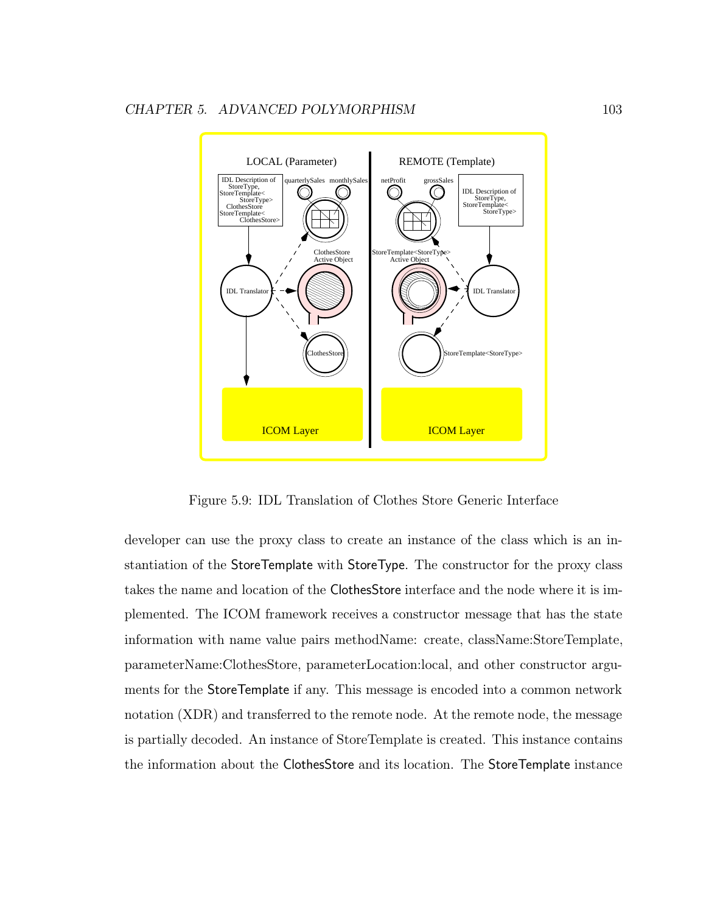Figure 5.9: IDL Translation of Clothes Store Generic Interface

developer can use the proxy class to create an instance of the class which is an instantiation of the StoreTemplate with StoreType. The constructor for the proxy class takes the name and location of the ClothesStore interface and the node where it is implemented. The ICOM framework receives a constructor message that has the state information with name value pairs methodName: create, className:StoreTemplate, parameterName:ClothesStore, parameterLocation:local, and other constructor arguments for the StoreTemplate if any. This message is encoded into a common network notation (XDR) and transferred to the remote node. At the remote node, the message is partially decoded. An instance of StoreTemplate is created. This instance contains the information about the ClothesStore and its location. The StoreTemplate instance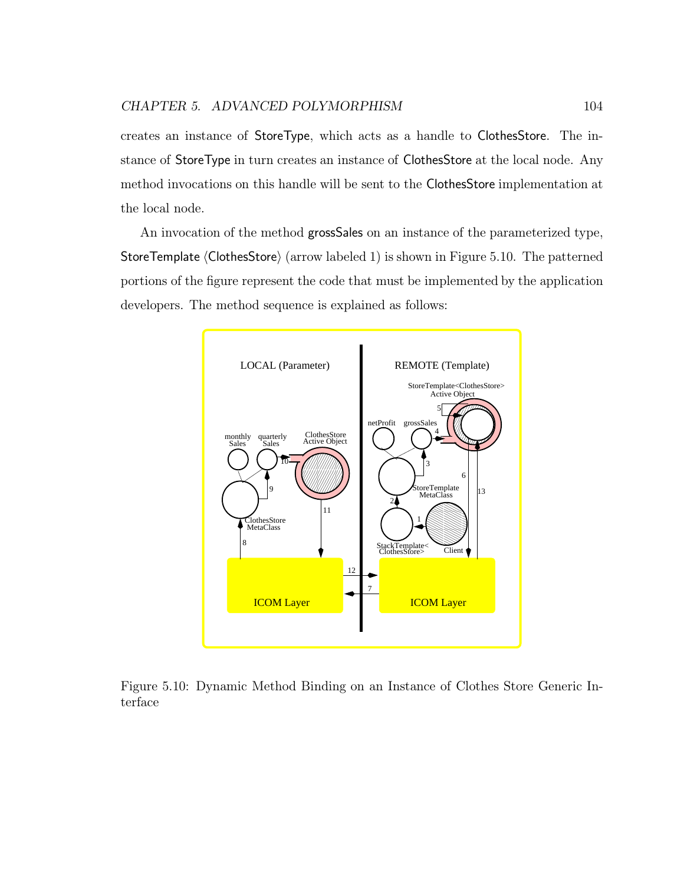creates an instance of StoreType, which acts as a handle to ClothesStore. The instance of StoreType in turn creates an instance of ClothesStore at the local node. Any method invocations on this handle will be sent to the ClothesStore implementation at the local node.

An invocation of the method grossSales on an instance of the parameterized type, StoreTemplate ⟨ClothesStore⟩ (arrow labeled 1) is shown in Figure 5.10. The patterned portions of the figure represent the code that must be implemented by the application developers. The method sequence is explained as follows:

Figure 5.10: Dynamic Method Binding on an Instance of Clothes Store Generic Interface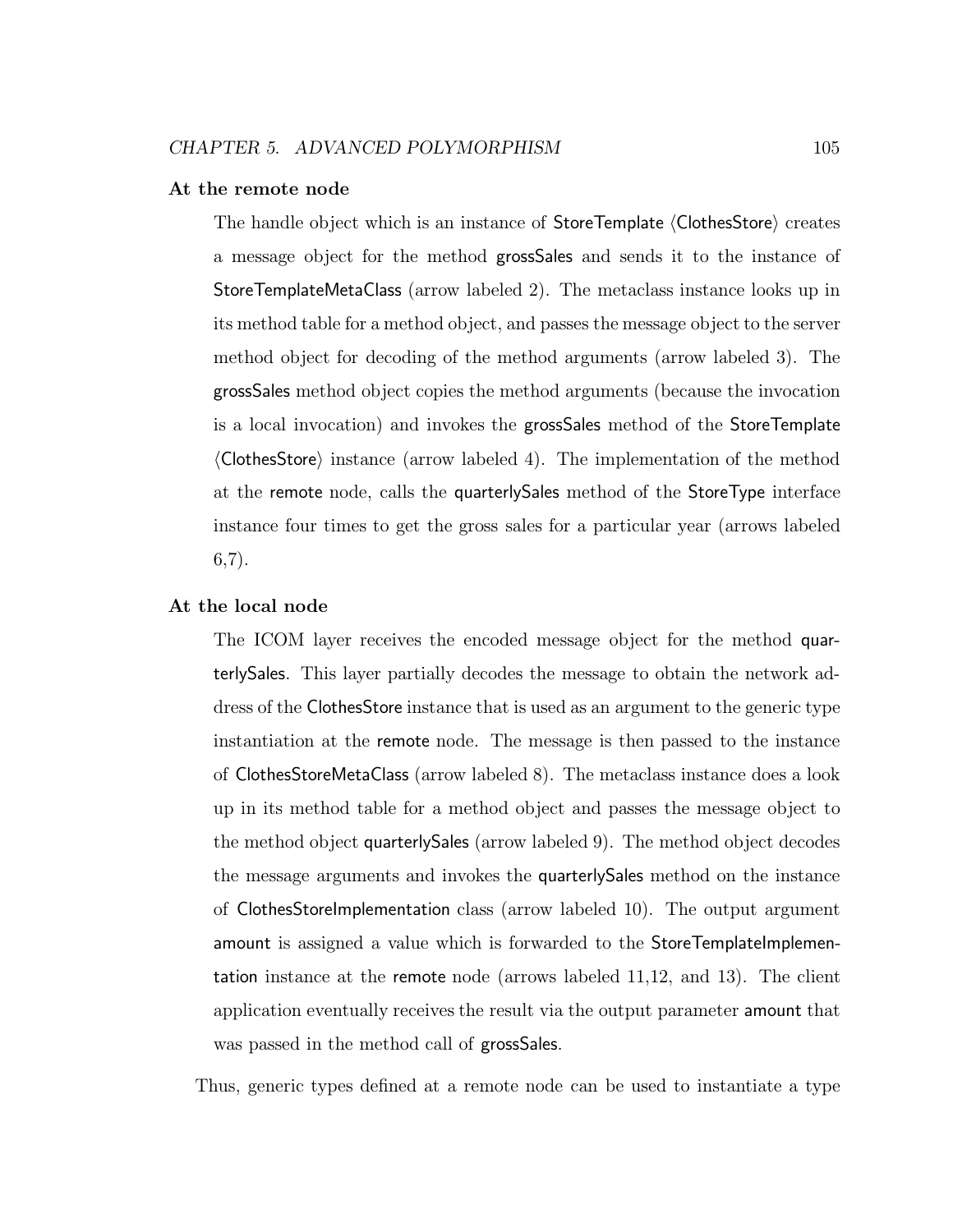**At the remote node**

The handle object which is an instance of StoreTemplate ⟨ClothesStore⟩ creates a message object for the method grossSales and sends it to the instance of StoreTemplateMetaClass (arrow labeled 2). The metaclass instance looks up in its method table for a method object, and passes the message object to the server method object for decoding of the method arguments (arrow labeled 3). The grossSales method object copies the method arguments (because the invocation is a local invocation) and invokes the grossSales method of the StoreTemplate ⟨ClothesStore⟩ instance (arrow labeled 4). The implementation of the method at the remote node, calls the quarterlySales method of the StoreType interface instance four times to get the gross sales for a particular year (arrows labeled 6,7).

**At the local node**

The ICOM layer receives the encoded message object for the method quarterlySales. This layer partially decodes the message to obtain the network address of the ClothesStore instance that is used as an argument to the generic type instantiation at the remote node. The message is then passed to the instance of ClothesStoreMetaClass (arrow labeled 8). The metaclass instance does a look up in its method table for a method object and passes the message object to the method object quarterlySales (arrow labeled 9). The method object decodes the message arguments and invokes the quarterlySales method on the instance of ClothesStoreImplementation class (arrow labeled 10). The output argument amount is assigned a value which is forwarded to the StoreTemplateImplementation instance at the remote node (arrows labeled 11,12, and 13). The client application eventually receives the result via the output parameter amount that was passed in the method call of grossSales.

Thus, generic types defined at a remote node can be used to instantiate a type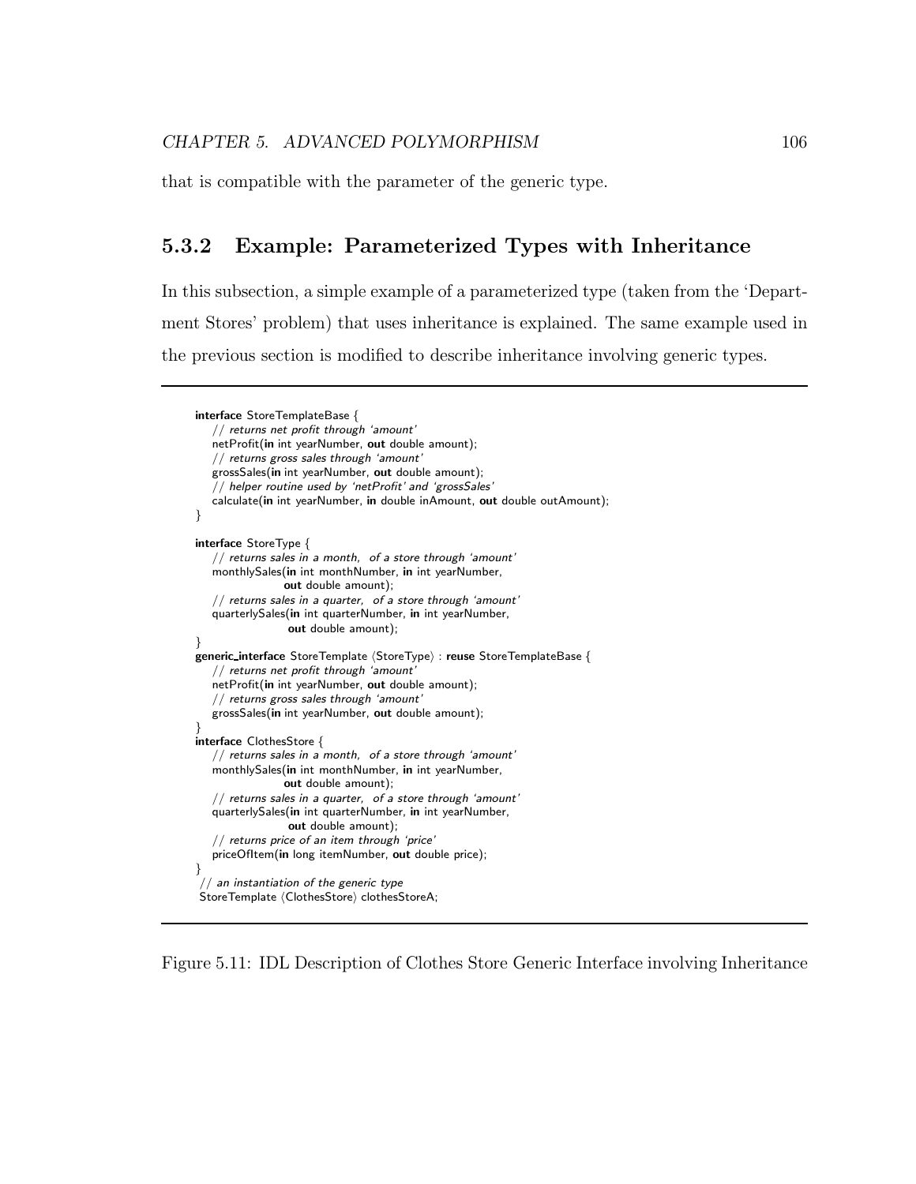that is compatible with the parameter of the generic type.

### 5.3.2 Example: Parameterized Types with Inheritance

In this subsection, a simple example of a parameterized type (taken from the 'Department Stores' problem) that uses inheritance is explained. The same example used in the previous section is modified to describe inheritance involving generic types.

```
interface StoreTemplateBase {
    // returns net profit through 'amount'
    netProfit(in int yearNumber, out double amount);
    // returns gross sales through 'amount'
    grossSales(in int yearNumber, out double amount);
    // helper routine used by 'netProfit' and 'grossSales'
    calculate(in int yearNumber, in double inAmount, out double outAmount);
}

interface StoreType {
    // returns sales in a month, of a store through 'amount'
    monthlySales(in int monthNumber, in int yearNumber,
                 out double amount);
    // returns sales in a quarter, of a store through 'amount'
    quarterlySales(in int quarterNumber, in int yearNumber,
                   out double amount);
}
generic_interface StoreTemplate ⟨StoreType⟩ : reuse StoreTemplateBase {
    // returns net profit through 'amount'
    netProfit(in int yearNumber, out double amount);
    // returns gross sales through 'amount'
    grossSales(in int yearNumber, out double amount);
}
interface ClothesStore {
    // returns sales in a month, of a store through 'amount'
    monthlySales(in int monthNumber, in int yearNumber,
                 out double amount);
    // returns sales in a quarter, of a store through 'amount'
    quarterlySales(in int quarterNumber, in int yearNumber,
                   out double amount);
    // returns price of an item through 'price'
    priceOfItem(in long itemNumber, out double price);
}
// an instantiation of the generic type
StoreTemplate ⟨ClothesStore⟩ clothesStoreA;
```

Figure 5.11: IDL Description of Clothes Store Generic Interface involving Inheritance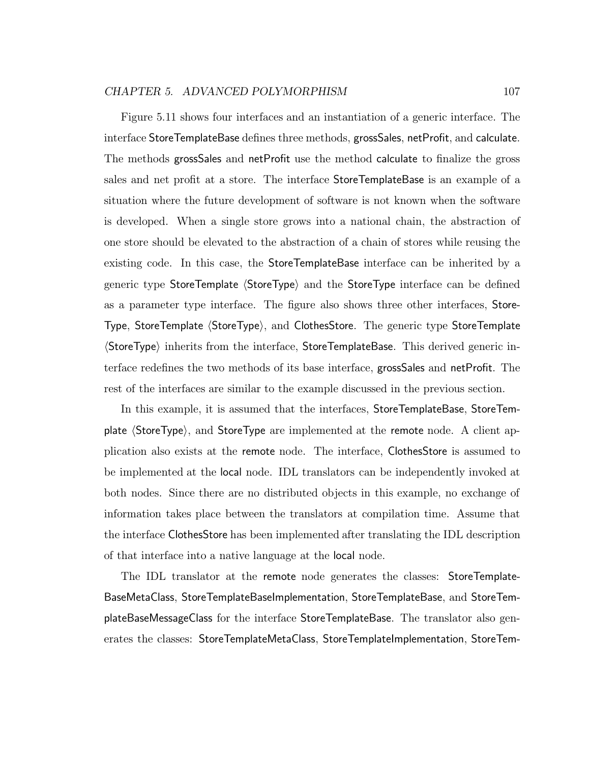Figure 5.11 shows four interfaces and an instantiation of a generic interface. The interface StoreTemplateBase defines three methods, grossSales, netProfit, and calculate. The methods grossSales and netProfit use the method calculate to finalize the gross sales and net profit at a store. The interface StoreTemplateBase is an example of a situation where the future development of software is not known when the software is developed. When a single store grows into a national chain, the abstraction of one store should be elevated to the abstraction of a chain of stores while reusing the existing code. In this case, the StoreTemplateBase interface can be inherited by a generic type StoreTemplate ⟨StoreType⟩ and the StoreType interface can be defined as a parameter type interface. The figure also shows three other interfaces, StoreType, StoreTemplate ⟨StoreType⟩, and ClothesStore. The generic type StoreTemplate ⟨StoreType⟩ inherits from the interface, StoreTemplateBase. This derived generic interface redefines the two methods of its base interface, grossSales and netProfit. The rest of the interfaces are similar to the example discussed in the previous section.

In this example, it is assumed that the interfaces, StoreTemplateBase, StoreTemplate ⟨StoreType⟩, and StoreType are implemented at the remote node. A client application also exists at the remote node. The interface, ClothesStore is assumed to be implemented at the local node. IDL translators can be independently invoked at both nodes. Since there are no distributed objects in this example, no exchange of information takes place between the translators at compilation time. Assume that the interface ClothesStore has been implemented after translating the IDL description of that interface into a native language at the local node.

The IDL translator at the remote node generates the classes: StoreTemplateBaseMetaClass, StoreTemplateBaseImplementation, StoreTemplateBase, and StoreTemplateBaseMessageClass for the interface StoreTemplateBase. The translator also generates the classes: StoreTemplateMetaClass, StoreTemplateImplementation, StoreTem-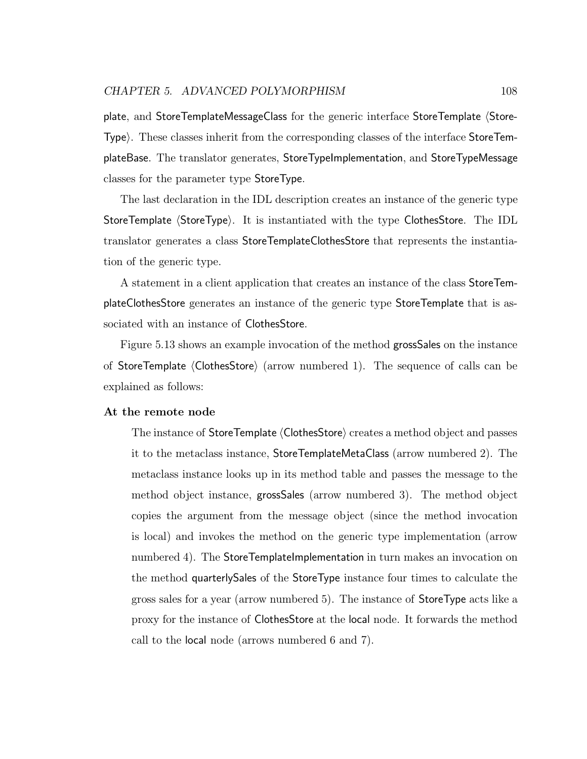plate, and StoreTemplateMessageClass for the generic interface StoreTemplate ⟨StoreType⟩. These classes inherit from the corresponding classes of the interface StoreTemplateBase. The translator generates, StoreTypeImplementation, and StoreTypeMessage classes for the parameter type StoreType.

The last declaration in the IDL description creates an instance of the generic type StoreTemplate ⟨StoreType⟩. It is instantiated with the type ClothesStore. The IDL translator generates a class StoreTemplateClothesStore that represents the instantiation of the generic type.

A statement in a client application that creates an instance of the class StoreTemplateClothesStore generates an instance of the generic type StoreTemplate that is associated with an instance of ClothesStore.

Figure 5.13 shows an example invocation of the method grossSales on the instance of StoreTemplate ⟨ClothesStore⟩ (arrow numbered 1). The sequence of calls can be explained as follows:

**At the remote node**

> The instance of StoreTemplate ⟨ClothesStore⟩ creates a method object and passes it to the metaclass instance, StoreTemplateMetaClass (arrow numbered 2). The metaclass instance looks up in its method table and passes the message to the method object instance, grossSales (arrow numbered 3). The method object copies the argument from the message object (since the method invocation is local) and invokes the method on the generic type implementation (arrow numbered 4). The StoreTemplateImplementation in turn makes an invocation on the method quarterlySales of the StoreType instance four times to calculate the gross sales for a year (arrow numbered 5). The instance of StoreType acts like a proxy for the instance of ClothesStore at the local node. It forwards the method call to the local node (arrows numbered 6 and 7).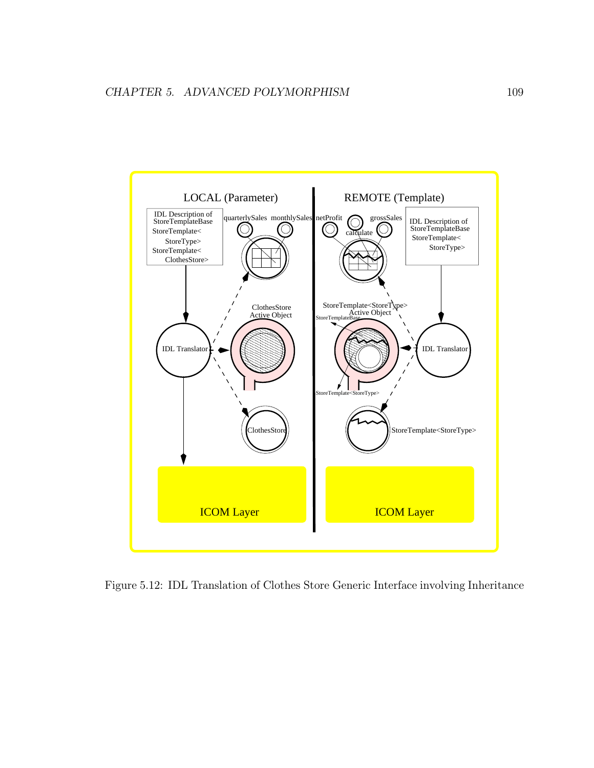Figure 5.12: IDL Translation of Clothes Store Generic Interface involving Inheritance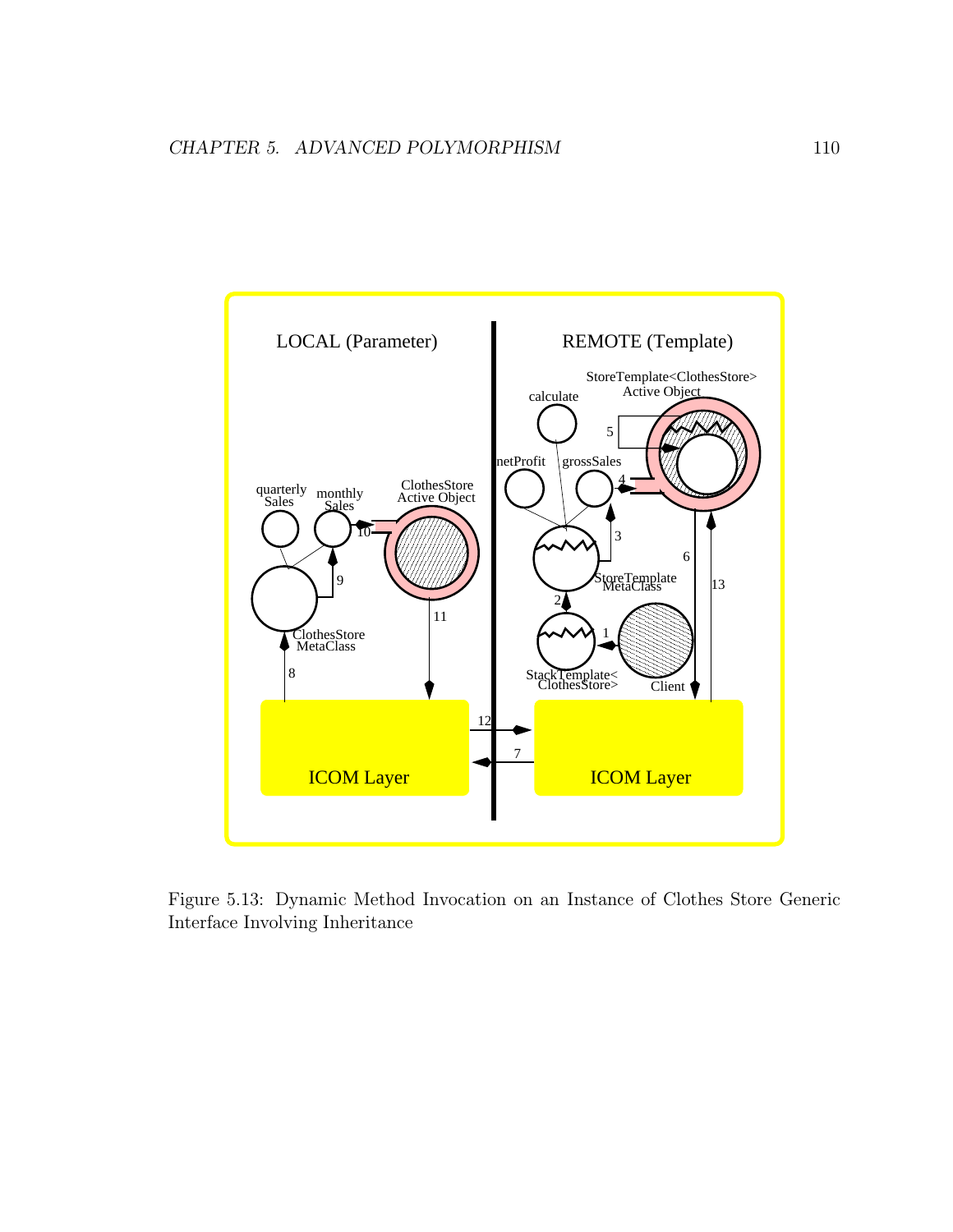Figure 5.13: Dynamic Method Invocation on an Instance of Clothes Store Generic Interface Involving Inheritance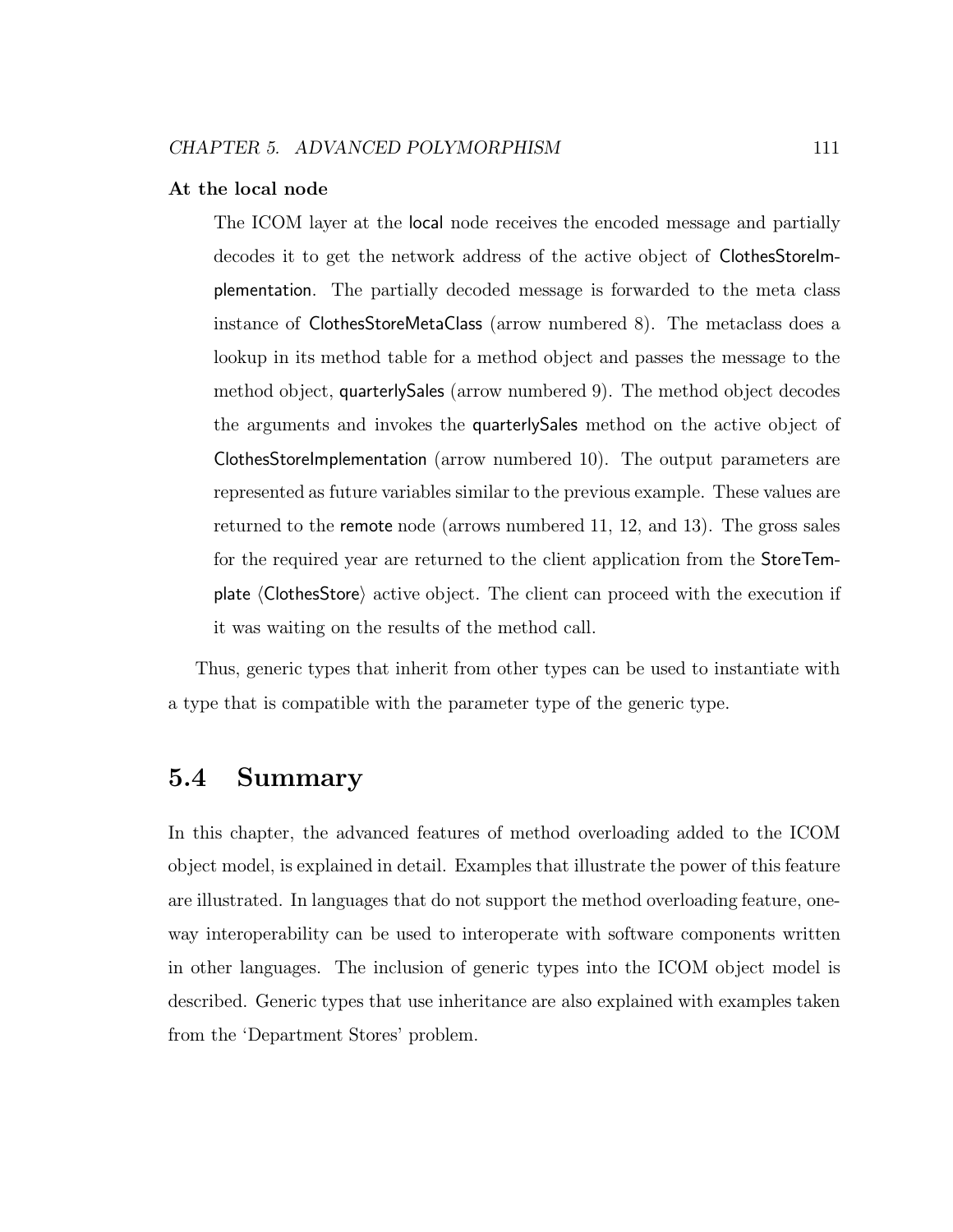**At the local node**

The ICOM layer at the local node receives the encoded message and partially decodes it to get the network address of the active object of ClothesStoreImplementation. The partially decoded message is forwarded to the meta class instance of ClothesStoreMetaClass (arrow numbered 8). The metaclass does a lookup in its method table for a method object and passes the message to the method object, quarterlySales (arrow numbered 9). The method object decodes the arguments and invokes the quarterlySales method on the active object of ClothesStoreImplementation (arrow numbered 10). The output parameters are represented as future variables similar to the previous example. These values are returned to the remote node (arrows numbered 11, 12, and 13). The gross sales for the required year are returned to the client application from the StoreTemplate ⟨ClothesStore⟩ active object. The client can proceed with the execution if it was waiting on the results of the method call.

Thus, generic types that inherit from other types can be used to instantiate with a type that is compatible with the parameter type of the generic type.

## 5.4 Summary

In this chapter, the advanced features of method overloading added to the ICOM object model, is explained in detail. Examples that illustrate the power of this feature are illustrated. In languages that do not support the method overloading feature, one-way interoperability can be used to interoperate with software components written in other languages. The inclusion of generic types into the ICOM object model is described. Generic types that use inheritance are also explained with examples taken from the 'Department Stores' problem.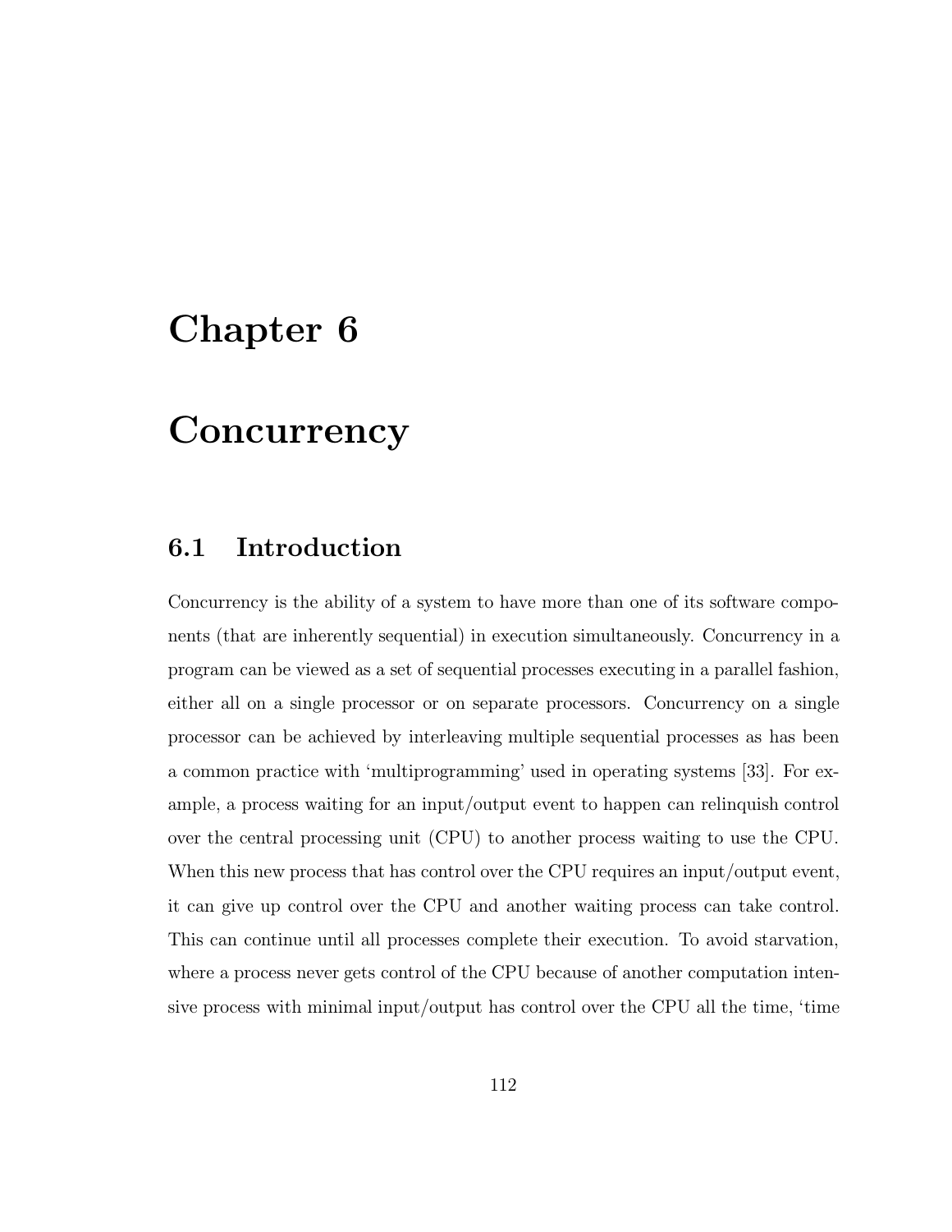# Chapter 6

# Concurrency

## 6.1 Introduction

Concurrency is the ability of a system to have more than one of its software components (that are inherently sequential) in execution simultaneously. Concurrency in a program can be viewed as a set of sequential processes executing in a parallel fashion, either all on a single processor or on separate processors. Concurrency on a single processor can be achieved by interleaving multiple sequential processes as has been a common practice with 'multiprogramming' used in operating systems [33]. For example, a process waiting for an input/output event to happen can relinquish control over the central processing unit (CPU) to another process waiting to use the CPU. When this new process that has control over the CPU requires an input/output event, it can give up control over the CPU and another waiting process can take control. This can continue until all processes complete their execution. To avoid starvation, where a process never gets control of the CPU because of another computation intensive process with minimal input/output has control over the CPU all the time, 'time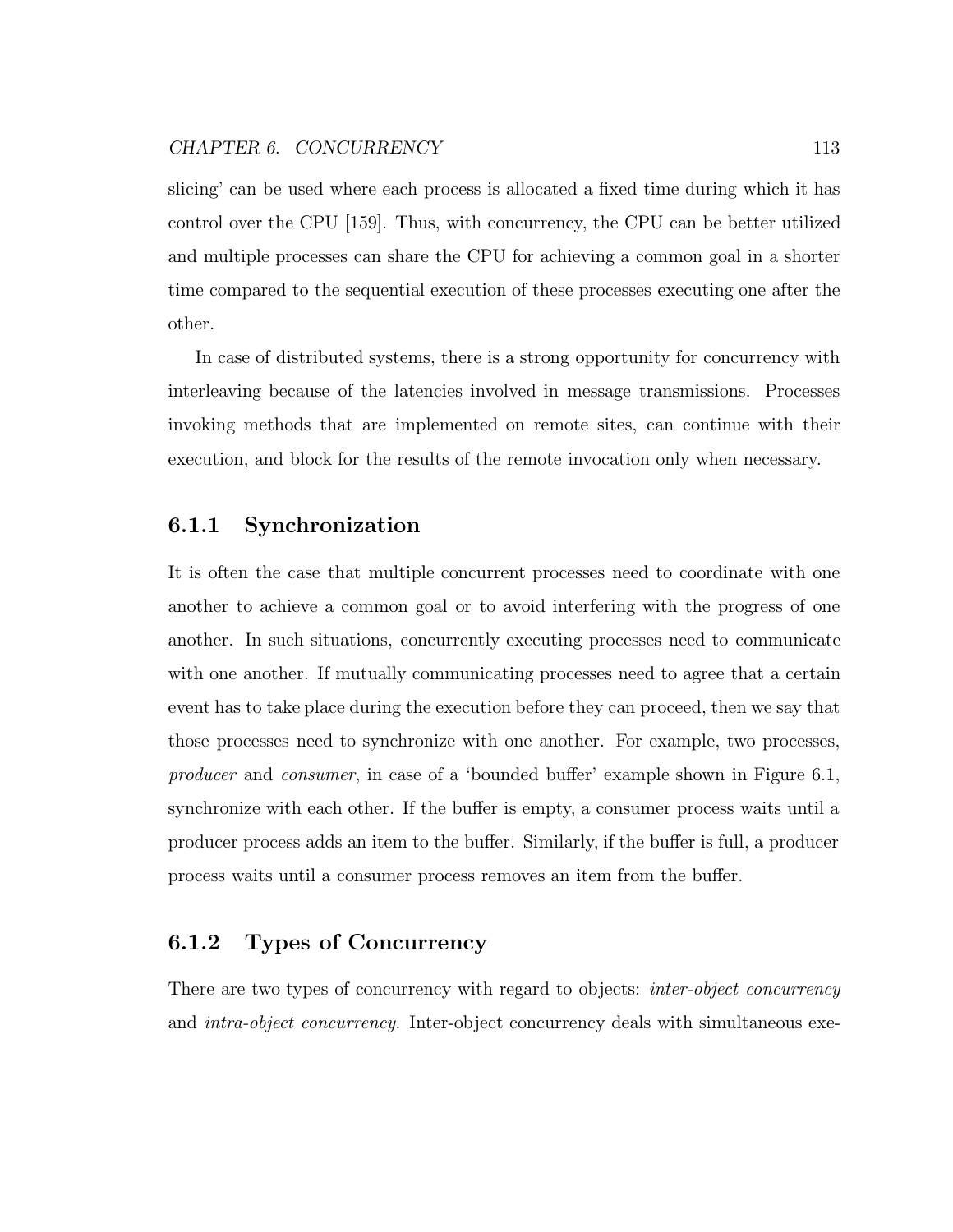slicing' can be used where each process is allocated a fixed time during which it has control over the CPU [159]. Thus, with concurrency, the CPU can be better utilized and multiple processes can share the CPU for achieving a common goal in a shorter time compared to the sequential execution of these processes executing one after the other.

In case of distributed systems, there is a strong opportunity for concurrency with interleaving because of the latencies involved in message transmissions. Processes invoking methods that are implemented on remote sites, can continue with their execution, and block for the results of the remote invocation only when necessary.

### 6.1.1 Synchronization

It is often the case that multiple concurrent processes need to coordinate with one another to achieve a common goal or to avoid interfering with the progress of one another. In such situations, concurrently executing processes need to communicate with one another. If mutually communicating processes need to agree that a certain event has to take place during the execution before they can proceed, then we say that those processes need to synchronize with one another. For example, two processes, *producer* and *consumer*, in case of a 'bounded buffer' example shown in Figure 6.1, synchronize with each other. If the buffer is empty, a consumer process waits until a producer process adds an item to the buffer. Similarly, if the buffer is full, a producer process waits until a consumer process removes an item from the buffer.

### 6.1.2 Types of Concurrency

There are two types of concurrency with regard to objects: *inter-object concurrency* and *intra-object concurrency*. Inter-object concurrency deals with simultaneous exe-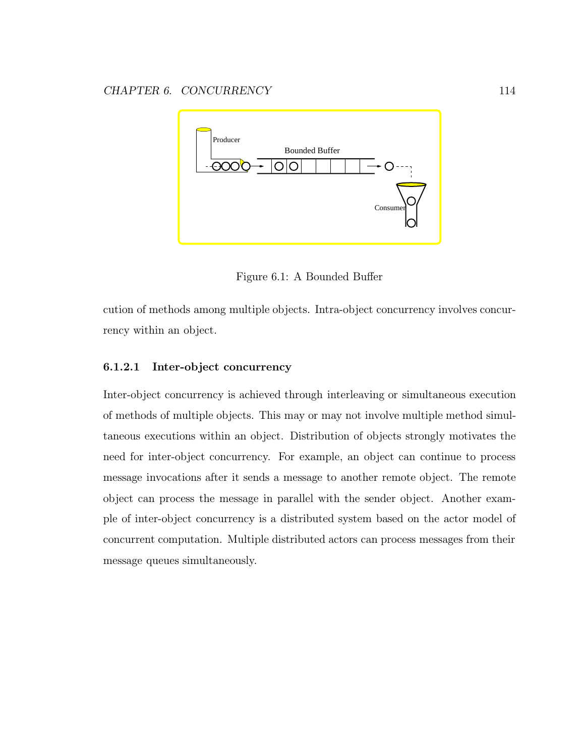Figure 6.1: A Bounded Buffer

cution of methods among multiple objects. Intra-object concurrency involves concurrency within an object.

#### 6.1.2.1 Inter-object concurrency

Inter-object concurrency is achieved through interleaving or simultaneous execution of methods of multiple objects. This may or may not involve multiple method simultaneous executions within an object. Distribution of objects strongly motivates the need for inter-object concurrency. For example, an object can continue to process message invocations after it sends a message to another remote object. The remote object can process the message in parallel with the sender object. Another example of inter-object concurrency is a distributed system based on the actor model of concurrent computation. Multiple distributed actors can process messages from their message queues simultaneously.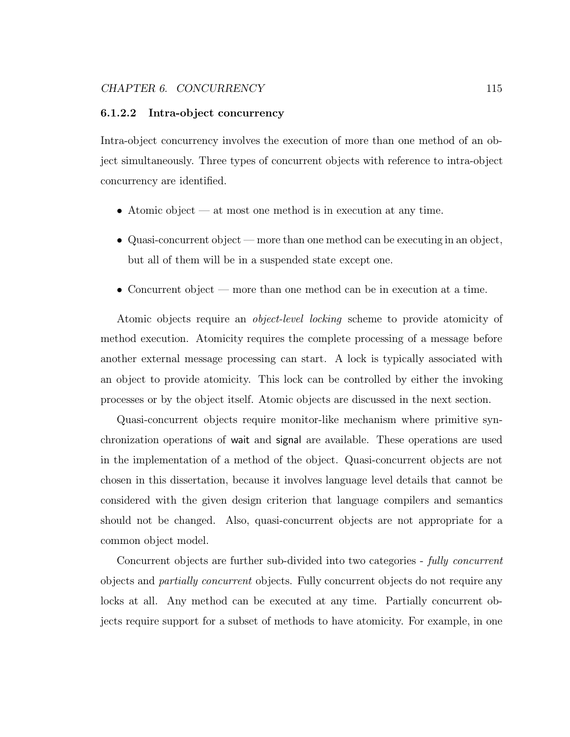#### 6.1.2.2 Intra-object concurrency

Intra-object concurrency involves the execution of more than one method of an object simultaneously. Three types of concurrent objects with reference to intra-object concurrency are identified.

- Atomic object — at most one method is in execution at any time.
- Quasi-concurrent object — more than one method can be executing in an object, but all of them will be in a suspended state except one.
- Concurrent object — more than one method can be in execution at a time.

Atomic objects require an *object-level locking* scheme to provide atomicity of method execution. Atomicity requires the complete processing of a message before another external message processing can start. A lock is typically associated with an object to provide atomicity. This lock can be controlled by either the invoking processes or by the object itself. Atomic objects are discussed in the next section.

Quasi-concurrent objects require monitor-like mechanism where primitive synchronization operations of `wait` and `signal` are available. These operations are used in the implementation of a method of the object. Quasi-concurrent objects are not chosen in this dissertation, because it involves language level details that cannot be considered with the given design criterion that language compilers and semantics should not be changed. Also, quasi-concurrent objects are not appropriate for a common object model.

Concurrent objects are further sub-divided into two categories - *fully concurrent* objects and *partially concurrent* objects. Fully concurrent objects do not require any locks at all. Any method can be executed at any time. Partially concurrent objects require support for a subset of methods to have atomicity. For example, in one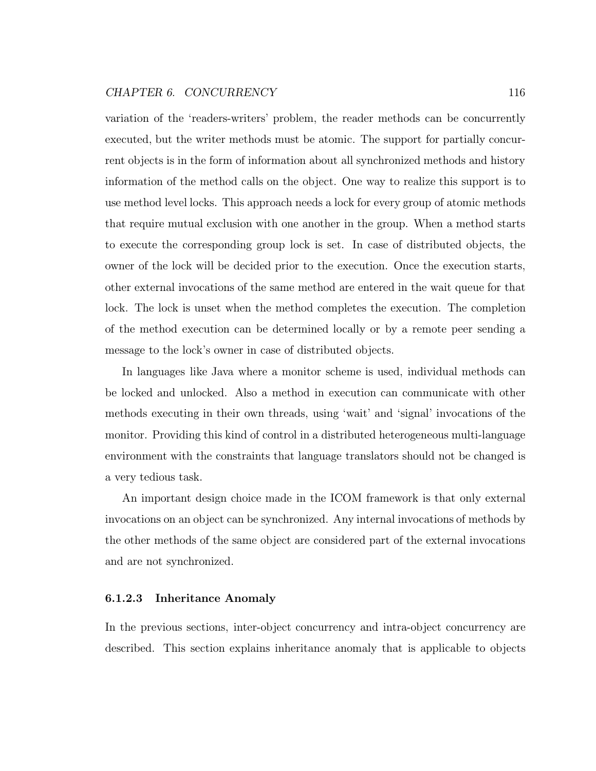variation of the 'readers-writers' problem, the reader methods can be concurrently executed, but the writer methods must be atomic. The support for partially concurrent objects is in the form of information about all synchronized methods and history information of the method calls on the object. One way to realize this support is to use method level locks. This approach needs a lock for every group of atomic methods that require mutual exclusion with one another in the group. When a method starts to execute the corresponding group lock is set. In case of distributed objects, the owner of the lock will be decided prior to the execution. Once the execution starts, other external invocations of the same method are entered in the wait queue for that lock. The lock is unset when the method completes the execution. The completion of the method execution can be determined locally or by a remote peer sending a message to the lock's owner in case of distributed objects.

In languages like Java where a monitor scheme is used, individual methods can be locked and unlocked. Also a method in execution can communicate with other methods executing in their own threads, using 'wait' and 'signal' invocations of the monitor. Providing this kind of control in a distributed heterogeneous multi-language environment with the constraints that language translators should not be changed is a very tedious task.

An important design choice made in the ICOM framework is that only external invocations on an object can be synchronized. Any internal invocations of methods by the other methods of the same object are considered part of the external invocations and are not synchronized.

#### 6.1.2.3 Inheritance Anomaly

In the previous sections, inter-object concurrency and intra-object concurrency are described. This section explains inheritance anomaly that is applicable to objects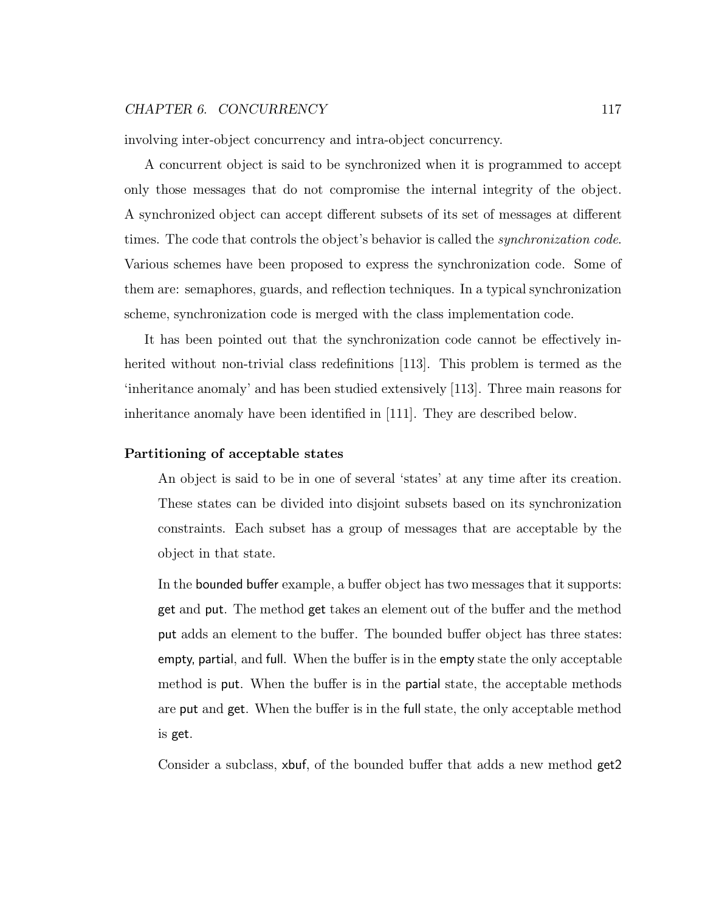involving inter-object concurrency and intra-object concurrency.

A concurrent object is said to be synchronized when it is programmed to accept only those messages that do not compromise the internal integrity of the object. A synchronized object can accept different subsets of its set of messages at different times. The code that controls the object's behavior is called the *synchronization code*. Various schemes have been proposed to express the synchronization code. Some of them are: semaphores, guards, and reflection techniques. In a typical synchronization scheme, synchronization code is merged with the class implementation code.

It has been pointed out that the synchronization code cannot be effectively inherited without non-trivial class redefinitions [113]. This problem is termed as the 'inheritance anomaly' and has been studied extensively [113]. Three main reasons for inheritance anomaly have been identified in [111]. They are described below.

**Partitioning of acceptable states**

An object is said to be in one of several 'states' at any time after its creation. These states can be divided into disjoint subsets based on its synchronization constraints. Each subset has a group of messages that are acceptable by the object in that state.

In the bounded buffer example, a buffer object has two messages that it supports: get and put. The method get takes an element out of the buffer and the method put adds an element to the buffer. The bounded buffer object has three states: empty, partial, and full. When the buffer is in the empty state the only acceptable method is put. When the buffer is in the partial state, the acceptable methods are put and get. When the buffer is in the full state, the only acceptable method is get.

Consider a subclass, xbuf, of the bounded buffer that adds a new method get2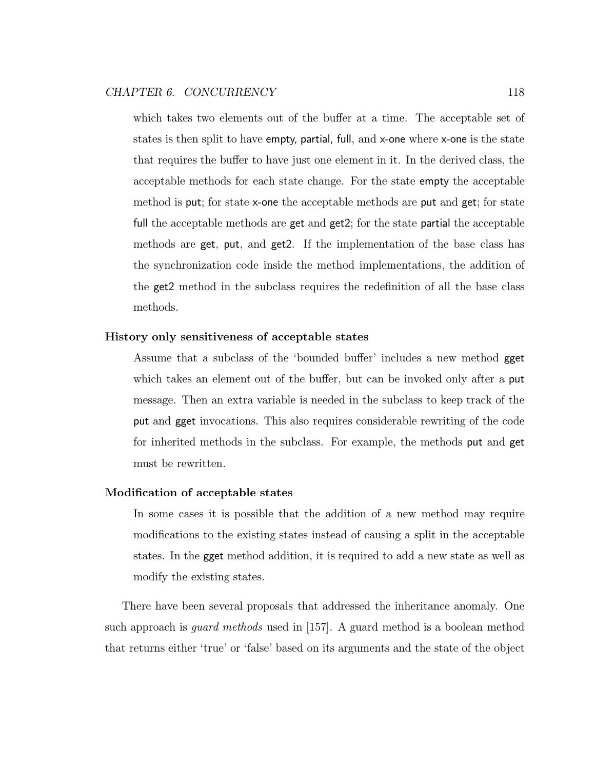which takes two elements out of the buffer at a time. The acceptable set of states is then split to have empty, partial, full, and x-one where x-one is the state that requires the buffer to have just one element in it. In the derived class, the acceptable methods for each state change. For the state empty the acceptable method is put; for state x-one the acceptable methods are put and get; for state full the acceptable methods are get and get2; for the state partial the acceptable methods are get, put, and get2. If the implementation of the base class has the synchronization code inside the method implementations, the addition of the get2 method in the subclass requires the redefinition of all the base class methods.

**History only sensitiveness of acceptable states**

Assume that a subclass of the 'bounded buffer' includes a new method gget which takes an element out of the buffer, but can be invoked only after a put message. Then an extra variable is needed in the subclass to keep track of the put and gget invocations. This also requires considerable rewriting of the code for inherited methods in the subclass. For example, the methods put and get must be rewritten.

**Modification of acceptable states**

In some cases it is possible that the addition of a new method may require modifications to the existing states instead of causing a split in the acceptable states. In the gget method addition, it is required to add a new state as well as modify the existing states.

There have been several proposals that addressed the inheritance anomaly. One such approach is *guard methods* used in [157]. A guard method is a boolean method that returns either 'true' or 'false' based on its arguments and the state of the object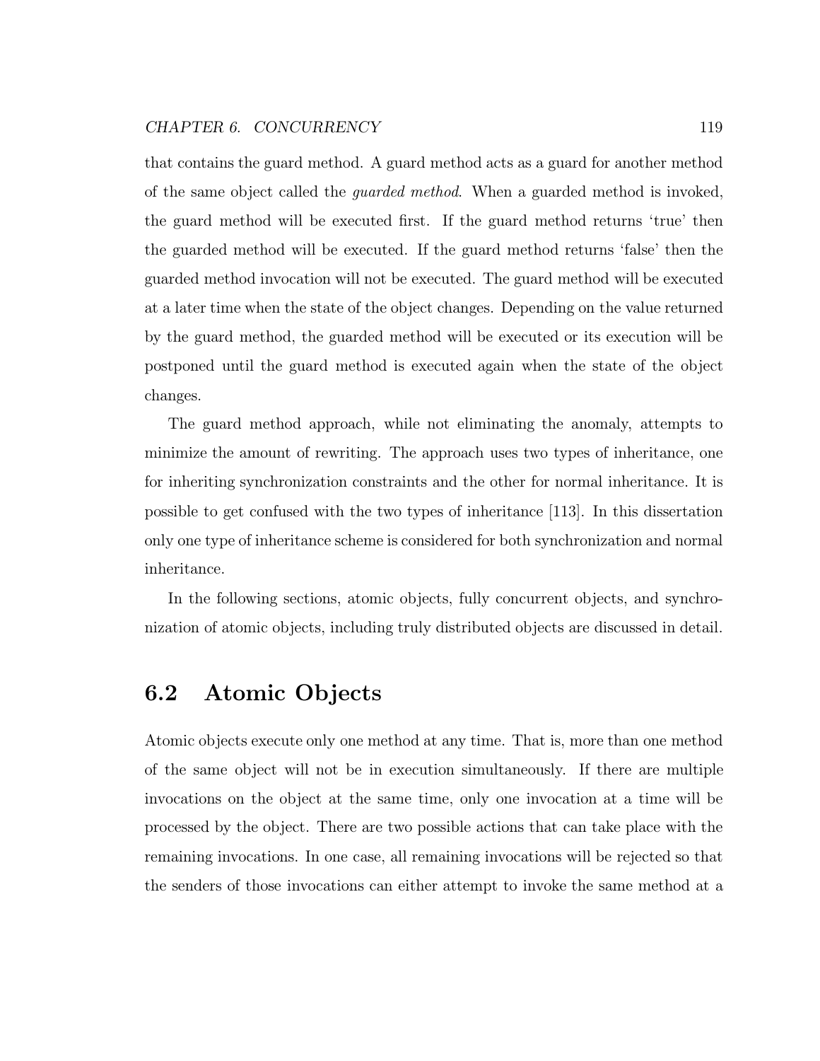that contains the guard method. A guard method acts as a guard for another method of the same object called the *guarded method*. When a guarded method is invoked, the guard method will be executed first. If the guard method returns 'true' then the guarded method will be executed. If the guard method returns 'false' then the guarded method invocation will not be executed. The guard method will be executed at a later time when the state of the object changes. Depending on the value returned by the guard method, the guarded method will be executed or its execution will be postponed until the guard method is executed again when the state of the object changes.

The guard method approach, while not eliminating the anomaly, attempts to minimize the amount of rewriting. The approach uses two types of inheritance, one for inheriting synchronization constraints and the other for normal inheritance. It is possible to get confused with the two types of inheritance [113]. In this dissertation only one type of inheritance scheme is considered for both synchronization and normal inheritance.

In the following sections, atomic objects, fully concurrent objects, and synchronization of atomic objects, including truly distributed objects are discussed in detail.

## 6.2 Atomic Objects

Atomic objects execute only one method at any time. That is, more than one method of the same object will not be in execution simultaneously. If there are multiple invocations on the object at the same time, only one invocation at a time will be processed by the object. There are two possible actions that can take place with the remaining invocations. In one case, all remaining invocations will be rejected so that the senders of those invocations can either attempt to invoke the same method at a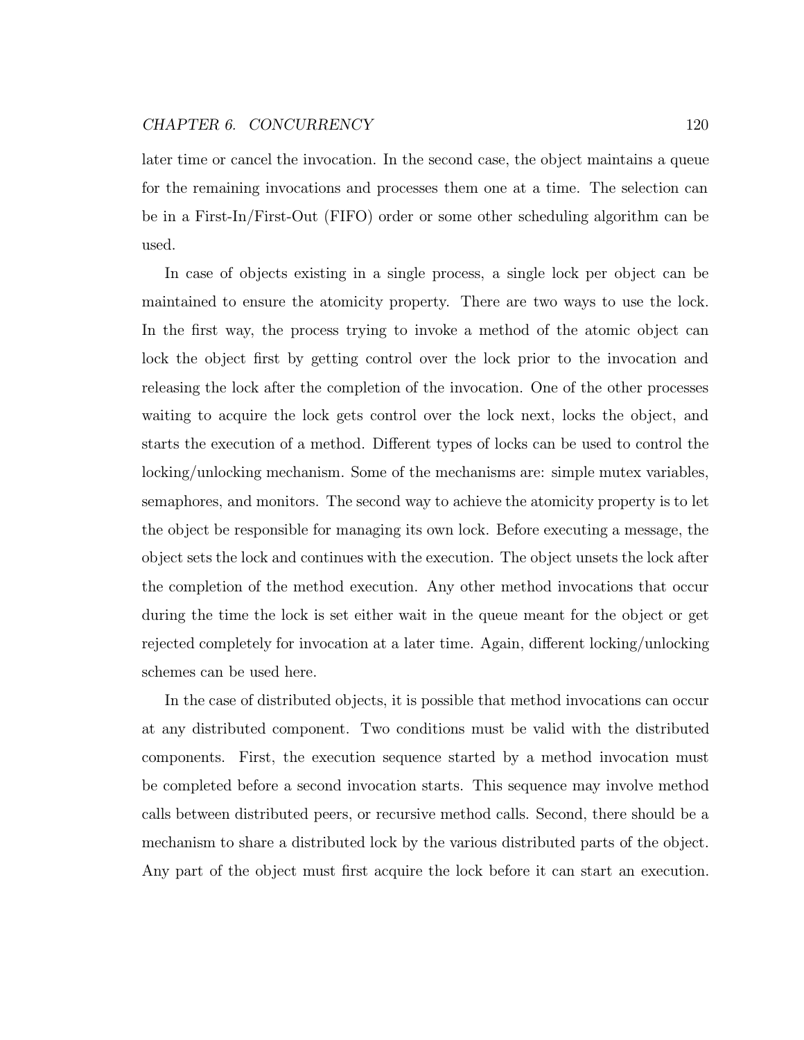later time or cancel the invocation. In the second case, the object maintains a queue for the remaining invocations and processes them one at a time. The selection can be in a First-In/First-Out (FIFO) order or some other scheduling algorithm can be used.

In case of objects existing in a single process, a single lock per object can be maintained to ensure the atomicity property. There are two ways to use the lock. In the first way, the process trying to invoke a method of the atomic object can lock the object first by getting control over the lock prior to the invocation and releasing the lock after the completion of the invocation. One of the other processes waiting to acquire the lock gets control over the lock next, locks the object, and starts the execution of a method. Different types of locks can be used to control the locking/unlocking mechanism. Some of the mechanisms are: simple mutex variables, semaphores, and monitors. The second way to achieve the atomicity property is to let the object be responsible for managing its own lock. Before executing a message, the object sets the lock and continues with the execution. The object unsets the lock after the completion of the method execution. Any other method invocations that occur during the time the lock is set either wait in the queue meant for the object or get rejected completely for invocation at a later time. Again, different locking/unlocking schemes can be used here.

In the case of distributed objects, it is possible that method invocations can occur at any distributed component. Two conditions must be valid with the distributed components. First, the execution sequence started by a method invocation must be completed before a second invocation starts. This sequence may involve method calls between distributed peers, or recursive method calls. Second, there should be a mechanism to share a distributed lock by the various distributed parts of the object. Any part of the object must first acquire the lock before it can start an execution.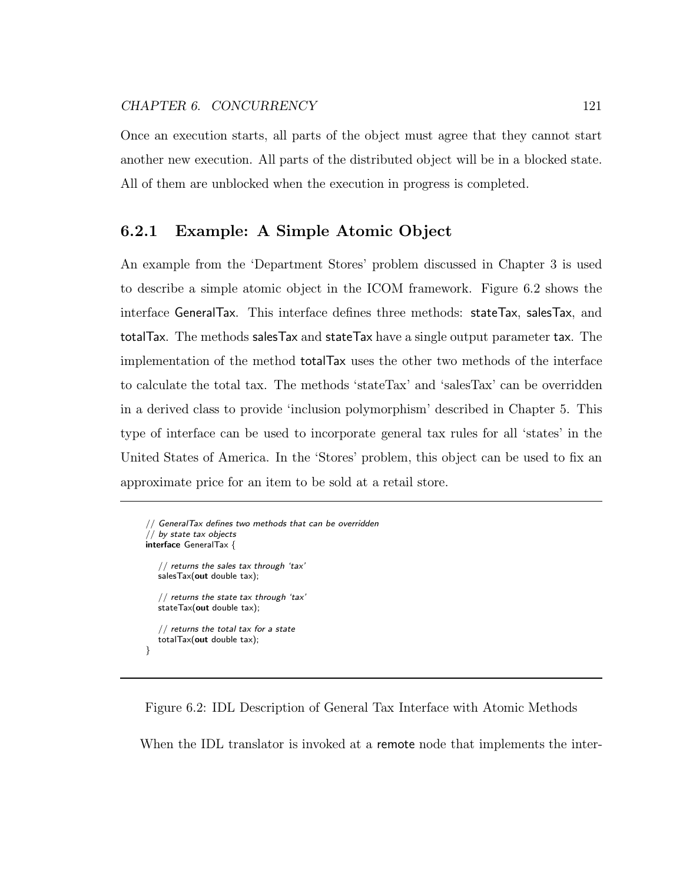Once an execution starts, all parts of the object must agree that they cannot start another new execution. All parts of the distributed object will be in a blocked state. All of them are unblocked when the execution in progress is completed.

### 6.2.1 Example: A Simple Atomic Object

An example from the 'Department Stores' problem discussed in Chapter 3 is used to describe a simple atomic object in the ICOM framework. Figure 6.2 shows the interface GeneralTax. This interface defines three methods: stateTax, salesTax, and totalTax. The methods salesTax and stateTax have a single output parameter tax. The implementation of the method totalTax uses the other two methods of the interface to calculate the total tax. The methods 'stateTax' and 'salesTax' can be overridden in a derived class to provide 'inclusion polymorphism' described in Chapter 5. This type of interface can be used to incorporate general tax rules for all 'states' in the United States of America. In the 'Stores' problem, this object can be used to fix an approximate price for an item to be sold at a retail store.

```
// GeneralTax defines two methods that can be overridden
// by state tax objects
interface GeneralTax {

    // returns the sales tax through 'tax'
    salesTax(out double tax);

    // returns the state tax through 'tax'
    stateTax(out double tax);

    // returns the total tax for a state
    totalTax(out double tax);
}
```

Figure 6.2: IDL Description of General Tax Interface with Atomic Methods

When the IDL translator is invoked at a remote node that implements the inter-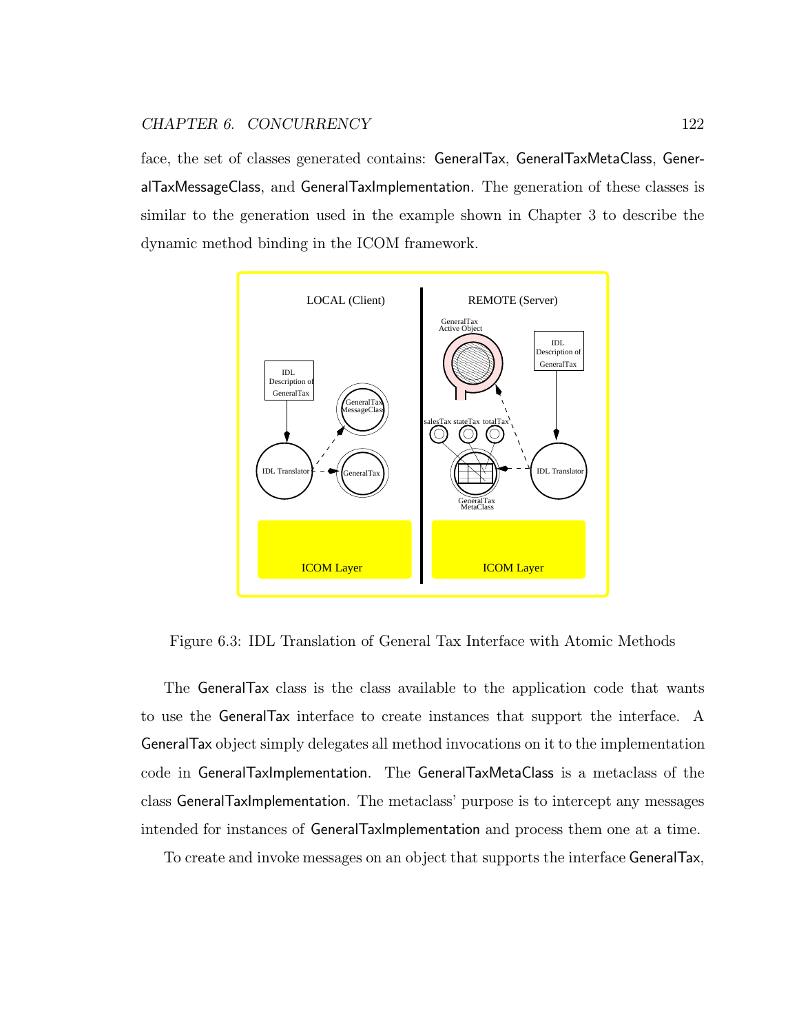face, the set of classes generated contains: GeneralTax, GeneralTaxMetaClass, GeneralTaxMessageClass, and GeneralTaxImplementation. The generation of these classes is similar to the generation used in the example shown in Chapter 3 to describe the dynamic method binding in the ICOM framework.

Figure 6.3: IDL Translation of General Tax Interface with Atomic Methods

The GeneralTax class is the class available to the application code that wants to use the GeneralTax interface to create instances that support the interface. A GeneralTax object simply delegates all method invocations on it to the implementation code in GeneralTaxImplementation. The GeneralTaxMetaClass is a metaclass of the class GeneralTaxImplementation. The metaclass' purpose is to intercept any messages intended for instances of GeneralTaxImplementation and process them one at a time.

To create and invoke messages on an object that supports the interface GeneralTax,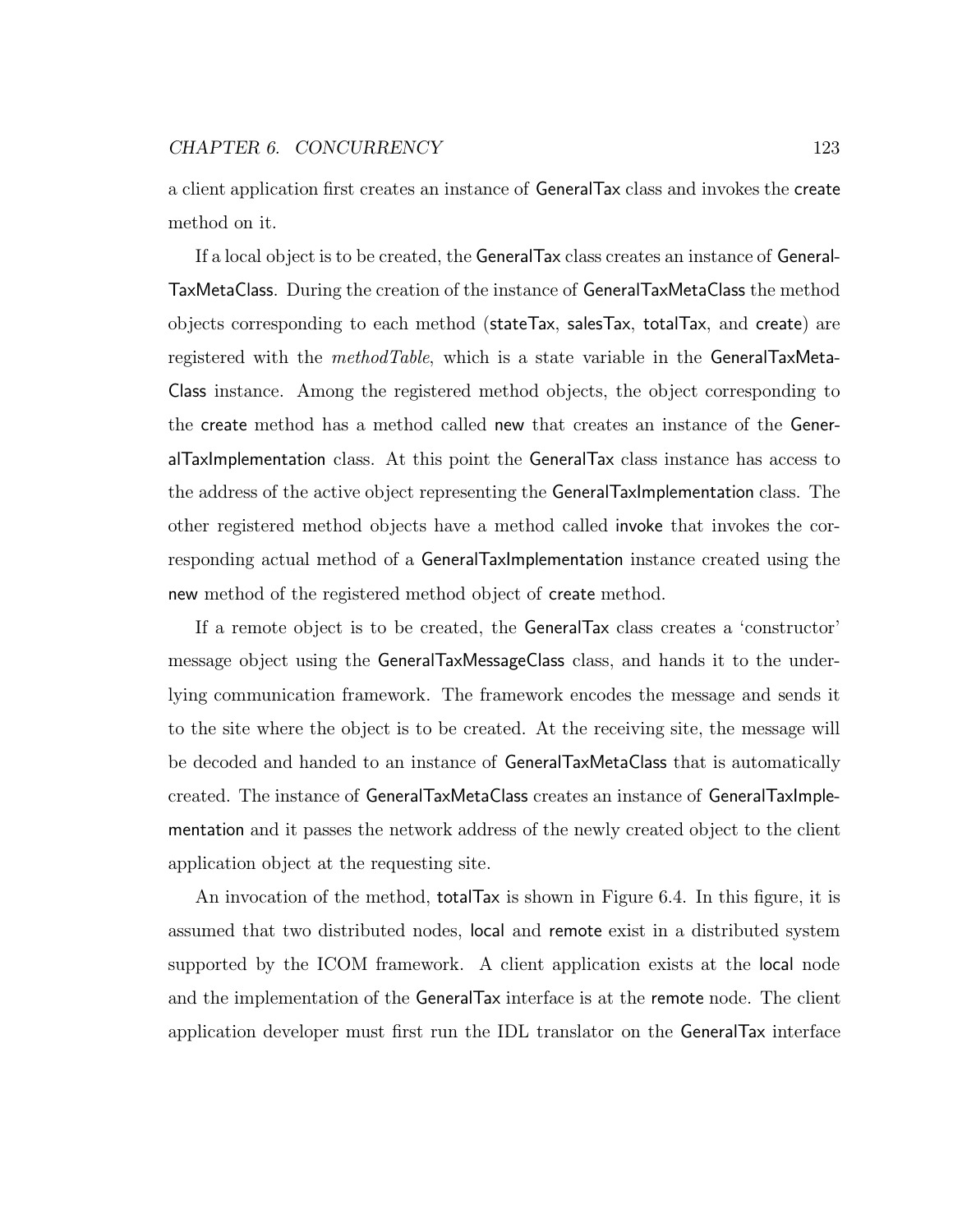a client application first creates an instance of GeneralTax class and invokes the create method on it.

If a local object is to be created, the GeneralTax class creates an instance of GeneralTaxMetaClass. During the creation of the instance of GeneralTaxMetaClass the method objects corresponding to each method (stateTax, salesTax, totalTax, and create) are registered with the *methodTable*, which is a state variable in the GeneralTaxMetaClass instance. Among the registered method objects, the object corresponding to the create method has a method called new that creates an instance of the GeneralTaxImplementation class. At this point the GeneralTax class instance has access to the address of the active object representing the GeneralTaxImplementation class. The other registered method objects have a method called invoke that invokes the corresponding actual method of a GeneralTaxImplementation instance created using the new method of the registered method object of create method.

If a remote object is to be created, the GeneralTax class creates a 'constructor' message object using the GeneralTaxMessageClass class, and hands it to the underlying communication framework. The framework encodes the message and sends it to the site where the object is to be created. At the receiving site, the message will be decoded and handed to an instance of GeneralTaxMetaClass that is automatically created. The instance of GeneralTaxMetaClass creates an instance of GeneralTaxImplementation and it passes the network address of the newly created object to the client application object at the requesting site.

An invocation of the method, totalTax is shown in Figure 6.4. In this figure, it is assumed that two distributed nodes, local and remote exist in a distributed system supported by the ICOM framework. A client application exists at the local node and the implementation of the GeneralTax interface is at the remote node. The client application developer must first run the IDL translator on the GeneralTax interface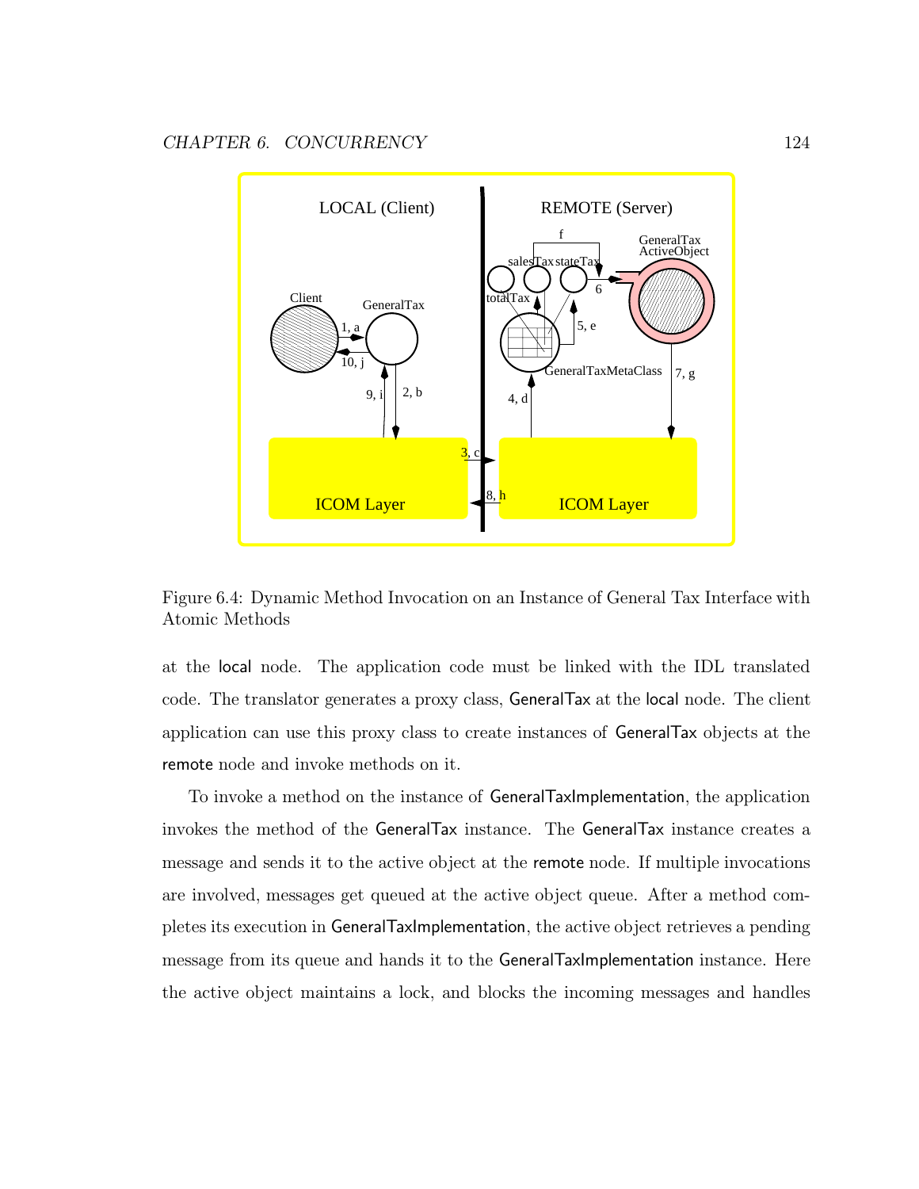Figure 6.4: Dynamic Method Invocation on an Instance of General Tax Interface with Atomic Methods

at the local node. The application code must be linked with the IDL translated code. The translator generates a proxy class, GeneralTax at the local node. The client application can use this proxy class to create instances of GeneralTax objects at the remote node and invoke methods on it.

To invoke a method on the instance of GeneralTaxImplementation, the application invokes the method of the GeneralTax instance. The GeneralTax instance creates a message and sends it to the active object at the remote node. If multiple invocations are involved, messages get queued at the active object queue. After a method completes its execution in GeneralTaxImplementation, the active object retrieves a pending message from its queue and hands it to the GeneralTaxImplementation instance. Here the active object maintains a lock, and blocks the incoming messages and handles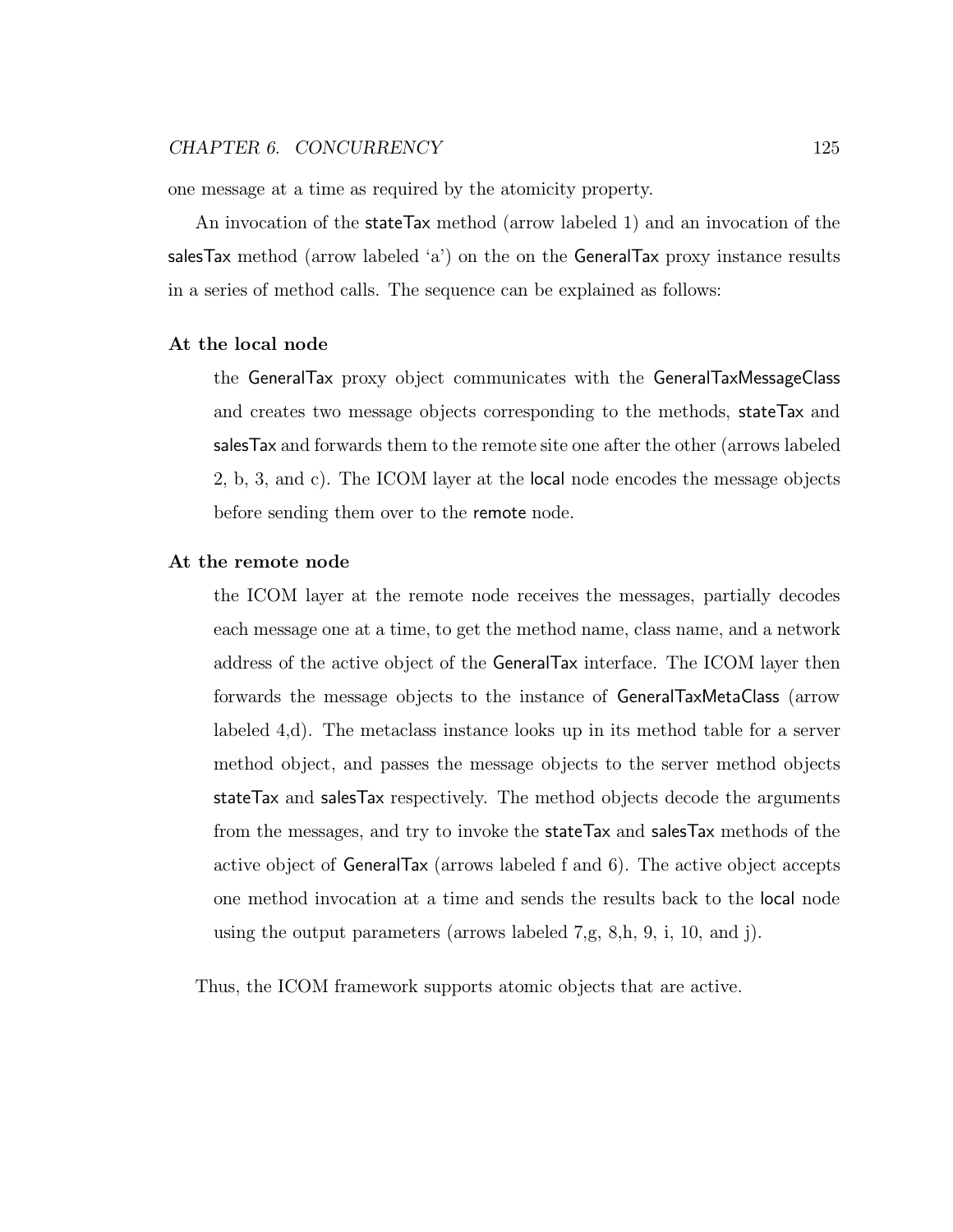one message at a time as required by the atomicity property.

An invocation of the stateTax method (arrow labeled 1) and an invocation of the salesTax method (arrow labeled 'a') on the on the GeneralTax proxy instance results in a series of method calls. The sequence can be explained as follows:

**At the local node**

the GeneralTax proxy object communicates with the GeneralTaxMessageClass and creates two message objects corresponding to the methods, stateTax and salesTax and forwards them to the remote site one after the other (arrows labeled 2, b, 3, and c). The ICOM layer at the local node encodes the message objects before sending them over to the remote node.

**At the remote node**

the ICOM layer at the remote node receives the messages, partially decodes each message one at a time, to get the method name, class name, and a network address of the active object of the GeneralTax interface. The ICOM layer then forwards the message objects to the instance of GeneralTaxMetaClass (arrow labeled 4,d). The metaclass instance looks up in its method table for a server method object, and passes the message objects to the server method objects stateTax and salesTax respectively. The method objects decode the arguments from the messages, and try to invoke the stateTax and salesTax methods of the active object of GeneralTax (arrows labeled f and 6). The active object accepts one method invocation at a time and sends the results back to the local node using the output parameters (arrows labeled 7,g, 8,h, 9, i, 10, and j).

Thus, the ICOM framework supports atomic objects that are active.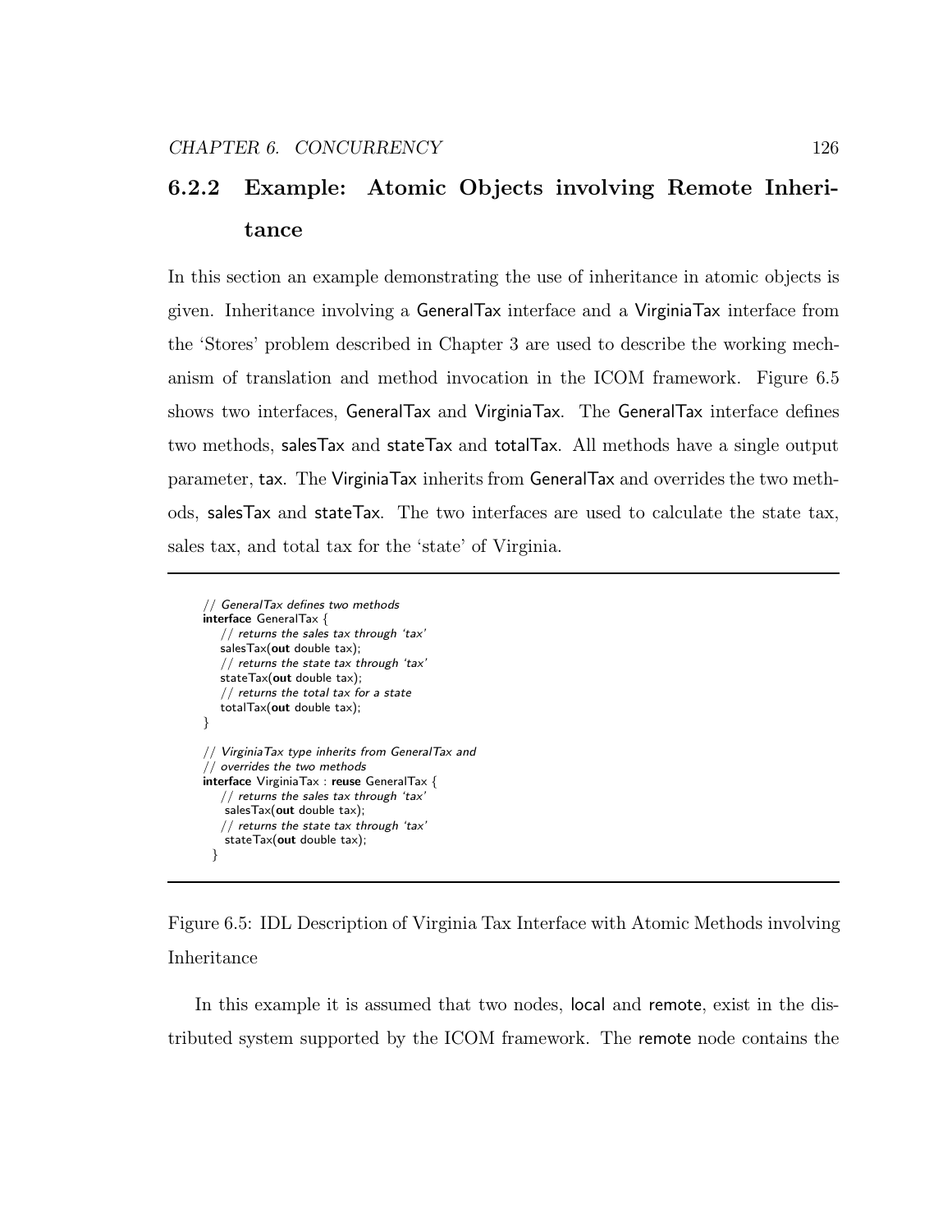### 6.2.2 Example: Atomic Objects involving Remote Inheritance

In this section an example demonstrating the use of inheritance in atomic objects is given. Inheritance involving a GeneralTax interface and a VirginiaTax interface from the 'Stores' problem described in Chapter 3 are used to describe the working mechanism of translation and method invocation in the ICOM framework. Figure 6.5 shows two interfaces, GeneralTax and VirginiaTax. The GeneralTax interface defines two methods, salesTax and stateTax and totalTax. All methods have a single output parameter, tax. The VirginiaTax inherits from GeneralTax and overrides the two methods, salesTax and stateTax. The two interfaces are used to calculate the state tax, sales tax, and total tax for the 'state' of Virginia.

```
// GeneralTax defines two methods
interface GeneralTax {
    // returns the sales tax through 'tax'
    salesTax(out double tax);
    // returns the state tax through 'tax'
    stateTax(out double tax);
    // returns the total tax for a state
    totalTax(out double tax);
}

// VirginiaTax type inherits from GeneralTax and
// overrides the two methods
interface VirginiaTax : reuse GeneralTax {
    // returns the sales tax through 'tax'
     salesTax(out double tax);
    // returns the state tax through 'tax'
     stateTax(out double tax);
  }
```

Figure 6.5: IDL Description of Virginia Tax Interface with Atomic Methods involving Inheritance

In this example it is assumed that two nodes, local and remote, exist in the distributed system supported by the ICOM framework. The remote node contains the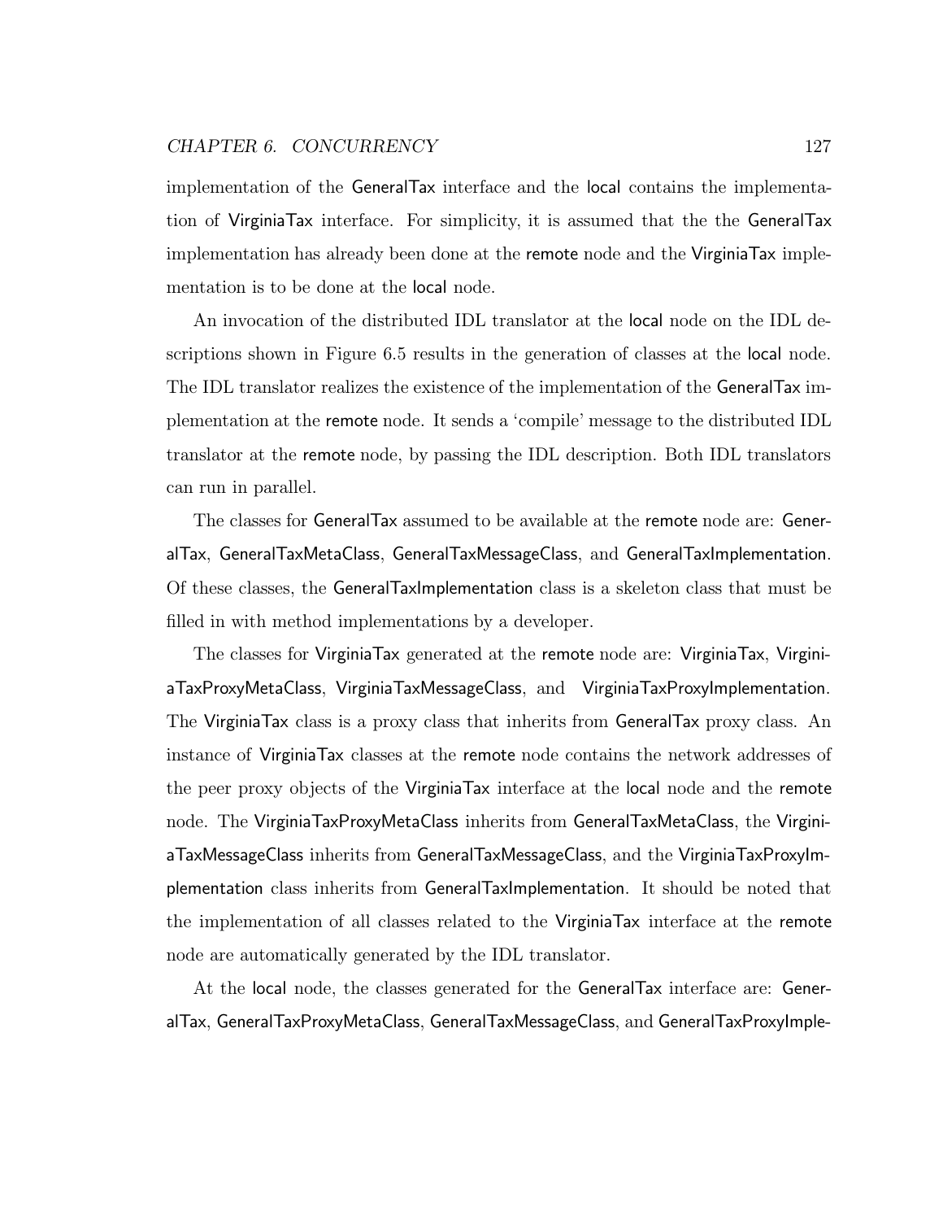implementation of the GeneralTax interface and the local contains the implementation of VirginiaTax interface. For simplicity, it is assumed that the the GeneralTax implementation has already been done at the remote node and the VirginiaTax implementation is to be done at the local node.

An invocation of the distributed IDL translator at the local node on the IDL descriptions shown in Figure 6.5 results in the generation of classes at the local node. The IDL translator realizes the existence of the implementation of the GeneralTax implementation at the remote node. It sends a 'compile' message to the distributed IDL translator at the remote node, by passing the IDL description. Both IDL translators can run in parallel.

The classes for GeneralTax assumed to be available at the remote node are: GeneralTax, GeneralTaxMetaClass, GeneralTaxMessageClass, and GeneralTaxImplementation. Of these classes, the GeneralTaxImplementation class is a skeleton class that must be filled in with method implementations by a developer.

The classes for VirginiaTax generated at the remote node are: VirginiaTax, VirginiaTaxProxyMetaClass, VirginiaTaxMessageClass, and VirginiaTaxProxyImplementation. The VirginiaTax class is a proxy class that inherits from GeneralTax proxy class. An instance of VirginiaTax classes at the remote node contains the network addresses of the peer proxy objects of the VirginiaTax interface at the local node and the remote node. The VirginiaTaxProxyMetaClass inherits from GeneralTaxMetaClass, the VirginiaTaxMessageClass inherits from GeneralTaxMessageClass, and the VirginiaTaxProxyImplementation class inherits from GeneralTaxImplementation. It should be noted that the implementation of all classes related to the VirginiaTax interface at the remote node are automatically generated by the IDL translator.

At the local node, the classes generated for the GeneralTax interface are: GeneralTax, GeneralTaxProxyMetaClass, GeneralTaxMessageClass, and GeneralTaxProxyImple-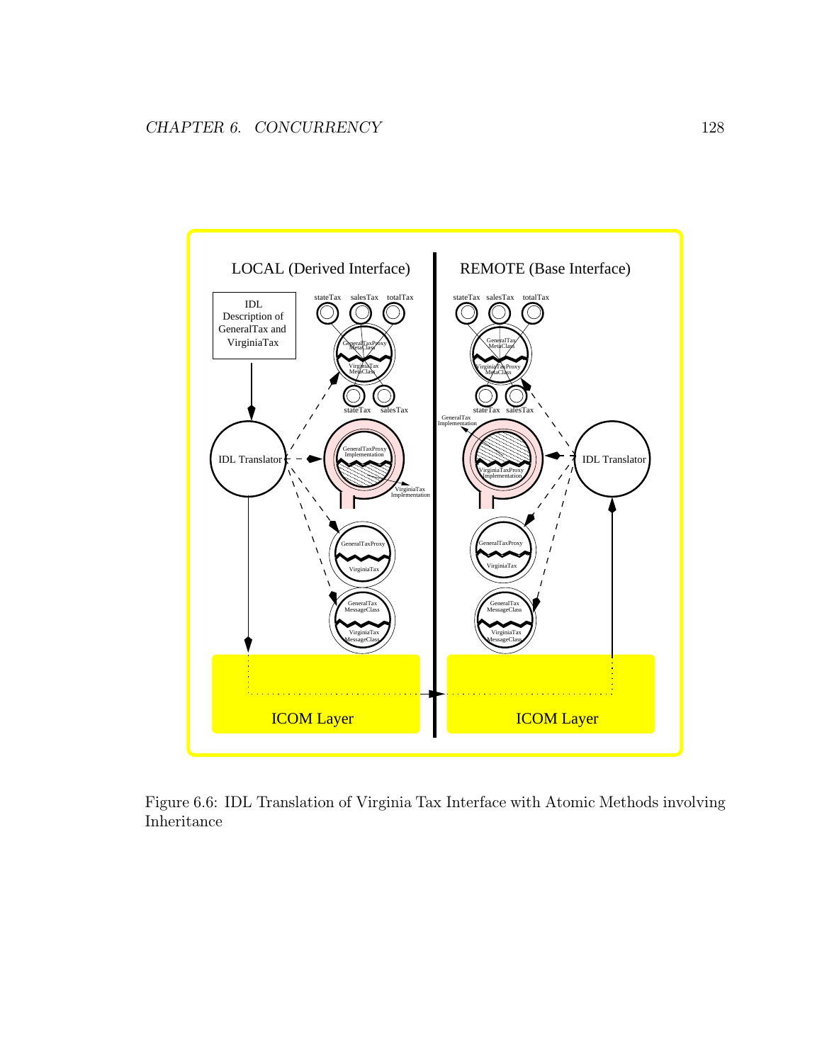Figure 6.6: IDL Translation of Virginia Tax Interface with Atomic Methods involving Inheritance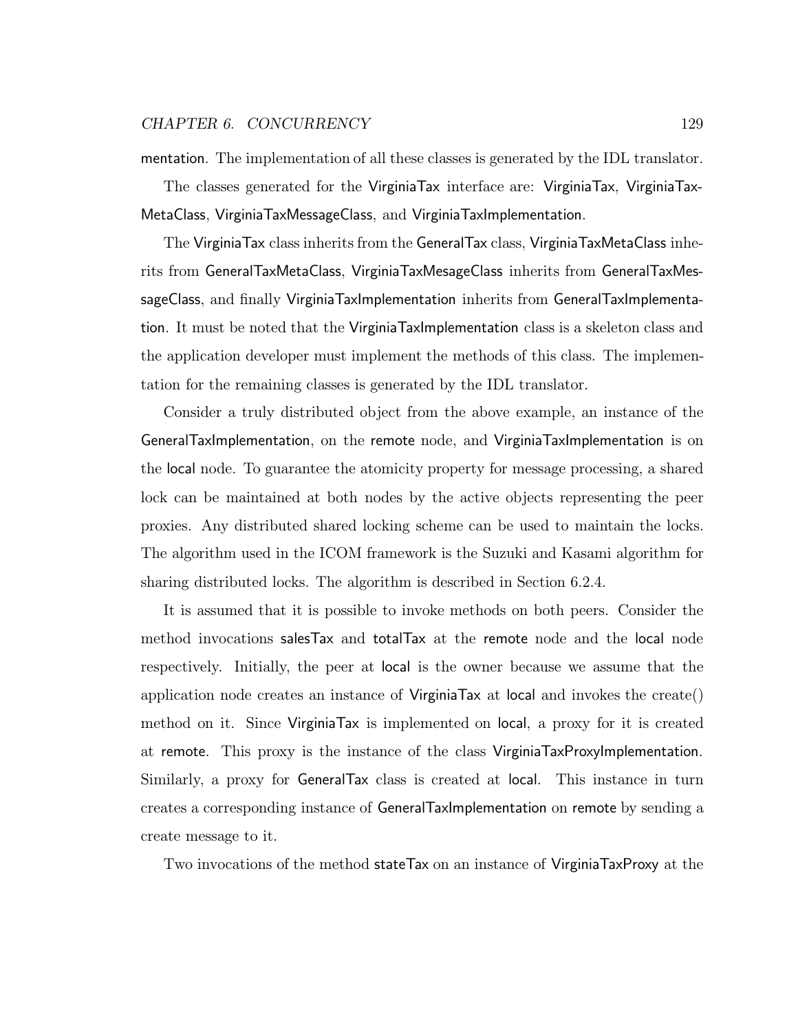mentation. The implementation of all these classes is generated by the IDL translator.

The classes generated for the VirginiaTax interface are: VirginiaTax, VirginiaTaxMetaClass, VirginiaTaxMessageClass, and VirginiaTaxImplementation.

The VirginiaTax class inherits from the GeneralTax class, VirginiaTaxMetaClass inherits from GeneralTaxMetaClass, VirginiaTaxMesageClass inherits from GeneralTaxMessageClass, and finally VirginiaTaxImplementation inherits from GeneralTaxImplementation. It must be noted that the VirginiaTaxImplementation class is a skeleton class and the application developer must implement the methods of this class. The implementation for the remaining classes is generated by the IDL translator.

Consider a truly distributed object from the above example, an instance of the GeneralTaxImplementation, on the remote node, and VirginiaTaxImplementation is on the local node. To guarantee the atomicity property for message processing, a shared lock can be maintained at both nodes by the active objects representing the peer proxies. Any distributed shared locking scheme can be used to maintain the locks. The algorithm used in the ICOM framework is the Suzuki and Kasami algorithm for sharing distributed locks. The algorithm is described in Section 6.2.4.

It is assumed that it is possible to invoke methods on both peers. Consider the method invocations salesTax and totalTax at the remote node and the local node respectively. Initially, the peer at local is the owner because we assume that the application node creates an instance of VirginiaTax at local and invokes the create() method on it. Since VirginiaTax is implemented on local, a proxy for it is created at remote. This proxy is the instance of the class VirginiaTaxProxyImplementation. Similarly, a proxy for GeneralTax class is created at local. This instance in turn creates a corresponding instance of GeneralTaxImplementation on remote by sending a create message to it.

Two invocations of the method stateTax on an instance of VirginiaTaxProxy at the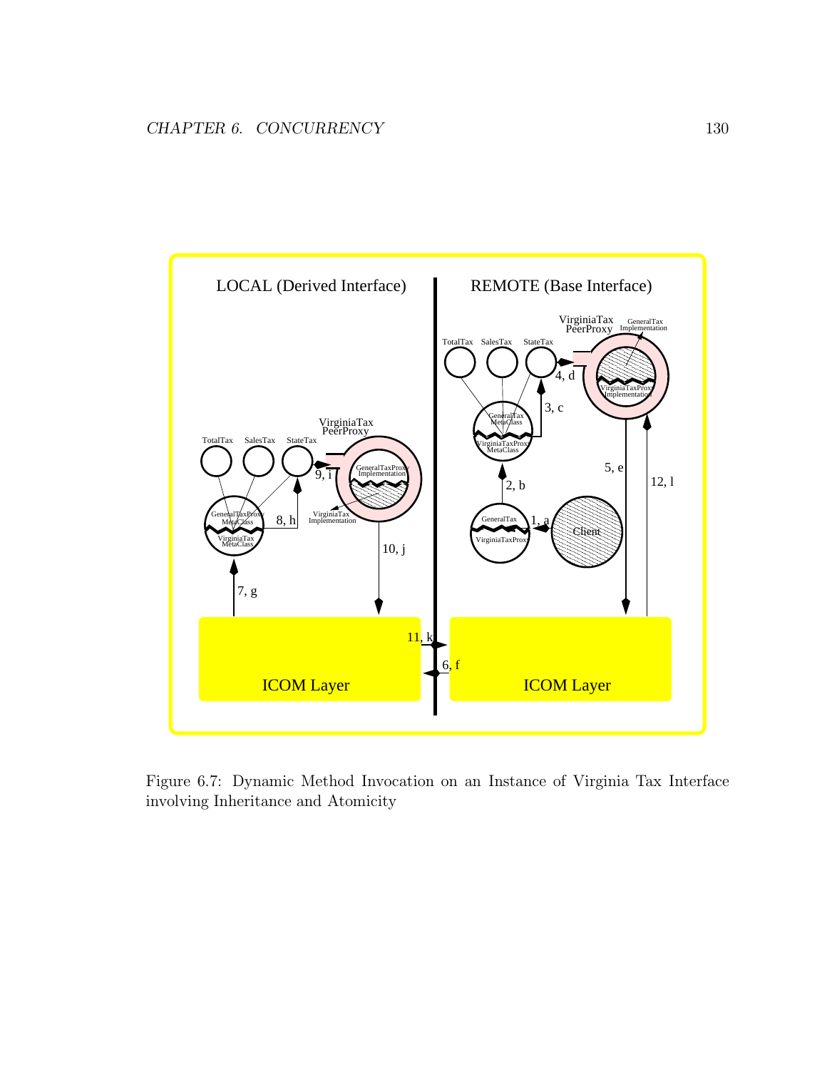Figure 6.7: Dynamic Method Invocation on an Instance of Virginia Tax Interface involving Inheritance and Atomicity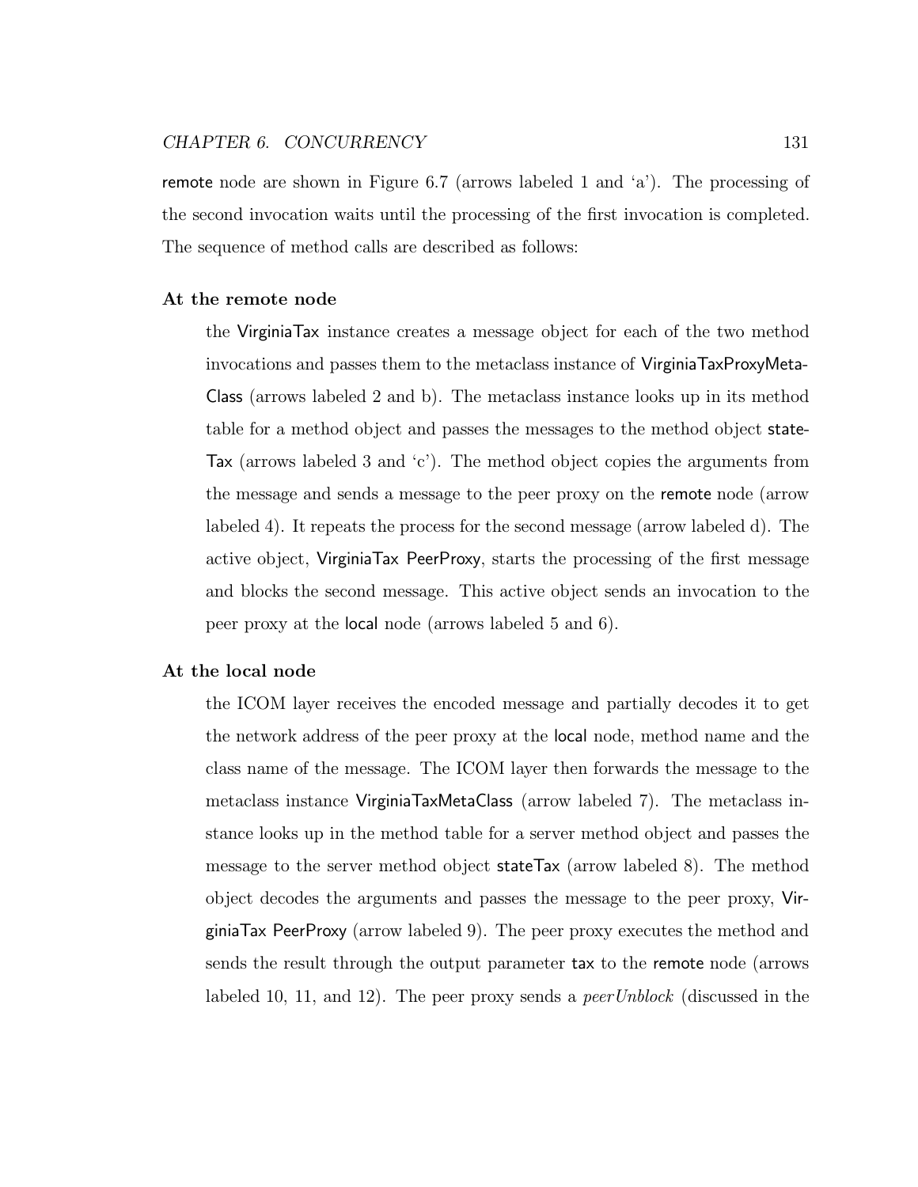remote node are shown in Figure 6.7 (arrows labeled 1 and 'a'). The processing of the second invocation waits until the processing of the first invocation is completed. The sequence of method calls are described as follows:

**At the remote node**

the VirginiaTax instance creates a message object for each of the two method invocations and passes them to the metaclass instance of VirginiaTaxProxyMetaClass (arrows labeled 2 and b). The metaclass instance looks up in its method table for a method object and passes the messages to the method object stateTax (arrows labeled 3 and 'c'). The method object copies the arguments from the message and sends a message to the peer proxy on the remote node (arrow labeled 4). It repeats the process for the second message (arrow labeled d). The active object, VirginiaTax PeerProxy, starts the processing of the first message and blocks the second message. This active object sends an invocation to the peer proxy at the local node (arrows labeled 5 and 6).

**At the local node**

the ICOM layer receives the encoded message and partially decodes it to get the network address of the peer proxy at the local node, method name and the class name of the message. The ICOM layer then forwards the message to the metaclass instance VirginiaTaxMetaClass (arrow labeled 7). The metaclass instance looks up in the method table for a server method object and passes the message to the server method object stateTax (arrow labeled 8). The method object decodes the arguments and passes the message to the peer proxy, VirginiaTax PeerProxy (arrow labeled 9). The peer proxy executes the method and sends the result through the output parameter tax to the remote node (arrows labeled 10, 11, and 12). The peer proxy sends a *peerUnblock* (discussed in the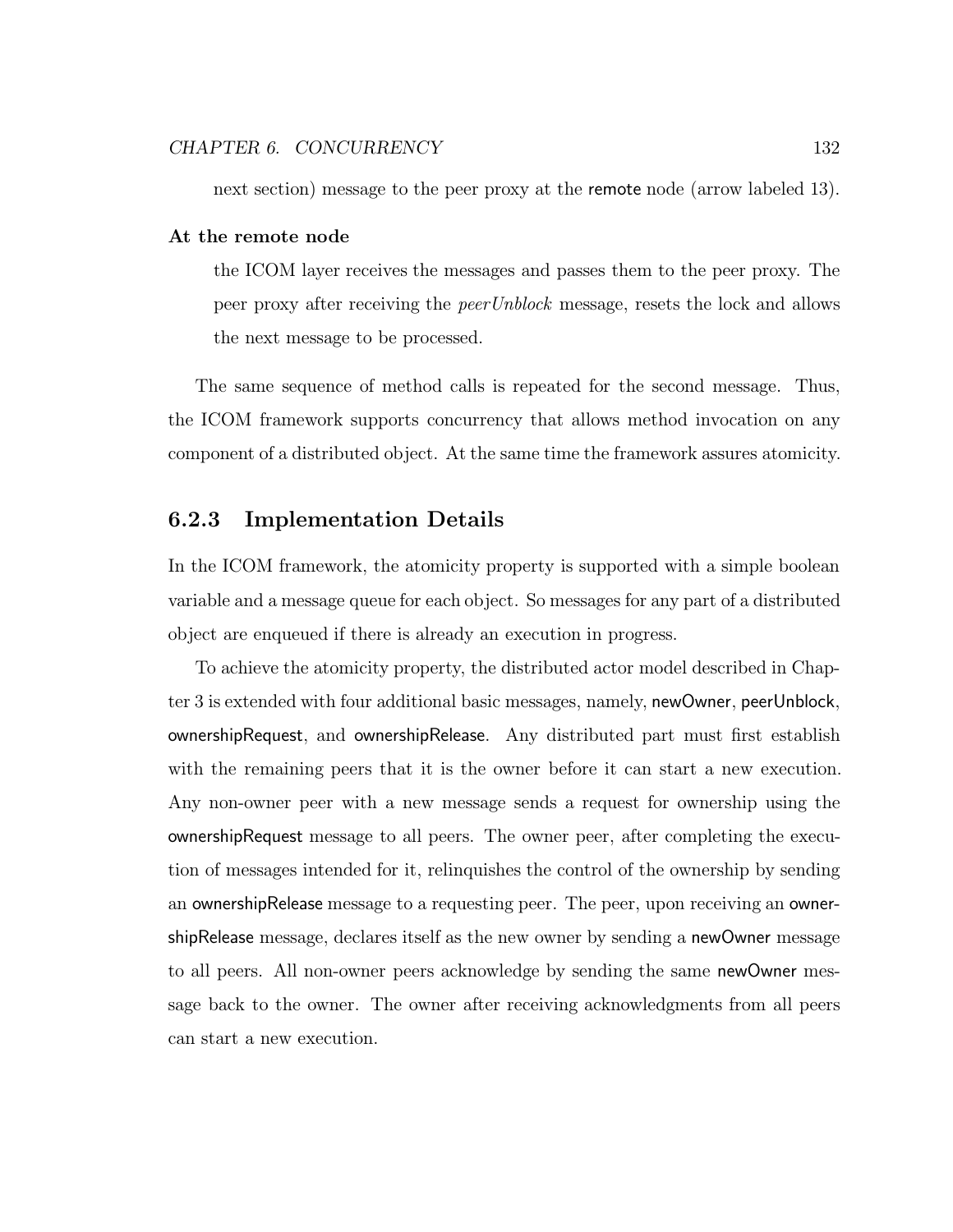next section) message to the peer proxy at the remote node (arrow labeled 13).

**At the remote node**

the ICOM layer receives the messages and passes them to the peer proxy. The peer proxy after receiving the *peerUnblock* message, resets the lock and allows the next message to be processed.

The same sequence of method calls is repeated for the second message. Thus, the ICOM framework supports concurrency that allows method invocation on any component of a distributed object. At the same time the framework assures atomicity.

### 6.2.3 Implementation Details

In the ICOM framework, the atomicity property is supported with a simple boolean variable and a message queue for each object. So messages for any part of a distributed object are enqueued if there is already an execution in progress.

To achieve the atomicity property, the distributed actor model described in Chapter 3 is extended with four additional basic messages, namely, newOwner, peerUnblock, ownershipRequest, and ownershipRelease. Any distributed part must first establish with the remaining peers that it is the owner before it can start a new execution. Any non-owner peer with a new message sends a request for ownership using the ownershipRequest message to all peers. The owner peer, after completing the execution of messages intended for it, relinquishes the control of the ownership by sending an ownershipRelease message to a requesting peer. The peer, upon receiving an ownershipRelease message, declares itself as the new owner by sending a newOwner message to all peers. All non-owner peers acknowledge by sending the same newOwner message back to the owner. The owner after receiving acknowledgments from all peers can start a new execution.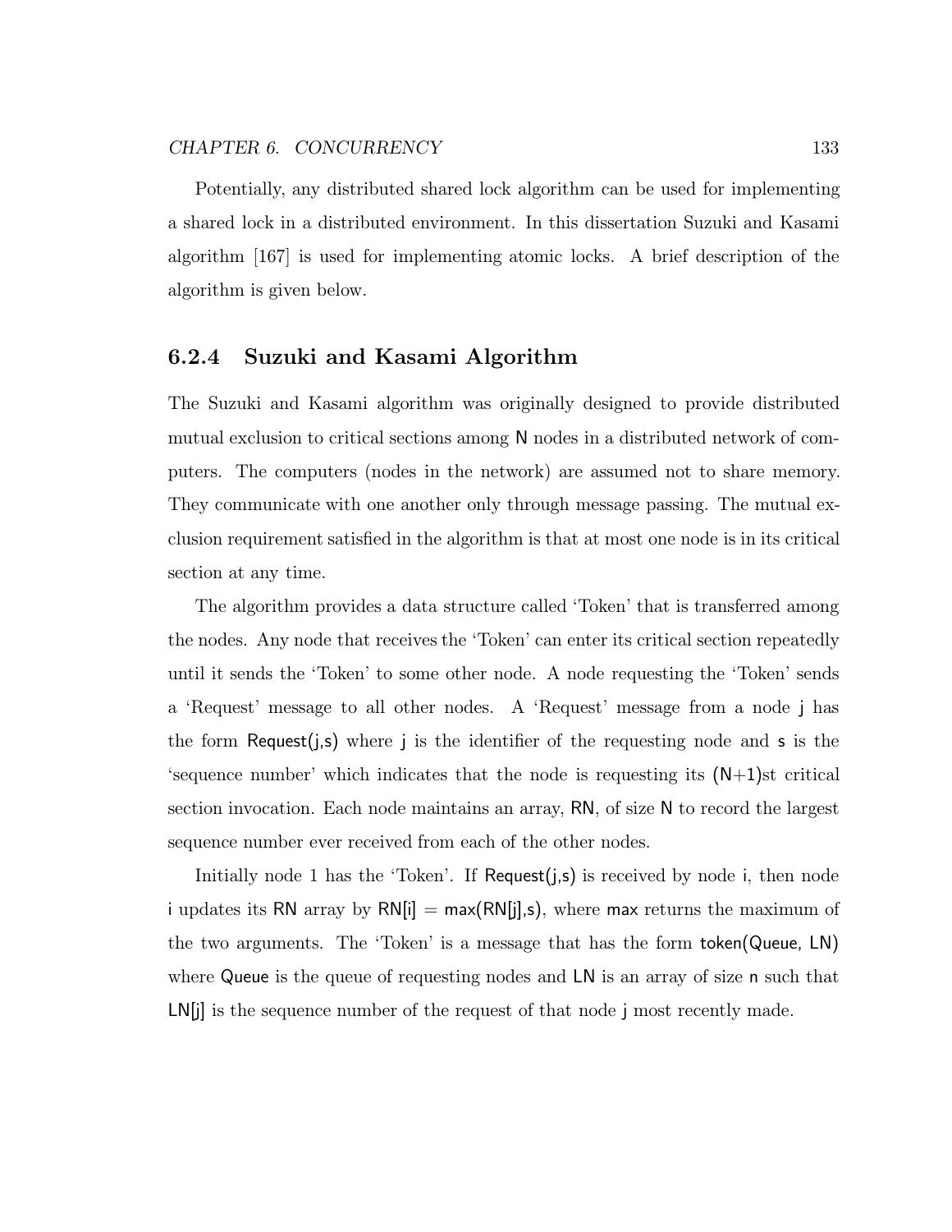Potentially, any distributed shared lock algorithm can be used for implementing a shared lock in a distributed environment. In this dissertation Suzuki and Kasami algorithm [167] is used for implementing atomic locks. A brief description of the algorithm is given below.

### 6.2.4 Suzuki and Kasami Algorithm

The Suzuki and Kasami algorithm was originally designed to provide distributed mutual exclusion to critical sections among N nodes in a distributed network of computers. The computers (nodes in the network) are assumed not to share memory. They communicate with one another only through message passing. The mutual exclusion requirement satisfied in the algorithm is that at most one node is in its critical section at any time.

The algorithm provides a data structure called 'Token' that is transferred among the nodes. Any node that receives the 'Token' can enter its critical section repeatedly until it sends the 'Token' to some other node. A node requesting the 'Token' sends a 'Request' message to all other nodes. A 'Request' message from a node j has the form Request(j,s) where j is the identifier of the requesting node and s is the 'sequence number' which indicates that the node is requesting its (N+1)st critical section invocation. Each node maintains an array, RN, of size N to record the largest sequence number ever received from each of the other nodes.

Initially node 1 has the 'Token'. If Request(j,s) is received by node i, then node i updates its RN array by RN[i] = max(RN[j],s), where max returns the maximum of the two arguments. The 'Token' is a message that has the form token(Queue, LN) where Queue is the queue of requesting nodes and LN is an array of size n such that LN[j] is the sequence number of the request of that node j most recently made.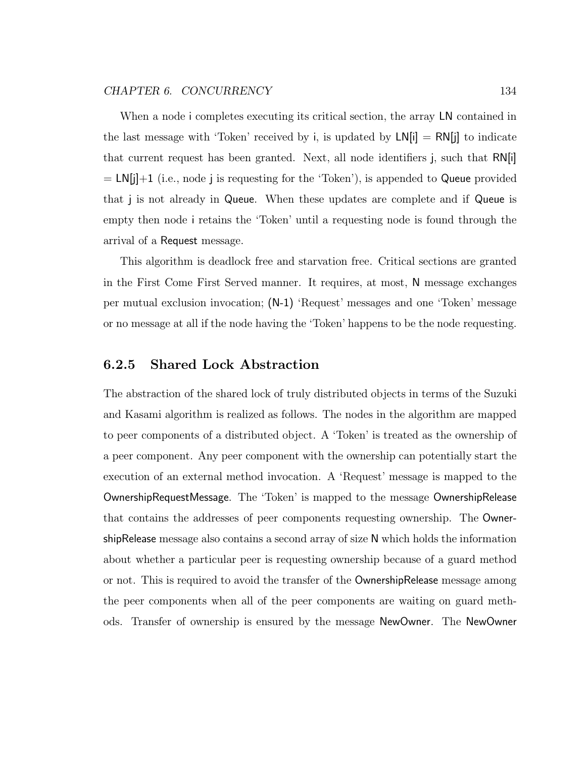When a node i completes executing its critical section, the array LN contained in the last message with 'Token' received by i, is updated by LN[i] = RN[j] to indicate that current request has been granted. Next, all node identifiers j, such that RN[i] = LN[j]+1 (i.e., node j is requesting for the 'Token'), is appended to Queue provided that j is not already in Queue. When these updates are complete and if Queue is empty then node i retains the 'Token' until a requesting node is found through the arrival of a Request message.

This algorithm is deadlock free and starvation free. Critical sections are granted in the First Come First Served manner. It requires, at most, N message exchanges per mutual exclusion invocation; (N-1) 'Request' messages and one 'Token' message or no message at all if the node having the 'Token' happens to be the node requesting.

### 6.2.5 Shared Lock Abstraction

The abstraction of the shared lock of truly distributed objects in terms of the Suzuki and Kasami algorithm is realized as follows. The nodes in the algorithm are mapped to peer components of a distributed object. A 'Token' is treated as the ownership of a peer component. Any peer component with the ownership can potentially start the execution of an external method invocation. A 'Request' message is mapped to the OwnershipRequestMessage. The 'Token' is mapped to the message OwnershipRelease that contains the addresses of peer components requesting ownership. The OwnershipRelease message also contains a second array of size N which holds the information about whether a particular peer is requesting ownership because of a guard method or not. This is required to avoid the transfer of the OwnershipRelease message among the peer components when all of the peer components are waiting on guard methods. Transfer of ownership is ensured by the message NewOwner. The NewOwner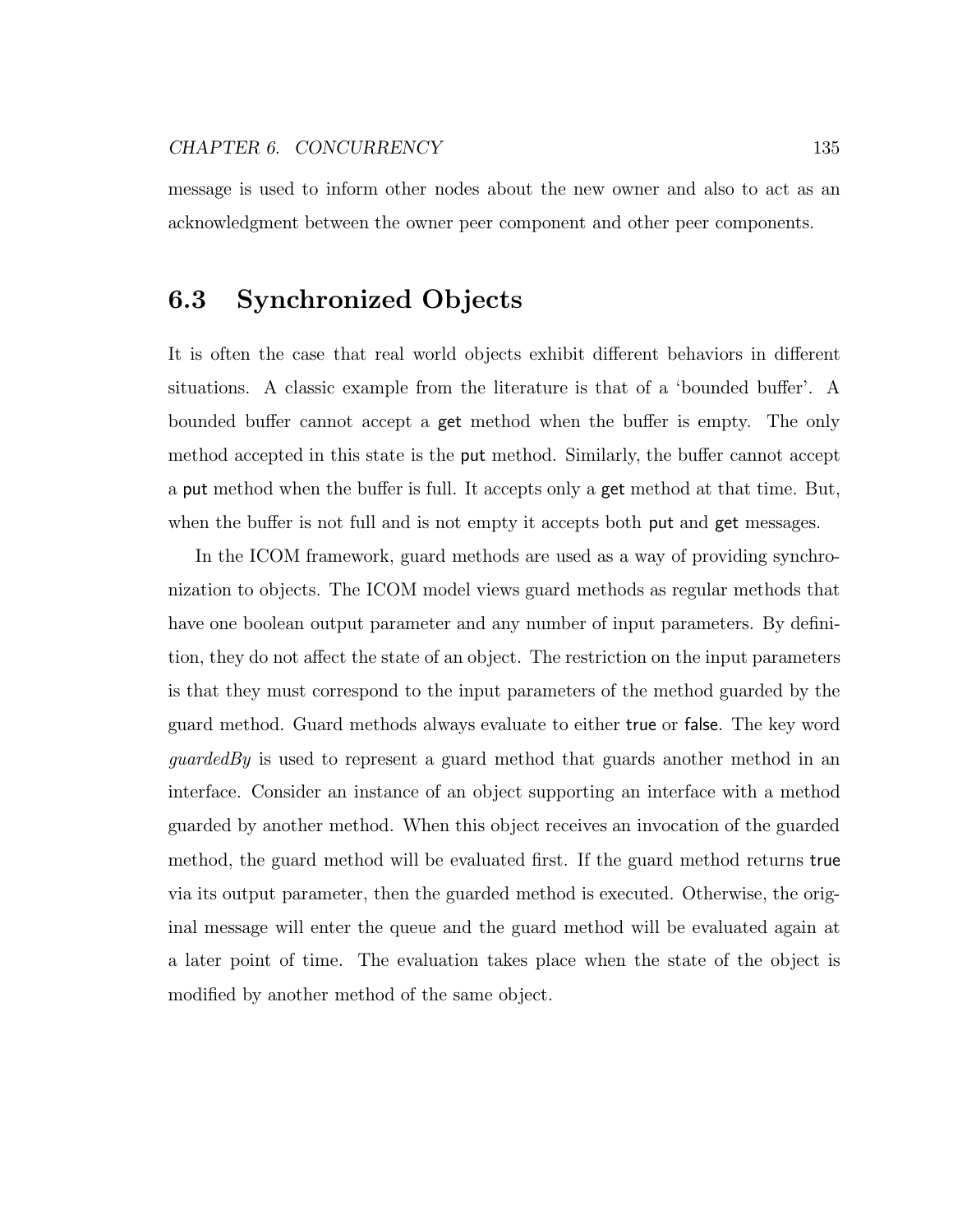message is used to inform other nodes about the new owner and also to act as an acknowledgment between the owner peer component and other peer components.

## 6.3 Synchronized Objects

It is often the case that real world objects exhibit different behaviors in different situations. A classic example from the literature is that of a 'bounded buffer'. A bounded buffer cannot accept a get method when the buffer is empty. The only method accepted in this state is the put method. Similarly, the buffer cannot accept a put method when the buffer is full. It accepts only a get method at that time. But, when the buffer is not full and is not empty it accepts both put and get messages.

In the ICOM framework, guard methods are used as a way of providing synchronization to objects. The ICOM model views guard methods as regular methods that have one boolean output parameter and any number of input parameters. By definition, they do not affect the state of an object. The restriction on the input parameters is that they must correspond to the input parameters of the method guarded by the guard method. Guard methods always evaluate to either true or false. The key word *guardedBy* is used to represent a guard method that guards another method in an interface. Consider an instance of an object supporting an interface with a method guarded by another method. When this object receives an invocation of the guarded method, the guard method will be evaluated first. If the guard method returns true via its output parameter, then the guarded method is executed. Otherwise, the original message will enter the queue and the guard method will be evaluated again at a later point of time. The evaluation takes place when the state of the object is modified by another method of the same object.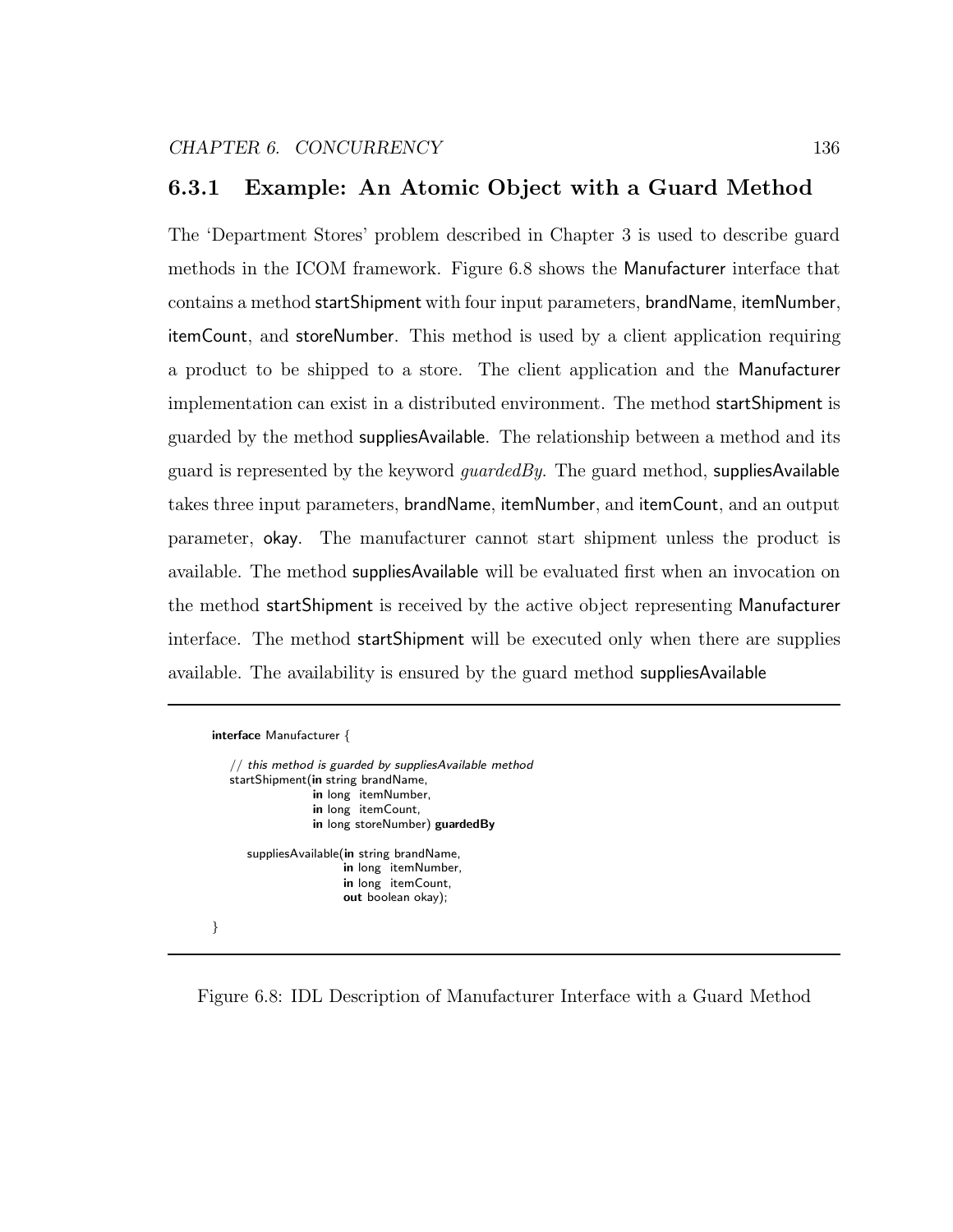### 6.3.1 Example: An Atomic Object with a Guard Method

The 'Department Stores' problem described in Chapter 3 is used to describe guard methods in the ICOM framework. Figure 6.8 shows the Manufacturer interface that contains a method startShipment with four input parameters, brandName, itemNumber, itemCount, and storeNumber. This method is used by a client application requiring a product to be shipped to a store. The client application and the Manufacturer implementation can exist in a distributed environment. The method startShipment is guarded by the method suppliesAvailable. The relationship between a method and its guard is represented by the keyword *guardedBy*. The guard method, suppliesAvailable takes three input parameters, brandName, itemNumber, and itemCount, and an output parameter, okay. The manufacturer cannot start shipment unless the product is available. The method suppliesAvailable will be evaluated first when an invocation on the method startShipment is received by the active object representing Manufacturer interface. The method startShipment will be executed only when there are supplies available. The availability is ensured by the guard method suppliesAvailable

```
interface Manufacturer {

   // this method is guarded by suppliesAvailable method
   startShipment(in string brandName,
                 in long  itemNumber,
                 in long  itemCount,
                 in long storeNumber) guardedBy

      suppliesAvailable(in string brandName,
                        in long  itemNumber,
                        in long  itemCount,
                        out boolean okay);

}
```

Figure 6.8: IDL Description of Manufacturer Interface with a Guard Method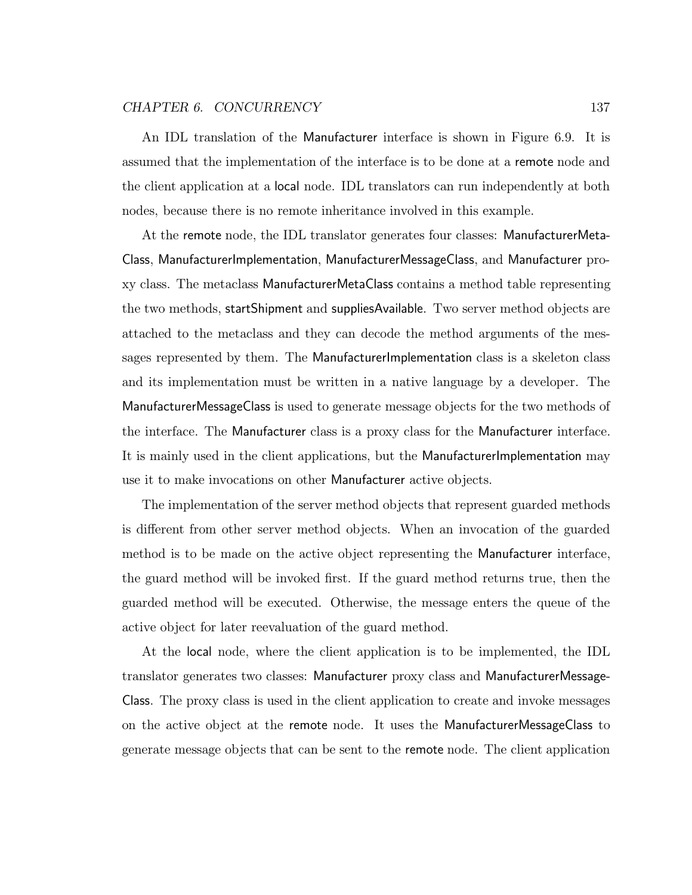An IDL translation of the Manufacturer interface is shown in Figure 6.9. It is assumed that the implementation of the interface is to be done at a remote node and the client application at a local node. IDL translators can run independently at both nodes, because there is no remote inheritance involved in this example.

At the remote node, the IDL translator generates four classes: ManufacturerMetaClass, ManufacturerImplementation, ManufacturerMessageClass, and Manufacturer proxy class. The metaclass ManufacturerMetaClass contains a method table representing the two methods, startShipment and suppliesAvailable. Two server method objects are attached to the metaclass and they can decode the method arguments of the messages represented by them. The ManufacturerImplementation class is a skeleton class and its implementation must be written in a native language by a developer. The ManufacturerMessageClass is used to generate message objects for the two methods of the interface. The Manufacturer class is a proxy class for the Manufacturer interface. It is mainly used in the client applications, but the ManufacturerImplementation may use it to make invocations on other Manufacturer active objects.

The implementation of the server method objects that represent guarded methods is different from other server method objects. When an invocation of the guarded method is to be made on the active object representing the Manufacturer interface, the guard method will be invoked first. If the guard method returns true, then the guarded method will be executed. Otherwise, the message enters the queue of the active object for later reevaluation of the guard method.

At the local node, where the client application is to be implemented, the IDL translator generates two classes: Manufacturer proxy class and ManufacturerMessageClass. The proxy class is used in the client application to create and invoke messages on the active object at the remote node. It uses the ManufacturerMessageClass to generate message objects that can be sent to the remote node. The client application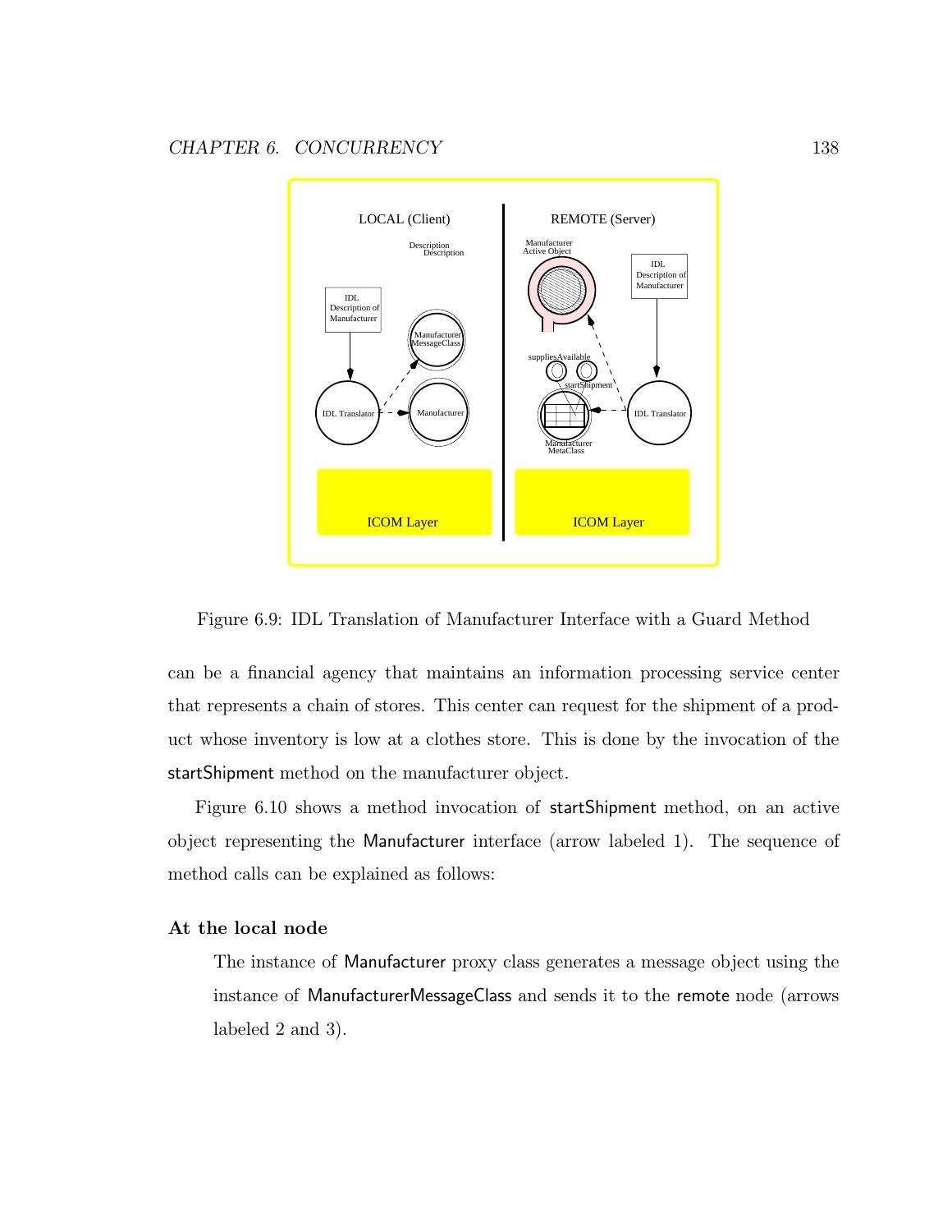Figure 6.9: IDL Translation of Manufacturer Interface with a Guard Method

can be a financial agency that maintains an information processing service center that represents a chain of stores. This center can request for the shipment of a product whose inventory is low at a clothes store. This is done by the invocation of the startShipment method on the manufacturer object.

Figure 6.10 shows a method invocation of startShipment method, on an active object representing the Manufacturer interface (arrow labeled 1). The sequence of method calls can be explained as follows:

### At the local node

The instance of Manufacturer proxy class generates a message object using the instance of ManufacturerMessageClass and sends it to the remote node (arrows labeled 2 and 3).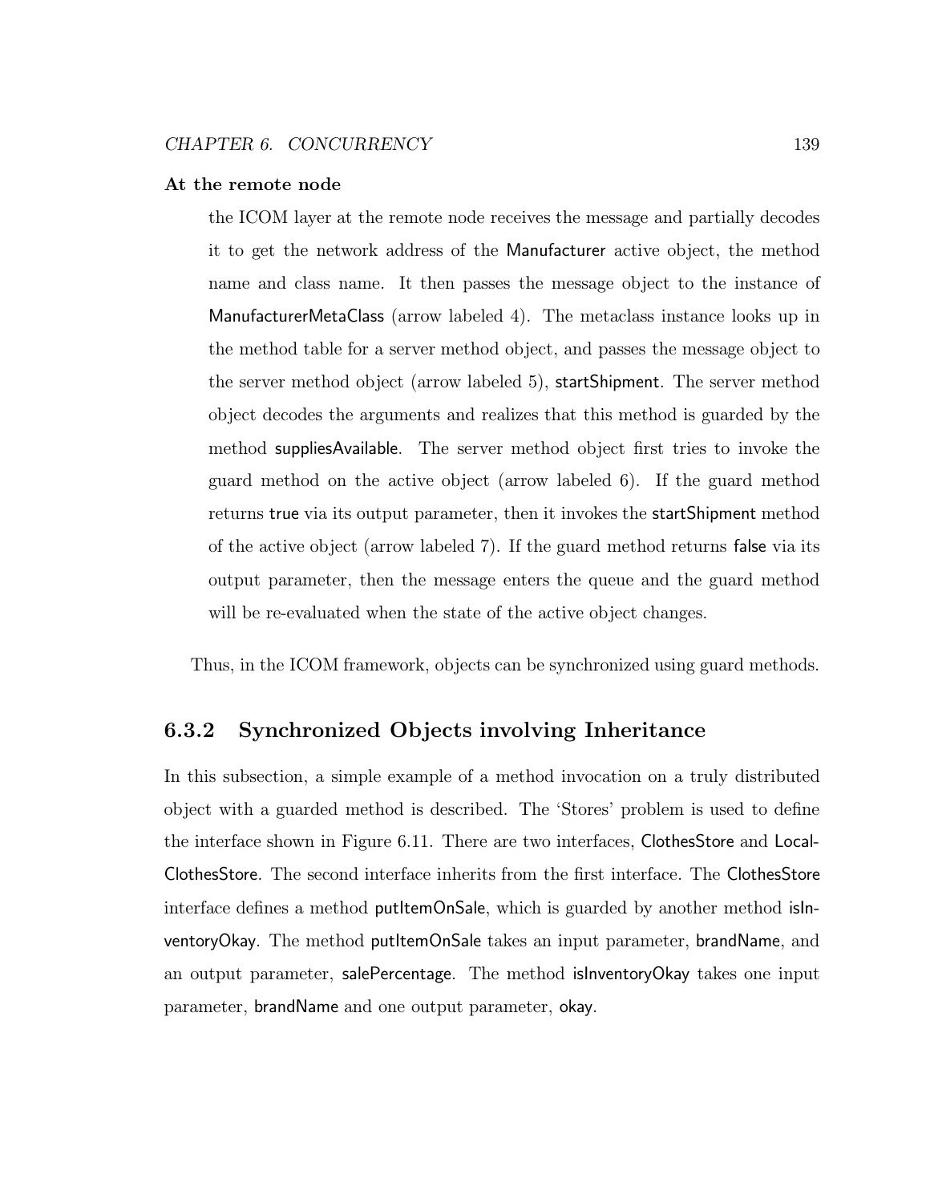**At the remote node**

the ICOM layer at the remote node receives the message and partially decodes it to get the network address of the Manufacturer active object, the method name and class name. It then passes the message object to the instance of ManufacturerMetaClass (arrow labeled 4). The metaclass instance looks up in the method table for a server method object, and passes the message object to the server method object (arrow labeled 5), startShipment. The server method object decodes the arguments and realizes that this method is guarded by the method suppliesAvailable. The server method object first tries to invoke the guard method on the active object (arrow labeled 6). If the guard method returns true via its output parameter, then it invokes the startShipment method of the active object (arrow labeled 7). If the guard method returns false via its output parameter, then the message enters the queue and the guard method will be re-evaluated when the state of the active object changes.

Thus, in the ICOM framework, objects can be synchronized using guard methods.

### 6.3.2 Synchronized Objects involving Inheritance

In this subsection, a simple example of a method invocation on a truly distributed object with a guarded method is described. The 'Stores' problem is used to define the interface shown in Figure 6.11. There are two interfaces, ClothesStore and LocalClothesStore. The second interface inherits from the first interface. The ClothesStore interface defines a method putItemOnSale, which is guarded by another method isInventoryOkay. The method putItemOnSale takes an input parameter, brandName, and an output parameter, salePercentage. The method isInventoryOkay takes one input parameter, brandName and one output parameter, okay.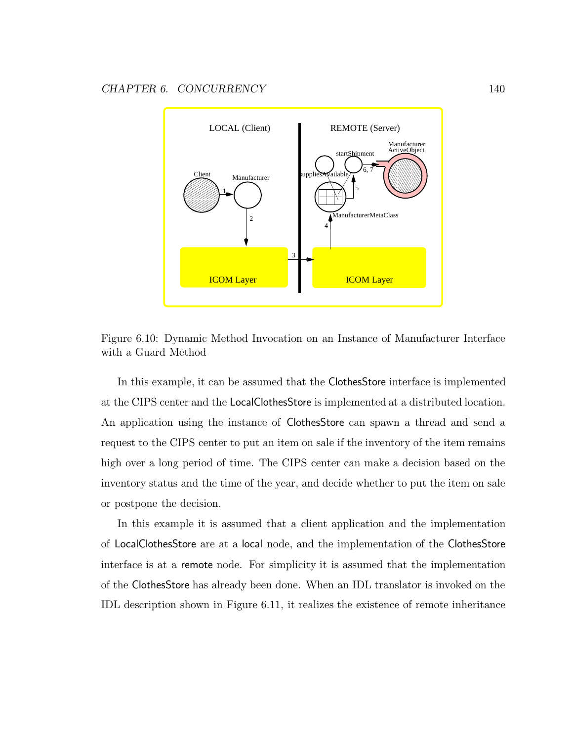Figure 6.10: Dynamic Method Invocation on an Instance of Manufacturer Interface with a Guard Method

In this example, it can be assumed that the ClothesStore interface is implemented at the CIPS center and the LocalClothesStore is implemented at a distributed location. An application using the instance of ClothesStore can spawn a thread and send a request to the CIPS center to put an item on sale if the inventory of the item remains high over a long period of time. The CIPS center can make a decision based on the inventory status and the time of the year, and decide whether to put the item on sale or postpone the decision.

In this example it is assumed that a client application and the implementation of LocalClothesStore are at a local node, and the implementation of the ClothesStore interface is at a remote node. For simplicity it is assumed that the implementation of the ClothesStore has already been done. When an IDL translator is invoked on the IDL description shown in Figure 6.11, it realizes the existence of remote inheritance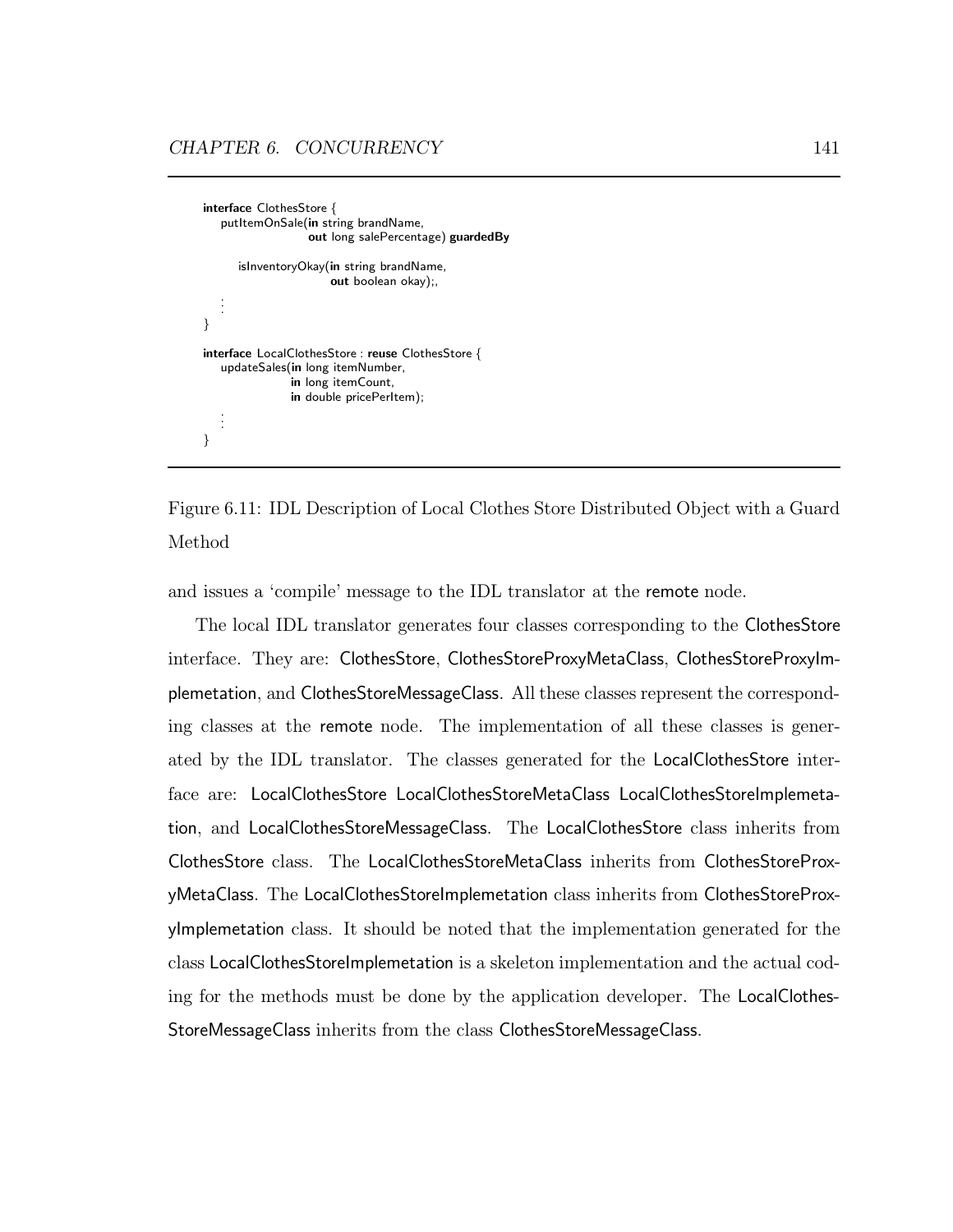```
interface ClothesStore {
    putItemOnSale(in string brandName,
                  out long salePercentage) guardedBy

        isInventoryOkay(in string brandName,
                        out boolean okay);,
    ⋮
}

interface LocalClothesStore : reuse ClothesStore {
    updateSales(in long itemNumber,
                in long itemCount,
                in double pricePerItem);
    ⋮
}
```

Figure 6.11: IDL Description of Local Clothes Store Distributed Object with a Guard Method

and issues a 'compile' message to the IDL translator at the remote node.

The local IDL translator generates four classes corresponding to the ClothesStore interface. They are: ClothesStore, ClothesStoreProxyMetaClass, ClothesStoreProxyImplemetation, and ClothesStoreMessageClass. All these classes represent the corresponding classes at the remote node. The implementation of all these classes is generated by the IDL translator. The classes generated for the LocalClothesStore interface are: LocalClothesStore LocalClothesStoreMetaClass LocalClothesStoreImplemetation, and LocalClothesStoreMessageClass. The LocalClothesStore class inherits from ClothesStore class. The LocalClothesStoreMetaClass inherits from ClothesStoreProxyMetaClass. The LocalClothesStoreImplemetation class inherits from ClothesStoreProxyImplemetation class. It should be noted that the implementation generated for the class LocalClothesStoreImplemetation is a skeleton implementation and the actual coding for the methods must be done by the application developer. The LocalClothesStoreMessageClass inherits from the class ClothesStoreMessageClass.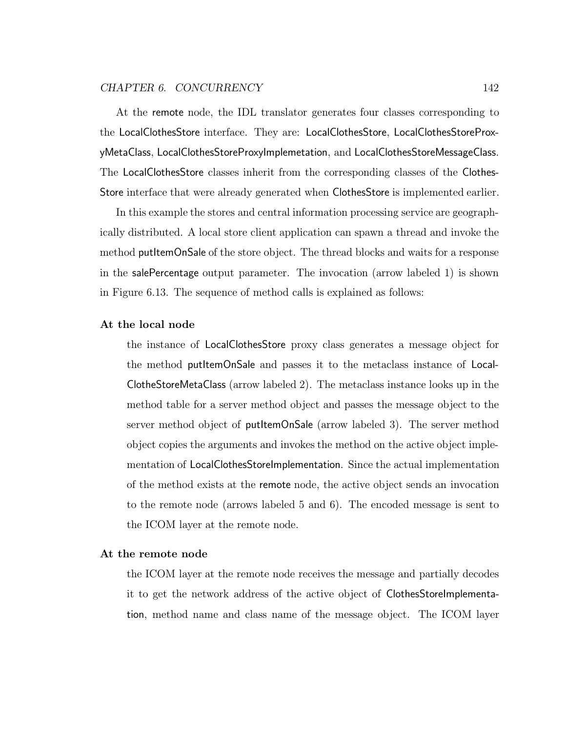At the remote node, the IDL translator generates four classes corresponding to the LocalClothesStore interface. They are: LocalClothesStore, LocalClothesStoreProxyMetaClass, LocalClothesStoreProxyImplemetation, and LocalClothesStoreMessageClass. The LocalClothesStore classes inherit from the corresponding classes of the ClothesStore interface that were already generated when ClothesStore is implemented earlier.

In this example the stores and central information processing service are geographically distributed. A local store client application can spawn a thread and invoke the method putItemOnSale of the store object. The thread blocks and waits for a response in the salePercentage output parameter. The invocation (arrow labeled 1) is shown in Figure 6.13. The sequence of method calls is explained as follows:

**At the local node**

the instance of LocalClothesStore proxy class generates a message object for the method putItemOnSale and passes it to the metaclass instance of LocalClotheStoreMetaClass (arrow labeled 2). The metaclass instance looks up in the method table for a server method object and passes the message object to the server method object of putItemOnSale (arrow labeled 3). The server method object copies the arguments and invokes the method on the active object implementation of LocalClothesStoreImplementation. Since the actual implementation of the method exists at the remote node, the active object sends an invocation to the remote node (arrows labeled 5 and 6). The encoded message is sent to the ICOM layer at the remote node.

**At the remote node**

the ICOM layer at the remote node receives the message and partially decodes it to get the network address of the active object of ClothesStoreImplementation, method name and class name of the message object. The ICOM layer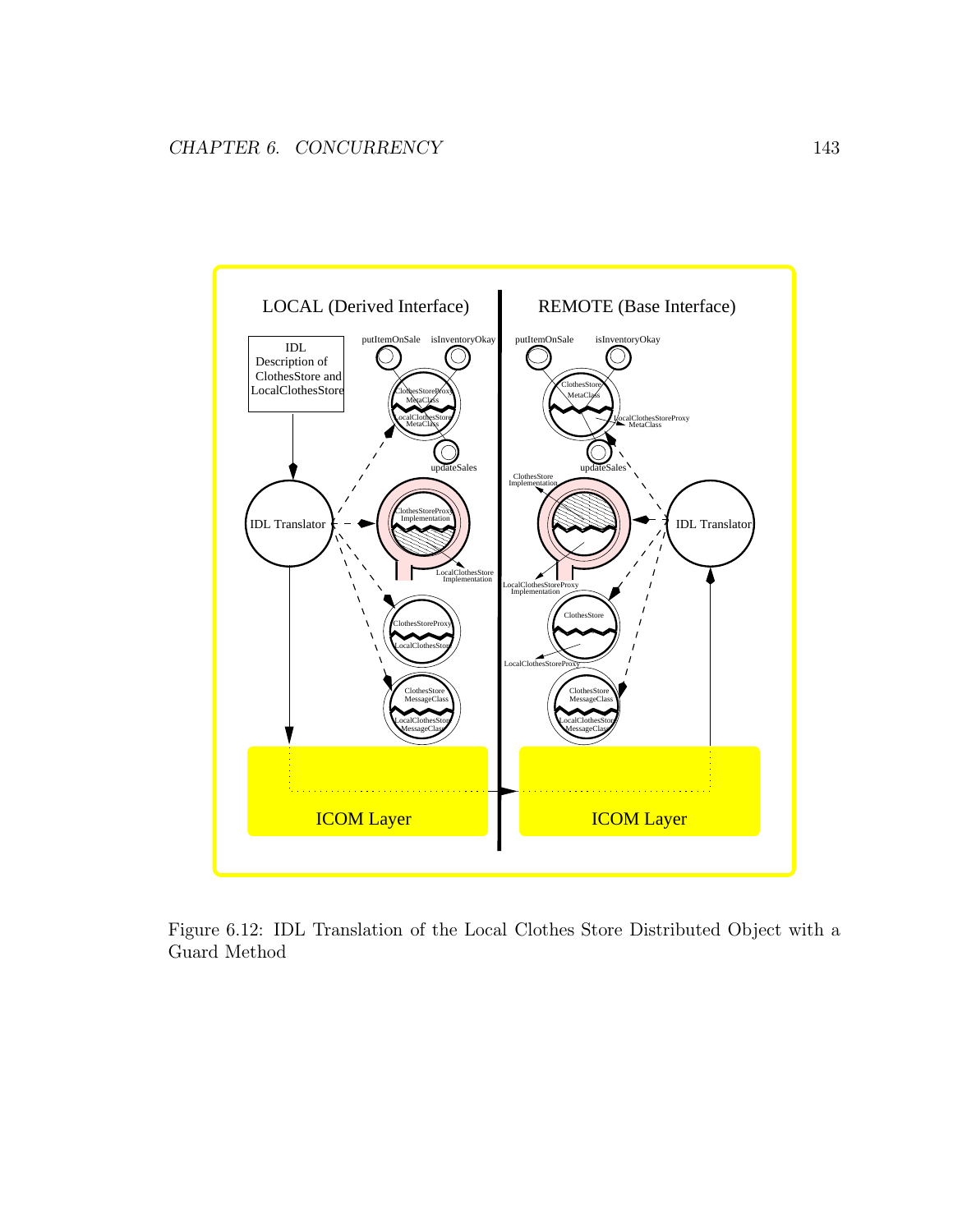Figure 6.12: IDL Translation of the Local Clothes Store Distributed Object with a Guard Method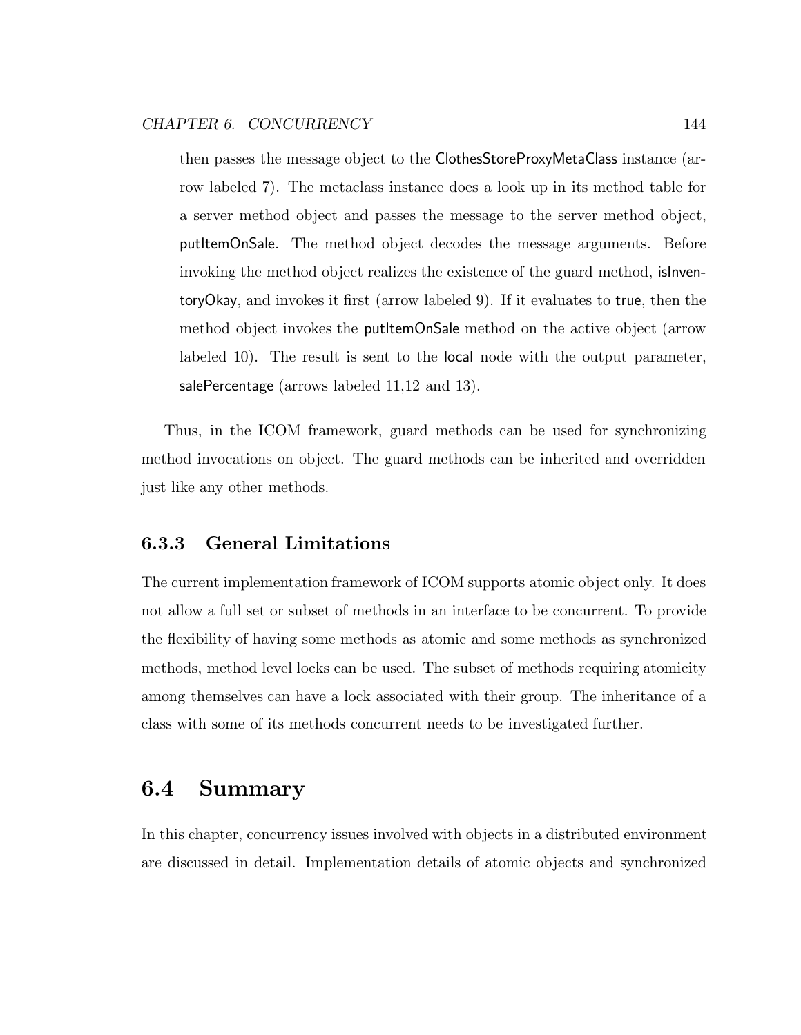then passes the message object to the ClothesStoreProxyMetaClass instance (arrow labeled 7). The metaclass instance does a look up in its method table for a server method object and passes the message to the server method object, putItemOnSale. The method object decodes the message arguments. Before invoking the method object realizes the existence of the guard method, isInventoryOkay, and invokes it first (arrow labeled 9). If it evaluates to true, then the method object invokes the putItemOnSale method on the active object (arrow labeled 10). The result is sent to the local node with the output parameter, salePercentage (arrows labeled 11,12 and 13).

Thus, in the ICOM framework, guard methods can be used for synchronizing method invocations on object. The guard methods can be inherited and overridden just like any other methods.

### 6.3.3 General Limitations

The current implementation framework of ICOM supports atomic object only. It does not allow a full set or subset of methods in an interface to be concurrent. To provide the flexibility of having some methods as atomic and some methods as synchronized methods, method level locks can be used. The subset of methods requiring atomicity among themselves can have a lock associated with their group. The inheritance of a class with some of its methods concurrent needs to be investigated further.

## 6.4 Summary

In this chapter, concurrency issues involved with objects in a distributed environment are discussed in detail. Implementation details of atomic objects and synchronized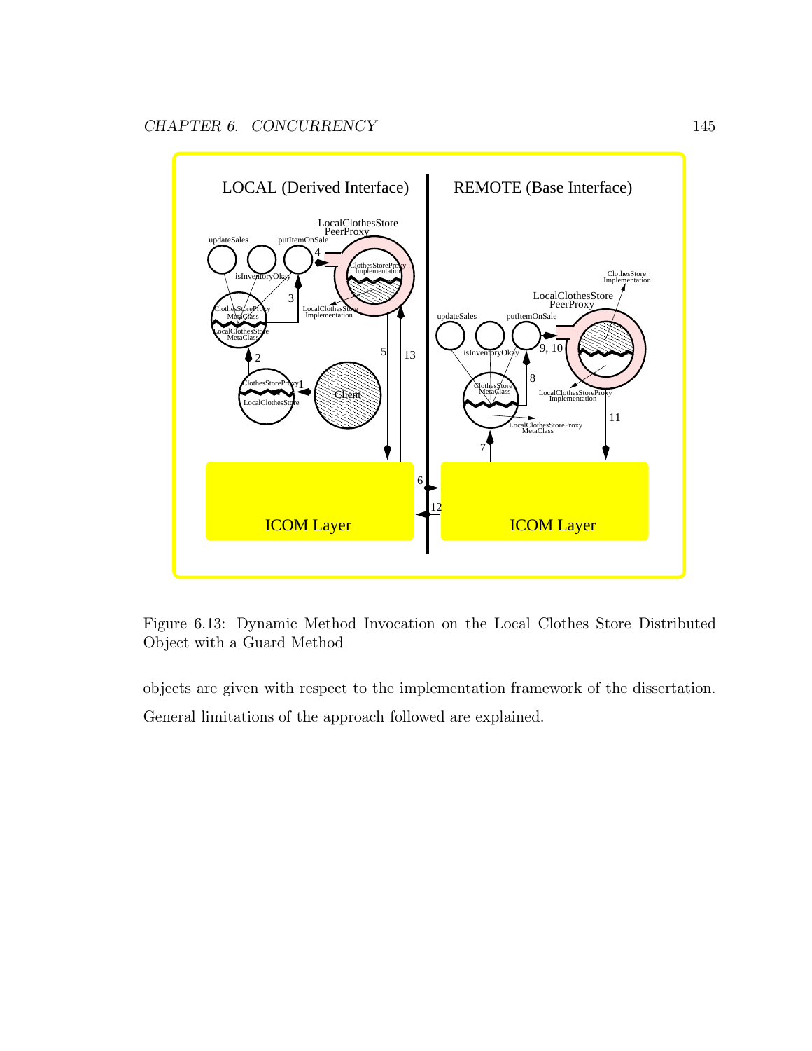Figure 6.13: Dynamic Method Invocation on the Local Clothes Store Distributed Object with a Guard Method

objects are given with respect to the implementation framework of the dissertation. General limitations of the approach followed are explained.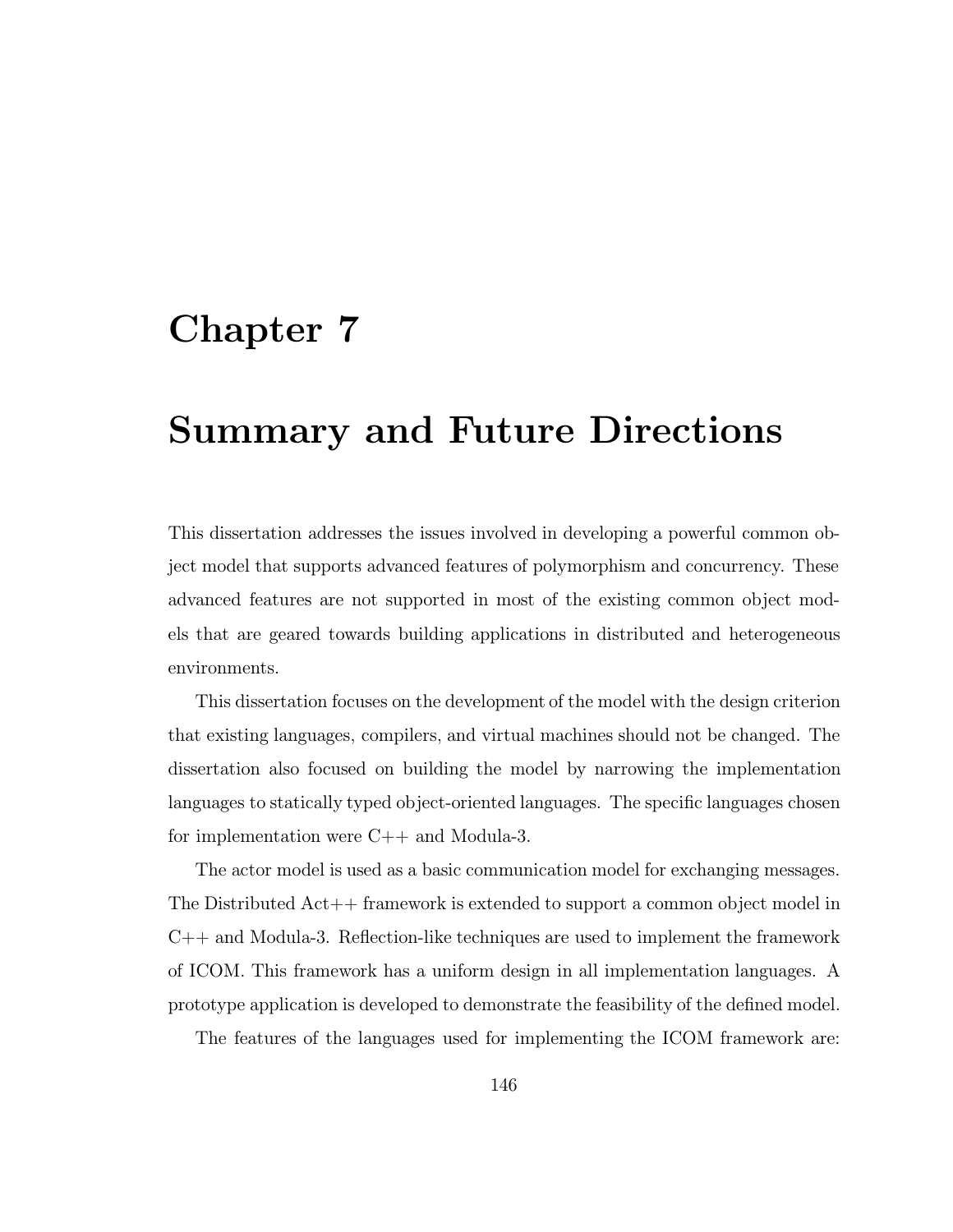# Chapter 7

# Summary and Future Directions

This dissertation addresses the issues involved in developing a powerful common object model that supports advanced features of polymorphism and concurrency. These advanced features are not supported in most of the existing common object models that are geared towards building applications in distributed and heterogeneous environments.

This dissertation focuses on the development of the model with the design criterion that existing languages, compilers, and virtual machines should not be changed. The dissertation also focused on building the model by narrowing the implementation languages to statically typed object-oriented languages. The specific languages chosen for implementation were C++ and Modula-3.

The actor model is used as a basic communication model for exchanging messages. The Distributed Act++ framework is extended to support a common object model in C++ and Modula-3. Reflection-like techniques are used to implement the framework of ICOM. This framework has a uniform design in all implementation languages. A prototype application is developed to demonstrate the feasibility of the defined model.

The features of the languages used for implementing the ICOM framework are: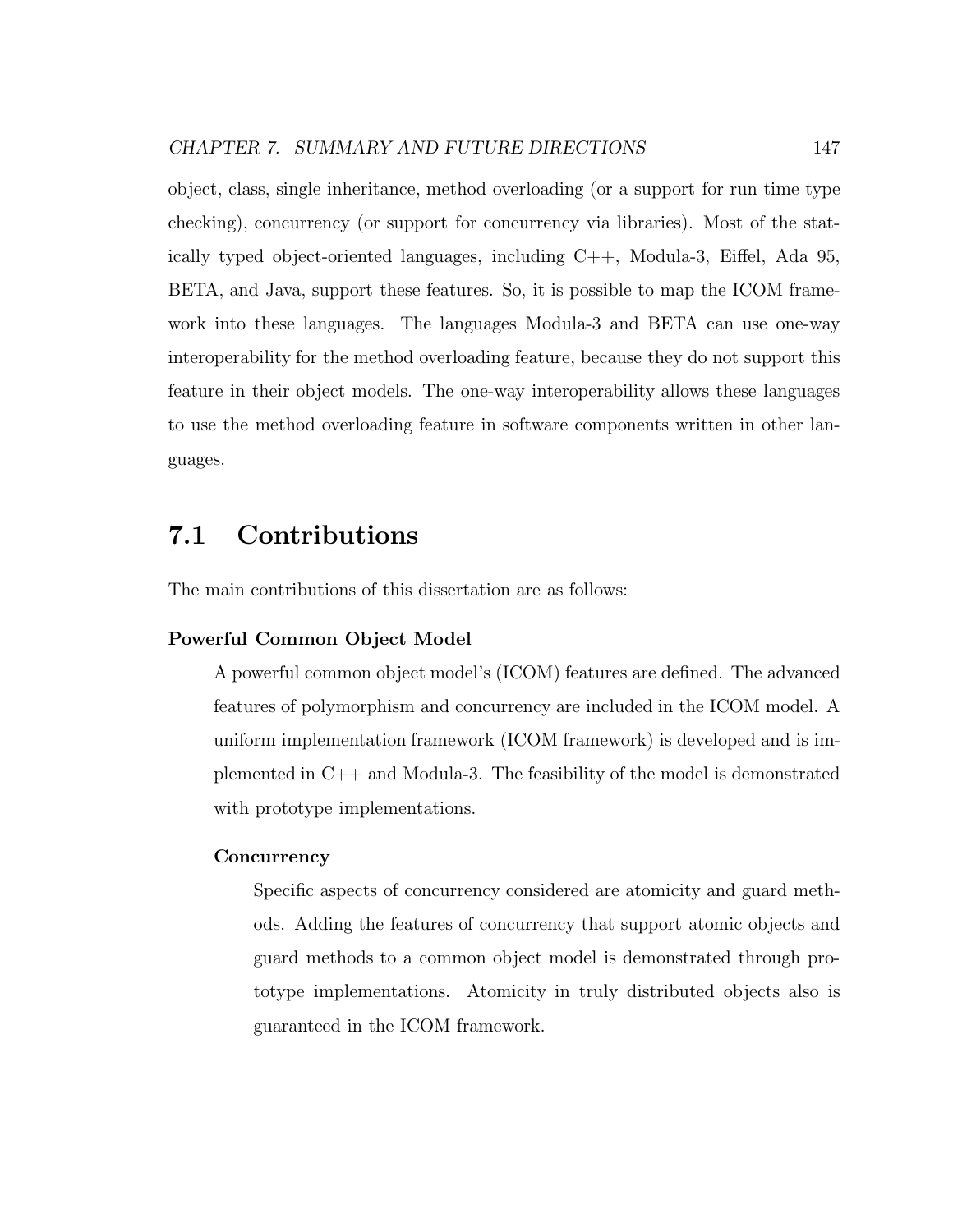object, class, single inheritance, method overloading (or a support for run time type checking), concurrency (or support for concurrency via libraries). Most of the statically typed object-oriented languages, including C++, Modula-3, Eiffel, Ada 95, BETA, and Java, support these features. So, it is possible to map the ICOM framework into these languages. The languages Modula-3 and BETA can use one-way interoperability for the method overloading feature, because they do not support this feature in their object models. The one-way interoperability allows these languages to use the method overloading feature in software components written in other languages.

## 7.1 Contributions

The main contributions of this dissertation are as follows:

**Powerful Common Object Model**

A powerful common object model's (ICOM) features are defined. The advanced features of polymorphism and concurrency are included in the ICOM model. A uniform implementation framework (ICOM framework) is developed and is implemented in C++ and Modula-3. The feasibility of the model is demonstrated with prototype implementations.

**Concurrency**

Specific aspects of concurrency considered are atomicity and guard methods. Adding the features of concurrency that support atomic objects and guard methods to a common object model is demonstrated through prototype implementations. Atomicity in truly distributed objects also is guaranteed in the ICOM framework.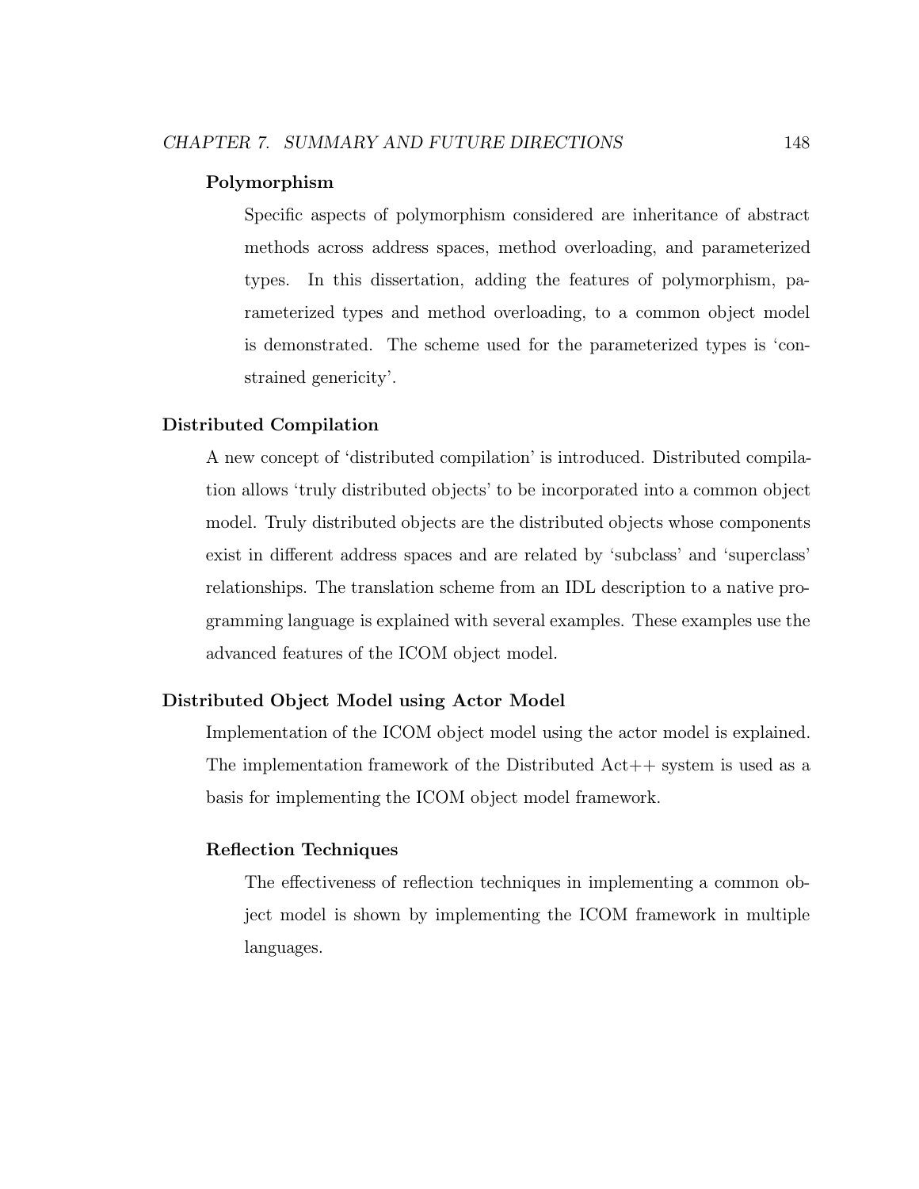#### Polymorphism

Specific aspects of polymorphism considered are inheritance of abstract methods across address spaces, method overloading, and parameterized types. In this dissertation, adding the features of polymorphism, parameterized types and method overloading, to a common object model is demonstrated. The scheme used for the parameterized types is 'constrained genericity'.

### Distributed Compilation

A new concept of 'distributed compilation' is introduced. Distributed compilation allows 'truly distributed objects' to be incorporated into a common object model. Truly distributed objects are the distributed objects whose components exist in different address spaces and are related by 'subclass' and 'superclass' relationships. The translation scheme from an IDL description to a native programming language is explained with several examples. These examples use the advanced features of the ICOM object model.

### Distributed Object Model using Actor Model

Implementation of the ICOM object model using the actor model is explained. The implementation framework of the Distributed Act++ system is used as a basis for implementing the ICOM object model framework.

#### Reflection Techniques

The effectiveness of reflection techniques in implementing a common object model is shown by implementing the ICOM framework in multiple languages.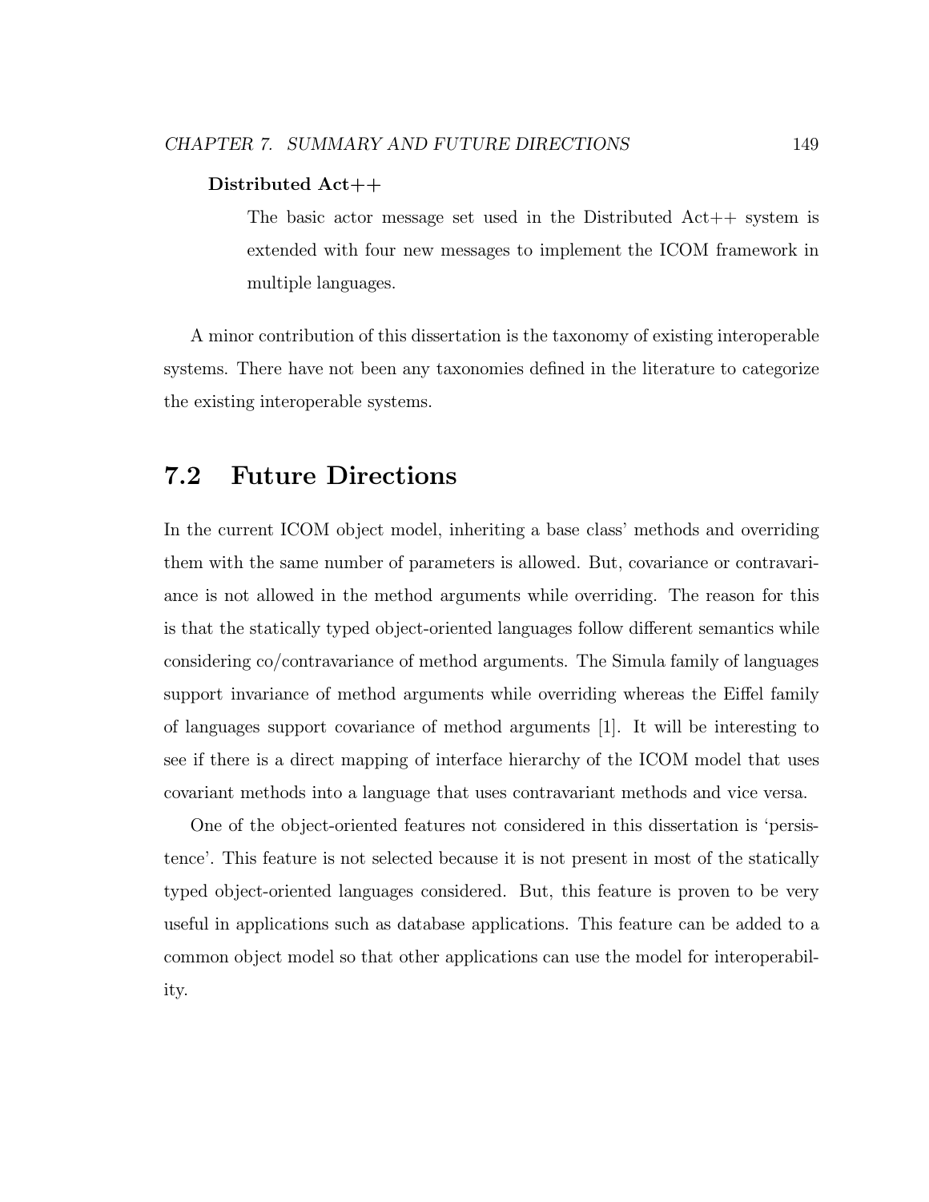**Distributed Act++**

> The basic actor message set used in the Distributed Act++ system is extended with four new messages to implement the ICOM framework in multiple languages.

A minor contribution of this dissertation is the taxonomy of existing interoperable systems. There have not been any taxonomies defined in the literature to categorize the existing interoperable systems.

## 7.2 Future Directions

In the current ICOM object model, inheriting a base class' methods and overriding them with the same number of parameters is allowed. But, covariance or contravariance is not allowed in the method arguments while overriding. The reason for this is that the statically typed object-oriented languages follow different semantics while considering co/contravariance of method arguments. The Simula family of languages support invariance of method arguments while overriding whereas the Eiffel family of languages support covariance of method arguments [1]. It will be interesting to see if there is a direct mapping of interface hierarchy of the ICOM model that uses covariant methods into a language that uses contravariant methods and vice versa.

One of the object-oriented features not considered in this dissertation is 'persistence'. This feature is not selected because it is not present in most of the statically typed object-oriented languages considered. But, this feature is proven to be very useful in applications such as database applications. This feature can be added to a common object model so that other applications can use the model for interoperability.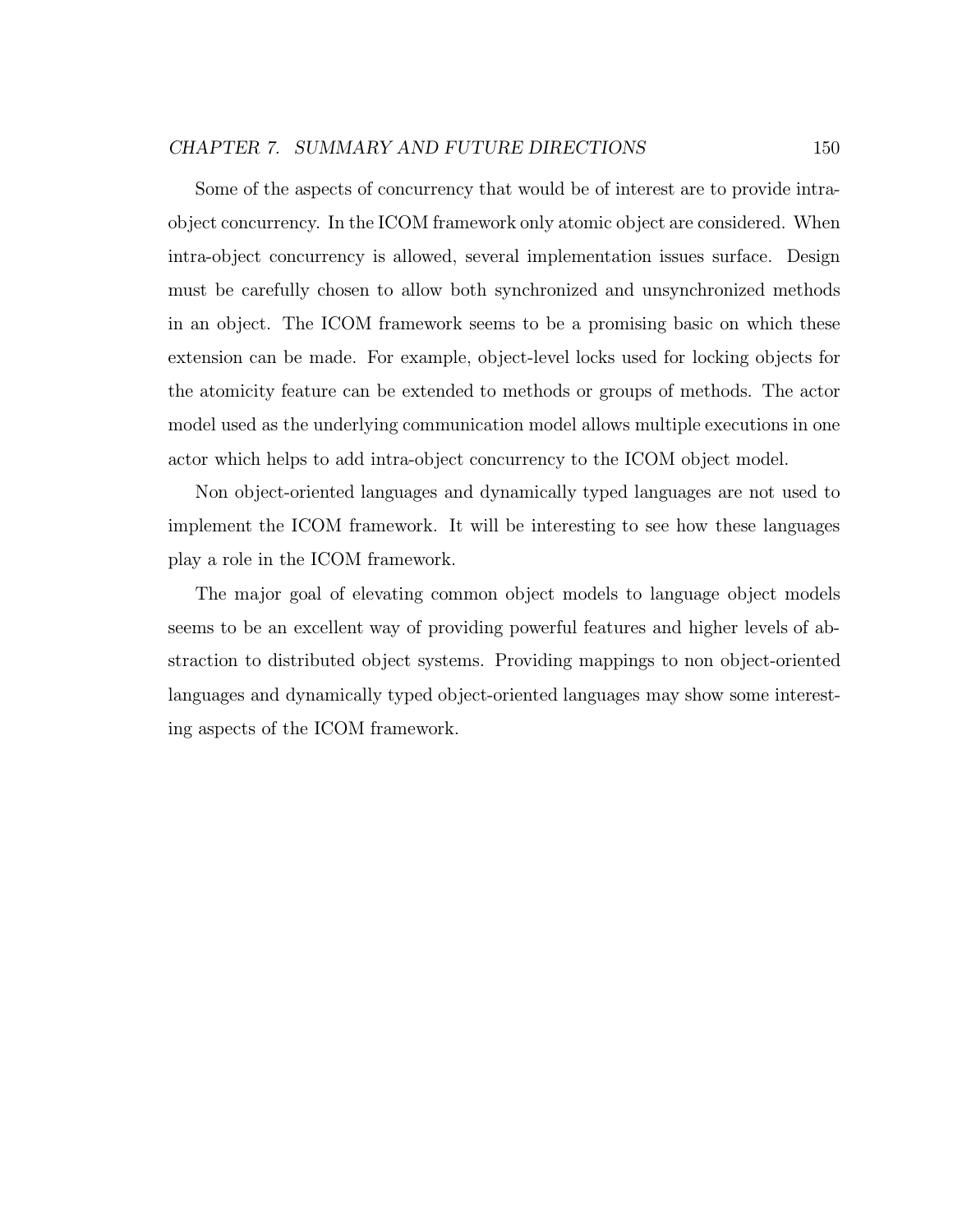Some of the aspects of concurrency that would be of interest are to provide intra-object concurrency. In the ICOM framework only atomic object are considered. When intra-object concurrency is allowed, several implementation issues surface. Design must be carefully chosen to allow both synchronized and unsynchronized methods in an object. The ICOM framework seems to be a promising basic on which these extension can be made. For example, object-level locks used for locking objects for the atomicity feature can be extended to methods or groups of methods. The actor model used as the underlying communication model allows multiple executions in one actor which helps to add intra-object concurrency to the ICOM object model.

Non object-oriented languages and dynamically typed languages are not used to implement the ICOM framework. It will be interesting to see how these languages play a role in the ICOM framework.

The major goal of elevating common object models to language object models seems to be an excellent way of providing powerful features and higher levels of abstraction to distributed object systems. Providing mappings to non object-oriented languages and dynamically typed object-oriented languages may show some interesting aspects of the ICOM framework.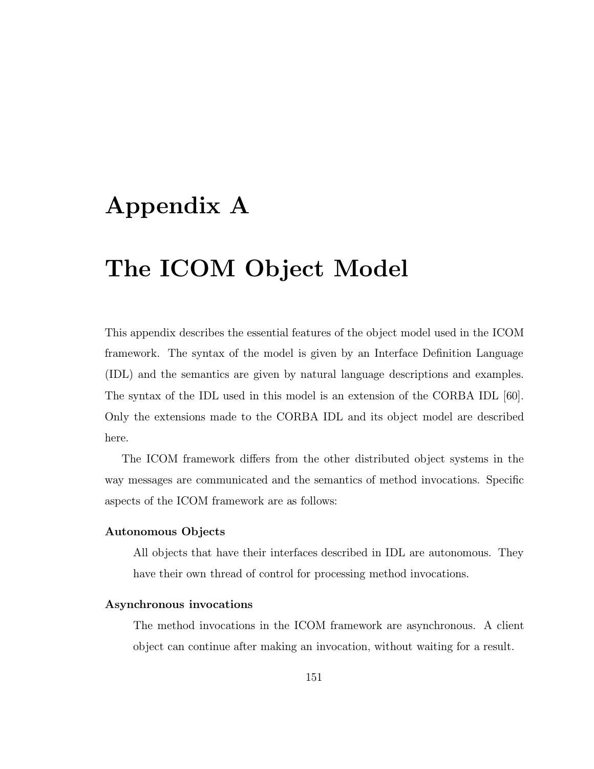# Appendix A

# The ICOM Object Model

This appendix describes the essential features of the object model used in the ICOM framework. The syntax of the model is given by an Interface Definition Language (IDL) and the semantics are given by natural language descriptions and examples. The syntax of the IDL used in this model is an extension of the CORBA IDL [60]. Only the extensions made to the CORBA IDL and its object model are described here.

The ICOM framework differs from the other distributed object systems in the way messages are communicated and the semantics of method invocations. Specific aspects of the ICOM framework are as follows:

**Autonomous Objects**

All objects that have their interfaces described in IDL are autonomous. They have their own thread of control for processing method invocations.

**Asynchronous invocations**

The method invocations in the ICOM framework are asynchronous. A client object can continue after making an invocation, without waiting for a result.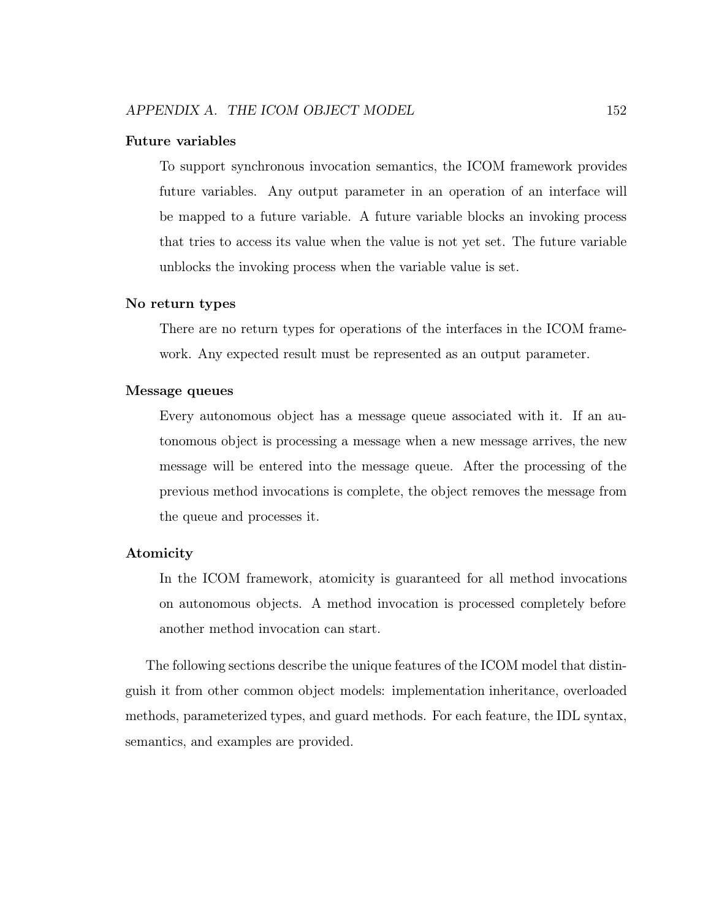**Future variables**

To support synchronous invocation semantics, the ICOM framework provides future variables. Any output parameter in an operation of an interface will be mapped to a future variable. A future variable blocks an invoking process that tries to access its value when the value is not yet set. The future variable unblocks the invoking process when the variable value is set.

**No return types**

There are no return types for operations of the interfaces in the ICOM framework. Any expected result must be represented as an output parameter.

**Message queues**

Every autonomous object has a message queue associated with it. If an autonomous object is processing a message when a new message arrives, the new message will be entered into the message queue. After the processing of the previous method invocations is complete, the object removes the message from the queue and processes it.

**Atomicity**

In the ICOM framework, atomicity is guaranteed for all method invocations on autonomous objects. A method invocation is processed completely before another method invocation can start.

The following sections describe the unique features of the ICOM model that distinguish it from other common object models: implementation inheritance, overloaded methods, parameterized types, and guard methods. For each feature, the IDL syntax, semantics, and examples are provided.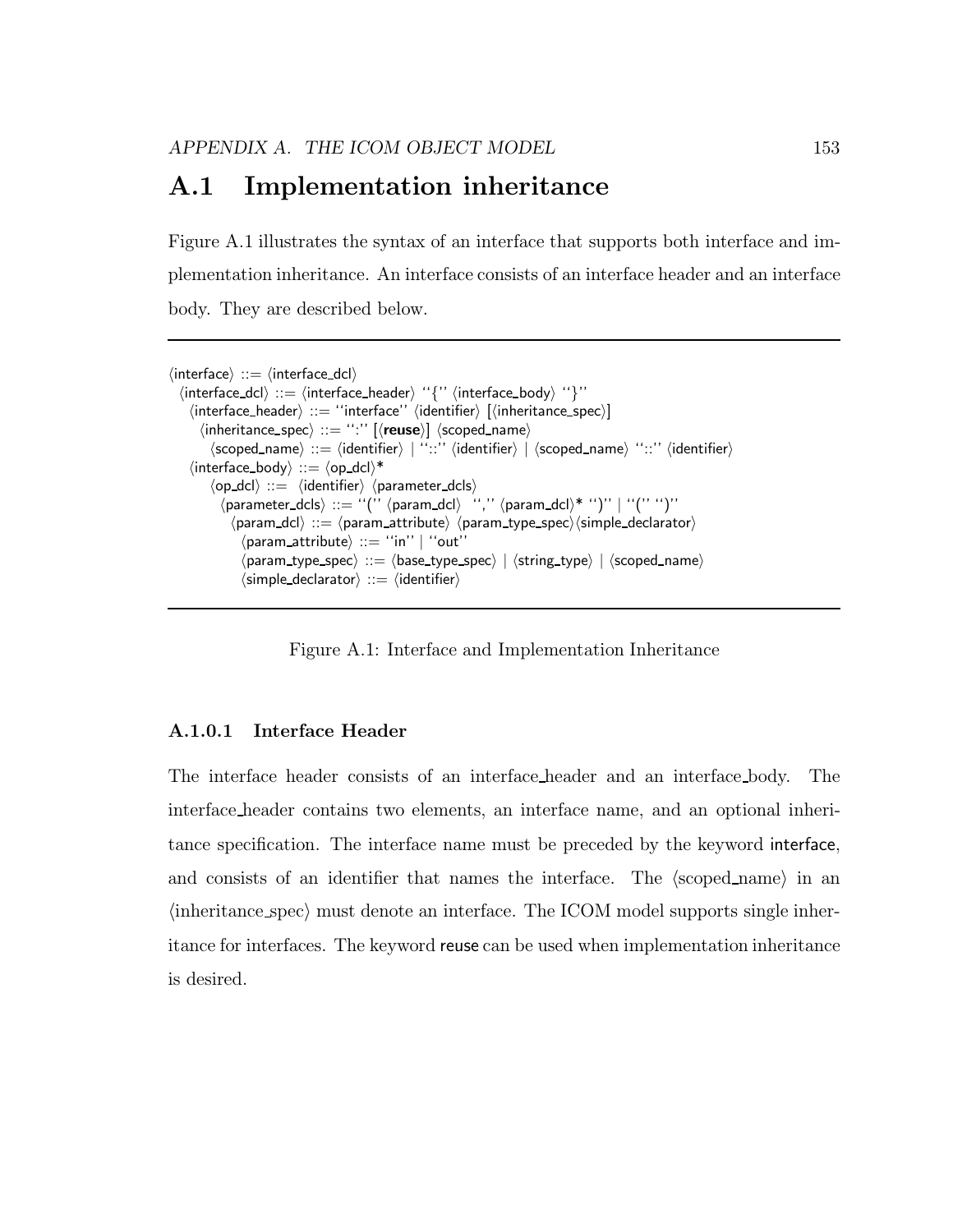## A.1 Implementation inheritance

Figure A.1 illustrates the syntax of an interface that supports both interface and implementation inheritance. An interface consists of an interface header and an interface body. They are described below.

```
⟨interface⟩ ::= ⟨interface_dcl⟩
 ⟨interface_dcl⟩ ::= ⟨interface_header⟩ ''{'' ⟨interface_body⟩ ''}''
  ⟨interface_header⟩ ::= ''interface'' ⟨identifier⟩ [⟨inheritance_spec⟩]
   ⟨inheritance_spec⟩ ::= '':'' [⟨reuse⟩] ⟨scoped_name⟩
    ⟨scoped_name⟩ ::= ⟨identifier⟩ | ''::'' ⟨identifier⟩ | ⟨scoped_name⟩ ''::'' ⟨identifier⟩
  ⟨interface_body⟩ ::= ⟨op_dcl⟩*
    ⟨op_dcl⟩ ::=  ⟨identifier⟩ ⟨parameter_dcls⟩
     ⟨parameter_dcls⟩ ::= ''('' ⟨param_dcl⟩  '','' ⟨param_dcl⟩* '')'' | ''('' '')''
      ⟨param_dcl⟩ ::= ⟨param_attribute⟩ ⟨param_type_spec⟩⟨simple_declarator⟩
       ⟨param_attribute⟩ ::= ''in'' | ''out''
       ⟨param_type_spec⟩ ::= ⟨base_type_spec⟩ | ⟨string_type⟩ | ⟨scoped_name⟩
       ⟨simple_declarator⟩ ::= ⟨identifier⟩
```

Figure A.1: Interface and Implementation Inheritance

#### A.1.0.1 Interface Header

The interface header consists of an interface_header and an interface_body. The interface_header contains two elements, an interface name, and an optional inheritance specification. The interface name must be preceded by the keyword interface, and consists of an identifier that names the interface. The ⟨scoped_name⟩ in an ⟨inheritance_spec⟩ must denote an interface. The ICOM model supports single inheritance for interfaces. The keyword reuse can be used when implementation inheritance is desired.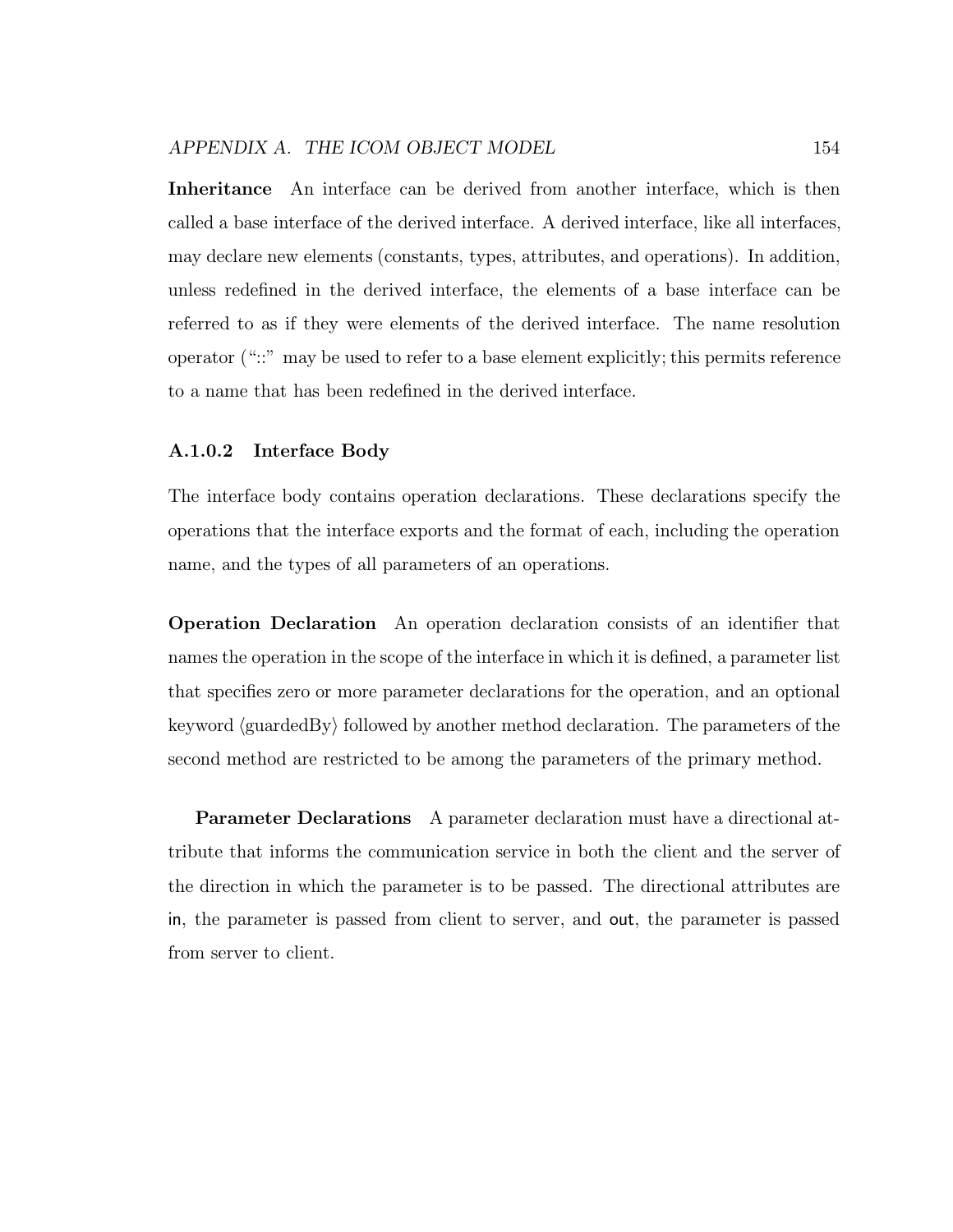**Inheritance** An interface can be derived from another interface, which is then called a base interface of the derived interface. A derived interface, like all interfaces, may declare new elements (constants, types, attributes, and operations). In addition, unless redefined in the derived interface, the elements of a base interface can be referred to as if they were elements of the derived interface. The name resolution operator ("::" may be used to refer to a base element explicitly; this permits reference to a name that has been redefined in the derived interface.

#### A.1.0.2 Interface Body

The interface body contains operation declarations. These declarations specify the operations that the interface exports and the format of each, including the operation name, and the types of all parameters of an operations.

**Operation Declaration** An operation declaration consists of an identifier that names the operation in the scope of the interface in which it is defined, a parameter list that specifies zero or more parameter declarations for the operation, and an optional keyword ⟨guardedBy⟩ followed by another method declaration. The parameters of the second method are restricted to be among the parameters of the primary method.

**Parameter Declarations** A parameter declaration must have a directional attribute that informs the communication service in both the client and the server of the direction in which the parameter is to be passed. The directional attributes are in, the parameter is passed from client to server, and out, the parameter is passed from server to client.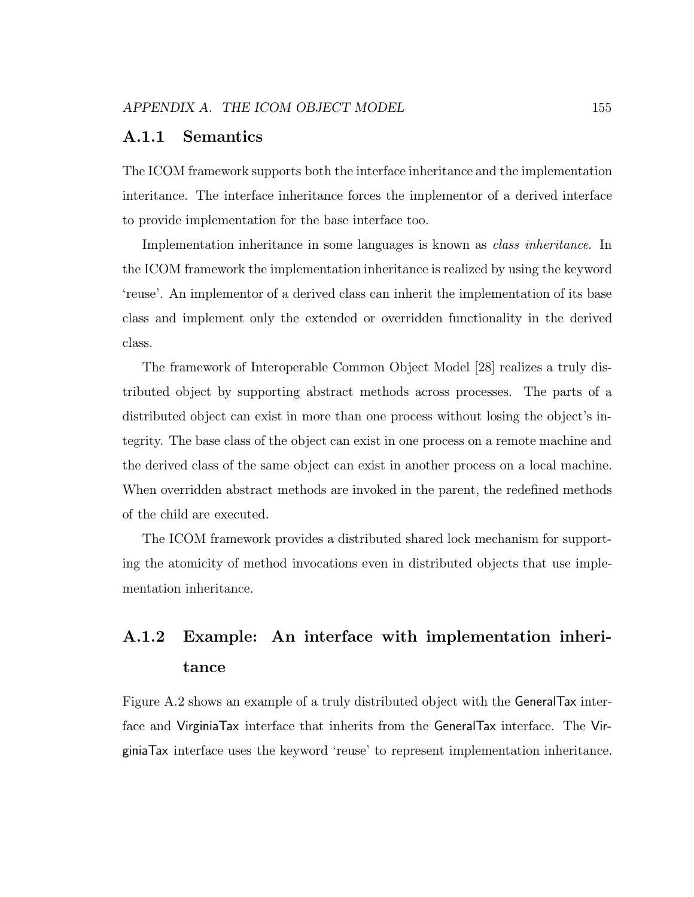### A.1.1 Semantics

The ICOM framework supports both the interface inheritance and the implementation interitance. The interface inheritance forces the implementor of a derived interface to provide implementation for the base interface too.

Implementation inheritance in some languages is known as *class inheritance*. In the ICOM framework the implementation inheritance is realized by using the keyword 'reuse'. An implementor of a derived class can inherit the implementation of its base class and implement only the extended or overridden functionality in the derived class.

The framework of Interoperable Common Object Model [28] realizes a truly distributed object by supporting abstract methods across processes. The parts of a distributed object can exist in more than one process without losing the object's integrity. The base class of the object can exist in one process on a remote machine and the derived class of the same object can exist in another process on a local machine. When overridden abstract methods are invoked in the parent, the redefined methods of the child are executed.

The ICOM framework provides a distributed shared lock mechanism for supporting the atomicity of method invocations even in distributed objects that use implementation inheritance.

### A.1.2 Example: An interface with implementation inheritance

Figure A.2 shows an example of a truly distributed object with the GeneralTax interface and VirginiaTax interface that inherits from the GeneralTax interface. The VirginiaTax interface uses the keyword 'reuse' to represent implementation inheritance.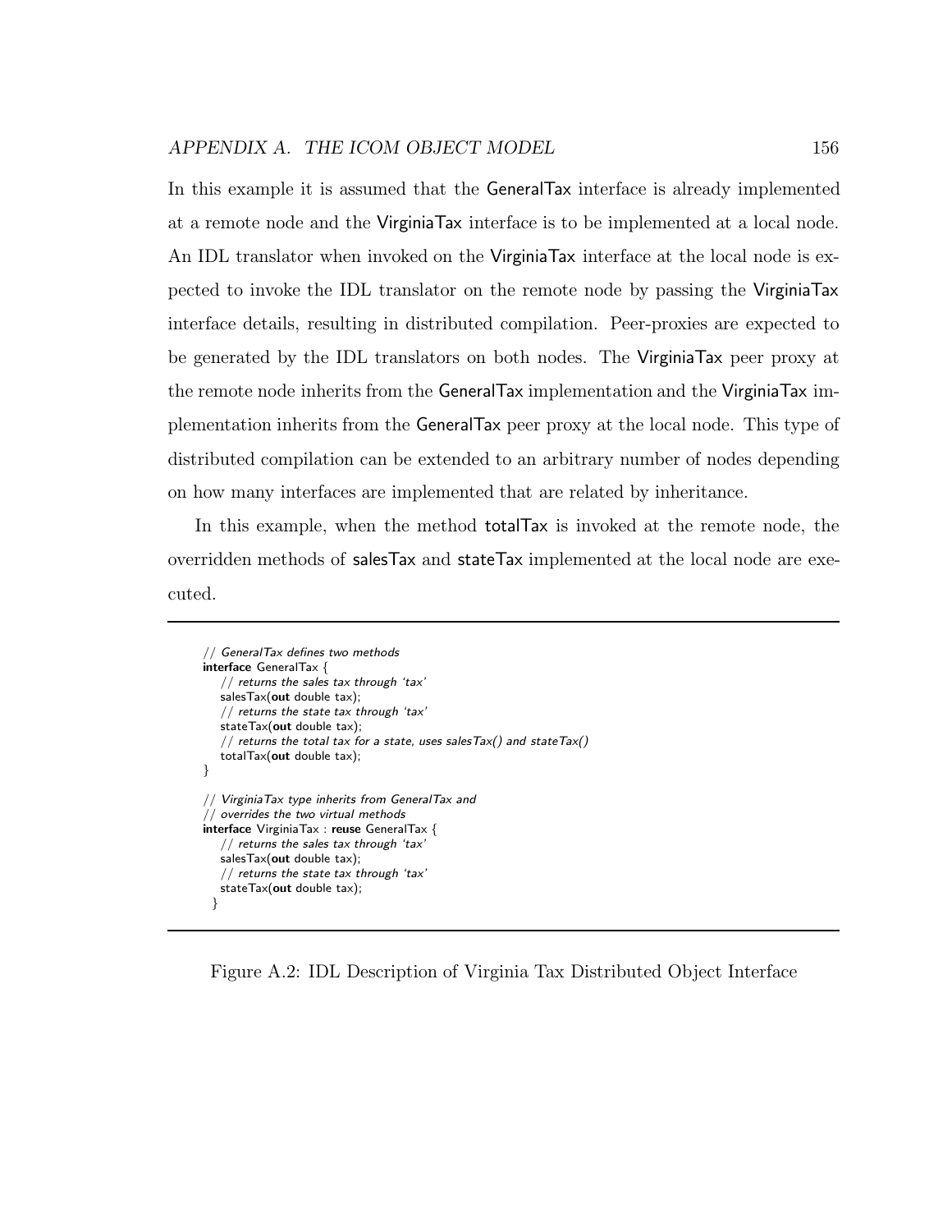In this example it is assumed that the GeneralTax interface is already implemented at a remote node and the VirginiaTax interface is to be implemented at a local node. An IDL translator when invoked on the VirginiaTax interface at the local node is expected to invoke the IDL translator on the remote node by passing the VirginiaTax interface details, resulting in distributed compilation. Peer-proxies are expected to be generated by the IDL translators on both nodes. The VirginiaTax peer proxy at the remote node inherits from the GeneralTax implementation and the VirginiaTax implementation inherits from the GeneralTax peer proxy at the local node. This type of distributed compilation can be extended to an arbitrary number of nodes depending on how many interfaces are implemented that are related by inheritance.

In this example, when the method totalTax is invoked at the remote node, the overridden methods of salesTax and stateTax implemented at the local node are executed.

```
// GeneralTax defines two methods
interface GeneralTax {
    // returns the sales tax through 'tax'
    salesTax(out double tax);
    // returns the state tax through 'tax'
    stateTax(out double tax);
    // returns the total tax for a state, uses salesTax() and stateTax()
    totalTax(out double tax);
}

// VirginiaTax type inherits from GeneralTax and
// overrides the two virtual methods
interface VirginiaTax : reuse GeneralTax {
    // returns the sales tax through 'tax'
    salesTax(out double tax);
    // returns the state tax through 'tax'
    stateTax(out double tax);
  }
```

Figure A.2: IDL Description of Virginia Tax Distributed Object Interface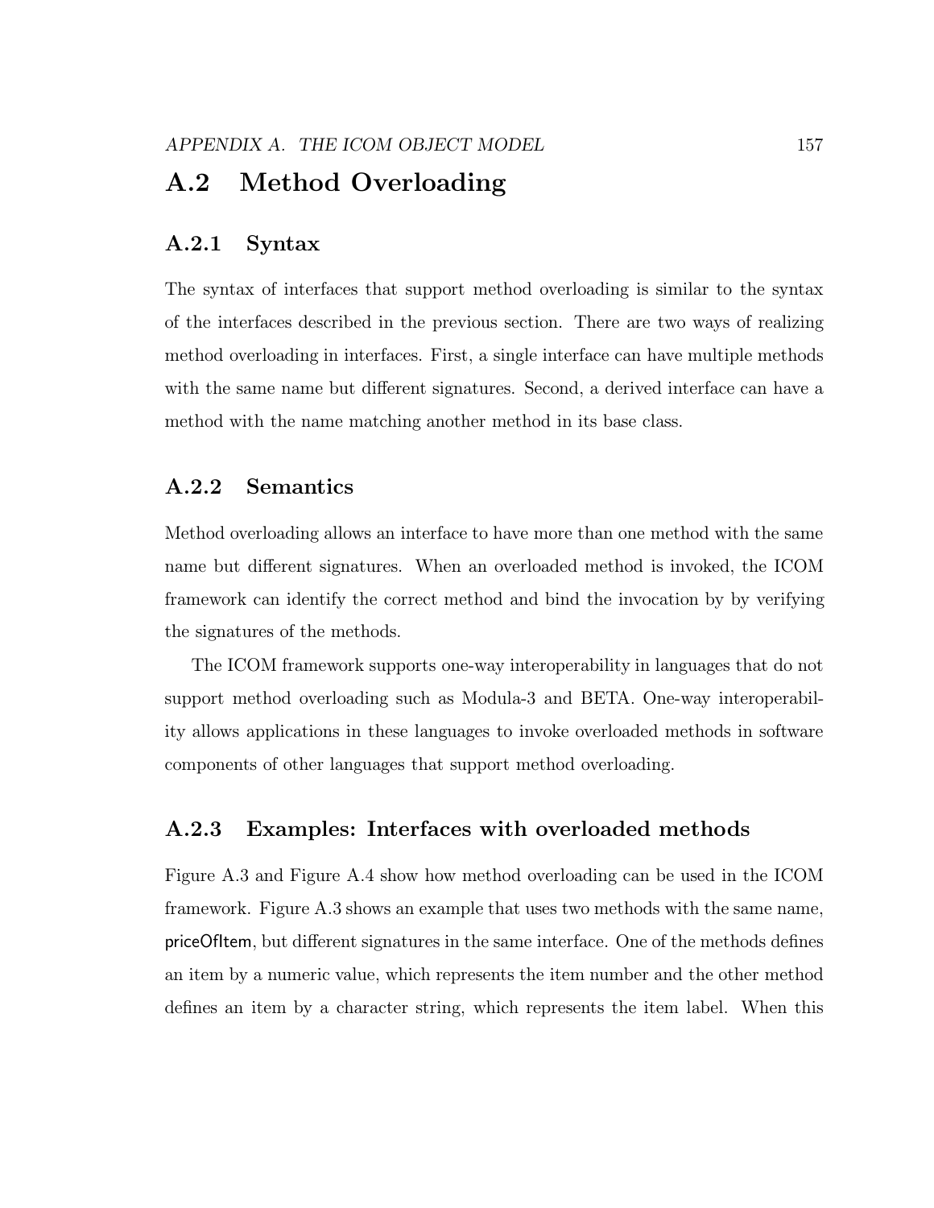## A.2 Method Overloading

### A.2.1 Syntax

The syntax of interfaces that support method overloading is similar to the syntax of the interfaces described in the previous section. There are two ways of realizing method overloading in interfaces. First, a single interface can have multiple methods with the same name but different signatures. Second, a derived interface can have a method with the name matching another method in its base class.

### A.2.2 Semantics

Method overloading allows an interface to have more than one method with the same name but different signatures. When an overloaded method is invoked, the ICOM framework can identify the correct method and bind the invocation by by verifying the signatures of the methods.

The ICOM framework supports one-way interoperability in languages that do not support method overloading such as Modula-3 and BETA. One-way interoperability allows applications in these languages to invoke overloaded methods in software components of other languages that support method overloading.

### A.2.3 Examples: Interfaces with overloaded methods

Figure A.3 and Figure A.4 show how method overloading can be used in the ICOM framework. Figure A.3 shows an example that uses two methods with the same name, priceOfItem, but different signatures in the same interface. One of the methods defines an item by a numeric value, which represents the item number and the other method defines an item by a character string, which represents the item label. When this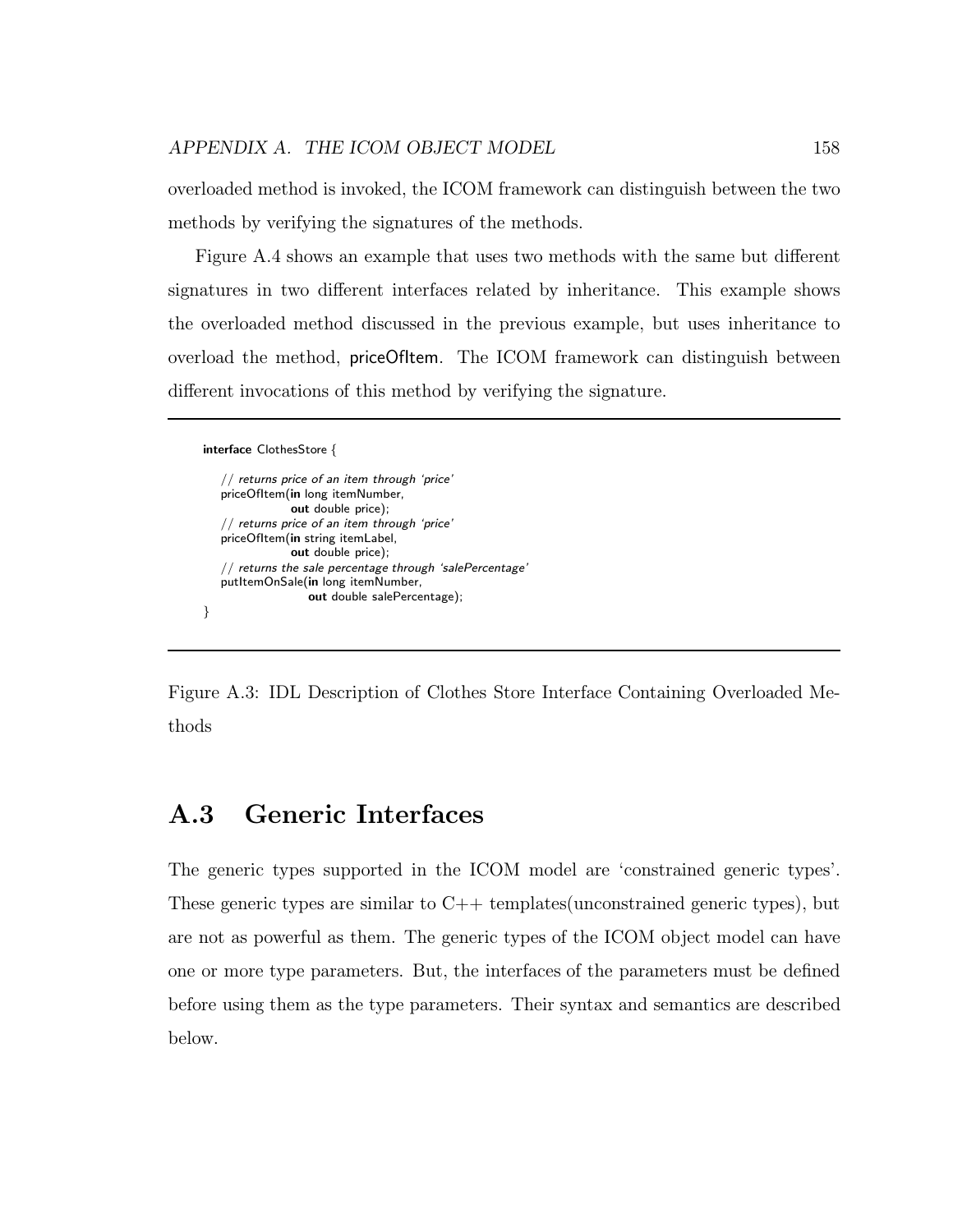overloaded method is invoked, the ICOM framework can distinguish between the two methods by verifying the signatures of the methods.

Figure A.4 shows an example that uses two methods with the same but different signatures in two different interfaces related by inheritance. This example shows the overloaded method discussed in the previous example, but uses inheritance to overload the method, priceOfItem. The ICOM framework can distinguish between different invocations of this method by verifying the signature.

```
interface ClothesStore {

    // returns price of an item through 'price'
    priceOfItem(in long itemNumber,
                out double price);
    // returns price of an item through 'price'
    priceOfItem(in string itemLabel,
                out double price);
    // returns the sale percentage through 'salePercentage'
    putItemOnSale(in long itemNumber,
                  out double salePercentage);
}
```

Figure A.3: IDL Description of Clothes Store Interface Containing Overloaded Methods

## A.3 Generic Interfaces

The generic types supported in the ICOM model are 'constrained generic types'. These generic types are similar to C++ templates(unconstrained generic types), but are not as powerful as them. The generic types of the ICOM object model can have one or more type parameters. But, the interfaces of the parameters must be defined before using them as the type parameters. Their syntax and semantics are described below.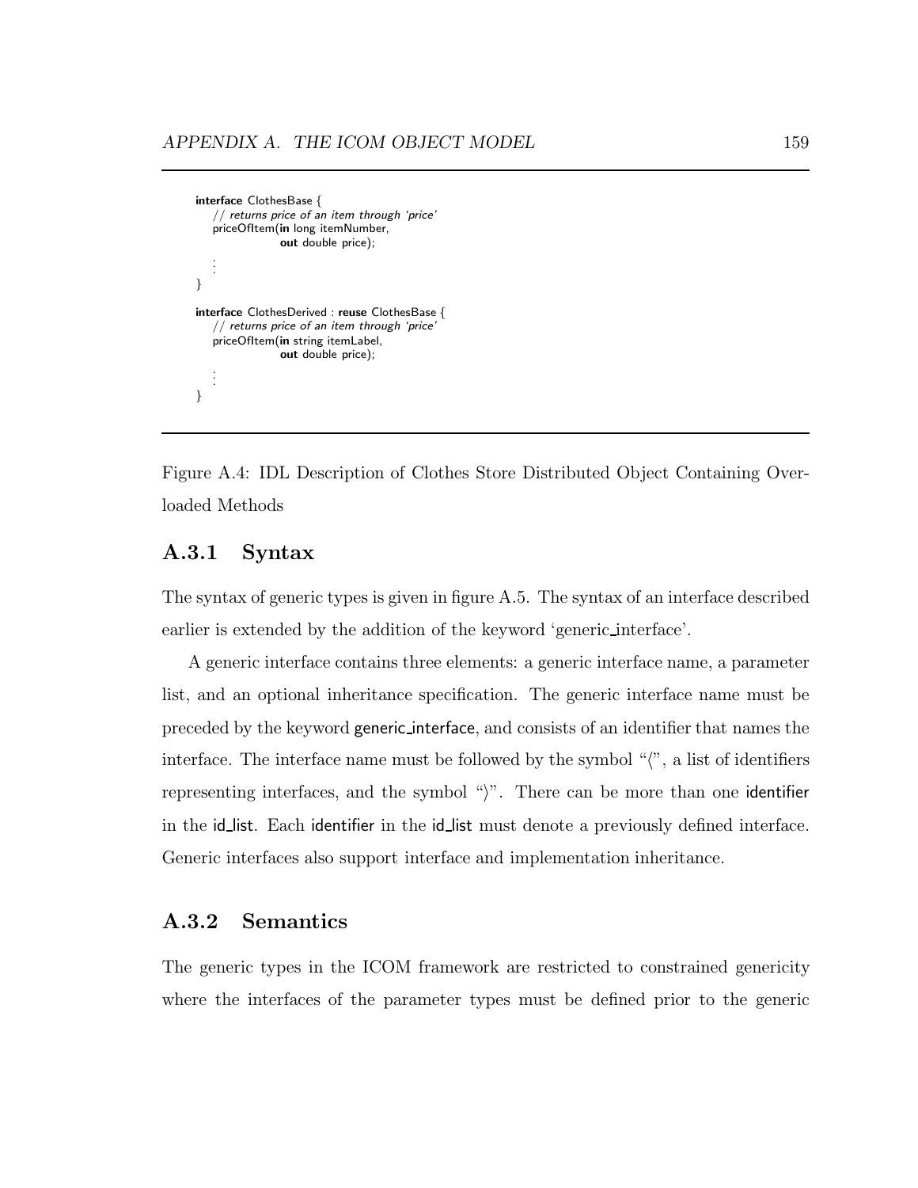```
interface ClothesBase {
    // returns price of an item through 'price'
    priceOfItem(in long itemNumber,
                out double price);
    ⋮
}

interface ClothesDerived : reuse ClothesBase {
    // returns price of an item through 'price'
    priceOfItem(in string itemLabel,
                out double price);
    ⋮
}
```

Figure A.4: IDL Description of Clothes Store Distributed Object Containing Overloaded Methods

### A.3.1 Syntax

The syntax of generic types is given in figure A.5. The syntax of an interface described earlier is extended by the addition of the keyword 'generic_interface'.

A generic interface contains three elements: a generic interface name, a parameter list, and an optional inheritance specification. The generic interface name must be preceded by the keyword generic_interface, and consists of an identifier that names the interface. The interface name must be followed by the symbol "⟨", a list of identifiers representing interfaces, and the symbol "⟩". There can be more than one identifier in the id_list. Each identifier in the id_list must denote a previously defined interface. Generic interfaces also support interface and implementation inheritance.

### A.3.2 Semantics

The generic types in the ICOM framework are restricted to constrained genericity where the interfaces of the parameter types must be defined prior to the generic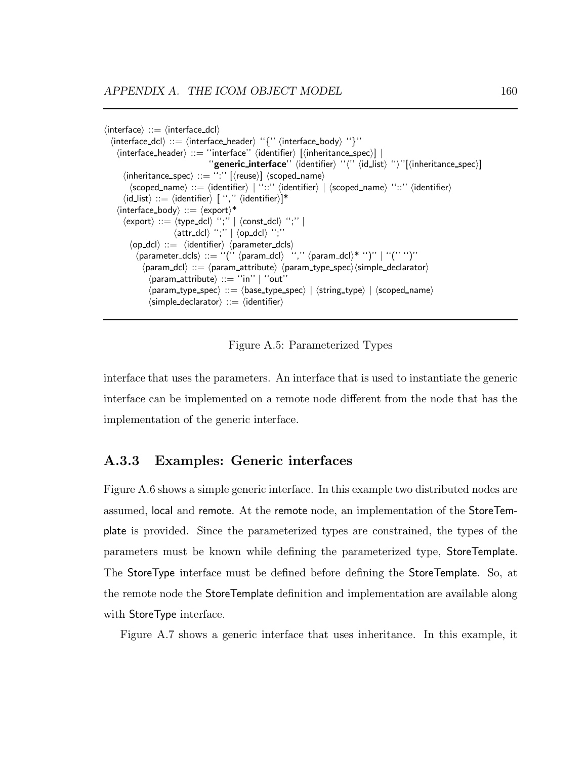```
⟨interface⟩ ::= ⟨interface_dcl⟩
  ⟨interface_dcl⟩ ::= ⟨interface_header⟩ ‘‘{’’ ⟨interface_body⟩ ‘‘}’’
    ⟨interface_header⟩ ::= ‘‘interface’’ ⟨identifier⟩ [⟨inheritance_spec⟩] |
                           ‘‘generic_interface’’ ⟨identifier⟩ ‘‘⟨’’ ⟨id_list⟩ ‘‘⟩’’[⟨inheritance_spec⟩]
      ⟨inheritance_spec⟩ ::= ‘‘:’’ [⟨reuse⟩] ⟨scoped_name⟩
        ⟨scoped_name⟩ ::= ⟨identifier⟩ | ‘‘::’’ ⟨identifier⟩ | ⟨scoped_name⟩ ‘‘::’’ ⟨identifier⟩
      ⟨id_list⟩ ::= ⟨identifier⟩ [ ‘‘,’’ ⟨identifier⟩]*
    ⟨interface_body⟩ ::= ⟨export⟩*
      ⟨export⟩ ::= ⟨type_dcl⟩ ‘‘;’’ | ⟨const_dcl⟩ ‘‘;’’ |
                   ⟨attr_dcl⟩ ‘‘;’’ | ⟨op_dcl⟩ ‘‘;’’
        ⟨op_dcl⟩ ::= ⟨identifier⟩ ⟨parameter_dcls⟩
          ⟨parameter_dcls⟩ ::= ‘‘(’’ ⟨param_dcl⟩ ‘‘,’’ ⟨param_dcl⟩* ‘‘)’’ | ‘‘(’’ ‘‘)’’
            ⟨param_dcl⟩ ::= ⟨param_attribute⟩ ⟨param_type_spec⟩⟨simple_declarator⟩
              ⟨param_attribute⟩ ::= ‘‘in’’ | ‘‘out’’
              ⟨param_type_spec⟩ ::= ⟨base_type_spec⟩ | ⟨string_type⟩ | ⟨scoped_name⟩
              ⟨simple_declarator⟩ ::= ⟨identifier⟩
```

Figure A.5: Parameterized Types

interface that uses the parameters. An interface that is used to instantiate the generic interface can be implemented on a remote node different from the node that has the implementation of the generic interface.

### A.3.3 Examples: Generic interfaces

Figure A.6 shows a simple generic interface. In this example two distributed nodes are assumed, local and remote. At the remote node, an implementation of the StoreTemplate is provided. Since the parameterized types are constrained, the types of the parameters must be known while defining the parameterized type, StoreTemplate. The StoreType interface must be defined before defining the StoreTemplate. So, at the remote node the StoreTemplate definition and implementation are available along with StoreType interface.

Figure A.7 shows a generic interface that uses inheritance. In this example, it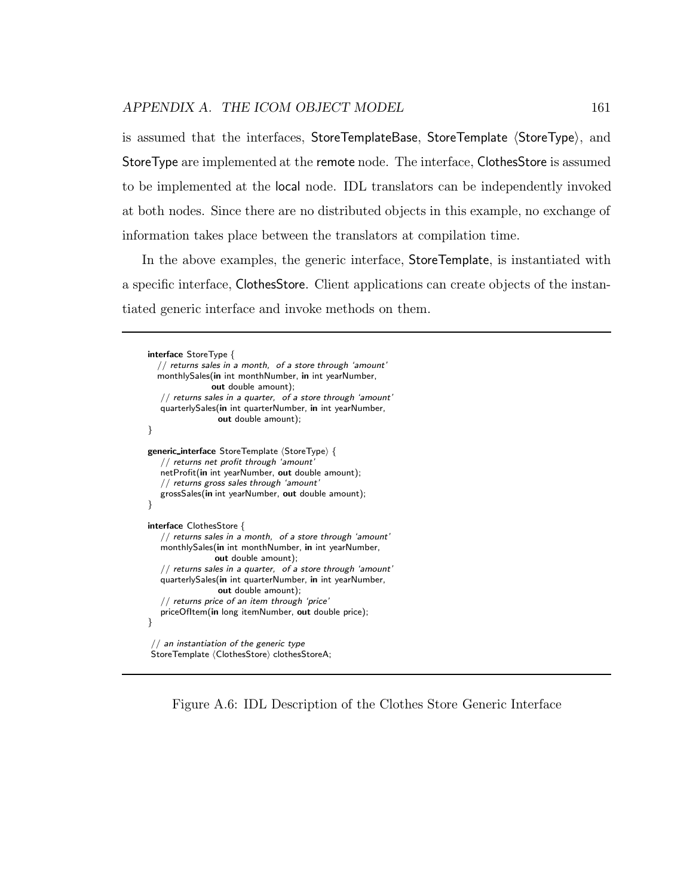is assumed that the interfaces, StoreTemplateBase, StoreTemplate ⟨StoreType⟩, and StoreType are implemented at the remote node. The interface, ClothesStore is assumed to be implemented at the local node. IDL translators can be independently invoked at both nodes. Since there are no distributed objects in this example, no exchange of information takes place between the translators at compilation time.

In the above examples, the generic interface, StoreTemplate, is instantiated with a specific interface, ClothesStore. Client applications can create objects of the instantiated generic interface and invoke methods on them.

```
interface StoreType {
   // returns sales in a month,  of a store through 'amount'
   monthlySales(in int monthNumber, in int yearNumber,
                out double amount);
    // returns sales in a quarter,  of a store through 'amount'
    quarterlySales(in int quarterNumber, in int yearNumber,
                   out double amount);
}

generic_interface StoreTemplate ⟨StoreType⟩ {
    // returns net profit through 'amount'
    netProfit(in int yearNumber, out double amount);
    // returns gross sales through 'amount'
    grossSales(in int yearNumber, out double amount);
}

interface ClothesStore {
    // returns sales in a month,  of a store through 'amount'
    monthlySales(in int monthNumber, in int yearNumber,
                 out double amount);
    // returns sales in a quarter,  of a store through 'amount'
    quarterlySales(in int quarterNumber, in int yearNumber,
                   out double amount);
    // returns price of an item through 'price'
    priceOfItem(in long itemNumber, out double price);
}

 // an instantiation of the generic type
 StoreTemplate ⟨ClothesStore⟩ clothesStoreA;
```

Figure A.6: IDL Description of the Clothes Store Generic Interface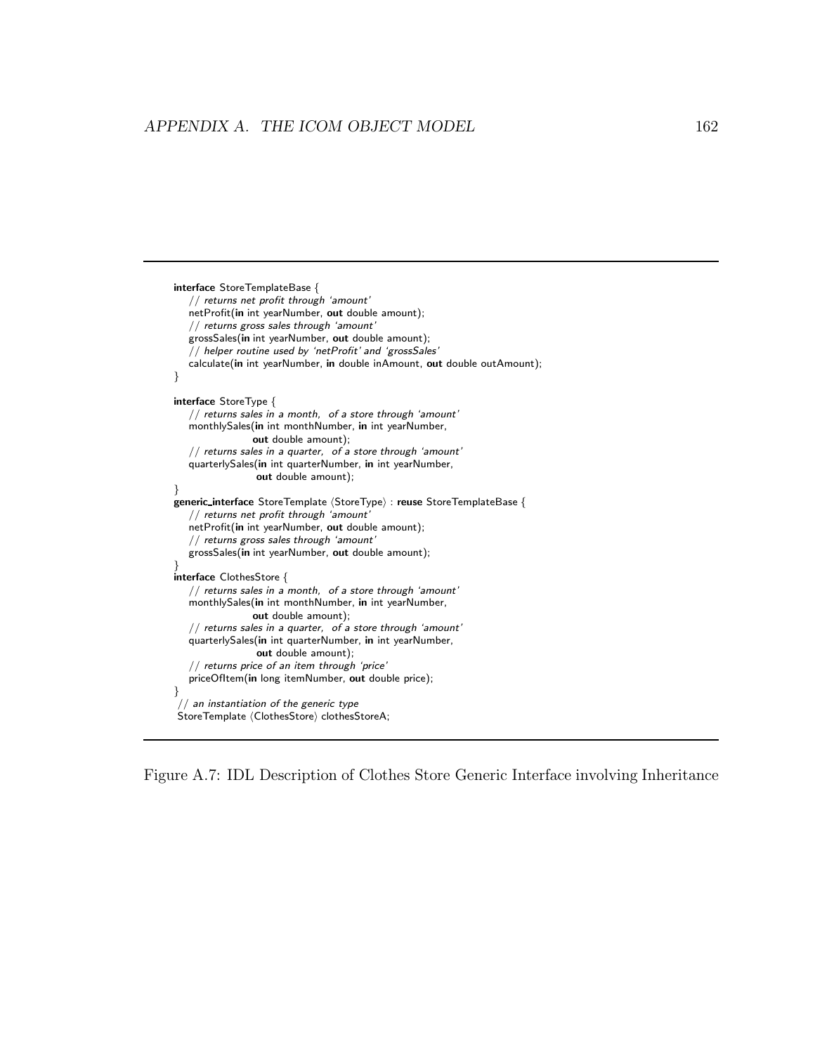```
interface StoreTemplateBase {
    // returns net profit through 'amount'
    netProfit(in int yearNumber, out double amount);
    // returns gross sales through 'amount'
    grossSales(in int yearNumber, out double amount);
    // helper routine used by 'netProfit' and 'grossSales'
    calculate(in int yearNumber, in double inAmount, out double outAmount);
}

interface StoreType {
    // returns sales in a month,  of a store through 'amount'
    monthlySales(in int monthNumber, in int yearNumber,
                 out double amount);
    // returns sales in a quarter,  of a store through 'amount'
    quarterlySales(in int quarterNumber, in int yearNumber,
                   out double amount);
}
generic_interface StoreTemplate ⟨StoreType⟩ : reuse StoreTemplateBase {
    // returns net profit through 'amount'
    netProfit(in int yearNumber, out double amount);
    // returns gross sales through 'amount'
    grossSales(in int yearNumber, out double amount);
}
interface ClothesStore {
    // returns sales in a month,  of a store through 'amount'
    monthlySales(in int monthNumber, in int yearNumber,
                 out double amount);
    // returns sales in a quarter,  of a store through 'amount'
    quarterlySales(in int quarterNumber, in int yearNumber,
                   out double amount);
    // returns price of an item through 'price'
    priceOfItem(in long itemNumber, out double price);
}
 // an instantiation of the generic type
 StoreTemplate ⟨ClothesStore⟩ clothesStoreA;
```

Figure A.7: IDL Description of Clothes Store Generic Interface involving Inheritance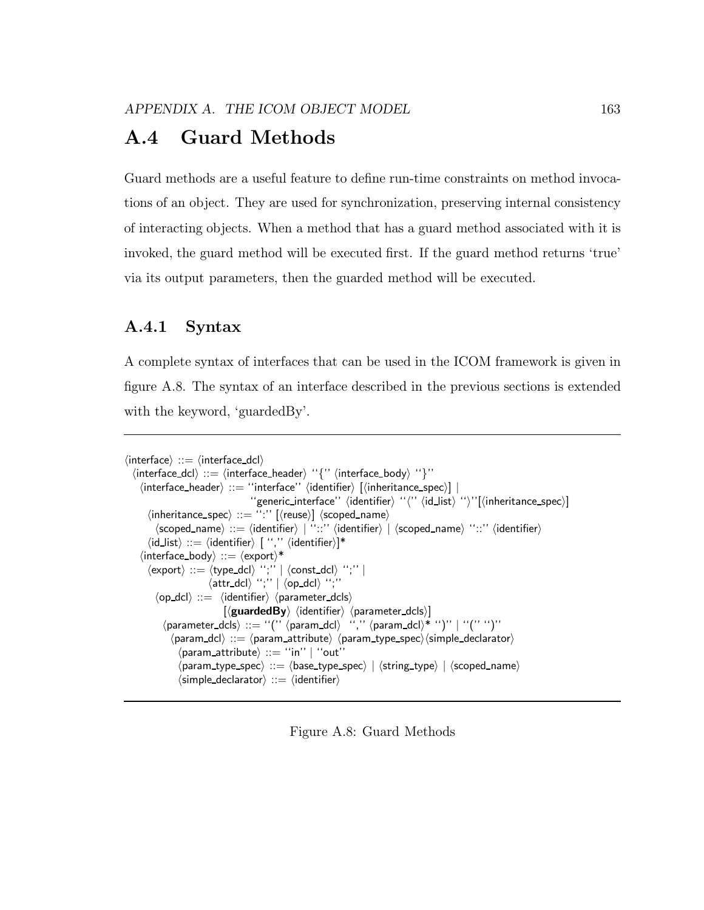## A.4 Guard Methods

Guard methods are a useful feature to define run-time constraints on method invocations of an object. They are used for synchronization, preserving internal consistency of interacting objects. When a method that has a guard method associated with it is invoked, the guard method will be executed first. If the guard method returns 'true' via its output parameters, then the guarded method will be executed.

### A.4.1 Syntax

A complete syntax of interfaces that can be used in the ICOM framework is given in figure A.8. The syntax of an interface described in the previous sections is extended with the keyword, 'guardedBy'.

```
⟨interface⟩ ::= ⟨interface_dcl⟩
  ⟨interface_dcl⟩ ::= ⟨interface_header⟩ ‘‘{’’ ⟨interface_body⟩ ‘‘}’’
    ⟨interface_header⟩ ::= ‘‘interface’’ ⟨identifier⟩ [⟨inheritance_spec⟩] |
                            ‘‘generic_interface’’ ⟨identifier⟩ ‘‘⟨’’ ⟨id_list⟩ ‘‘⟩’’[⟨inheritance_spec⟩]
      ⟨inheritance_spec⟩ ::= ‘‘:’’ [⟨reuse⟩] ⟨scoped_name⟩
        ⟨scoped_name⟩ ::= ⟨identifier⟩ | ‘‘::’’ ⟨identifier⟩ | ⟨scoped_name⟩ ‘‘::’’ ⟨identifier⟩
      ⟨id_list⟩ ::= ⟨identifier⟩ [ ‘‘,’’ ⟨identifier⟩]*
    ⟨interface_body⟩ ::= ⟨export⟩*
      ⟨export⟩ ::= ⟨type_dcl⟩ ‘‘;’’ | ⟨const_dcl⟩ ‘‘;’’ |
                   ⟨attr_dcl⟩ ‘‘;’’ | ⟨op_dcl⟩ ‘‘;’’
        ⟨op_dcl⟩ ::=  ⟨identifier⟩ ⟨parameter_dcls⟩
                      [⟨guardedBy⟩ ⟨identifier⟩ ⟨parameter_dcls⟩]
          ⟨parameter_dcls⟩ ::= ‘‘(’’ ⟨param_dcl⟩  ‘‘,’’ ⟨param_dcl⟩* ‘‘)’’ | ‘‘(’’ ‘‘)’’
            ⟨param_dcl⟩ ::= ⟨param_attribute⟩ ⟨param_type_spec⟩⟨simple_declarator⟩
              ⟨param_attribute⟩ ::= ‘‘in’’ | ‘‘out’’
              ⟨param_type_spec⟩ ::= ⟨base_type_spec⟩ | ⟨string_type⟩ | ⟨scoped_name⟩
              ⟨simple_declarator⟩ ::= ⟨identifier⟩
```

Figure A.8: Guard Methods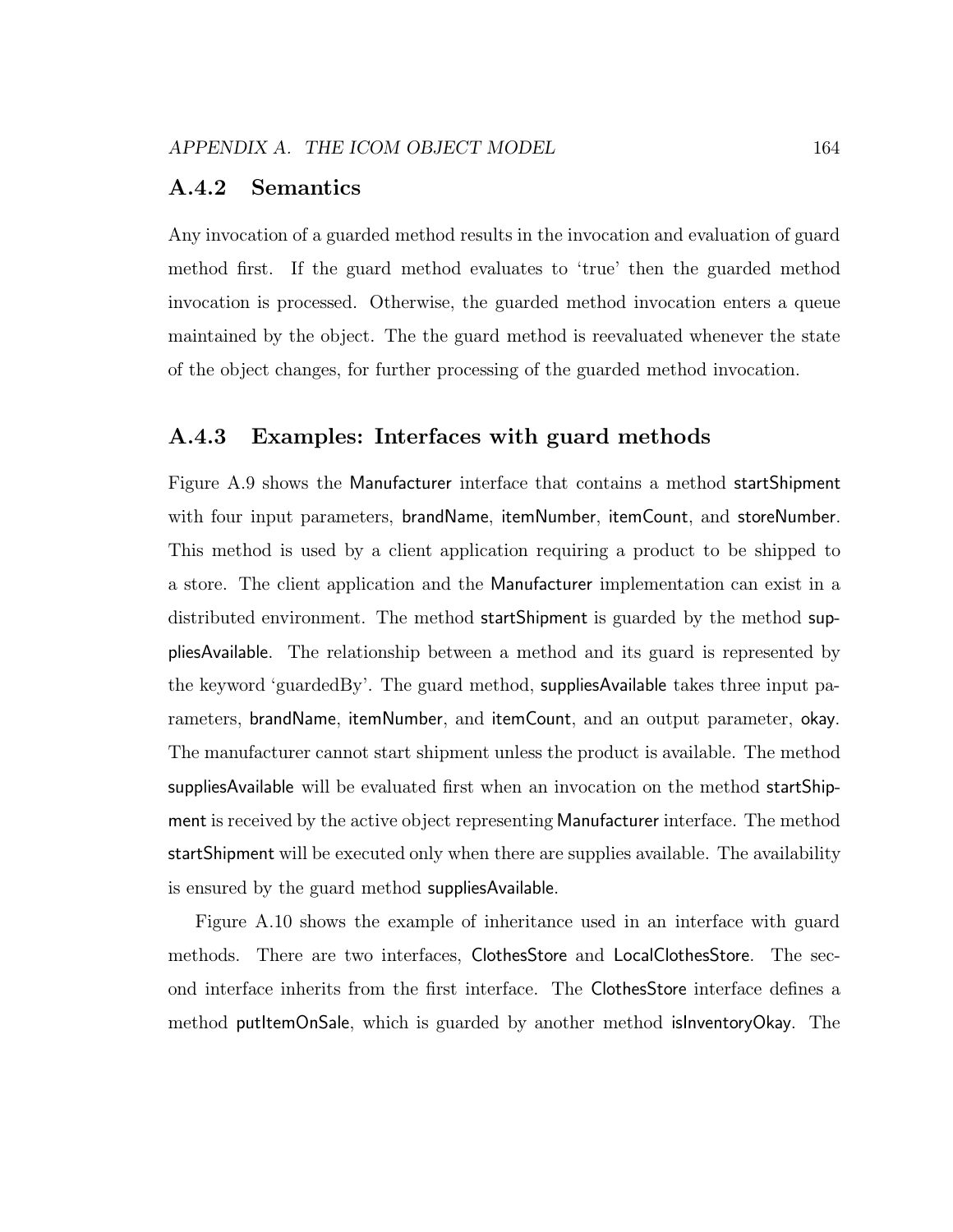### A.4.2 Semantics

Any invocation of a guarded method results in the invocation and evaluation of guard method first. If the guard method evaluates to 'true' then the guarded method invocation is processed. Otherwise, the guarded method invocation enters a queue maintained by the object. The the guard method is reevaluated whenever the state of the object changes, for further processing of the guarded method invocation.

### A.4.3 Examples: Interfaces with guard methods

Figure A.9 shows the Manufacturer interface that contains a method startShipment with four input parameters, brandName, itemNumber, itemCount, and storeNumber. This method is used by a client application requiring a product to be shipped to a store. The client application and the Manufacturer implementation can exist in a distributed environment. The method startShipment is guarded by the method suppliesAvailable. The relationship between a method and its guard is represented by the keyword 'guardedBy'. The guard method, suppliesAvailable takes three input parameters, brandName, itemNumber, and itemCount, and an output parameter, okay. The manufacturer cannot start shipment unless the product is available. The method suppliesAvailable will be evaluated first when an invocation on the method startShipment is received by the active object representing Manufacturer interface. The method startShipment will be executed only when there are supplies available. The availability is ensured by the guard method suppliesAvailable.

Figure A.10 shows the example of inheritance used in an interface with guard methods. There are two interfaces, ClothesStore and LocalClothesStore. The second interface inherits from the first interface. The ClothesStore interface defines a method putItemOnSale, which is guarded by another method isInventoryOkay. The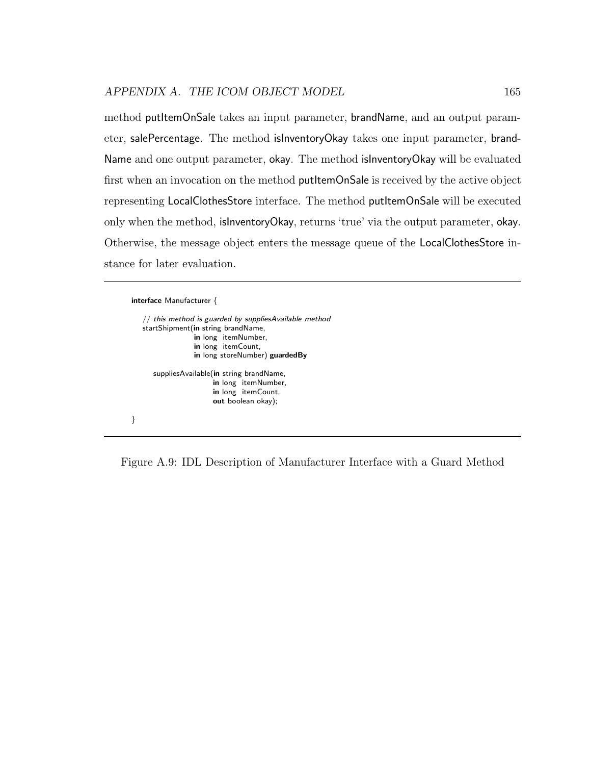method putItemOnSale takes an input parameter, brandName, and an output parameter, salePercentage. The method isInventoryOkay takes one input parameter, brandName and one output parameter, okay. The method isInventoryOkay will be evaluated first when an invocation on the method putItemOnSale is received by the active object representing LocalClothesStore interface. The method putItemOnSale will be executed only when the method, isInventoryOkay, returns 'true' via the output parameter, okay. Otherwise, the message object enters the message queue of the LocalClothesStore instance for later evaluation.

```
interface Manufacturer {

   // this method is guarded by suppliesAvailable method
   startShipment(in string brandName,
                 in long  itemNumber,
                 in long  itemCount,
                 in long storeNumber) guardedBy

      suppliesAvailable(in string brandName,
                        in long  itemNumber,
                        in long  itemCount,
                        out boolean okay);

}
```

Figure A.9: IDL Description of Manufacturer Interface with a Guard Method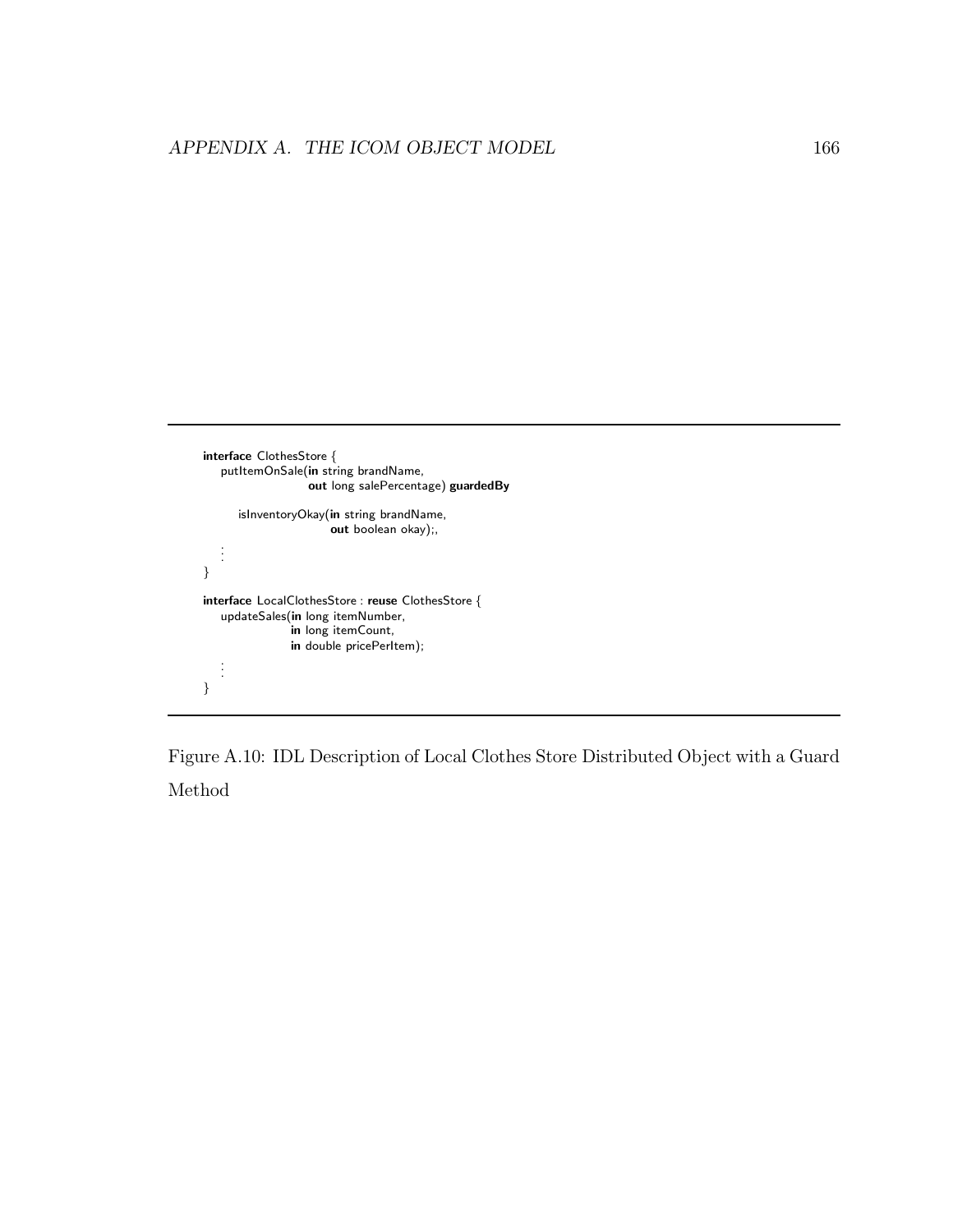```
interface ClothesStore {
    putItemOnSale(in string brandName,
                  out long salePercentage) guardedBy

        isInventoryOkay(in string brandName,
                        out boolean okay);,
    ⋮
}

interface LocalClothesStore : reuse ClothesStore {
    updateSales(in long itemNumber,
                in long itemCount,
                in double pricePerItem);
    ⋮
}
```

Figure A.10: IDL Description of Local Clothes Store Distributed Object with a Guard Method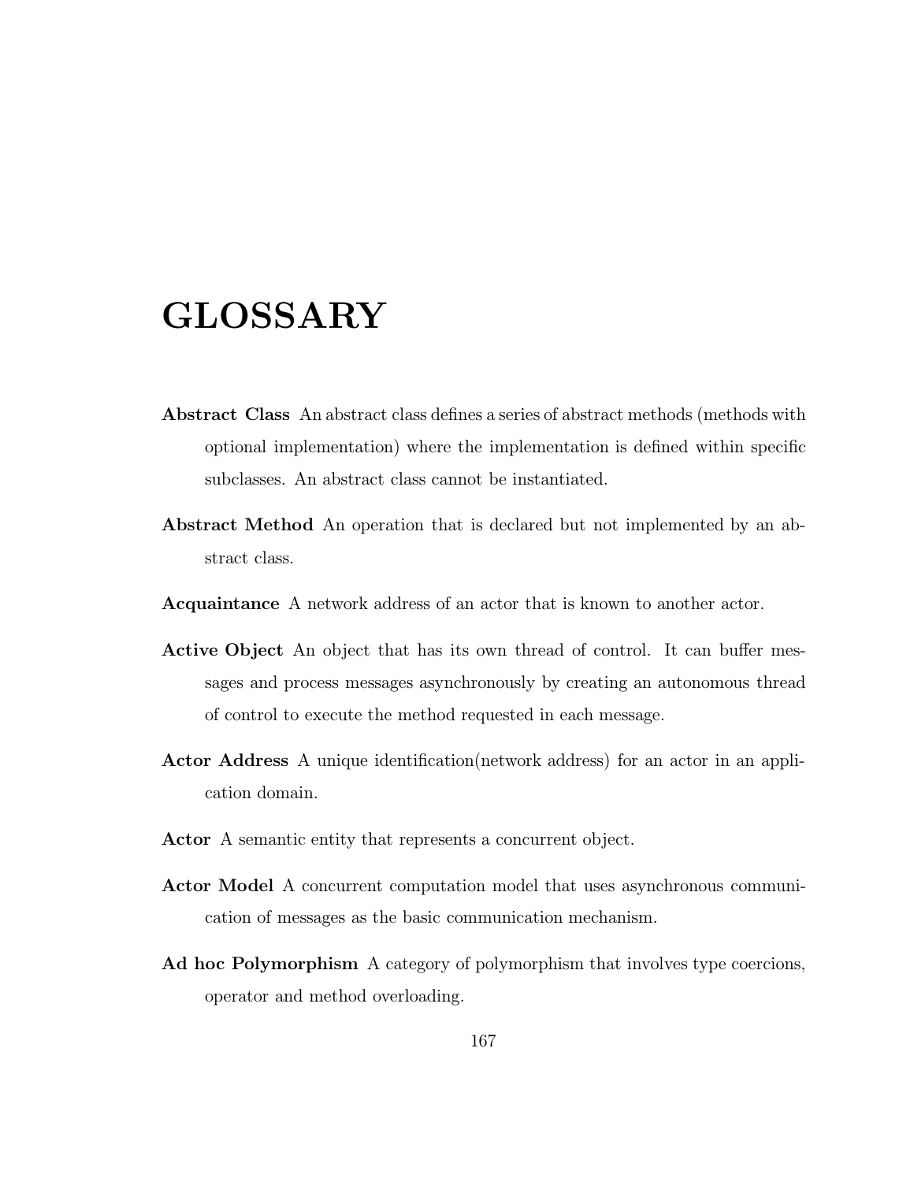# GLOSSARY

**Abstract Class** An abstract class defines a series of abstract methods (methods with optional implementation) where the implementation is defined within specific subclasses. An abstract class cannot be instantiated.

**Abstract Method** An operation that is declared but not implemented by an abstract class.

**Acquaintance** A network address of an actor that is known to another actor.

**Active Object** An object that has its own thread of control. It can buffer messages and process messages asynchronously by creating an autonomous thread of control to execute the method requested in each message.

**Actor Address** A unique identification(network address) for an actor in an application domain.

**Actor** A semantic entity that represents a concurrent object.

**Actor Model** A concurrent computation model that uses asynchronous communication of messages as the basic communication mechanism.

**Ad hoc Polymorphism** A category of polymorphism that involves type coercions, operator and method overloading.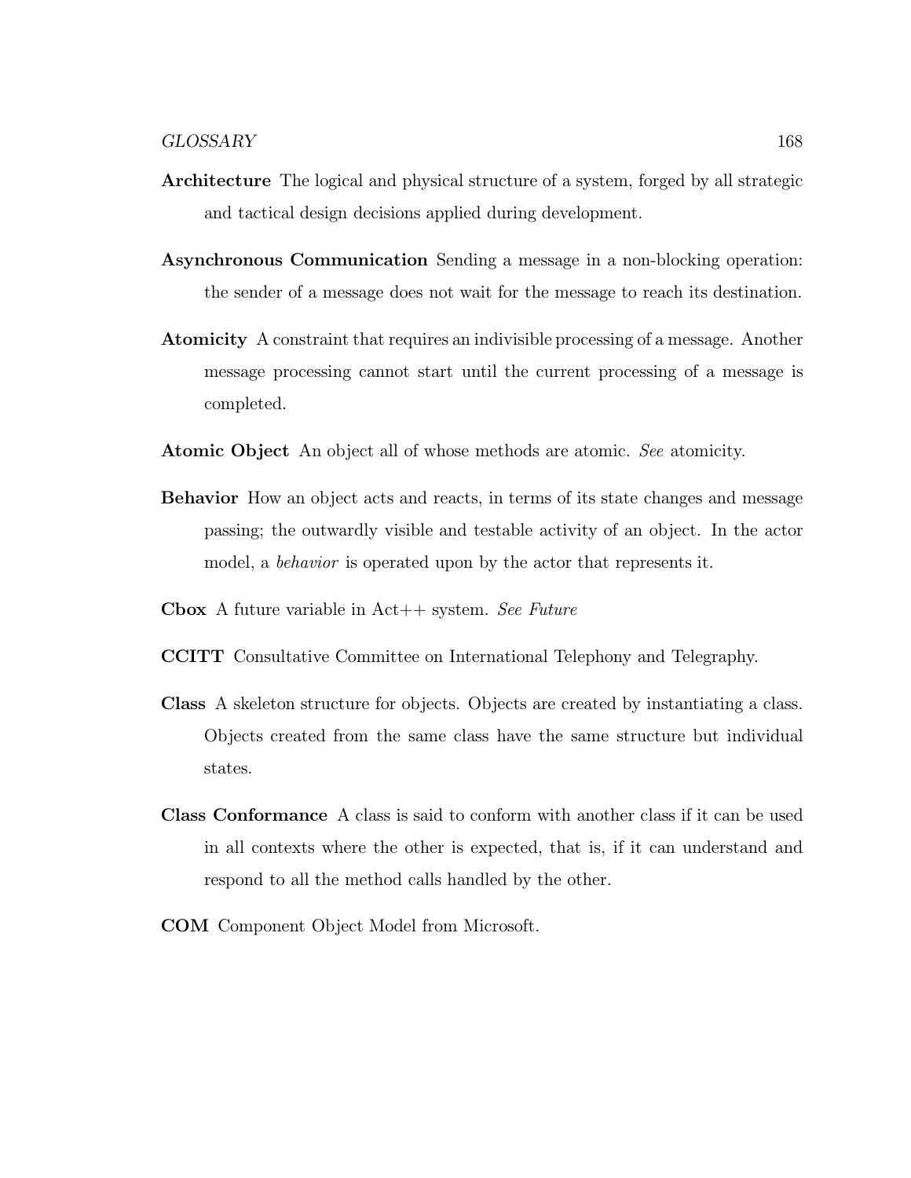**Architecture** The logical and physical structure of a system, forged by all strategic and tactical design decisions applied during development.

**Asynchronous Communication** Sending a message in a non-blocking operation: the sender of a message does not wait for the message to reach its destination.

**Atomicity** A constraint that requires an indivisible processing of a message. Another message processing cannot start until the current processing of a message is completed.

**Atomic Object** An object all of whose methods are atomic. *See* atomicity.

**Behavior** How an object acts and reacts, in terms of its state changes and message passing; the outwardly visible and testable activity of an object. In the actor model, a *behavior* is operated upon by the actor that represents it.

**Cbox** A future variable in Act++ system. *See Future*

**CCITT** Consultative Committee on International Telephony and Telegraphy.

**Class** A skeleton structure for objects. Objects are created by instantiating a class. Objects created from the same class have the same structure but individual states.

**Class Conformance** A class is said to conform with another class if it can be used in all contexts where the other is expected, that is, if it can understand and respond to all the method calls handled by the other.

**COM** Component Object Model from Microsoft.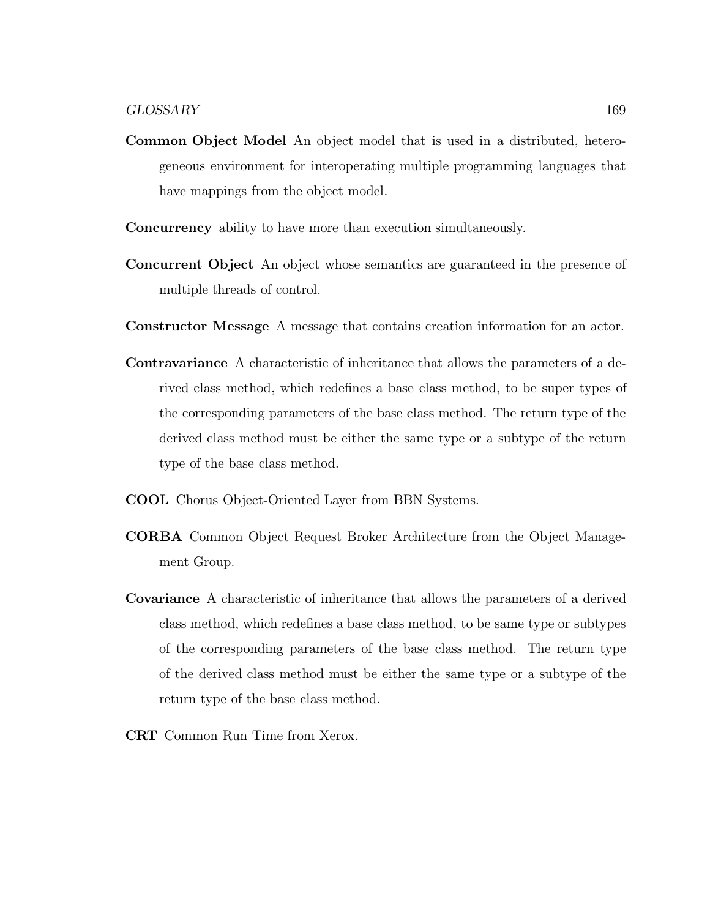**Common Object Model** An object model that is used in a distributed, heterogeneous environment for interoperating multiple programming languages that have mappings from the object model.

**Concurrency** ability to have more than execution simultaneously.

**Concurrent Object** An object whose semantics are guaranteed in the presence of multiple threads of control.

**Constructor Message** A message that contains creation information for an actor.

**Contravariance** A characteristic of inheritance that allows the parameters of a derived class method, which redefines a base class method, to be super types of the corresponding parameters of the base class method. The return type of the derived class method must be either the same type or a subtype of the return type of the base class method.

**COOL** Chorus Object-Oriented Layer from BBN Systems.

**CORBA** Common Object Request Broker Architecture from the Object Management Group.

**Covariance** A characteristic of inheritance that allows the parameters of a derived class method, which redefines a base class method, to be same type or subtypes of the corresponding parameters of the base class method. The return type of the derived class method must be either the same type or a subtype of the return type of the base class method.

**CRT** Common Run Time from Xerox.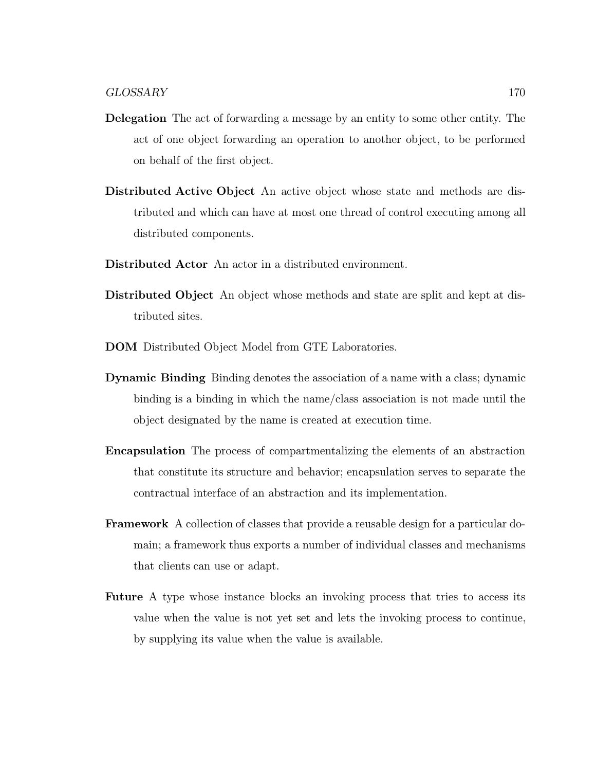**Delegation** The act of forwarding a message by an entity to some other entity. The act of one object forwarding an operation to another object, to be performed on behalf of the first object.

**Distributed Active Object** An active object whose state and methods are distributed and which can have at most one thread of control executing among all distributed components.

**Distributed Actor** An actor in a distributed environment.

**Distributed Object** An object whose methods and state are split and kept at distributed sites.

**DOM** Distributed Object Model from GTE Laboratories.

**Dynamic Binding** Binding denotes the association of a name with a class; dynamic binding is a binding in which the name/class association is not made until the object designated by the name is created at execution time.

**Encapsulation** The process of compartmentalizing the elements of an abstraction that constitute its structure and behavior; encapsulation serves to separate the contractual interface of an abstraction and its implementation.

**Framework** A collection of classes that provide a reusable design for a particular domain; a framework thus exports a number of individual classes and mechanisms that clients can use or adapt.

**Future** A type whose instance blocks an invoking process that tries to access its value when the value is not yet set and lets the invoking process to continue, by supplying its value when the value is available.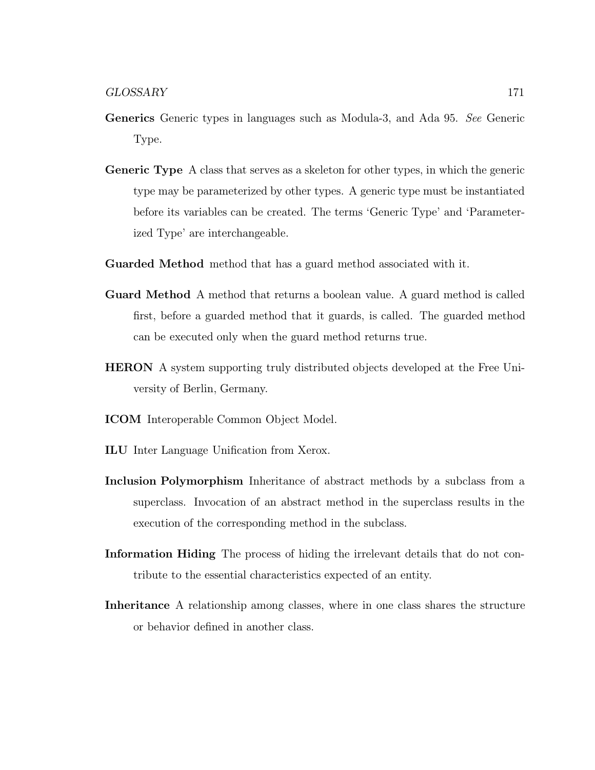**Generics** Generic types in languages such as Modula-3, and Ada 95. *See* Generic Type.

**Generic Type** A class that serves as a skeleton for other types, in which the generic type may be parameterized by other types. A generic type must be instantiated before its variables can be created. The terms 'Generic Type' and 'Parameterized Type' are interchangeable.

**Guarded Method** method that has a guard method associated with it.

**Guard Method** A method that returns a boolean value. A guard method is called first, before a guarded method that it guards, is called. The guarded method can be executed only when the guard method returns true.

**HERON** A system supporting truly distributed objects developed at the Free University of Berlin, Germany.

**ICOM** Interoperable Common Object Model.

**ILU** Inter Language Unification from Xerox.

**Inclusion Polymorphism** Inheritance of abstract methods by a subclass from a superclass. Invocation of an abstract method in the superclass results in the execution of the corresponding method in the subclass.

**Information Hiding** The process of hiding the irrelevant details that do not contribute to the essential characteristics expected of an entity.

**Inheritance** A relationship among classes, where in one class shares the structure or behavior defined in another class.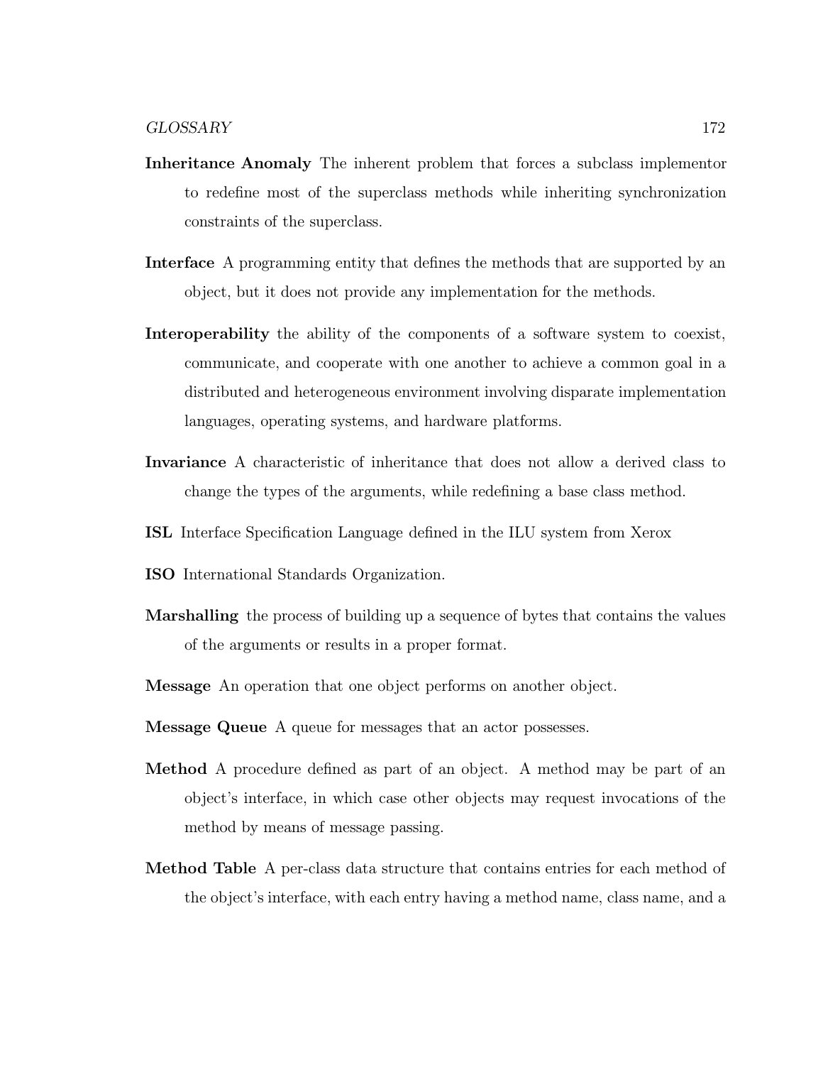**Inheritance Anomaly** The inherent problem that forces a subclass implementor to redefine most of the superclass methods while inheriting synchronization constraints of the superclass.

**Interface** A programming entity that defines the methods that are supported by an object, but it does not provide any implementation for the methods.

**Interoperability** the ability of the components of a software system to coexist, communicate, and cooperate with one another to achieve a common goal in a distributed and heterogeneous environment involving disparate implementation languages, operating systems, and hardware platforms.

**Invariance** A characteristic of inheritance that does not allow a derived class to change the types of the arguments, while redefining a base class method.

**ISL** Interface Specification Language defined in the ILU system from Xerox

**ISO** International Standards Organization.

**Marshalling** the process of building up a sequence of bytes that contains the values of the arguments or results in a proper format.

**Message** An operation that one object performs on another object.

**Message Queue** A queue for messages that an actor possesses.

**Method** A procedure defined as part of an object. A method may be part of an object's interface, in which case other objects may request invocations of the method by means of message passing.

**Method Table** A per-class data structure that contains entries for each method of the object's interface, with each entry having a method name, class name, and a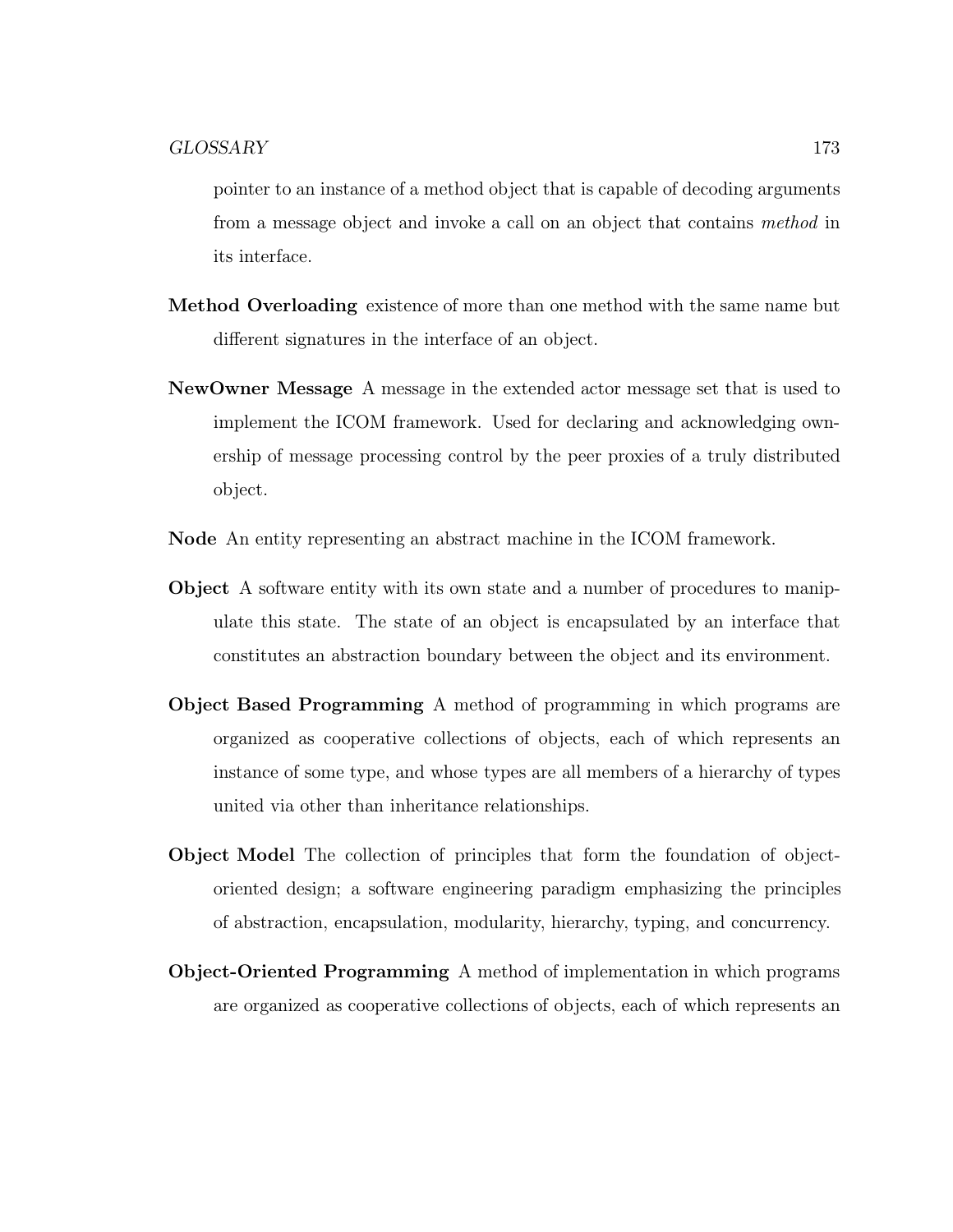pointer to an instance of a method object that is capable of decoding arguments from a message object and invoke a call on an object that contains *method* in its interface.

**Method Overloading** existence of more than one method with the same name but different signatures in the interface of an object.

**NewOwner Message** A message in the extended actor message set that is used to implement the ICOM framework. Used for declaring and acknowledging ownership of message processing control by the peer proxies of a truly distributed object.

**Node** An entity representing an abstract machine in the ICOM framework.

**Object** A software entity with its own state and a number of procedures to manipulate this state. The state of an object is encapsulated by an interface that constitutes an abstraction boundary between the object and its environment.

**Object Based Programming** A method of programming in which programs are organized as cooperative collections of objects, each of which represents an instance of some type, and whose types are all members of a hierarchy of types united via other than inheritance relationships.

**Object Model** The collection of principles that form the foundation of object-oriented design; a software engineering paradigm emphasizing the principles of abstraction, encapsulation, modularity, hierarchy, typing, and concurrency.

**Object-Oriented Programming** A method of implementation in which programs are organized as cooperative collections of objects, each of which represents an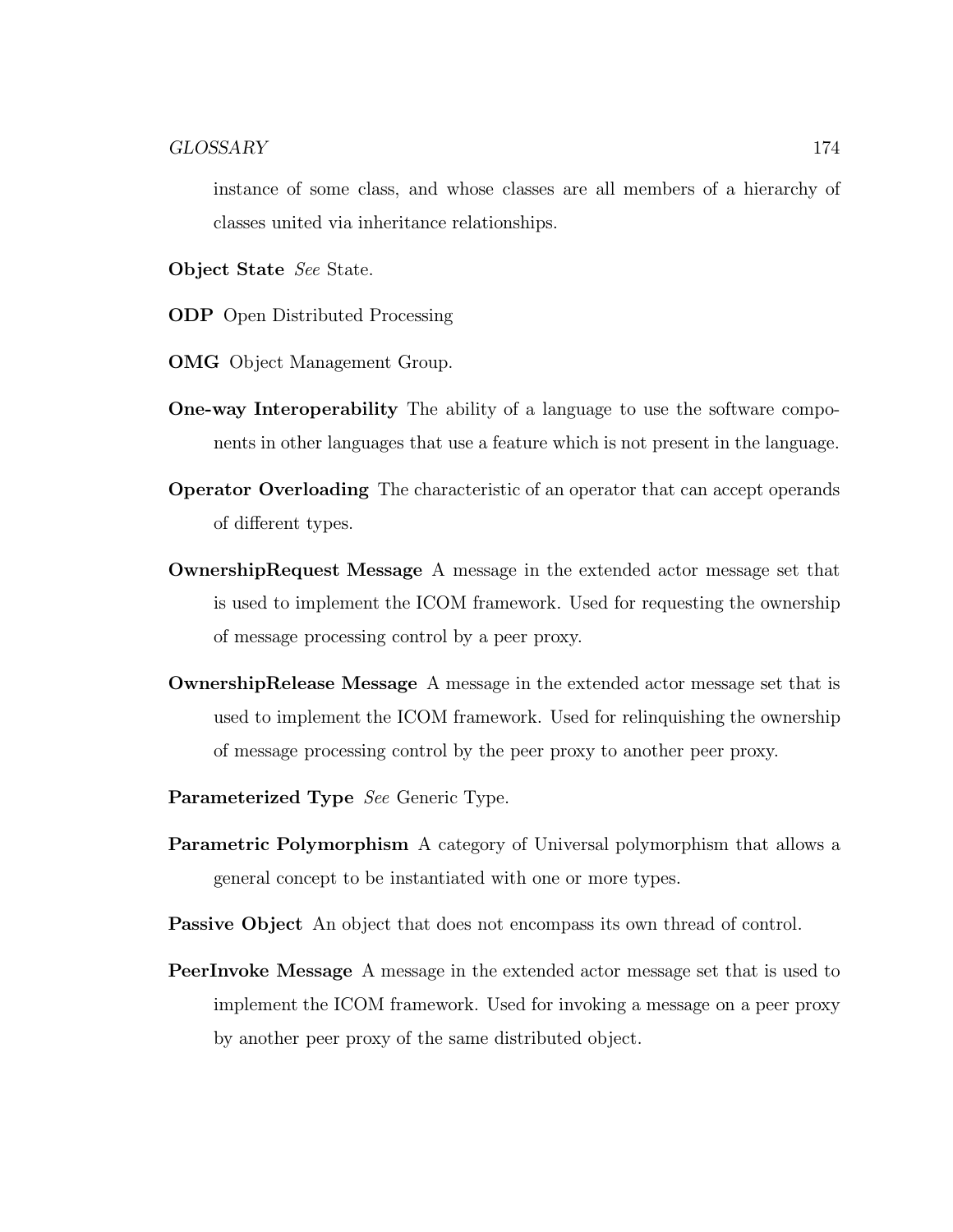instance of some class, and whose classes are all members of a hierarchy of classes united via inheritance relationships.

**Object State** *See* State.

**ODP** Open Distributed Processing

**OMG** Object Management Group.

**One-way Interoperability** The ability of a language to use the software components in other languages that use a feature which is not present in the language.

**Operator Overloading** The characteristic of an operator that can accept operands of different types.

**OwnershipRequest Message** A message in the extended actor message set that is used to implement the ICOM framework. Used for requesting the ownership of message processing control by a peer proxy.

**OwnershipRelease Message** A message in the extended actor message set that is used to implement the ICOM framework. Used for relinquishing the ownership of message processing control by the peer proxy to another peer proxy.

**Parameterized Type** *See* Generic Type.

**Parametric Polymorphism** A category of Universal polymorphism that allows a general concept to be instantiated with one or more types.

**Passive Object** An object that does not encompass its own thread of control.

**PeerInvoke Message** A message in the extended actor message set that is used to implement the ICOM framework. Used for invoking a message on a peer proxy by another peer proxy of the same distributed object.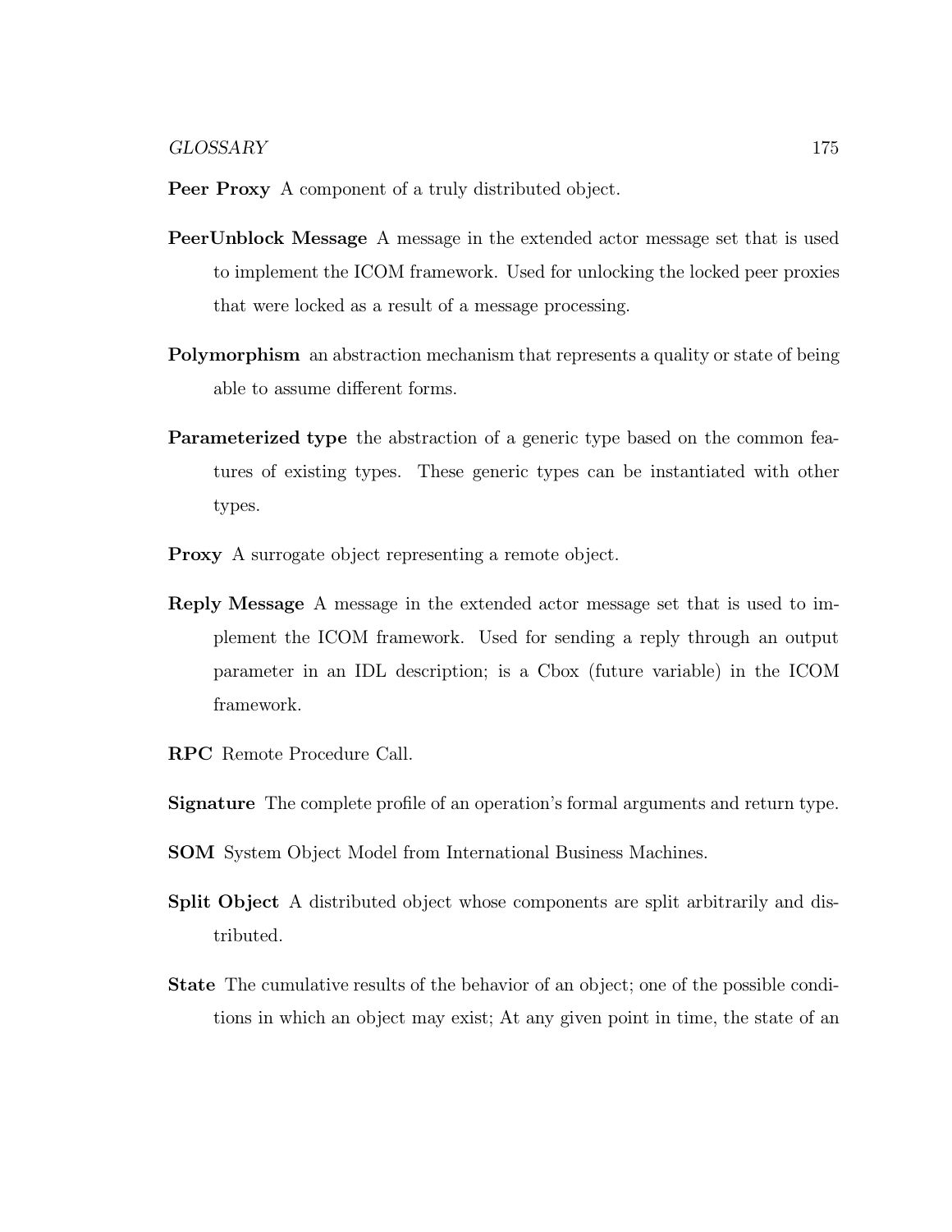**Peer Proxy** A component of a truly distributed object.

**PeerUnblock Message** A message in the extended actor message set that is used to implement the ICOM framework. Used for unlocking the locked peer proxies that were locked as a result of a message processing.

**Polymorphism** an abstraction mechanism that represents a quality or state of being able to assume different forms.

**Parameterized type** the abstraction of a generic type based on the common features of existing types. These generic types can be instantiated with other types.

**Proxy** A surrogate object representing a remote object.

**Reply Message** A message in the extended actor message set that is used to implement the ICOM framework. Used for sending a reply through an output parameter in an IDL description; is a Cbox (future variable) in the ICOM framework.

**RPC** Remote Procedure Call.

**Signature** The complete profile of an operation's formal arguments and return type.

**SOM** System Object Model from International Business Machines.

**Split Object** A distributed object whose components are split arbitrarily and distributed.

**State** The cumulative results of the behavior of an object; one of the possible conditions in which an object may exist; At any given point in time, the state of an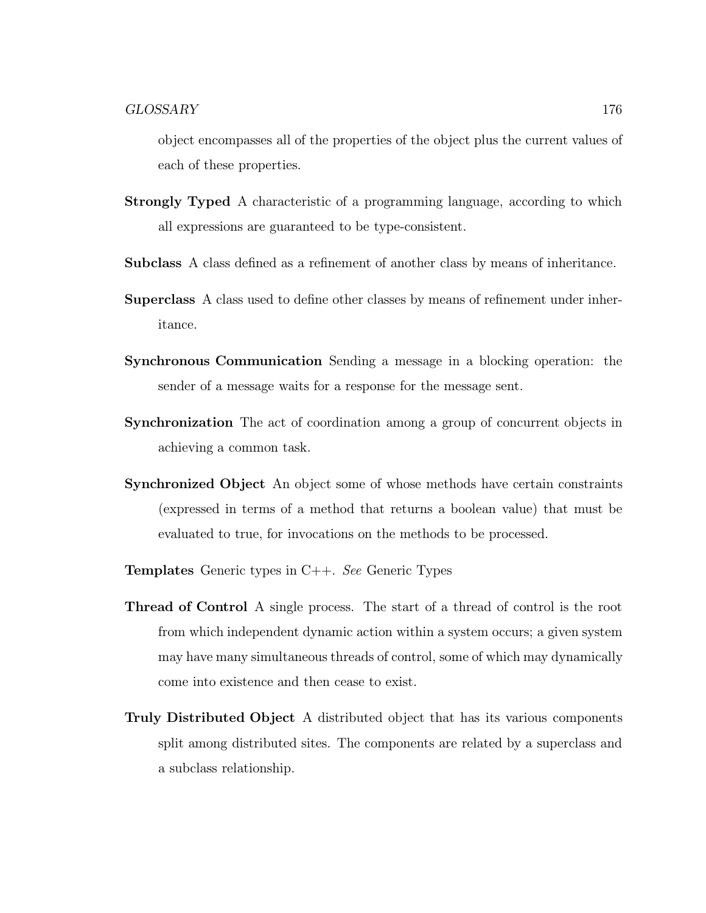object encompasses all of the properties of the object plus the current values of each of these properties.

**Strongly Typed** A characteristic of a programming language, according to which all expressions are guaranteed to be type-consistent.

**Subclass** A class defined as a refinement of another class by means of inheritance.

**Superclass** A class used to define other classes by means of refinement under inheritance.

**Synchronous Communication** Sending a message in a blocking operation: the sender of a message waits for a response for the message sent.

**Synchronization** The act of coordination among a group of concurrent objects in achieving a common task.

**Synchronized Object** An object some of whose methods have certain constraints (expressed in terms of a method that returns a boolean value) that must be evaluated to true, for invocations on the methods to be processed.

**Templates** Generic types in C++. *See* Generic Types

**Thread of Control** A single process. The start of a thread of control is the root from which independent dynamic action within a system occurs; a given system may have many simultaneous threads of control, some of which may dynamically come into existence and then cease to exist.

**Truly Distributed Object** A distributed object that has its various components split among distributed sites. The components are related by a superclass and a subclass relationship.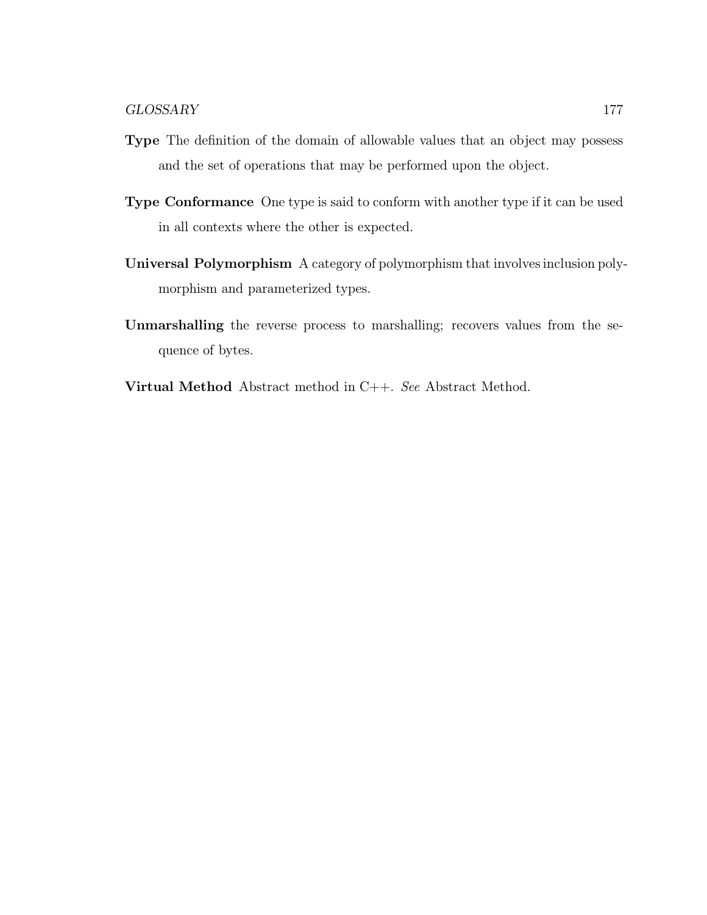**Type** The definition of the domain of allowable values that an object may possess and the set of operations that may be performed upon the object.

**Type Conformance** One type is said to conform with another type if it can be used in all contexts where the other is expected.

**Universal Polymorphism** A category of polymorphism that involves inclusion polymorphism and parameterized types.

**Unmarshalling** the reverse process to marshalling; recovers values from the sequence of bytes.

**Virtual Method** Abstract method in C++. *See* Abstract Method.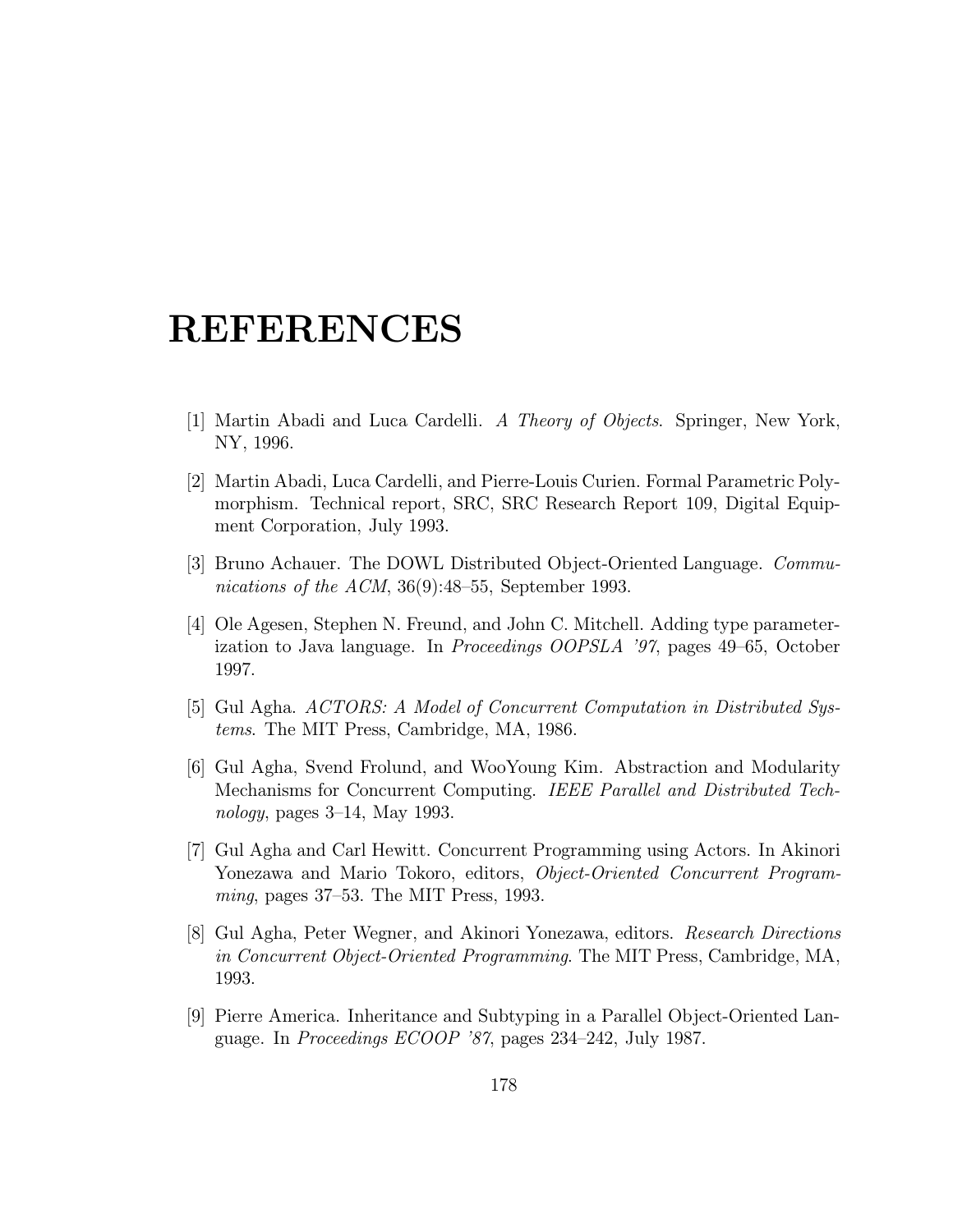# REFERENCES

[1] Martin Abadi and Luca Cardelli. *A Theory of Objects*. Springer, New York, NY, 1996.

[2] Martin Abadi, Luca Cardelli, and Pierre-Louis Curien. Formal Parametric Polymorphism. Technical report, SRC, SRC Research Report 109, Digital Equipment Corporation, July 1993.

[3] Bruno Achauer. The DOWL Distributed Object-Oriented Language. *Communications of the ACM*, 36(9):48–55, September 1993.

[4] Ole Agesen, Stephen N. Freund, and John C. Mitchell. Adding type parameterization to Java language. In *Proceedings OOPSLA '97*, pages 49–65, October 1997.

[5] Gul Agha. *ACTORS: A Model of Concurrent Computation in Distributed Systems*. The MIT Press, Cambridge, MA, 1986.

[6] Gul Agha, Svend Frolund, and WooYoung Kim. Abstraction and Modularity Mechanisms for Concurrent Computing. *IEEE Parallel and Distributed Technology*, pages 3–14, May 1993.

[7] Gul Agha and Carl Hewitt. Concurrent Programming using Actors. In Akinori Yonezawa and Mario Tokoro, editors, *Object-Oriented Concurrent Programming*, pages 37–53. The MIT Press, 1993.

[8] Gul Agha, Peter Wegner, and Akinori Yonezawa, editors. *Research Directions in Concurrent Object-Oriented Programming*. The MIT Press, Cambridge, MA, 1993.

[9] Pierre America. Inheritance and Subtyping in a Parallel Object-Oriented Language. In *Proceedings ECOOP '87*, pages 234–242, July 1987.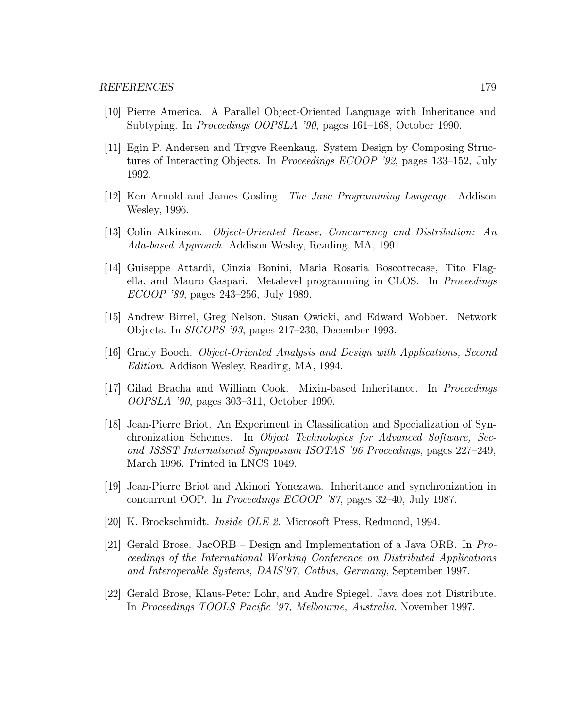[10] Pierre America. A Parallel Object-Oriented Language with Inheritance and Subtyping. In *Proceedings OOPSLA '90*, pages 161–168, October 1990.

[11] Egin P. Andersen and Trygve Reenkaug. System Design by Composing Structures of Interacting Objects. In *Proceedings ECOOP '92*, pages 133–152, July 1992.

[12] Ken Arnold and James Gosling. *The Java Programming Language*. Addison Wesley, 1996.

[13] Colin Atkinson. *Object-Oriented Reuse, Concurrency and Distribution: An Ada-based Approach*. Addison Wesley, Reading, MA, 1991.

[14] Guiseppe Attardi, Cinzia Bonini, Maria Rosaria Boscotrecase, Tito Flagella, and Mauro Gaspari. Metalevel programming in CLOS. In *Proceedings ECOOP '89*, pages 243–256, July 1989.

[15] Andrew Birrel, Greg Nelson, Susan Owicki, and Edward Wobber. Network Objects. In *SIGOPS '93*, pages 217–230, December 1993.

[16] Grady Booch. *Object-Oriented Analysis and Design with Applications, Second Edition*. Addison Wesley, Reading, MA, 1994.

[17] Gilad Bracha and William Cook. Mixin-based Inheritance. In *Proceedings OOPSLA '90*, pages 303–311, October 1990.

[18] Jean-Pierre Briot. An Experiment in Classification and Specialization of Synchronization Schemes. In *Object Technologies for Advanced Software, Second JSSST International Symposium ISOTAS '96 Proceedings*, pages 227–249, March 1996. Printed in LNCS 1049.

[19] Jean-Pierre Briot and Akinori Yonezawa. Inheritance and synchronization in concurrent OOP. In *Proceedings ECOOP '87*, pages 32–40, July 1987.

[20] K. Brockschmidt. *Inside OLE 2*. Microsoft Press, Redmond, 1994.

[21] Gerald Brose. JacORB – Design and Implementation of a Java ORB. In *Proceedings of the International Working Conference on Distributed Applications and Interoperable Systems, DAIS'97, Cotbus, Germany*, September 1997.

[22] Gerald Brose, Klaus-Peter Lohr, and Andre Spiegel. Java does not Distribute. In *Proceedings TOOLS Pacific '97, Melbourne, Australia*, November 1997.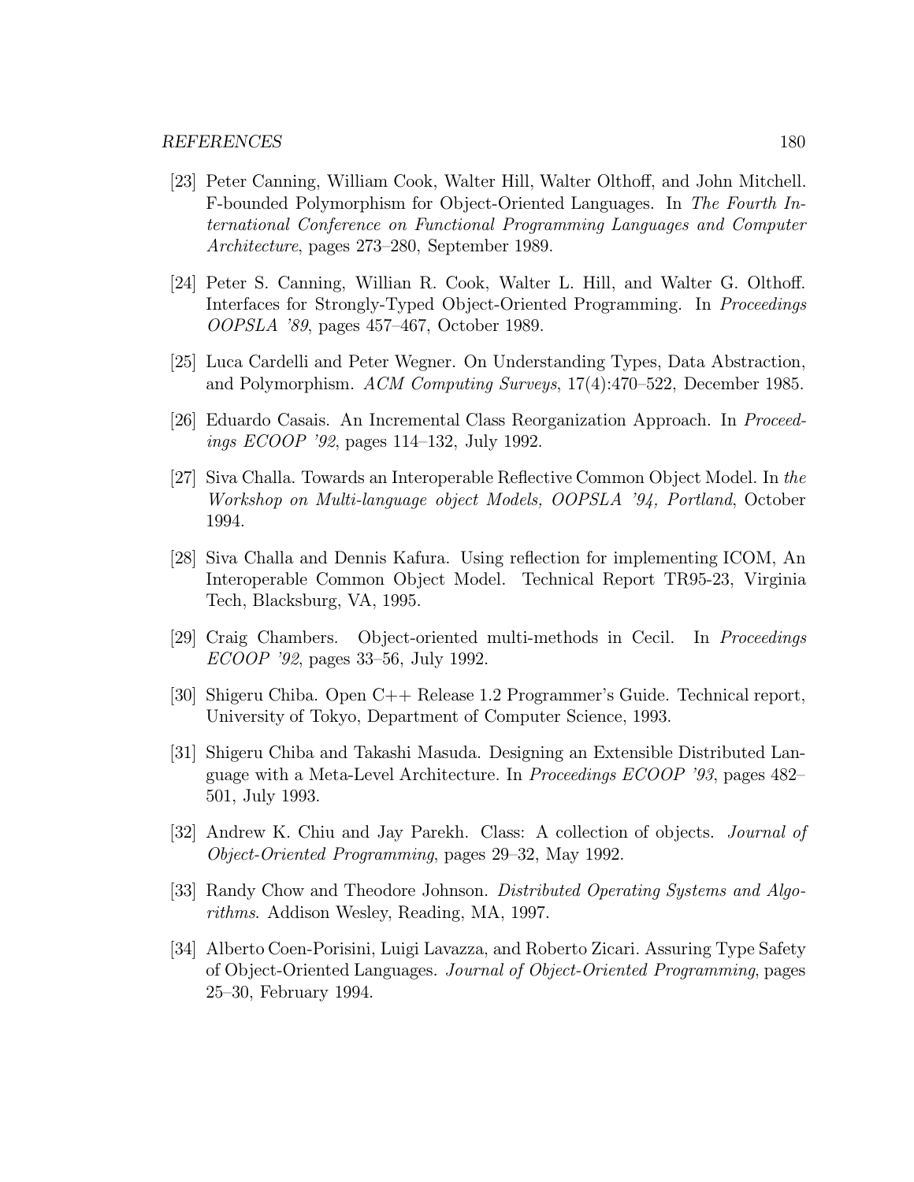[23] Peter Canning, William Cook, Walter Hill, Walter Olthoff, and John Mitchell. F-bounded Polymorphism for Object-Oriented Languages. In *The Fourth International Conference on Functional Programming Languages and Computer Architecture*, pages 273–280, September 1989.

[24] Peter S. Canning, Willian R. Cook, Walter L. Hill, and Walter G. Olthoff. Interfaces for Strongly-Typed Object-Oriented Programming. In *Proceedings OOPSLA '89*, pages 457–467, October 1989.

[25] Luca Cardelli and Peter Wegner. On Understanding Types, Data Abstraction, and Polymorphism. *ACM Computing Surveys*, 17(4):470–522, December 1985.

[26] Eduardo Casais. An Incremental Class Reorganization Approach. In *Proceedings ECOOP '92*, pages 114–132, July 1992.

[27] Siva Challa. Towards an Interoperable Reflective Common Object Model. In *the Workshop on Multi-language object Models, OOPSLA '94, Portland*, October 1994.

[28] Siva Challa and Dennis Kafura. Using reflection for implementing ICOM, An Interoperable Common Object Model. Technical Report TR95-23, Virginia Tech, Blacksburg, VA, 1995.

[29] Craig Chambers. Object-oriented multi-methods in Cecil. In *Proceedings ECOOP '92*, pages 33–56, July 1992.

[30] Shigeru Chiba. Open C++ Release 1.2 Programmer's Guide. Technical report, University of Tokyo, Department of Computer Science, 1993.

[31] Shigeru Chiba and Takashi Masuda. Designing an Extensible Distributed Language with a Meta-Level Architecture. In *Proceedings ECOOP '93*, pages 482–501, July 1993.

[32] Andrew K. Chiu and Jay Parekh. Class: A collection of objects. *Journal of Object-Oriented Programming*, pages 29–32, May 1992.

[33] Randy Chow and Theodore Johnson. *Distributed Operating Systems and Algorithms*. Addison Wesley, Reading, MA, 1997.

[34] Alberto Coen-Porisini, Luigi Lavazza, and Roberto Zicari. Assuring Type Safety of Object-Oriented Languages. *Journal of Object-Oriented Programming*, pages 25–30, February 1994.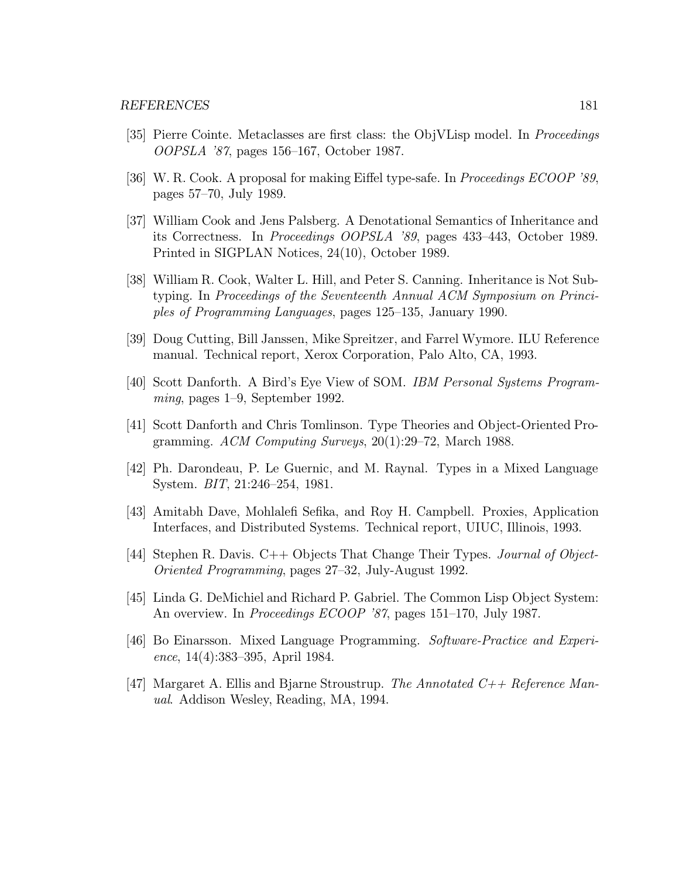[35] Pierre Cointe. Metaclasses are first class: the ObjVLisp model. In *Proceedings OOPSLA '87*, pages 156–167, October 1987.

[36] W. R. Cook. A proposal for making Eiffel type-safe. In *Proceedings ECOOP '89*, pages 57–70, July 1989.

[37] William Cook and Jens Palsberg. A Denotational Semantics of Inheritance and its Correctness. In *Proceedings OOPSLA '89*, pages 433–443, October 1989. Printed in SIGPLAN Notices, 24(10), October 1989.

[38] William R. Cook, Walter L. Hill, and Peter S. Canning. Inheritance is Not Subtyping. In *Proceedings of the Seventeenth Annual ACM Symposium on Principles of Programming Languages*, pages 125–135, January 1990.

[39] Doug Cutting, Bill Janssen, Mike Spreitzer, and Farrel Wymore. ILU Reference manual. Technical report, Xerox Corporation, Palo Alto, CA, 1993.

[40] Scott Danforth. A Bird's Eye View of SOM. *IBM Personal Systems Programming*, pages 1–9, September 1992.

[41] Scott Danforth and Chris Tomlinson. Type Theories and Object-Oriented Programming. *ACM Computing Surveys*, 20(1):29–72, March 1988.

[42] Ph. Darondeau, P. Le Guernic, and M. Raynal. Types in a Mixed Language System. *BIT*, 21:246–254, 1981.

[43] Amitabh Dave, Mohlalefi Sefika, and Roy H. Campbell. Proxies, Application Interfaces, and Distributed Systems. Technical report, UIUC, Illinois, 1993.

[44] Stephen R. Davis. C++ Objects That Change Their Types. *Journal of Object-Oriented Programming*, pages 27–32, July-August 1992.

[45] Linda G. DeMichiel and Richard P. Gabriel. The Common Lisp Object System: An overview. In *Proceedings ECOOP '87*, pages 151–170, July 1987.

[46] Bo Einarsson. Mixed Language Programming. *Software-Practice and Experience*, 14(4):383–395, April 1984.

[47] Margaret A. Ellis and Bjarne Stroustrup. *The Annotated C++ Reference Manual*. Addison Wesley, Reading, MA, 1994.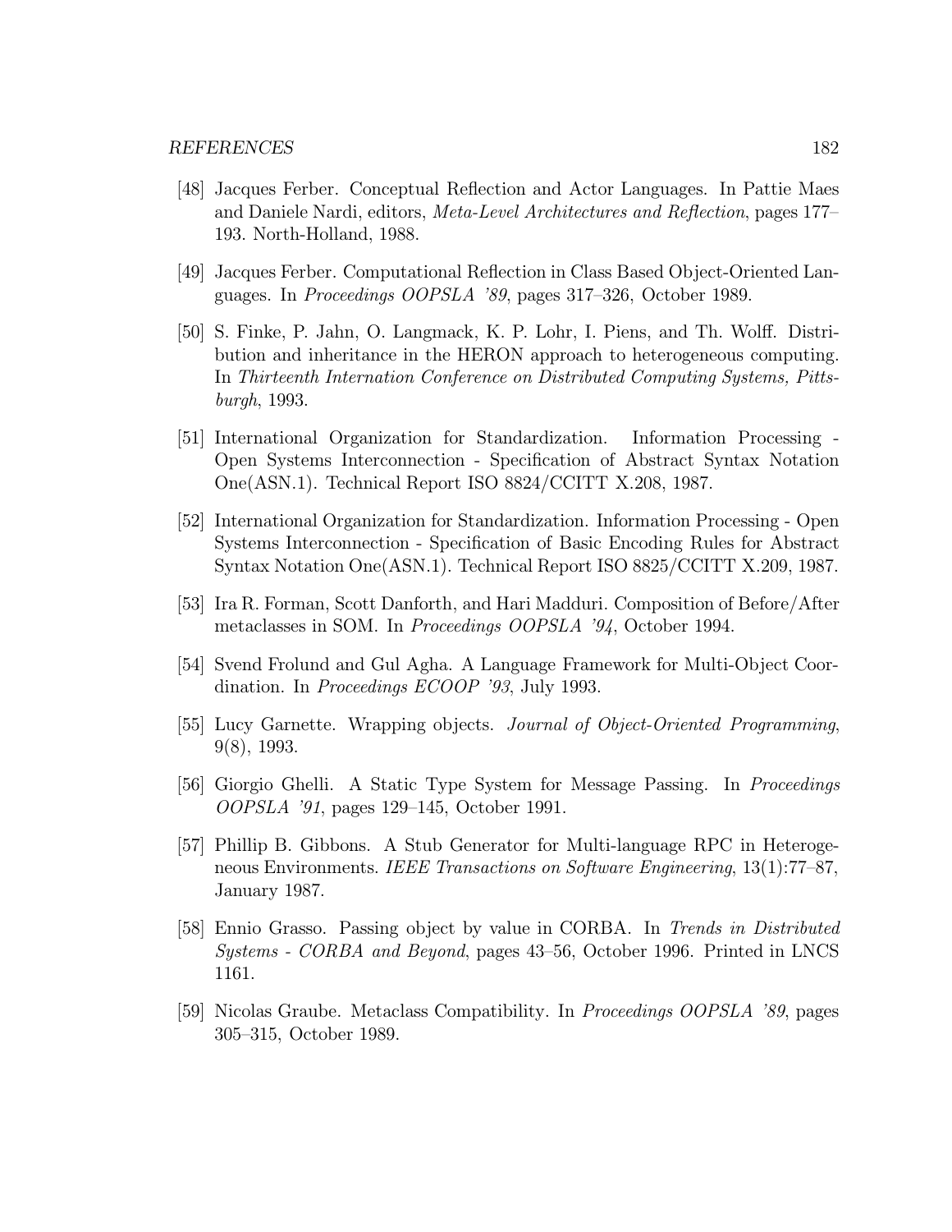[48] Jacques Ferber. Conceptual Reflection and Actor Languages. In Pattie Maes and Daniele Nardi, editors, *Meta-Level Architectures and Reflection*, pages 177–193. North-Holland, 1988.

[49] Jacques Ferber. Computational Reflection in Class Based Object-Oriented Languages. In *Proceedings OOPSLA '89*, pages 317–326, October 1989.

[50] S. Finke, P. Jahn, O. Langmack, K. P. Lohr, I. Piens, and Th. Wolff. Distribution and inheritance in the HERON approach to heterogeneous computing. In *Thirteenth Internation Conference on Distributed Computing Systems, Pittsburgh*, 1993.

[51] International Organization for Standardization. Information Processing - Open Systems Interconnection - Specification of Abstract Syntax Notation One(ASN.1). Technical Report ISO 8824/CCITT X.208, 1987.

[52] International Organization for Standardization. Information Processing - Open Systems Interconnection - Specification of Basic Encoding Rules for Abstract Syntax Notation One(ASN.1). Technical Report ISO 8825/CCITT X.209, 1987.

[53] Ira R. Forman, Scott Danforth, and Hari Madduri. Composition of Before/After metaclasses in SOM. In *Proceedings OOPSLA '94*, October 1994.

[54] Svend Frolund and Gul Agha. A Language Framework for Multi-Object Coordination. In *Proceedings ECOOP '93*, July 1993.

[55] Lucy Garnette. Wrapping objects. *Journal of Object-Oriented Programming*, 9(8), 1993.

[56] Giorgio Ghelli. A Static Type System for Message Passing. In *Proceedings OOPSLA '91*, pages 129–145, October 1991.

[57] Phillip B. Gibbons. A Stub Generator for Multi-language RPC in Heterogeneous Environments. *IEEE Transactions on Software Engineering*, 13(1):77–87, January 1987.

[58] Ennio Grasso. Passing object by value in CORBA. In *Trends in Distributed Systems - CORBA and Beyond*, pages 43–56, October 1996. Printed in LNCS 1161.

[59] Nicolas Graube. Metaclass Compatibility. In *Proceedings OOPSLA '89*, pages 305–315, October 1989.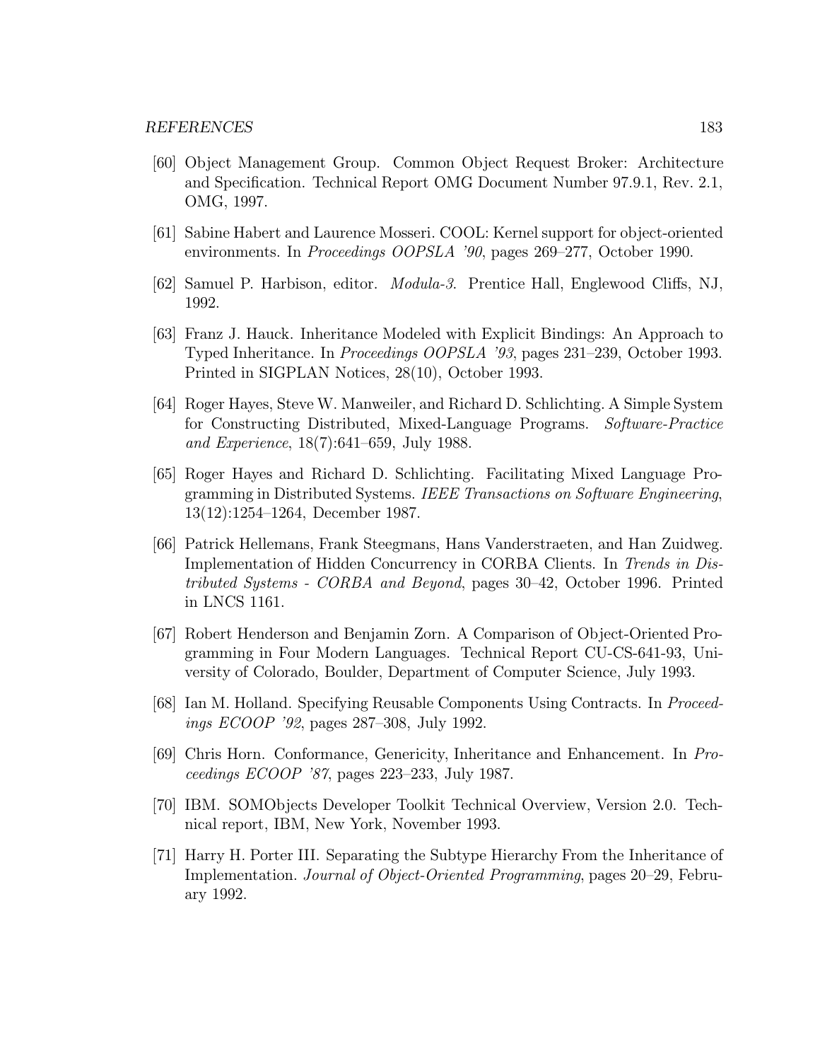[60] Object Management Group. Common Object Request Broker: Architecture and Specification. Technical Report OMG Document Number 97.9.1, Rev. 2.1, OMG, 1997.

[61] Sabine Habert and Laurence Mosseri. COOL: Kernel support for object-oriented environments. In *Proceedings OOPSLA '90*, pages 269–277, October 1990.

[62] Samuel P. Harbison, editor. *Modula-3*. Prentice Hall, Englewood Cliffs, NJ, 1992.

[63] Franz J. Hauck. Inheritance Modeled with Explicit Bindings: An Approach to Typed Inheritance. In *Proceedings OOPSLA '93*, pages 231–239, October 1993. Printed in SIGPLAN Notices, 28(10), October 1993.

[64] Roger Hayes, Steve W. Manweiler, and Richard D. Schlichting. A Simple System for Constructing Distributed, Mixed-Language Programs. *Software-Practice and Experience*, 18(7):641–659, July 1988.

[65] Roger Hayes and Richard D. Schlichting. Facilitating Mixed Language Programming in Distributed Systems. *IEEE Transactions on Software Engineering*, 13(12):1254–1264, December 1987.

[66] Patrick Hellemans, Frank Steegmans, Hans Vanderstraeten, and Han Zuidweg. Implementation of Hidden Concurrency in CORBA Clients. In *Trends in Distributed Systems - CORBA and Beyond*, pages 30–42, October 1996. Printed in LNCS 1161.

[67] Robert Henderson and Benjamin Zorn. A Comparison of Object-Oriented Programming in Four Modern Languages. Technical Report CU-CS-641-93, University of Colorado, Boulder, Department of Computer Science, July 1993.

[68] Ian M. Holland. Specifying Reusable Components Using Contracts. In *Proceedings ECOOP '92*, pages 287–308, July 1992.

[69] Chris Horn. Conformance, Genericity, Inheritance and Enhancement. In *Proceedings ECOOP '87*, pages 223–233, July 1987.

[70] IBM. SOMObjects Developer Toolkit Technical Overview, Version 2.0. Technical report, IBM, New York, November 1993.

[71] Harry H. Porter III. Separating the Subtype Hierarchy From the Inheritance of Implementation. *Journal of Object-Oriented Programming*, pages 20–29, February 1992.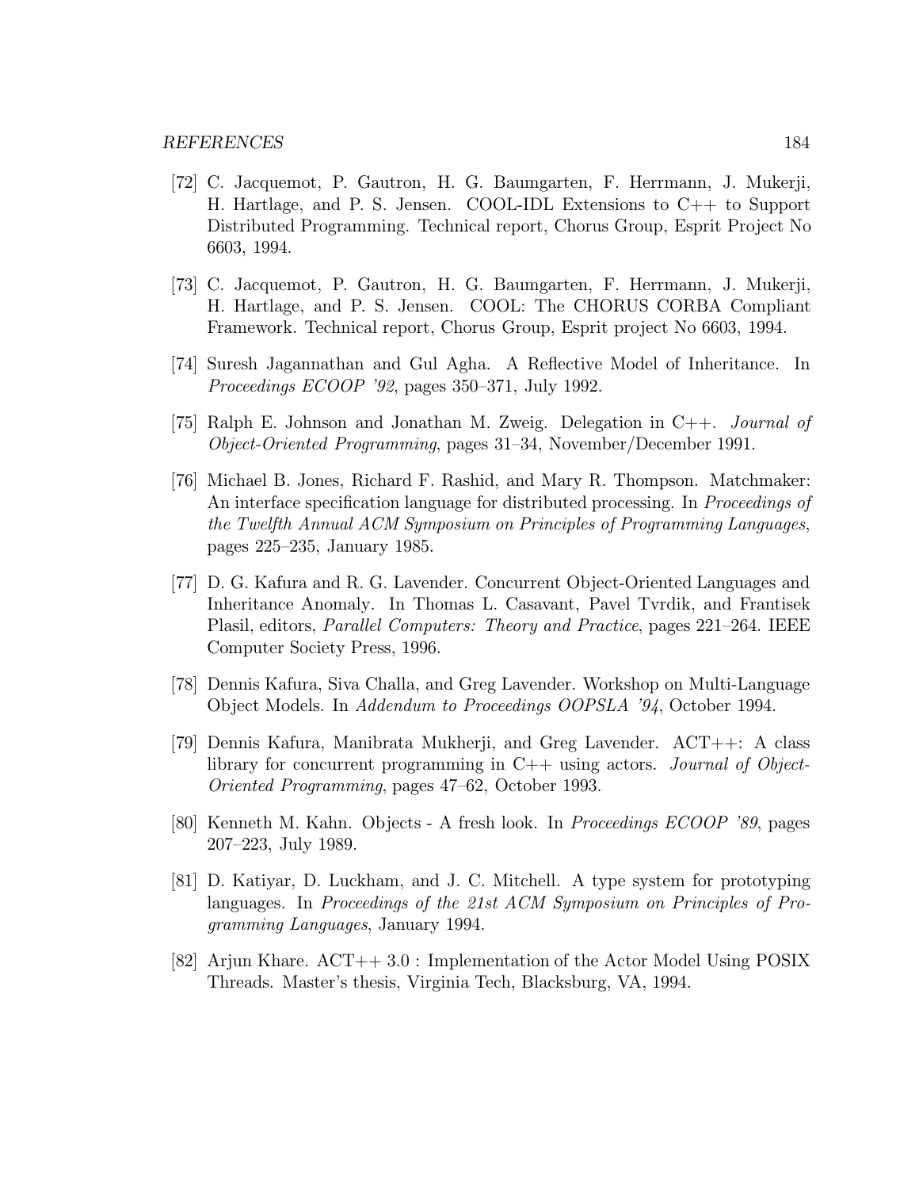[72] C. Jacquemot, P. Gautron, H. G. Baumgarten, F. Herrmann, J. Mukerji, H. Hartlage, and P. S. Jensen. COOL-IDL Extensions to C++ to Support Distributed Programming. Technical report, Chorus Group, Esprit Project No 6603, 1994.

[73] C. Jacquemot, P. Gautron, H. G. Baumgarten, F. Herrmann, J. Mukerji, H. Hartlage, and P. S. Jensen. COOL: The CHORUS CORBA Compliant Framework. Technical report, Chorus Group, Esprit project No 6603, 1994.

[74] Suresh Jagannathan and Gul Agha. A Reflective Model of Inheritance. In *Proceedings ECOOP '92*, pages 350–371, July 1992.

[75] Ralph E. Johnson and Jonathan M. Zweig. Delegation in C++. *Journal of Object-Oriented Programming*, pages 31–34, November/December 1991.

[76] Michael B. Jones, Richard F. Rashid, and Mary R. Thompson. Matchmaker: An interface specification language for distributed processing. In *Proceedings of the Twelfth Annual ACM Symposium on Principles of Programming Languages*, pages 225–235, January 1985.

[77] D. G. Kafura and R. G. Lavender. Concurrent Object-Oriented Languages and Inheritance Anomaly. In Thomas L. Casavant, Pavel Tvrdik, and Frantisek Plasil, editors, *Parallel Computers: Theory and Practice*, pages 221–264. IEEE Computer Society Press, 1996.

[78] Dennis Kafura, Siva Challa, and Greg Lavender. Workshop on Multi-Language Object Models. In *Addendum to Proceedings OOPSLA '94*, October 1994.

[79] Dennis Kafura, Manibrata Mukherji, and Greg Lavender. ACT++: A class library for concurrent programming in C++ using actors. *Journal of Object-Oriented Programming*, pages 47–62, October 1993.

[80] Kenneth M. Kahn. Objects - A fresh look. In *Proceedings ECOOP '89*, pages 207–223, July 1989.

[81] D. Katiyar, D. Luckham, and J. C. Mitchell. A type system for prototyping languages. In *Proceedings of the 21st ACM Symposium on Principles of Programming Languages*, January 1994.

[82] Arjun Khare. ACT++ 3.0 : Implementation of the Actor Model Using POSIX Threads. Master's thesis, Virginia Tech, Blacksburg, VA, 1994.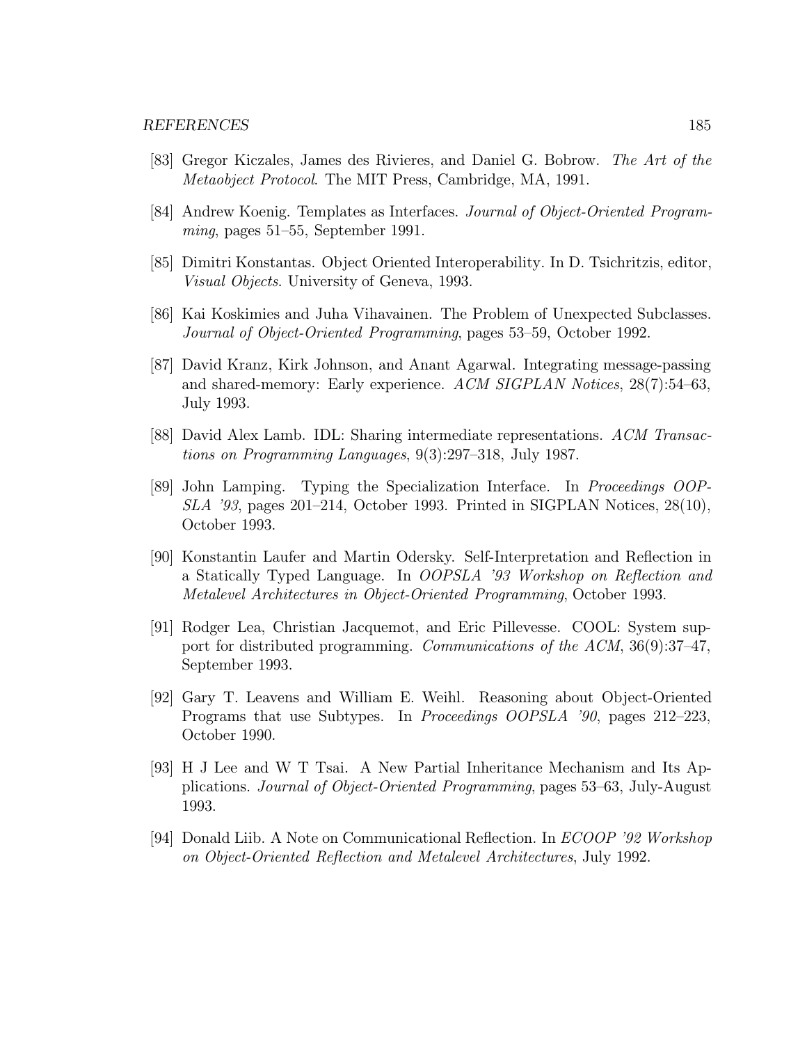[83] Gregor Kiczales, James des Rivieres, and Daniel G. Bobrow. *The Art of the Metaobject Protocol*. The MIT Press, Cambridge, MA, 1991.

[84] Andrew Koenig. Templates as Interfaces. *Journal of Object-Oriented Programming*, pages 51–55, September 1991.

[85] Dimitri Konstantas. Object Oriented Interoperability. In D. Tsichritzis, editor, *Visual Objects*. University of Geneva, 1993.

[86] Kai Koskimies and Juha Vihavainen. The Problem of Unexpected Subclasses. *Journal of Object-Oriented Programming*, pages 53–59, October 1992.

[87] David Kranz, Kirk Johnson, and Anant Agarwal. Integrating message-passing and shared-memory: Early experience. *ACM SIGPLAN Notices*, 28(7):54–63, July 1993.

[88] David Alex Lamb. IDL: Sharing intermediate representations. *ACM Transactions on Programming Languages*, 9(3):297–318, July 1987.

[89] John Lamping. Typing the Specialization Interface. In *Proceedings OOPSLA '93*, pages 201–214, October 1993. Printed in SIGPLAN Notices, 28(10), October 1993.

[90] Konstantin Laufer and Martin Odersky. Self-Interpretation and Reflection in a Statically Typed Language. In *OOPSLA '93 Workshop on Reflection and Metalevel Architectures in Object-Oriented Programming*, October 1993.

[91] Rodger Lea, Christian Jacquemot, and Eric Pillevesse. COOL: System support for distributed programming. *Communications of the ACM*, 36(9):37–47, September 1993.

[92] Gary T. Leavens and William E. Weihl. Reasoning about Object-Oriented Programs that use Subtypes. In *Proceedings OOPSLA '90*, pages 212–223, October 1990.

[93] H J Lee and W T Tsai. A New Partial Inheritance Mechanism and Its Applications. *Journal of Object-Oriented Programming*, pages 53–63, July-August 1993.

[94] Donald Liib. A Note on Communicational Reflection. In *ECOOP '92 Workshop on Object-Oriented Reflection and Metalevel Architectures*, July 1992.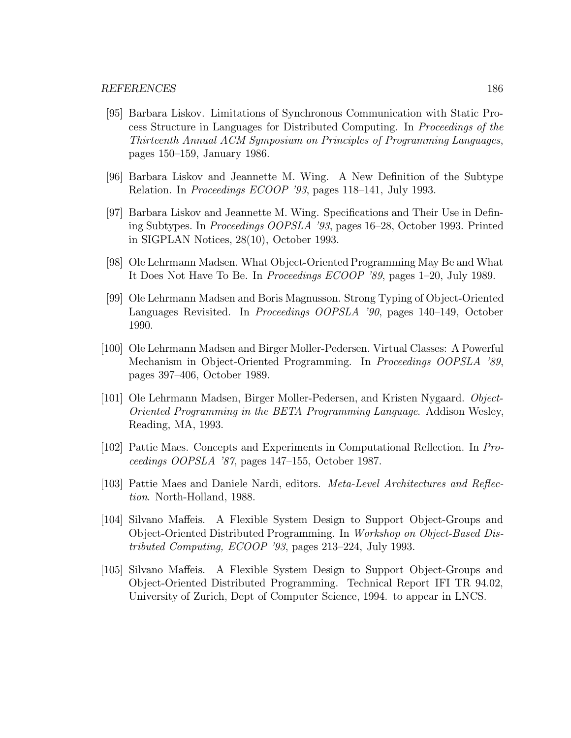[95] Barbara Liskov. Limitations of Synchronous Communication with Static Process Structure in Languages for Distributed Computing. In *Proceedings of the Thirteenth Annual ACM Symposium on Principles of Programming Languages*, pages 150–159, January 1986.

[96] Barbara Liskov and Jeannette M. Wing. A New Definition of the Subtype Relation. In *Proceedings ECOOP '93*, pages 118–141, July 1993.

[97] Barbara Liskov and Jeannette M. Wing. Specifications and Their Use in Defining Subtypes. In *Proceedings OOPSLA '93*, pages 16–28, October 1993. Printed in SIGPLAN Notices, 28(10), October 1993.

[98] Ole Lehrmann Madsen. What Object-Oriented Programming May Be and What It Does Not Have To Be. In *Proceedings ECOOP '89*, pages 1–20, July 1989.

[99] Ole Lehrmann Madsen and Boris Magnusson. Strong Typing of Object-Oriented Languages Revisited. In *Proceedings OOPSLA '90*, pages 140–149, October 1990.

[100] Ole Lehrmann Madsen and Birger Moller-Pedersen. Virtual Classes: A Powerful Mechanism in Object-Oriented Programming. In *Proceedings OOPSLA '89*, pages 397–406, October 1989.

[101] Ole Lehrmann Madsen, Birger Moller-Pedersen, and Kristen Nygaard. *Object-Oriented Programming in the BETA Programming Language*. Addison Wesley, Reading, MA, 1993.

[102] Pattie Maes. Concepts and Experiments in Computational Reflection. In *Proceedings OOPSLA '87*, pages 147–155, October 1987.

[103] Pattie Maes and Daniele Nardi, editors. *Meta-Level Architectures and Reflection*. North-Holland, 1988.

[104] Silvano Maffeis. A Flexible System Design to Support Object-Groups and Object-Oriented Distributed Programming. In *Workshop on Object-Based Distributed Computing, ECOOP '93*, pages 213–224, July 1993.

[105] Silvano Maffeis. A Flexible System Design to Support Object-Groups and Object-Oriented Distributed Programming. Technical Report IFI TR 94.02, University of Zurich, Dept of Computer Science, 1994. to appear in LNCS.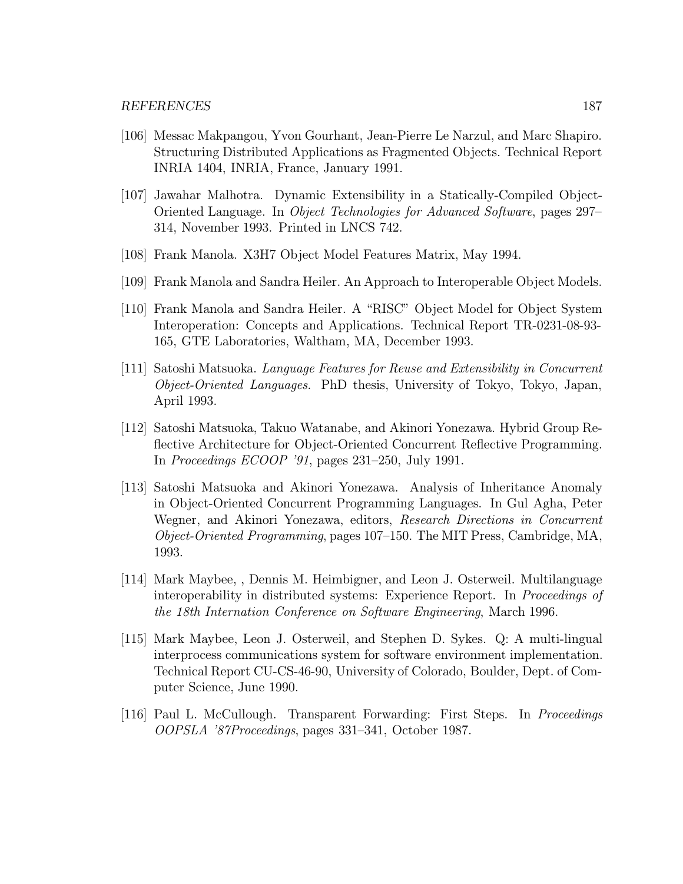[106] Messac Makpangou, Yvon Gourhant, Jean-Pierre Le Narzul, and Marc Shapiro. Structuring Distributed Applications as Fragmented Objects. Technical Report INRIA 1404, INRIA, France, January 1991.

[107] Jawahar Malhotra. Dynamic Extensibility in a Statically-Compiled Object-Oriented Language. In *Object Technologies for Advanced Software*, pages 297–314, November 1993. Printed in LNCS 742.

[108] Frank Manola. X3H7 Object Model Features Matrix, May 1994.

[109] Frank Manola and Sandra Heiler. An Approach to Interoperable Object Models.

[110] Frank Manola and Sandra Heiler. A "RISC" Object Model for Object System Interoperation: Concepts and Applications. Technical Report TR-0231-08-93-165, GTE Laboratories, Waltham, MA, December 1993.

[111] Satoshi Matsuoka. *Language Features for Reuse and Extensibility in Concurrent Object-Oriented Languages*. PhD thesis, University of Tokyo, Tokyo, Japan, April 1993.

[112] Satoshi Matsuoka, Takuo Watanabe, and Akinori Yonezawa. Hybrid Group Reflective Architecture for Object-Oriented Concurrent Reflective Programming. In *Proceedings ECOOP '91*, pages 231–250, July 1991.

[113] Satoshi Matsuoka and Akinori Yonezawa. Analysis of Inheritance Anomaly in Object-Oriented Concurrent Programming Languages. In Gul Agha, Peter Wegner, and Akinori Yonezawa, editors, *Research Directions in Concurrent Object-Oriented Programming*, pages 107–150. The MIT Press, Cambridge, MA, 1993.

[114] Mark Maybee, , Dennis M. Heimbigner, and Leon J. Osterweil. Multilanguage interoperability in distributed systems: Experience Report. In *Proceedings of the 18th Internation Conference on Software Engineering*, March 1996.

[115] Mark Maybee, Leon J. Osterweil, and Stephen D. Sykes. Q: A multi-lingual interprocess communications system for software environment implementation. Technical Report CU-CS-46-90, University of Colorado, Boulder, Dept. of Computer Science, June 1990.

[116] Paul L. McCullough. Transparent Forwarding: First Steps. In *Proceedings OOPSLA '87Proceedings*, pages 331–341, October 1987.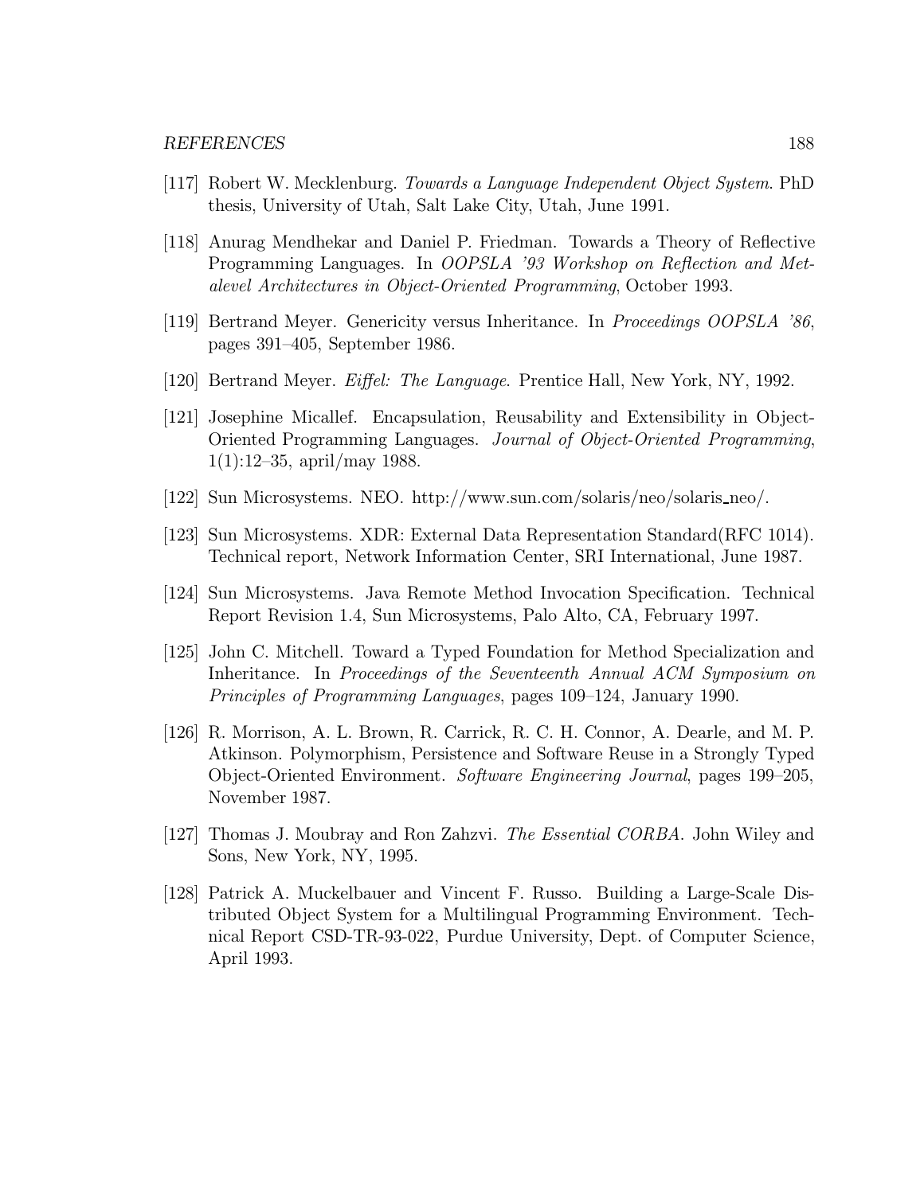[117] Robert W. Mecklenburg. *Towards a Language Independent Object System*. PhD thesis, University of Utah, Salt Lake City, Utah, June 1991.

[118] Anurag Mendhekar and Daniel P. Friedman. Towards a Theory of Reflective Programming Languages. In *OOPSLA '93 Workshop on Reflection and Metalevel Architectures in Object-Oriented Programming*, October 1993.

[119] Bertrand Meyer. Genericity versus Inheritance. In *Proceedings OOPSLA '86*, pages 391–405, September 1986.

[120] Bertrand Meyer. *Eiffel: The Language*. Prentice Hall, New York, NY, 1992.

[121] Josephine Micallef. Encapsulation, Reusability and Extensibility in Object-Oriented Programming Languages. *Journal of Object-Oriented Programming*, 1(1):12–35, april/may 1988.

[122] Sun Microsystems. NEO. http://www.sun.com/solaris/neo/solaris_neo/.

[123] Sun Microsystems. XDR: External Data Representation Standard(RFC 1014). Technical report, Network Information Center, SRI International, June 1987.

[124] Sun Microsystems. Java Remote Method Invocation Specification. Technical Report Revision 1.4, Sun Microsystems, Palo Alto, CA, February 1997.

[125] John C. Mitchell. Toward a Typed Foundation for Method Specialization and Inheritance. In *Proceedings of the Seventeenth Annual ACM Symposium on Principles of Programming Languages*, pages 109–124, January 1990.

[126] R. Morrison, A. L. Brown, R. Carrick, R. C. H. Connor, A. Dearle, and M. P. Atkinson. Polymorphism, Persistence and Software Reuse in a Strongly Typed Object-Oriented Environment. *Software Engineering Journal*, pages 199–205, November 1987.

[127] Thomas J. Moubray and Ron Zahzvi. *The Essential CORBA*. John Wiley and Sons, New York, NY, 1995.

[128] Patrick A. Muckelbauer and Vincent F. Russo. Building a Large-Scale Distributed Object System for a Multilingual Programming Environment. Technical Report CSD-TR-93-022, Purdue University, Dept. of Computer Science, April 1993.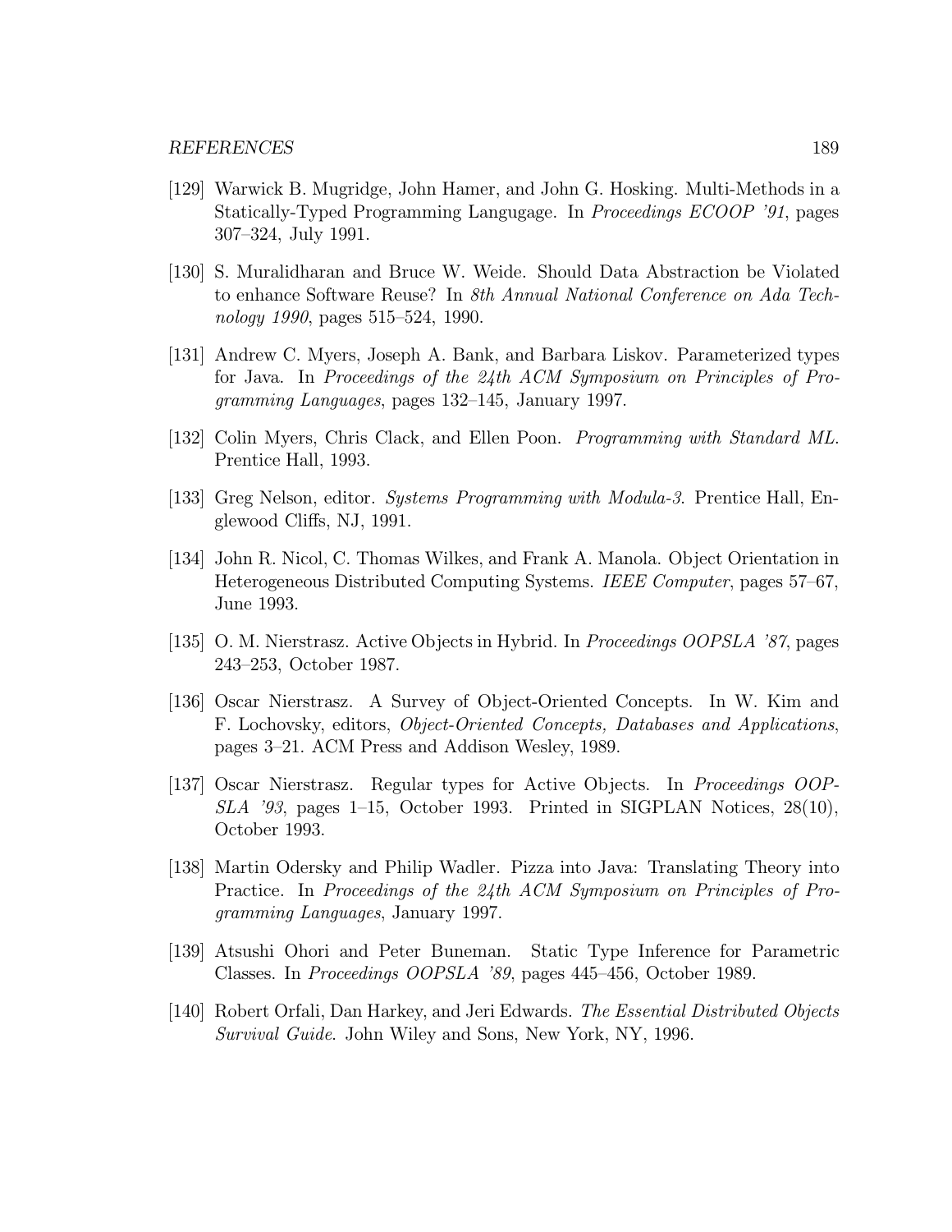[129] Warwick B. Mugridge, John Hamer, and John G. Hosking. Multi-Methods in a Statically-Typed Programming Langugage. In *Proceedings ECOOP '91*, pages 307–324, July 1991.

[130] S. Muralidharan and Bruce W. Weide. Should Data Abstraction be Violated to enhance Software Reuse? In *8th Annual National Conference on Ada Technology 1990*, pages 515–524, 1990.

[131] Andrew C. Myers, Joseph A. Bank, and Barbara Liskov. Parameterized types for Java. In *Proceedings of the 24th ACM Symposium on Principles of Programming Languages*, pages 132–145, January 1997.

[132] Colin Myers, Chris Clack, and Ellen Poon. *Programming with Standard ML*. Prentice Hall, 1993.

[133] Greg Nelson, editor. *Systems Programming with Modula-3*. Prentice Hall, Englewood Cliffs, NJ, 1991.

[134] John R. Nicol, C. Thomas Wilkes, and Frank A. Manola. Object Orientation in Heterogeneous Distributed Computing Systems. *IEEE Computer*, pages 57–67, June 1993.

[135] O. M. Nierstrasz. Active Objects in Hybrid. In *Proceedings OOPSLA '87*, pages 243–253, October 1987.

[136] Oscar Nierstrasz. A Survey of Object-Oriented Concepts. In W. Kim and F. Lochovsky, editors, *Object-Oriented Concepts, Databases and Applications*, pages 3–21. ACM Press and Addison Wesley, 1989.

[137] Oscar Nierstrasz. Regular types for Active Objects. In *Proceedings OOPSLA '93*, pages 1–15, October 1993. Printed in SIGPLAN Notices, 28(10), October 1993.

[138] Martin Odersky and Philip Wadler. Pizza into Java: Translating Theory into Practice. In *Proceedings of the 24th ACM Symposium on Principles of Programming Languages*, January 1997.

[139] Atsushi Ohori and Peter Buneman. Static Type Inference for Parametric Classes. In *Proceedings OOPSLA '89*, pages 445–456, October 1989.

[140] Robert Orfali, Dan Harkey, and Jeri Edwards. *The Essential Distributed Objects Survival Guide*. John Wiley and Sons, New York, NY, 1996.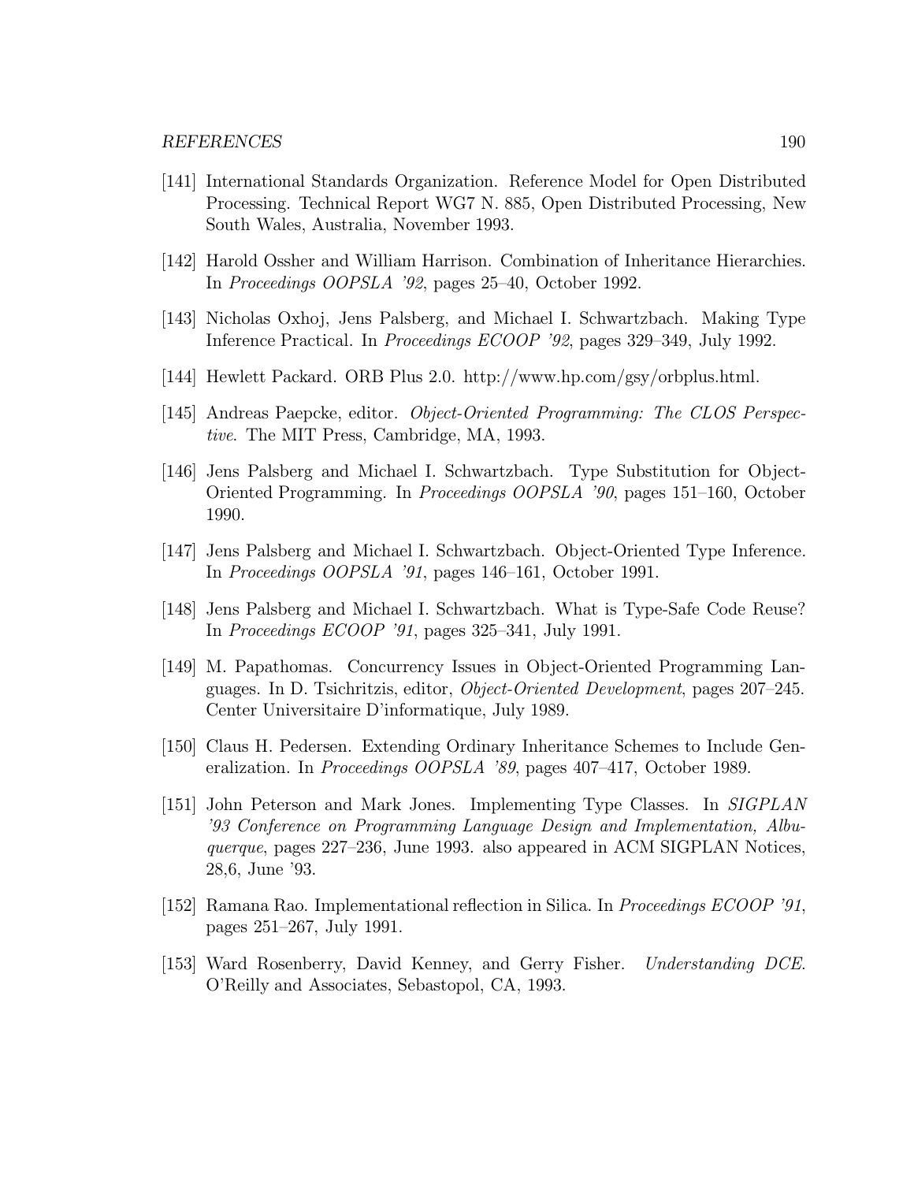[141] International Standards Organization. Reference Model for Open Distributed Processing. Technical Report WG7 N. 885, Open Distributed Processing, New South Wales, Australia, November 1993.

[142] Harold Ossher and William Harrison. Combination of Inheritance Hierarchies. In *Proceedings OOPSLA '92*, pages 25–40, October 1992.

[143] Nicholas Oxhoj, Jens Palsberg, and Michael I. Schwartzbach. Making Type Inference Practical. In *Proceedings ECOOP '92*, pages 329–349, July 1992.

[144] Hewlett Packard. ORB Plus 2.0. http://www.hp.com/gsy/orbplus.html.

[145] Andreas Paepcke, editor. *Object-Oriented Programming: The CLOS Perspective*. The MIT Press, Cambridge, MA, 1993.

[146] Jens Palsberg and Michael I. Schwartzbach. Type Substitution for Object-Oriented Programming. In *Proceedings OOPSLA '90*, pages 151–160, October 1990.

[147] Jens Palsberg and Michael I. Schwartzbach. Object-Oriented Type Inference. In *Proceedings OOPSLA '91*, pages 146–161, October 1991.

[148] Jens Palsberg and Michael I. Schwartzbach. What is Type-Safe Code Reuse? In *Proceedings ECOOP '91*, pages 325–341, July 1991.

[149] M. Papathomas. Concurrency Issues in Object-Oriented Programming Languages. In D. Tsichritzis, editor, *Object-Oriented Development*, pages 207–245. Center Universitaire D'informatique, July 1989.

[150] Claus H. Pedersen. Extending Ordinary Inheritance Schemes to Include Generalization. In *Proceedings OOPSLA '89*, pages 407–417, October 1989.

[151] John Peterson and Mark Jones. Implementing Type Classes. In *SIGPLAN '93 Conference on Programming Language Design and Implementation, Albuquerque*, pages 227–236, June 1993. also appeared in ACM SIGPLAN Notices, 28,6, June '93.

[152] Ramana Rao. Implementational reflection in Silica. In *Proceedings ECOOP '91*, pages 251–267, July 1991.

[153] Ward Rosenberry, David Kenney, and Gerry Fisher. *Understanding DCE*. O'Reilly and Associates, Sebastopol, CA, 1993.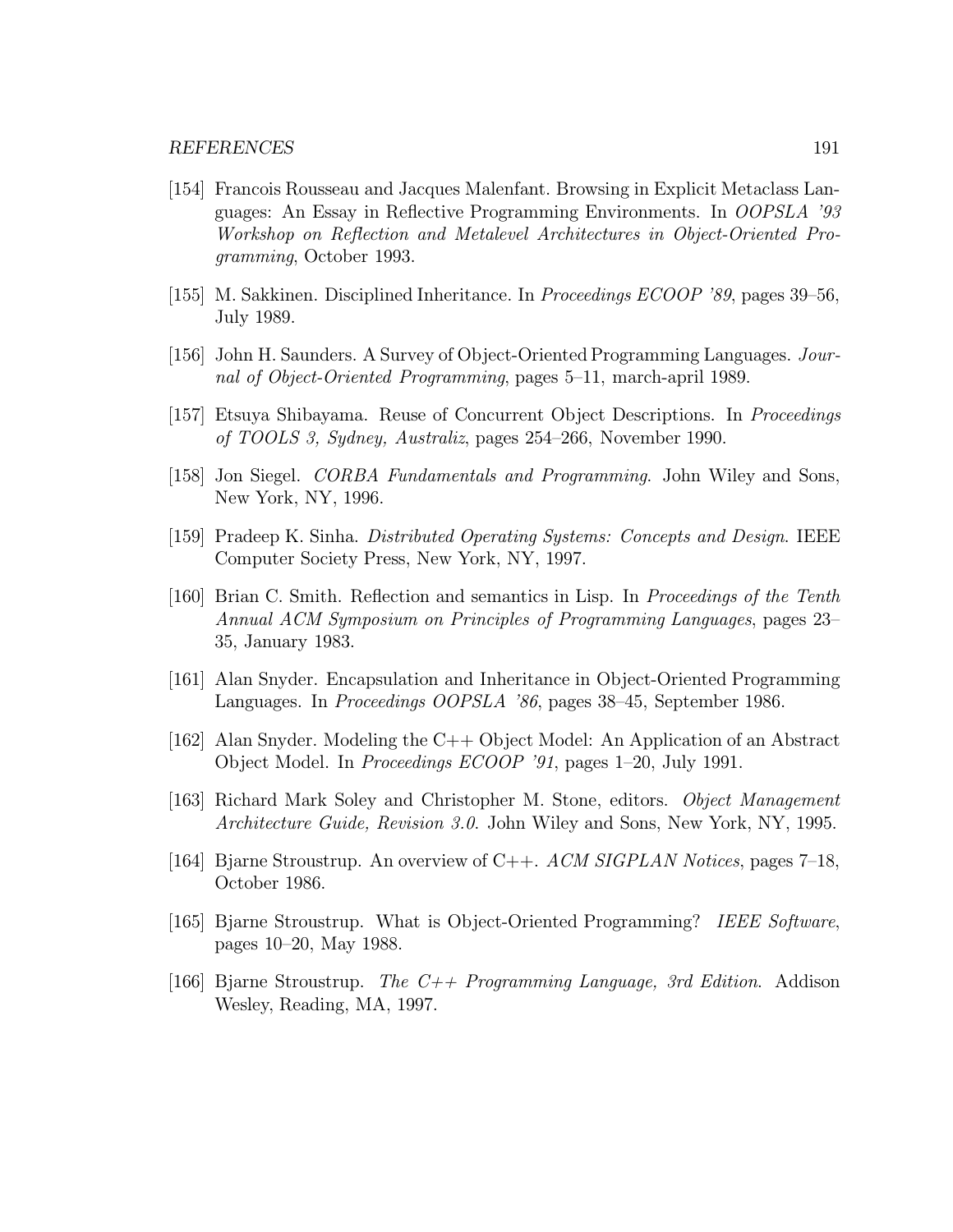[154] Francois Rousseau and Jacques Malenfant. Browsing in Explicit Metaclass Languages: An Essay in Reflective Programming Environments. In *OOPSLA '93 Workshop on Reflection and Metalevel Architectures in Object-Oriented Programming*, October 1993.

[155] M. Sakkinen. Disciplined Inheritance. In *Proceedings ECOOP '89*, pages 39–56, July 1989.

[156] John H. Saunders. A Survey of Object-Oriented Programming Languages. *Journal of Object-Oriented Programming*, pages 5–11, march-april 1989.

[157] Etsuya Shibayama. Reuse of Concurrent Object Descriptions. In *Proceedings of TOOLS 3, Sydney, Australiz*, pages 254–266, November 1990.

[158] Jon Siegel. *CORBA Fundamentals and Programming*. John Wiley and Sons, New York, NY, 1996.

[159] Pradeep K. Sinha. *Distributed Operating Systems: Concepts and Design*. IEEE Computer Society Press, New York, NY, 1997.

[160] Brian C. Smith. Reflection and semantics in Lisp. In *Proceedings of the Tenth Annual ACM Symposium on Principles of Programming Languages*, pages 23–35, January 1983.

[161] Alan Snyder. Encapsulation and Inheritance in Object-Oriented Programming Languages. In *Proceedings OOPSLA '86*, pages 38–45, September 1986.

[162] Alan Snyder. Modeling the C++ Object Model: An Application of an Abstract Object Model. In *Proceedings ECOOP '91*, pages 1–20, July 1991.

[163] Richard Mark Soley and Christopher M. Stone, editors. *Object Management Architecture Guide, Revision 3.0*. John Wiley and Sons, New York, NY, 1995.

[164] Bjarne Stroustrup. An overview of C++. *ACM SIGPLAN Notices*, pages 7–18, October 1986.

[165] Bjarne Stroustrup. What is Object-Oriented Programming? *IEEE Software*, pages 10–20, May 1988.

[166] Bjarne Stroustrup. *The C++ Programming Language, 3rd Edition*. Addison Wesley, Reading, MA, 1997.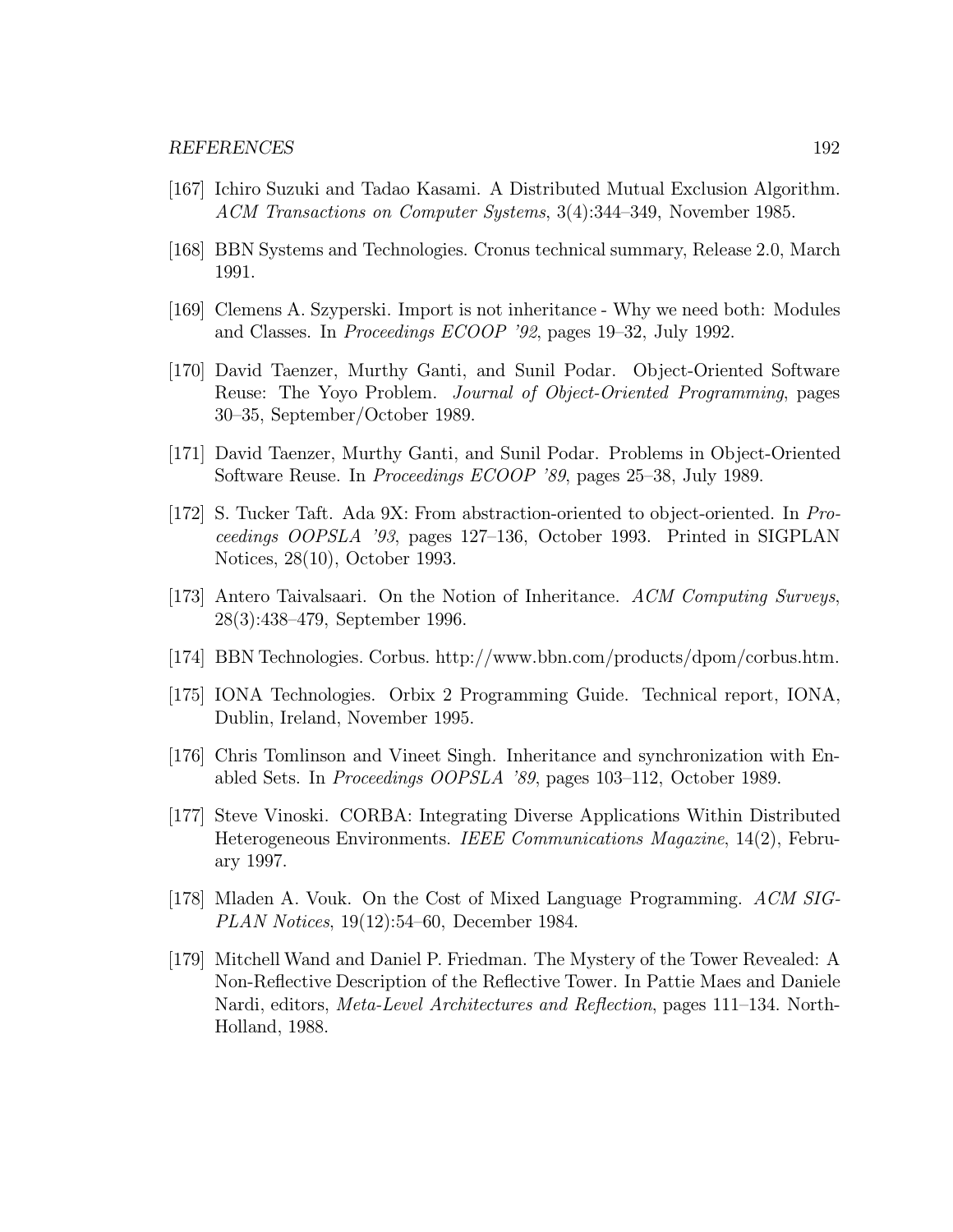[167] Ichiro Suzuki and Tadao Kasami. A Distributed Mutual Exclusion Algorithm. *ACM Transactions on Computer Systems*, 3(4):344–349, November 1985.

[168] BBN Systems and Technologies. Cronus technical summary, Release 2.0, March 1991.

[169] Clemens A. Szyperski. Import is not inheritance - Why we need both: Modules and Classes. In *Proceedings ECOOP '92*, pages 19–32, July 1992.

[170] David Taenzer, Murthy Ganti, and Sunil Podar. Object-Oriented Software Reuse: The Yoyo Problem. *Journal of Object-Oriented Programming*, pages 30–35, September/October 1989.

[171] David Taenzer, Murthy Ganti, and Sunil Podar. Problems in Object-Oriented Software Reuse. In *Proceedings ECOOP '89*, pages 25–38, July 1989.

[172] S. Tucker Taft. Ada 9X: From abstraction-oriented to object-oriented. In *Proceedings OOPSLA '93*, pages 127–136, October 1993. Printed in SIGPLAN Notices, 28(10), October 1993.

[173] Antero Taivalsaari. On the Notion of Inheritance. *ACM Computing Surveys*, 28(3):438–479, September 1996.

[174] BBN Technologies. Corbus. http://www.bbn.com/products/dpom/corbus.htm.

[175] IONA Technologies. Orbix 2 Programming Guide. Technical report, IONA, Dublin, Ireland, November 1995.

[176] Chris Tomlinson and Vineet Singh. Inheritance and synchronization with Enabled Sets. In *Proceedings OOPSLA '89*, pages 103–112, October 1989.

[177] Steve Vinoski. CORBA: Integrating Diverse Applications Within Distributed Heterogeneous Environments. *IEEE Communications Magazine*, 14(2), February 1997.

[178] Mladen A. Vouk. On the Cost of Mixed Language Programming. *ACM SIGPLAN Notices*, 19(12):54–60, December 1984.

[179] Mitchell Wand and Daniel P. Friedman. The Mystery of the Tower Revealed: A Non-Reflective Description of the Reflective Tower. In Pattie Maes and Daniele Nardi, editors, *Meta-Level Architectures and Reflection*, pages 111–134. North-Holland, 1988.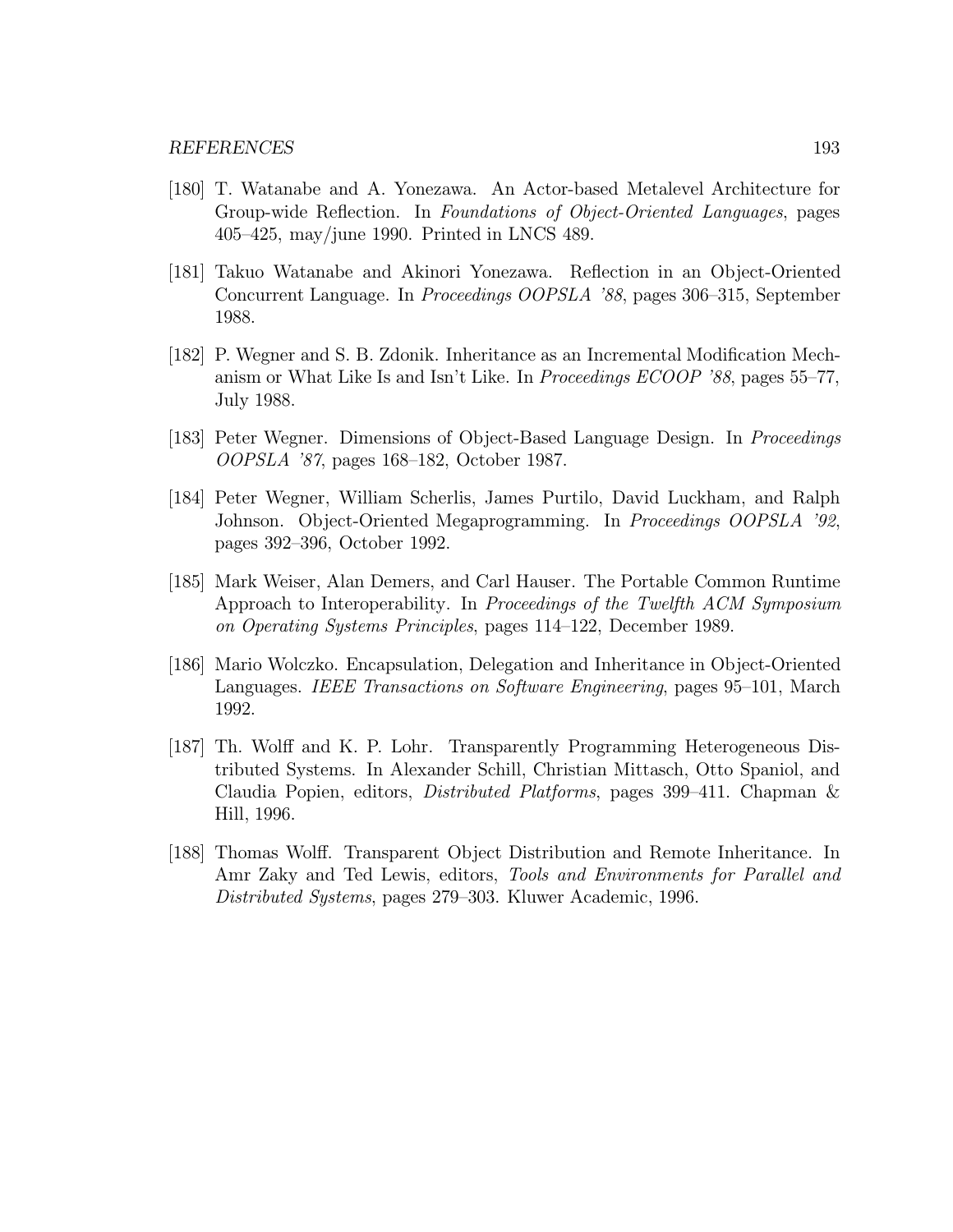[180] T. Watanabe and A. Yonezawa. An Actor-based Metalevel Architecture for Group-wide Reflection. In *Foundations of Object-Oriented Languages*, pages 405–425, may/june 1990. Printed in LNCS 489.

[181] Takuo Watanabe and Akinori Yonezawa. Reflection in an Object-Oriented Concurrent Language. In *Proceedings OOPSLA '88*, pages 306–315, September 1988.

[182] P. Wegner and S. B. Zdonik. Inheritance as an Incremental Modification Mechanism or What Like Is and Isn't Like. In *Proceedings ECOOP '88*, pages 55–77, July 1988.

[183] Peter Wegner. Dimensions of Object-Based Language Design. In *Proceedings OOPSLA '87*, pages 168–182, October 1987.

[184] Peter Wegner, William Scherlis, James Purtilo, David Luckham, and Ralph Johnson. Object-Oriented Megaprogramming. In *Proceedings OOPSLA '92*, pages 392–396, October 1992.

[185] Mark Weiser, Alan Demers, and Carl Hauser. The Portable Common Runtime Approach to Interoperability. In *Proceedings of the Twelfth ACM Symposium on Operating Systems Principles*, pages 114–122, December 1989.

[186] Mario Wolczko. Encapsulation, Delegation and Inheritance in Object-Oriented Languages. *IEEE Transactions on Software Engineering*, pages 95–101, March 1992.

[187] Th. Wolff and K. P. Lohr. Transparently Programming Heterogeneous Distributed Systems. In Alexander Schill, Christian Mittasch, Otto Spaniol, and Claudia Popien, editors, *Distributed Platforms*, pages 399–411. Chapman & Hill, 1996.

[188] Thomas Wolff. Transparent Object Distribution and Remote Inheritance. In Amr Zaky and Ted Lewis, editors, *Tools and Environments for Parallel and Distributed Systems*, pages 279–303. Kluwer Academic, 1996.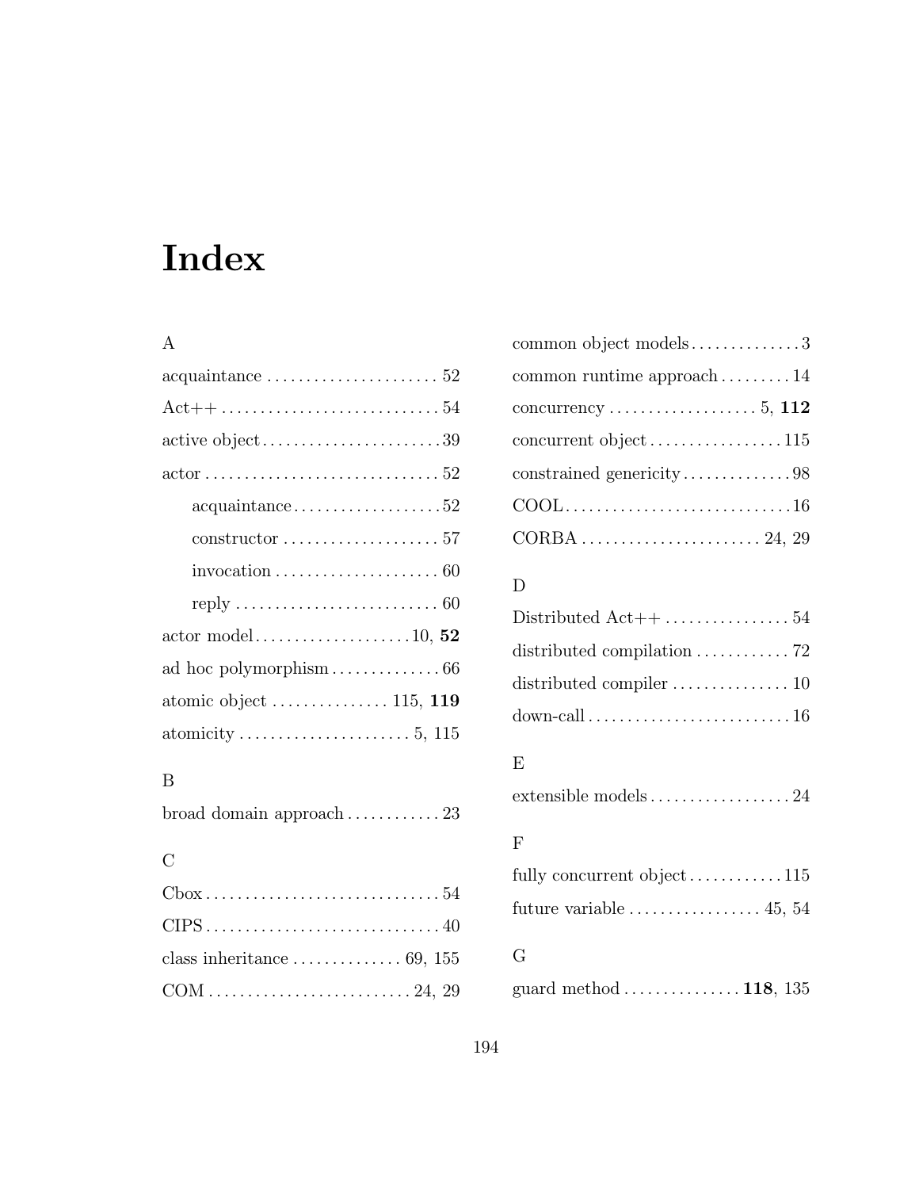# Index

A

acquaintance . . . . . . . . . . . . . . . . . . . . . . 52

Act++ . . . . . . . . . . . . . . . . . . . . . . . . . . . . 54

active object . . . . . . . . . . . . . . . . . . . . . . . 39

actor . . . . . . . . . . . . . . . . . . . . . . . . . . . . . . 52

- acquaintance . . . . . . . . . . . . . . . . . . . 52
- constructor . . . . . . . . . . . . . . . . . . . . 57
- invocation . . . . . . . . . . . . . . . . . . . . . 60
- reply . . . . . . . . . . . . . . . . . . . . . . . . . . 60

actor model . . . . . . . . . . . . . . . . . . . . 10, **52**

ad hoc polymorphism . . . . . . . . . . . . . . 66

atomic object . . . . . . . . . . . . . . . 115, **119**

atomicity . . . . . . . . . . . . . . . . . . . . . . 5, 115

B

broad domain approach . . . . . . . . . . . . 23

C

Cbox . . . . . . . . . . . . . . . . . . . . . . . . . . . . . . 54

CIPS . . . . . . . . . . . . . . . . . . . . . . . . . . . . . . 40

class inheritance . . . . . . . . . . . . . . 69, 155

COM . . . . . . . . . . . . . . . . . . . . . . . . . . 24, 29

common object models . . . . . . . . . . . . . . 3

common runtime approach . . . . . . . . . 14

concurrency . . . . . . . . . . . . . . . . . . . 5, **112**

concurrent object . . . . . . . . . . . . . . . . . 115

constrained genericity . . . . . . . . . . . . . . 98

COOL . . . . . . . . . . . . . . . . . . . . . . . . . . . . . 16

CORBA . . . . . . . . . . . . . . . . . . . . . . . 24, 29

D

Distributed Act++ . . . . . . . . . . . . . . . . 54

distributed compilation . . . . . . . . . . . . 72

distributed compiler . . . . . . . . . . . . . . . 10

down-call . . . . . . . . . . . . . . . . . . . . . . . . . . 16

E

extensible models . . . . . . . . . . . . . . . . . . 24

F

fully concurrent object . . . . . . . . . . . . 115

future variable . . . . . . . . . . . . . . . . . 45, 54

G

guard method . . . . . . . . . . . . . . . **118**, 135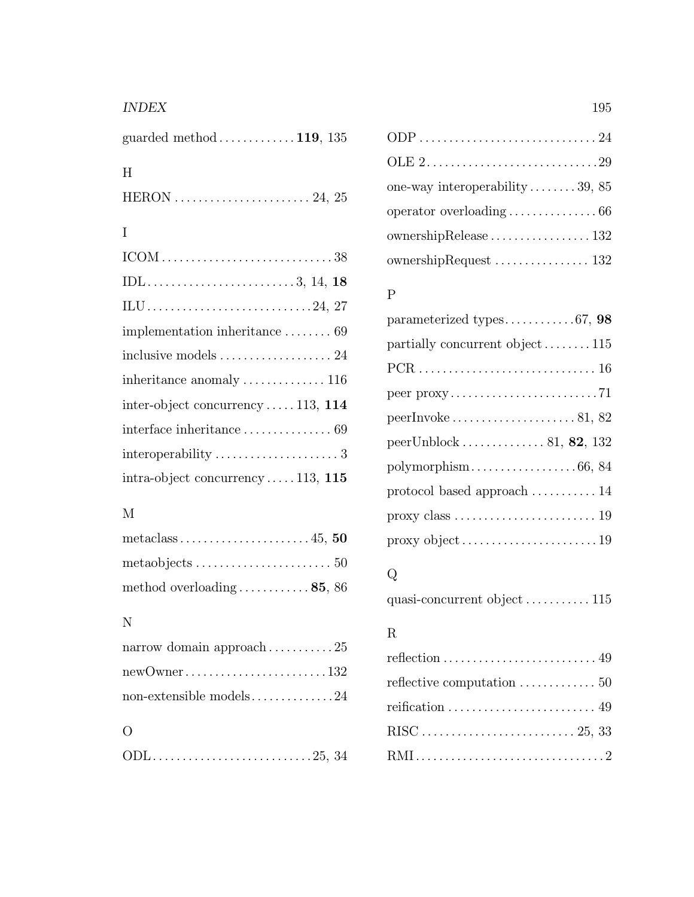guarded method . . . . . . . . . . . . . **119**, 135

H

HERON . . . . . . . . . . . . . . . . . . . . . . . 24, 25

I

ICOM . . . . . . . . . . . . . . . . . . . . . . . . . . . . 38

IDL . . . . . . . . . . . . . . . . . . . . . . . . . 3, 14, **18**

ILU . . . . . . . . . . . . . . . . . . . . . . . . . . . . 24, 27

implementation inheritance . . . . . . . . 69

inclusive models . . . . . . . . . . . . . . . . . . . 24

inheritance anomaly . . . . . . . . . . . . . . 116

inter-object concurrency . . . . . 113, **114**

interface inheritance . . . . . . . . . . . . . . . 69

interoperability . . . . . . . . . . . . . . . . . . . . . 3

intra-object concurrency . . . . . 113, **115**

M

metaclass . . . . . . . . . . . . . . . . . . . . . . 45, **50**

metaobjects . . . . . . . . . . . . . . . . . . . . . . . 50

method overloading . . . . . . . . . . . . **85**, 86

N

narrow domain approach . . . . . . . . . . . 25

newOwner . . . . . . . . . . . . . . . . . . . . . . . 132

non-extensible models . . . . . . . . . . . . . . 24

O

ODL . . . . . . . . . . . . . . . . . . . . . . . . . . 25, 34

ODP . . . . . . . . . . . . . . . . . . . . . . . . . . . . . 24

OLE 2 . . . . . . . . . . . . . . . . . . . . . . . . . . . . 29

one-way interoperability . . . . . . . . 39, 85

operator overloading . . . . . . . . . . . . . . . 66

ownershipRelease . . . . . . . . . . . . . . . . . 132

ownershipRequest . . . . . . . . . . . . . . . . 132

P

parameterized types . . . . . . . . . . . . 67, **98**

partially concurrent object . . . . . . . . 115

PCR . . . . . . . . . . . . . . . . . . . . . . . . . . . . . 16

peer proxy . . . . . . . . . . . . . . . . . . . . . . . . . 71

peerInvoke . . . . . . . . . . . . . . . . . . . . . 81, 82

peerUnblock . . . . . . . . . . . . . . 81, **82**, 132

polymorphism . . . . . . . . . . . . . . . . . . 66, 84

protocol based approach . . . . . . . . . . . 14

proxy class . . . . . . . . . . . . . . . . . . . . . . . . 19

proxy object . . . . . . . . . . . . . . . . . . . . . . . 19

Q

quasi-concurrent object . . . . . . . . . . . 115

R

reflection . . . . . . . . . . . . . . . . . . . . . . . . . 49

reflective computation . . . . . . . . . . . . . 50

reification . . . . . . . . . . . . . . . . . . . . . . . . . 49

RISC . . . . . . . . . . . . . . . . . . . . . . . . . . 25, 33

RMI . . . . . . . . . . . . . . . . . . . . . . . . . . . . . . . 2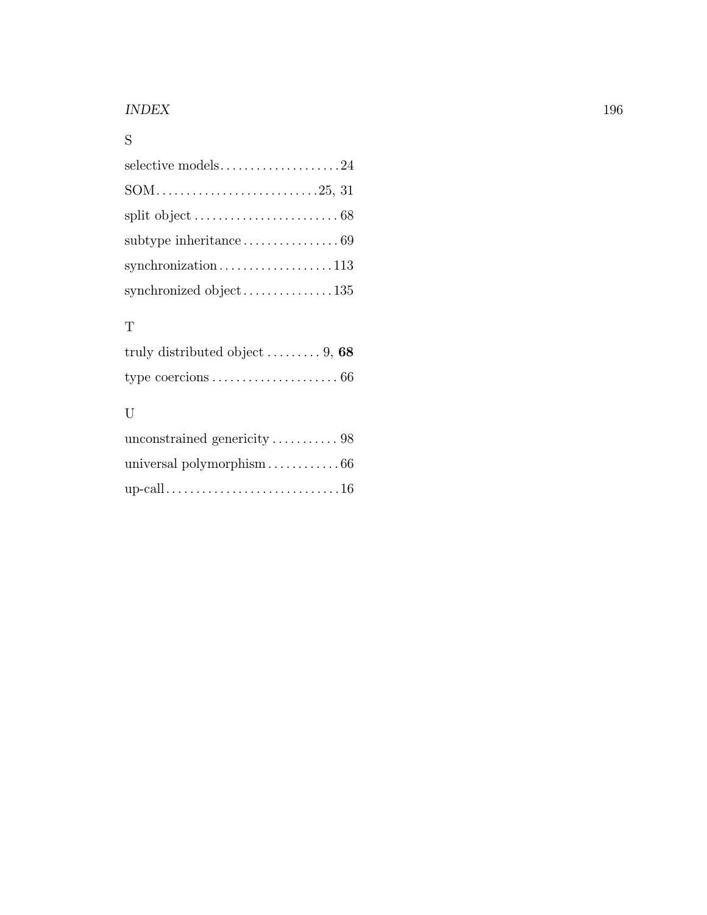## S

selective models . . . . . . . . . . . . . . . . . . . . 24

SOM . . . . . . . . . . . . . . . . . . . . . . . . . . . 25, 31

split object . . . . . . . . . . . . . . . . . . . . . . . . 68

subtype inheritance . . . . . . . . . . . . . . . . 69

synchronization . . . . . . . . . . . . . . . . . . . 113

synchronized object . . . . . . . . . . . . . . . 135

## T

truly distributed object . . . . . . . . . 9, **68**

type coercions . . . . . . . . . . . . . . . . . . . . . 66

## U

unconstrained genericity . . . . . . . . . . . 98

universal polymorphism . . . . . . . . . . . . 66

up-call . . . . . . . . . . . . . . . . . . . . . . . . . . . . 16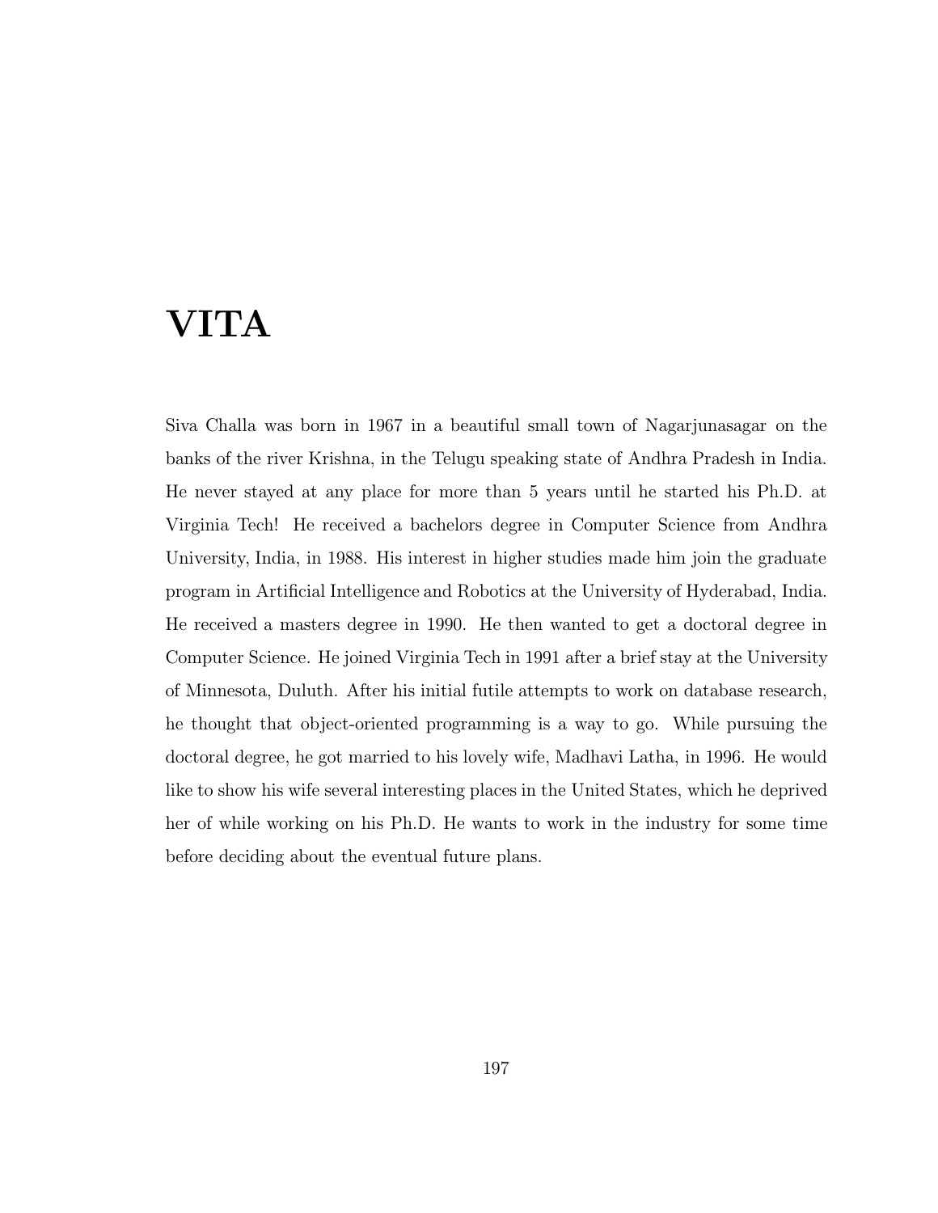# VITA

Siva Challa was born in 1967 in a beautiful small town of Nagarjunasagar on the banks of the river Krishna, in the Telugu speaking state of Andhra Pradesh in India. He never stayed at any place for more than 5 years until he started his Ph.D. at Virginia Tech! He received a bachelors degree in Computer Science from Andhra University, India, in 1988. His interest in higher studies made him join the graduate program in Artificial Intelligence and Robotics at the University of Hyderabad, India. He received a masters degree in 1990. He then wanted to get a doctoral degree in Computer Science. He joined Virginia Tech in 1991 after a brief stay at the University of Minnesota, Duluth. After his initial futile attempts to work on database research, he thought that object-oriented programming is a way to go. While pursuing the doctoral degree, he got married to his lovely wife, Madhavi Latha, in 1996. He would like to show his wife several interesting places in the United States, which he deprived her of while working on his Ph.D. He wants to work in the industry for some time before deciding about the eventual future plans.